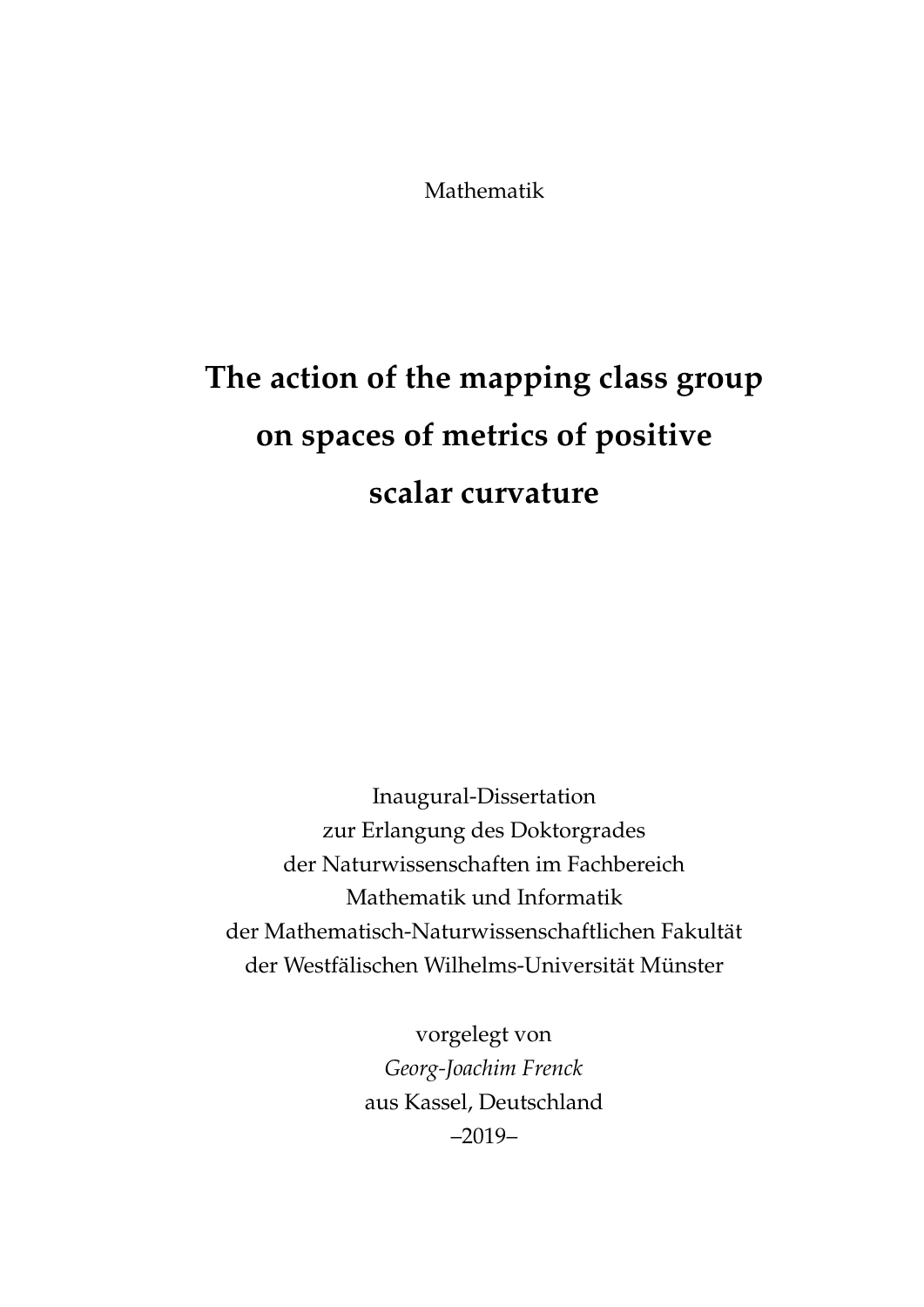Mathematik

# The action of the mapping class group on spaces of metrics of positive scalar curvature

Inaugural-Dissertation
zur Erlangung des Doktorgrades
der Naturwissenschaften im Fachbereich
Mathematik und Informatik
der Mathematisch-Naturwissenschaftlichen Fakultät
der Westfälischen Wilhelms-Universität Münster

vorgelegt von
*Georg-Joachim Frenck*
aus Kassel, Deutschland
–2019–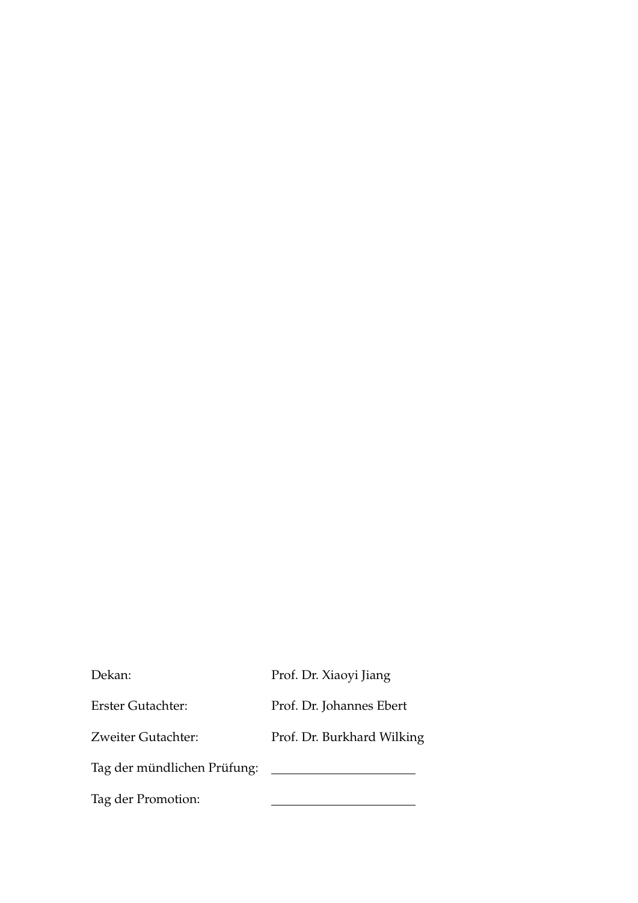| | |
|---|---|
| Dekan: | Prof. Dr. Xiaoyi Jiang |
| Erster Gutachter: | Prof. Dr. Johannes Ebert |
| Zweiter Gutachter: | Prof. Dr. Burkhard Wilking |
| Tag der mündlichen Prüfung: | ____________________ |
| Tag der Promotion: | ____________________ |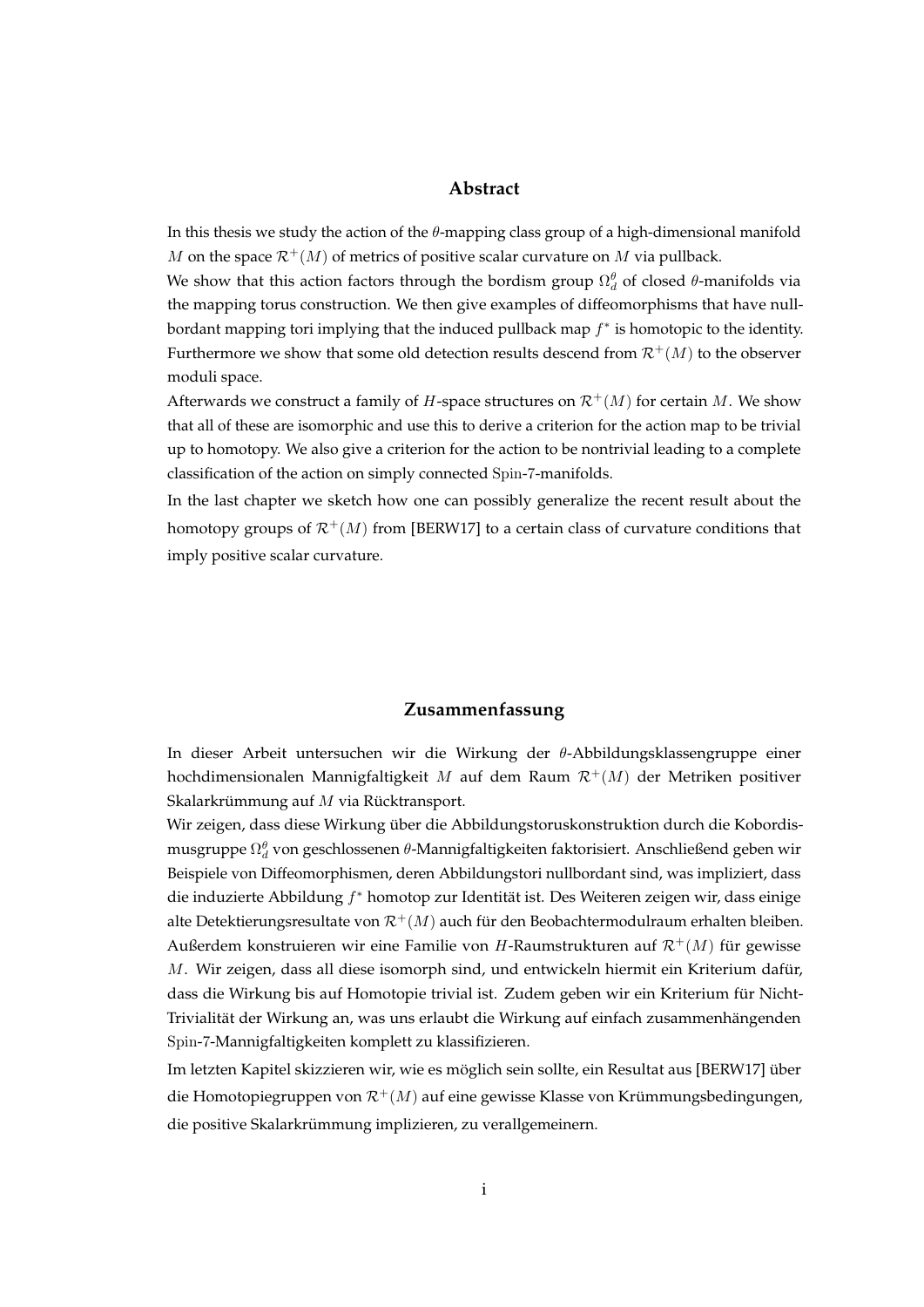## Abstract

In this thesis we study the action of the $\theta$-mapping class group of a high-dimensional manifold $M$ on the space $\mathcal{R}^+(M)$ of metrics of positive scalar curvature on $M$ via pullback.

We show that this action factors through the bordism group $\Omega_d^\theta$ of closed $\theta$-manifolds via the mapping torus construction. We then give examples of diffeomorphisms that have null-bordant mapping tori implying that the induced pullback map $f^*$ is homotopic to the identity. Furthermore we show that some old detection results descend from $\mathcal{R}^+(M)$ to the observer moduli space.

Afterwards we construct a family of $H$-space structures on $\mathcal{R}^+(M)$ for certain $M$. We show that all of these are isomorphic and use this to derive a criterion for the action map to be trivial up to homotopy. We also give a criterion for the action to be nontrivial leading to a complete classification of the action on simply connected $\mathrm{Spin}$-7-manifolds.

In the last chapter we sketch how one can possibly generalize the recent result about the homotopy groups of $\mathcal{R}^+(M)$ from [BERW17] to a certain class of curvature conditions that imply positive scalar curvature.

## Zusammenfassung

In dieser Arbeit untersuchen wir die Wirkung der $\theta$-Abbildungsklassengruppe einer hochdimensionalen Mannigfaltigkeit $M$ auf dem Raum $\mathcal{R}^+(M)$ der Metriken positiver Skalarkrümmung auf $M$ via Rücktransport.

Wir zeigen, dass diese Wirkung über die Abbildungstoruskonstruktion durch die Kobordismusgruppe $\Omega_d^\theta$ von geschlossenen $\theta$-Mannigfaltigkeiten faktorisiert. Anschließend geben wir Beispiele von Diffeomorphismen, deren Abbildungstori nullbordant sind, was impliziert, dass die induzierte Abbildung $f^*$ homotop zur Identität ist. Des Weiteren zeigen wir, dass einige alte Detektierungsresultate von $\mathcal{R}^+(M)$ auch für den Beobachtermodulraum erhalten bleiben.

Außerdem konstruieren wir eine Familie von $H$-Raumstrukturen auf $\mathcal{R}^+(M)$ für gewisse $M$. Wir zeigen, dass all diese isomorph sind, und entwickeln hiermit ein Kriterium dafür, dass die Wirkung bis auf Homotopie trivial ist. Zudem geben wir ein Kriterium für Nicht-Trivialität der Wirkung an, was uns erlaubt die Wirkung auf einfach zusammenhängenden $\mathrm{Spin}$-7-Mannigfaltigkeiten komplett zu klassifizieren.

Im letzten Kapitel skizzieren wir, wie es möglich sein sollte, ein Resultat aus [BERW17] über die Homotopiegruppen von $\mathcal{R}^+(M)$ auf eine gewisse Klasse von Krümmungsbedingungen, die positive Skalarkrümmung implizieren, zu verallgemeinern.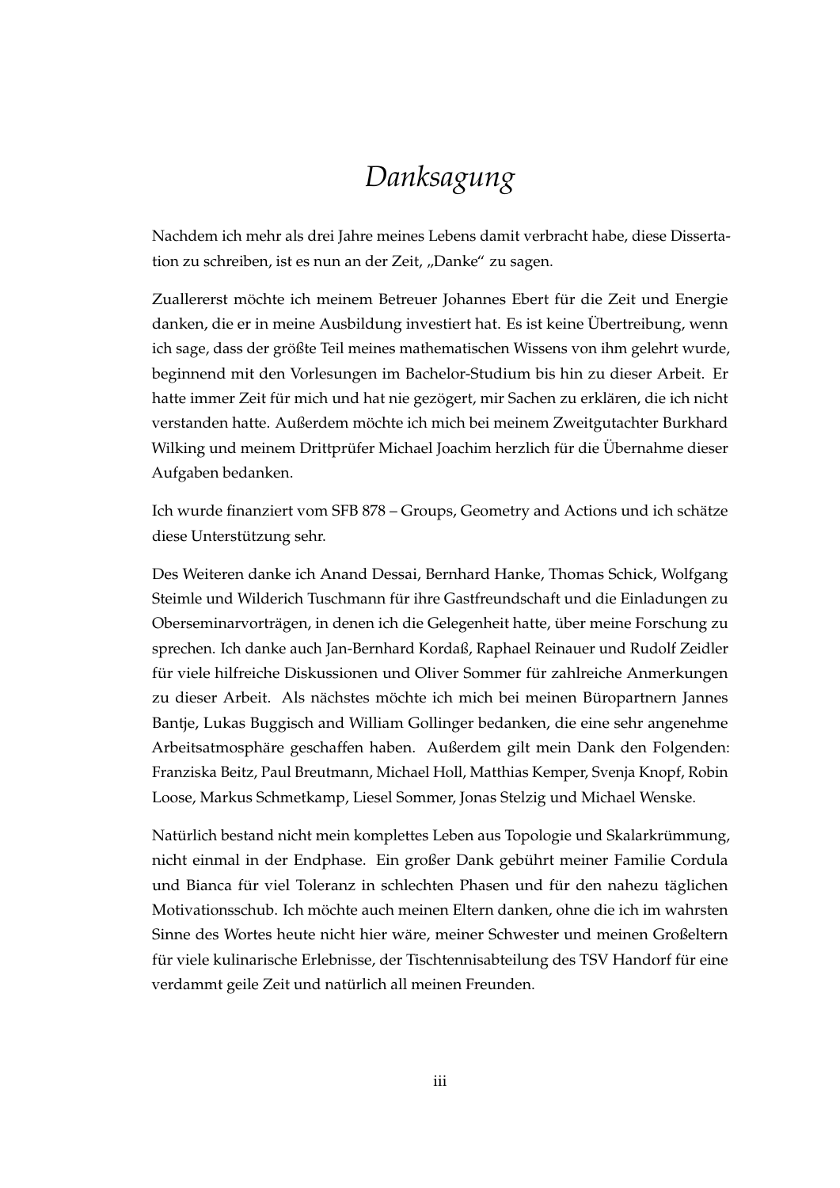# *Danksagung*

Nachdem ich mehr als drei Jahre meines Lebens damit verbracht habe, diese Dissertation zu schreiben, ist es nun an der Zeit, „Danke“ zu sagen.

Zuallererst möchte ich meinem Betreuer Johannes Ebert für die Zeit und Energie danken, die er in meine Ausbildung investiert hat. Es ist keine Übertreibung, wenn ich sage, dass der größte Teil meines mathematischen Wissens von ihm gelehrt wurde, beginnend mit den Vorlesungen im Bachelor-Studium bis hin zu dieser Arbeit. Er hatte immer Zeit für mich und hat nie gezögert, mir Sachen zu erklären, die ich nicht verstanden hatte. Außerdem möchte ich mich bei meinem Zweitgutachter Burkhard Wilking und meinem Drittprüfer Michael Joachim herzlich für die Übernahme dieser Aufgaben bedanken.

Ich wurde finanziert vom SFB 878 – Groups, Geometry and Actions und ich schätze diese Unterstützung sehr.

Des Weiteren danke ich Anand Dessai, Bernhard Hanke, Thomas Schick, Wolfgang Steimle und Wilderich Tuschmann für ihre Gastfreundschaft und die Einladungen zu Oberseminarvorträgen, in denen ich die Gelegenheit hatte, über meine Forschung zu sprechen. Ich danke auch Jan-Bernhard Kordaß, Raphael Reinauer und Rudolf Zeidler für viele hilfreiche Diskussionen und Oliver Sommer für zahlreiche Anmerkungen zu dieser Arbeit. Als nächstes möchte ich mich bei meinen Büropartnern Jannes Bantje, Lukas Buggisch and William Gollinger bedanken, die eine sehr angenehme Arbeitsatmosphäre geschaffen haben. Außerdem gilt mein Dank den Folgenden: Franziska Beitz, Paul Breutmann, Michael Holl, Matthias Kemper, Svenja Knopf, Robin Loose, Markus Schmetkamp, Liesel Sommer, Jonas Stelzig und Michael Wenske.

Natürlich bestand nicht mein komplettes Leben aus Topologie und Skalarkrümmung, nicht einmal in der Endphase. Ein großer Dank gebührt meiner Familie Cordula und Bianca für viel Toleranz in schlechten Phasen und für den nahezu täglichen Motivationsschub. Ich möchte auch meinen Eltern danken, ohne die ich im wahrsten Sinne des Wortes heute nicht hier wäre, meiner Schwester und meinen Großeltern für viele kulinarische Erlebnisse, der Tischtennisabteilung des TSV Handorf für eine verdammt geile Zeit und natürlich all meinen Freunden.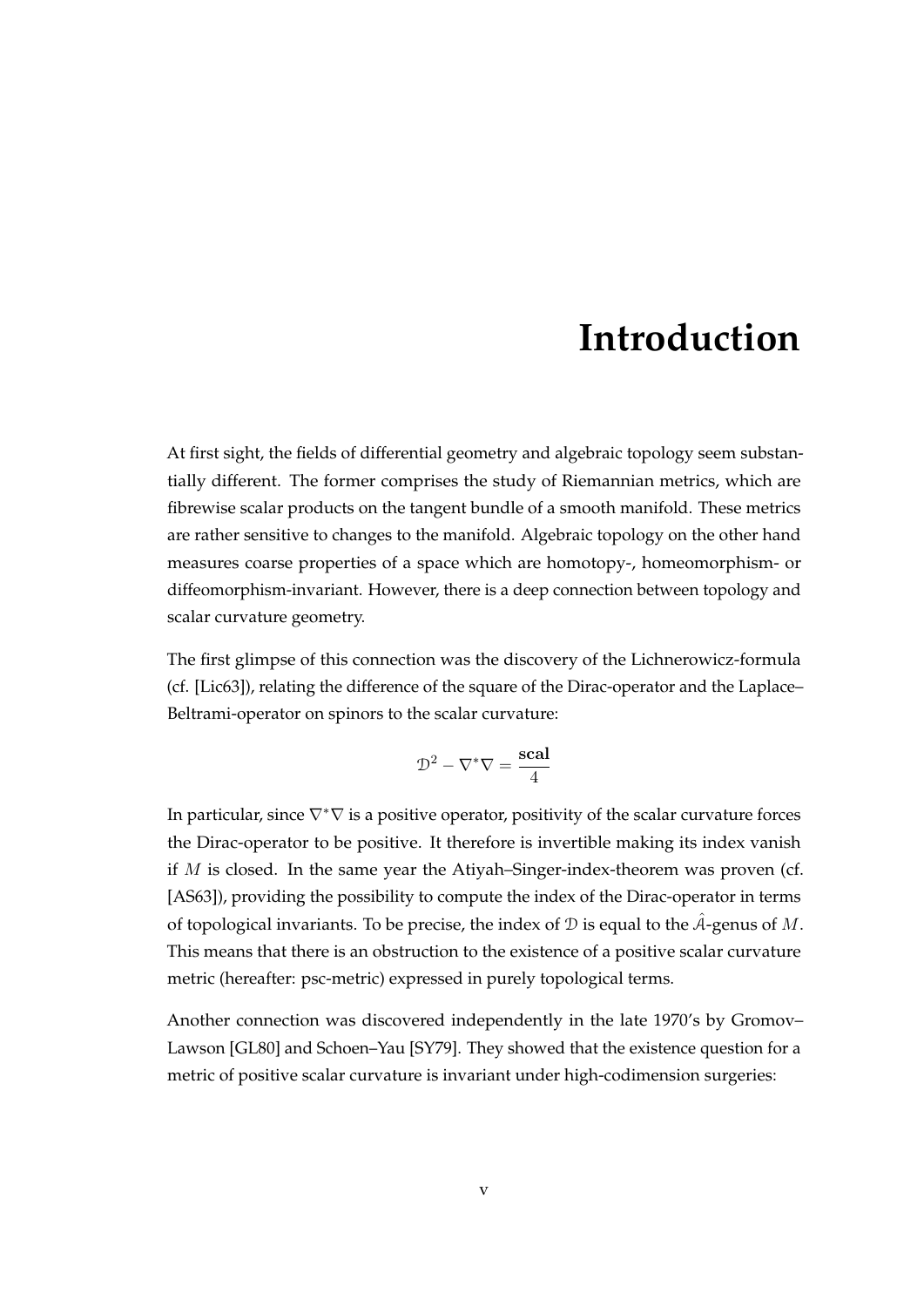# Introduction

At first sight, the fields of differential geometry and algebraic topology seem substantially different. The former comprises the study of Riemannian metrics, which are fibrewise scalar products on the tangent bundle of a smooth manifold. These metrics are rather sensitive to changes to the manifold. Algebraic topology on the other hand measures coarse properties of a space which are homotopy-, homeomorphism- or diffeomorphism-invariant. However, there is a deep connection between topology and scalar curvature geometry.

The first glimpse of this connection was the discovery of the Lichnerowicz-formula (cf. [Lic63]), relating the difference of the square of the Dirac-operator and the Laplace–Beltrami-operator on spinors to the scalar curvature:

$$\mathcal{D}^2 - \nabla^*\nabla = \frac{\mathbf{scal}}{4}$$

In particular, since $\nabla^*\nabla$ is a positive operator, positivity of the scalar curvature forces the Dirac-operator to be positive. It therefore is invertible making its index vanish if $M$ is closed. In the same year the Atiyah–Singer-index-theorem was proven (cf. [AS63]), providing the possibility to compute the index of the Dirac-operator in terms of topological invariants. To be precise, the index of $\mathcal{D}$ is equal to the $\hat{\mathcal{A}}$-genus of $M$. This means that there is an obstruction to the existence of a positive scalar curvature metric (hereafter: psc-metric) expressed in purely topological terms.

Another connection was discovered independently in the late 1970's by Gromov–Lawson [GL80] and Schoen–Yau [SY79]. They showed that the existence question for a metric of positive scalar curvature is invariant under high-codimension surgeries: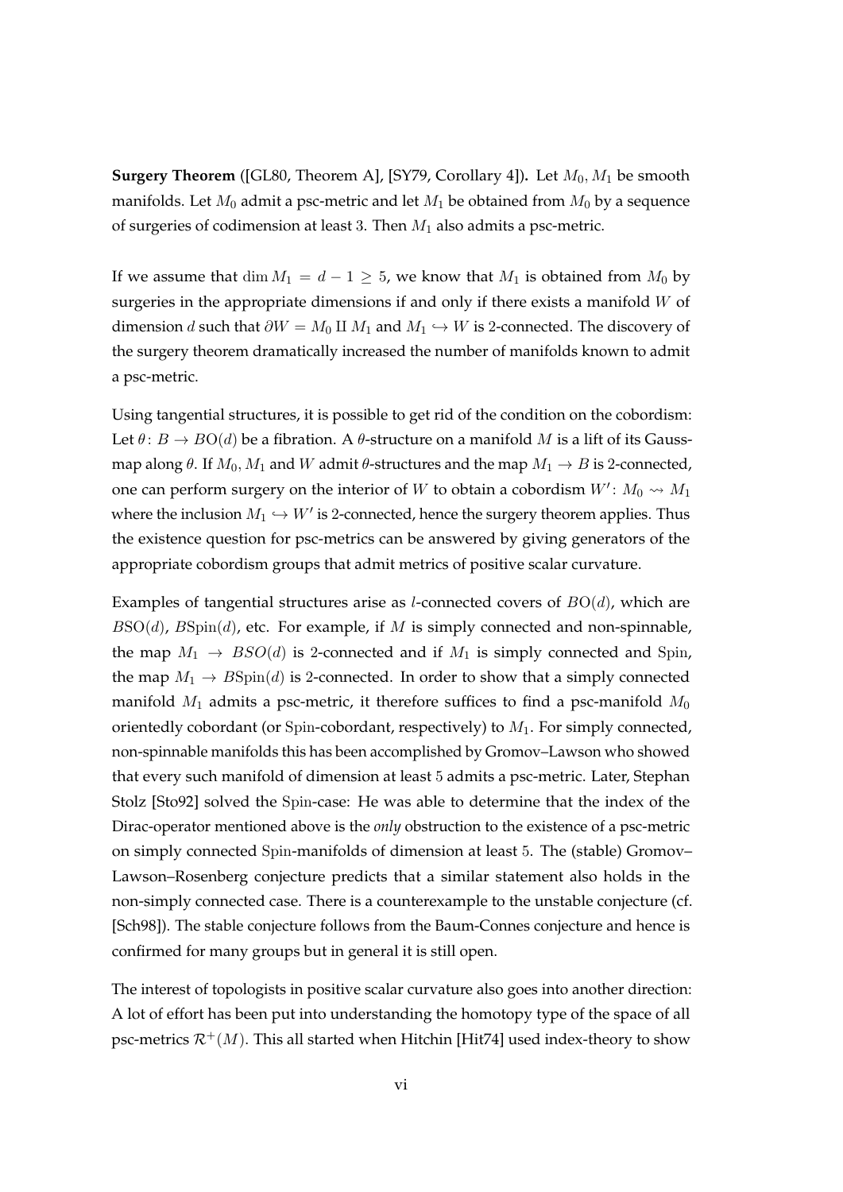**Surgery Theorem** ([GL80, Theorem A], [SY79, Corollary 4])**.** Let $M_0, M_1$ be smooth manifolds. Let $M_0$ admit a psc-metric and let $M_1$ be obtained from $M_0$ by a sequence of surgeries of codimension at least $3$. Then $M_1$ also admits a psc-metric.

If we assume that $\dim M_1 = d - 1 \geq 5$, we know that $M_1$ is obtained from $M_0$ by surgeries in the appropriate dimensions if and only if there exists a manifold $W$ of dimension $d$ such that $\partial W = M_0 \amalg M_1$ and $M_1 \hookrightarrow W$ is 2-connected. The discovery of the surgery theorem dramatically increased the number of manifolds known to admit a psc-metric.

Using tangential structures, it is possible to get rid of the condition on the cobordism: Let $\theta \colon B \to BO(d)$ be a fibration. A $\theta$-structure on a manifold $M$ is a lift of its Gauss-map along $\theta$. If $M_0, M_1$ and $W$ admit $\theta$-structures and the map $M_1 \to B$ is 2-connected, one can perform surgery on the interior of $W$ to obtain a cobordism $W' \colon M_0 \rightsquigarrow M_1$ where the inclusion $M_1 \hookrightarrow W'$ is 2-connected, hence the surgery theorem applies. Thus the existence question for psc-metrics can be answered by giving generators of the appropriate cobordism groups that admit metrics of positive scalar curvature.

Examples of tangential structures arise as $l$-connected covers of $BO(d)$, which are $B\mathrm{SO}(d)$, $B\mathrm{Spin}(d)$, etc. For example, if $M$ is simply connected and non-spinnable, the map $M_1 \to BSO(d)$ is 2-connected and if $M_1$ is simply connected and $\mathrm{Spin}$, the map $M_1 \to B\mathrm{Spin}(d)$ is 2-connected. In order to show that a simply connected manifold $M_1$ admits a psc-metric, it therefore suffices to find a psc-manifold $M_0$ orientedly cobordant (or $\mathrm{Spin}$-cobordant, respectively) to $M_1$. For simply connected, non-spinnable manifolds this has been accomplished by Gromov–Lawson who showed that every such manifold of dimension at least $5$ admits a psc-metric. Later, Stephan Stolz [Sto92] solved the $\mathrm{Spin}$-case: He was able to determine that the index of the Dirac-operator mentioned above is the *only* obstruction to the existence of a psc-metric on simply connected $\mathrm{Spin}$-manifolds of dimension at least $5$. The (stable) Gromov–Lawson–Rosenberg conjecture predicts that a similar statement also holds in the non-simply connected case. There is a counterexample to the unstable conjecture (cf. [Sch98]). The stable conjecture follows from the Baum-Connes conjecture and hence is confirmed for many groups but in general it is still open.

The interest of topologists in positive scalar curvature also goes into another direction: A lot of effort has been put into understanding the homotopy type of the space of all psc-metrics $\mathcal{R}^+(M)$. This all started when Hitchin [Hit74] used index-theory to show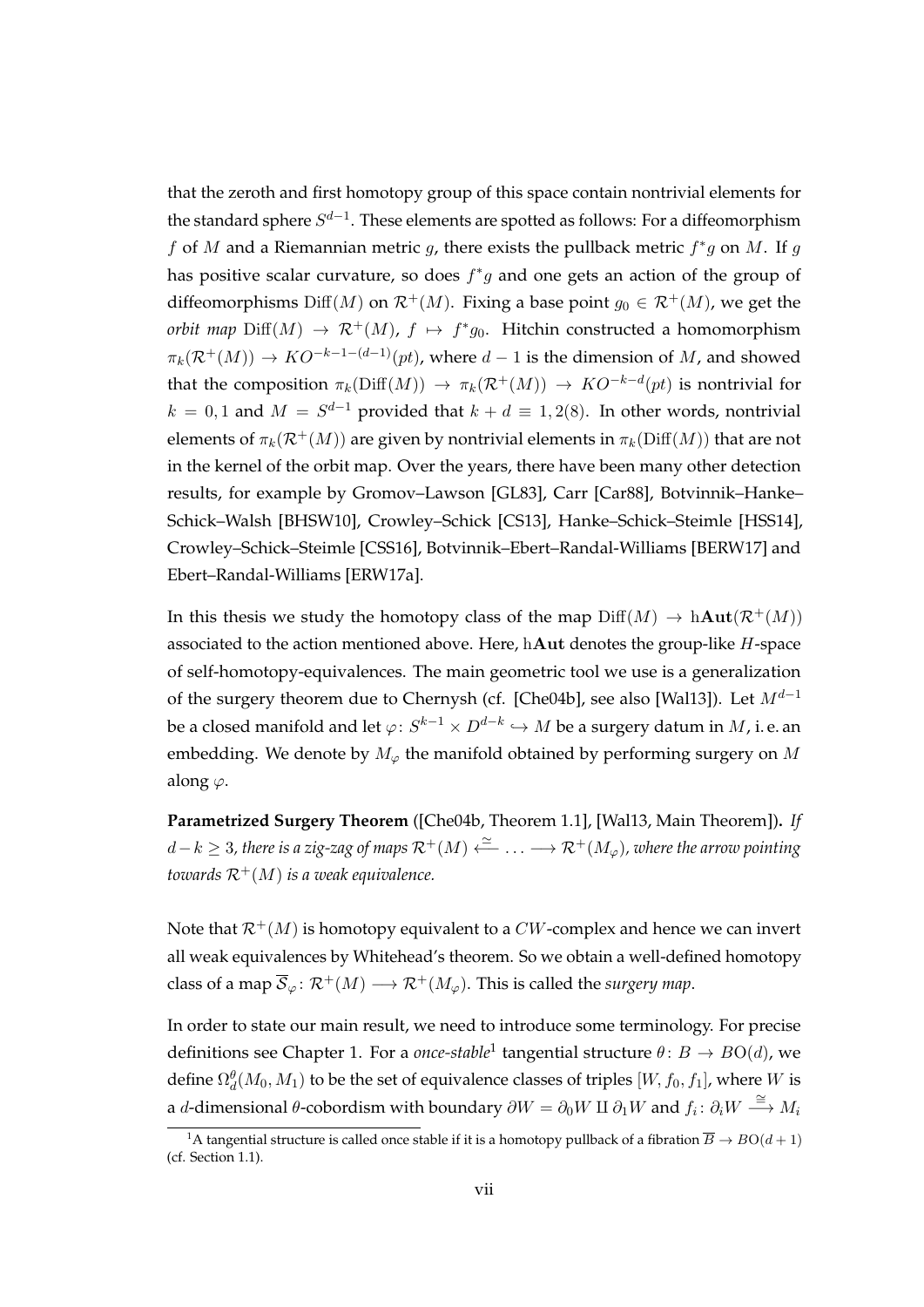that the zeroth and first homotopy group of this space contain nontrivial elements for the standard sphere $S^{d-1}$. These elements are spotted as follows: For a diffeomorphism $f$ of $M$ and a Riemannian metric $g$, there exists the pullback metric $f^*g$ on $M$. If $g$ has positive scalar curvature, so does $f^*g$ and one gets an action of the group of diffeomorphisms $\mathrm{Diff}(M)$ on $\mathcal{R}^+(M)$. Fixing a base point $g_0 \in \mathcal{R}^+(M)$, we get the *orbit map* $\mathrm{Diff}(M) \to \mathcal{R}^+(M)$, $f \mapsto f^*g_0$. Hitchin constructed a homomorphism $\pi_k(\mathcal{R}^+(M)) \to KO^{-k-1-(d-1)}(pt)$, where $d-1$ is the dimension of $M$, and showed that the composition $\pi_k(\mathrm{Diff}(M)) \to \pi_k(\mathcal{R}^+(M)) \to KO^{-k-d}(pt)$ is nontrivial for $k = 0, 1$ and $M = S^{d-1}$ provided that $k + d \equiv 1, 2(8)$. In other words, nontrivial elements of $\pi_k(\mathcal{R}^+(M))$ are given by nontrivial elements in $\pi_k(\mathrm{Diff}(M))$ that are not in the kernel of the orbit map. Over the years, there have been many other detection results, for example by Gromov–Lawson [GL83], Carr [Car88], Botvinnik–Hanke–Schick–Walsh [BHSW10], Crowley–Schick [CS13], Hanke–Schick–Steimle [HSS14], Crowley–Schick–Steimle [CSS16], Botvinnik–Ebert–Randal-Williams [BERW17] and Ebert–Randal-Williams [ERW17a].

In this thesis we study the homotopy class of the map $\mathrm{Diff}(M) \to \mathrm{h}\mathbf{Aut}(\mathcal{R}^+(M))$ associated to the action mentioned above. Here, $\mathrm{h}\mathbf{Aut}$ denotes the group-like $H$-space of self-homotopy-equivalences. The main geometric tool we use is a generalization of the surgery theorem due to Chernysh (cf. [Che04b], see also [Wal13]). Let $M^{d-1}$ be a closed manifold and let $\varphi\colon S^{k-1} \times D^{d-k} \hookrightarrow M$ be a surgery datum in $M$, i. e. an embedding. We denote by $M_\varphi$ the manifold obtained by performing surgery on $M$ along $\varphi$.

**Parametrized Surgery Theorem** ([Che04b, Theorem 1.1], [Wal13, Main Theorem])**.** *If $d-k \geq 3$, there is a zig-zag of maps $\mathcal{R}^+(M) \xleftarrow{\simeq} \ldots \longrightarrow \mathcal{R}^+(M_\varphi)$, where the arrow pointing towards $\mathcal{R}^+(M)$ is a weak equivalence.*

Note that $\mathcal{R}^+(M)$ is homotopy equivalent to a $CW$-complex and hence we can invert all weak equivalences by Whitehead's theorem. So we obtain a well-defined homotopy class of a map $\overline{\mathcal{S}}_\varphi\colon \mathcal{R}^+(M) \longrightarrow \mathcal{R}^+(M_\varphi)$. This is called the *surgery map*.

In order to state our main result, we need to introduce some terminology. For precise definitions see Chapter 1. For a *once-stable*[1] tangential structure $\theta\colon B \to BO(d)$, we define $\Omega_d^\theta(M_0, M_1)$ to be the set of equivalence classes of triples $[W, f_0, f_1]$, where $W$ is a $d$-dimensional $\theta$-cobordism with boundary $\partial W = \partial_0 W \amalg \partial_1 W$ and $f_i\colon \partial_i W \xrightarrow{\cong} M_i$

[1]A tangential structure is called once stable if it is a homotopy pullback of a fibration $\overline{B} \to BO(d+1)$ (cf. Section 1.1).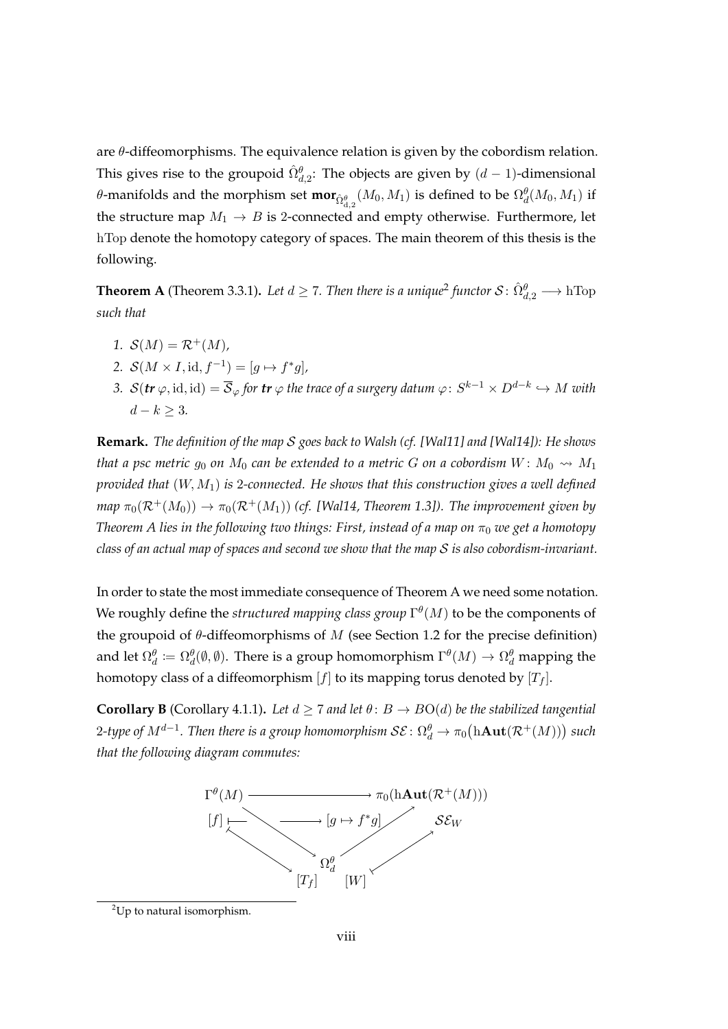are $\theta$-diffeomorphisms. The equivalence relation is given by the cobordism relation. This gives rise to the groupoid $\hat{\Omega}^{\theta}_{d,2}$: The objects are given by $(d-1)$-dimensional $\theta$-manifolds and the morphism set $\mathbf{mor}_{\hat{\Omega}^{\theta}_{d,2}}(M_0, M_1)$ is defined to be $\Omega^{\theta}_d(M_0, M_1)$ if the structure map $M_1 \to B$ is 2-connected and empty otherwise. Furthermore, let $\mathrm{hTop}$ denote the homotopy category of spaces. The main theorem of this thesis is the following.

**Theorem A** (Theorem 3.3.1)**.** *Let $d \geq 7$. Then there is a unique*[2] *functor $\mathcal{S}\colon \hat{\Omega}^{\theta}_{d,2} \longrightarrow \mathrm{hTop}$ such that*

1. $\mathcal{S}(M) = \mathcal{R}^+(M)$,
2. $\mathcal{S}(M \times I, \mathrm{id}, f^{-1}) = [g \mapsto f^*g]$,
3. $\mathcal{S}(\boldsymbol{tr}\,\varphi, \mathrm{id}, \mathrm{id}) = \overline{\mathcal{S}}_{\varphi}$ *for* $\boldsymbol{tr}\,\varphi$ *the trace of a surgery datum* $\varphi\colon S^{k-1} \times D^{d-k} \hookrightarrow M$ *with* $d - k \geq 3$.

**Remark.** *The definition of the map $\mathcal{S}$ goes back to Walsh (cf. [Wal11] and [Wal14]): He shows that a psc metric $g_0$ on $M_0$ can be extended to a metric $G$ on a cobordism $W\colon M_0 \rightsquigarrow M_1$ provided that $(W, M_1)$ is 2-connected. He shows that this construction gives a well defined map $\pi_0(\mathcal{R}^+(M_0)) \to \pi_0(\mathcal{R}^+(M_1))$ (cf. [Wal14, Theorem 1.3]). The improvement given by Theorem A lies in the following two things: First, instead of a map on $\pi_0$ we get a homotopy class of an actual map of spaces and second we show that the map $\mathcal{S}$ is also cobordism-invariant.*

In order to state the most immediate consequence of Theorem A we need some notation. We roughly define the *structured mapping class group* $\Gamma^{\theta}(M)$ to be the components of the groupoid of $\theta$-diffeomorphisms of $M$ (see Section 1.2 for the precise definition) and let $\Omega^{\theta}_d := \Omega^{\theta}_d(\emptyset, \emptyset)$. There is a group homomorphism $\Gamma^{\theta}(M) \to \Omega^{\theta}_d$ mapping the homotopy class of a diffeomorphism $[f]$ to its mapping torus denoted by $[T_f]$.

**Corollary B** (Corollary 4.1.1)**.** *Let $d \geq 7$ and let $\theta\colon B \to BO(d)$ be the stabilized tangential 2-type of $M^{d-1}$. Then there is a group homomorphism $\mathcal{SE}\colon \Omega^{\theta}_d \to \pi_0\big(\mathrm{h}\mathbf{Aut}(\mathcal{R}^+(M))\big)$ such that the following diagram commutes:*

$$
\begin{array}{ccccc}
\Gamma^{\theta}(M) & \longrightarrow & & & \pi_0(\mathrm{h}\mathbf{Aut}(\mathcal{R}^+(M))) \\
[f] & \longmapsto & & & [g \mapsto f^*g] \\
& \searrow & & \nearrow & \\
& & \Omega^{\theta}_d & & \\
& [f] \mapsto [T_f] & & [W] \mapsto \mathcal{SE}_W &
\end{array}
$$

[2] Up to natural isomorphism.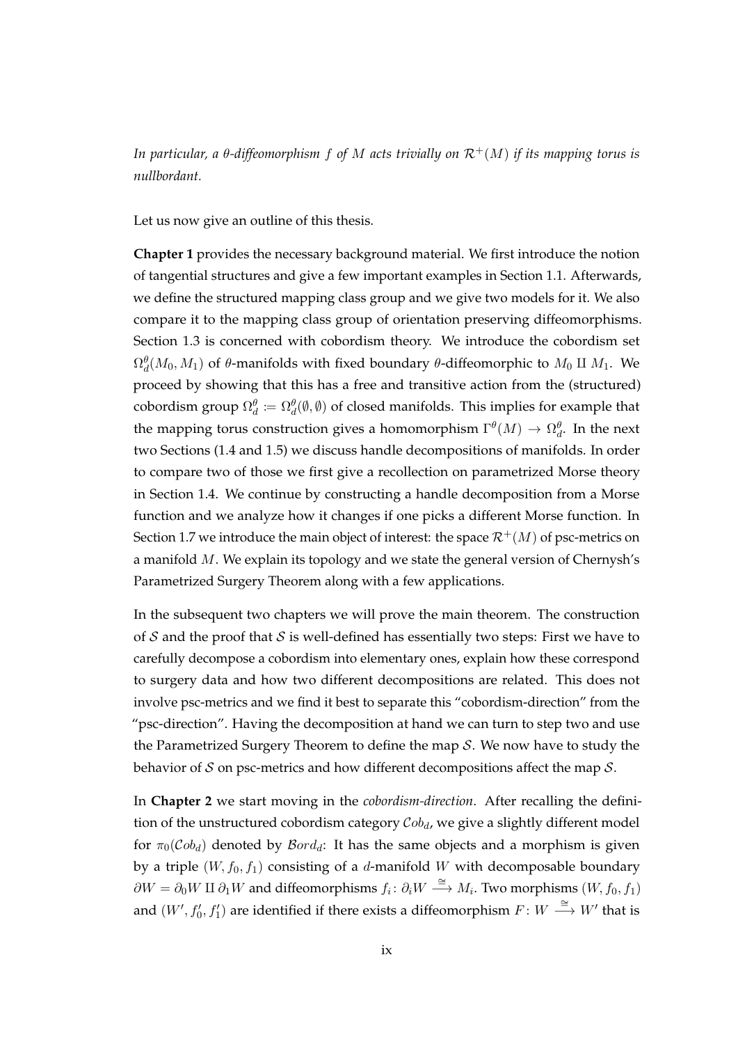*In particular, a $\theta$-diffeomorphism $f$ of $M$ acts trivially on $\mathcal{R}^+(M)$ if its mapping torus is nullbordant.*

Let us now give an outline of this thesis.

**Chapter 1** provides the necessary background material. We first introduce the notion of tangential structures and give a few important examples in Section 1.1. Afterwards, we define the structured mapping class group and we give two models for it. We also compare it to the mapping class group of orientation preserving diffeomorphisms. Section 1.3 is concerned with cobordism theory. We introduce the cobordism set $\Omega_d^\theta(M_0, M_1)$ of $\theta$-manifolds with fixed boundary $\theta$-diffeomorphic to $M_0 \amalg M_1$. We proceed by showing that this has a free and transitive action from the (structured) cobordism group $\Omega_d^\theta := \Omega_d^\theta(\emptyset, \emptyset)$ of closed manifolds. This implies for example that the mapping torus construction gives a homomorphism $\Gamma^\theta(M) \to \Omega_d^\theta$. In the next two Sections (1.4 and 1.5) we discuss handle decompositions of manifolds. In order to compare two of those we first give a recollection on parametrized Morse theory in Section 1.4. We continue by constructing a handle decomposition from a Morse function and we analyze how it changes if one picks a different Morse function. In Section 1.7 we introduce the main object of interest: the space $\mathcal{R}^+(M)$ of psc-metrics on a manifold $M$. We explain its topology and we state the general version of Chernysh's Parametrized Surgery Theorem along with a few applications.

In the subsequent two chapters we will prove the main theorem. The construction of $\mathcal{S}$ and the proof that $\mathcal{S}$ is well-defined has essentially two steps: First we have to carefully decompose a cobordism into elementary ones, explain how these correspond to surgery data and how two different decompositions are related. This does not involve psc-metrics and we find it best to separate this "cobordism-direction" from the "psc-direction". Having the decomposition at hand we can turn to step two and use the Parametrized Surgery Theorem to define the map $\mathcal{S}$. We now have to study the behavior of $\mathcal{S}$ on psc-metrics and how different decompositions affect the map $\mathcal{S}$.

In **Chapter 2** we start moving in the *cobordism-direction*. After recalling the definition of the unstructured cobordism category $\mathcal{C}ob_d$, we give a slightly different model for $\pi_0(\mathcal{C}ob_d)$ denoted by $\mathcal{B}ord_d$: It has the same objects and a morphism is given by a triple $(W, f_0, f_1)$ consisting of a $d$-manifold $W$ with decomposable boundary $\partial W = \partial_0 W \amalg \partial_1 W$ and diffeomorphisms $f_i \colon \partial_i W \xrightarrow{\cong} M_i$. Two morphisms $(W, f_0, f_1)$ and $(W', f_0', f_1')$ are identified if there exists a diffeomorphism $F \colon W \xrightarrow{\cong} W'$ that is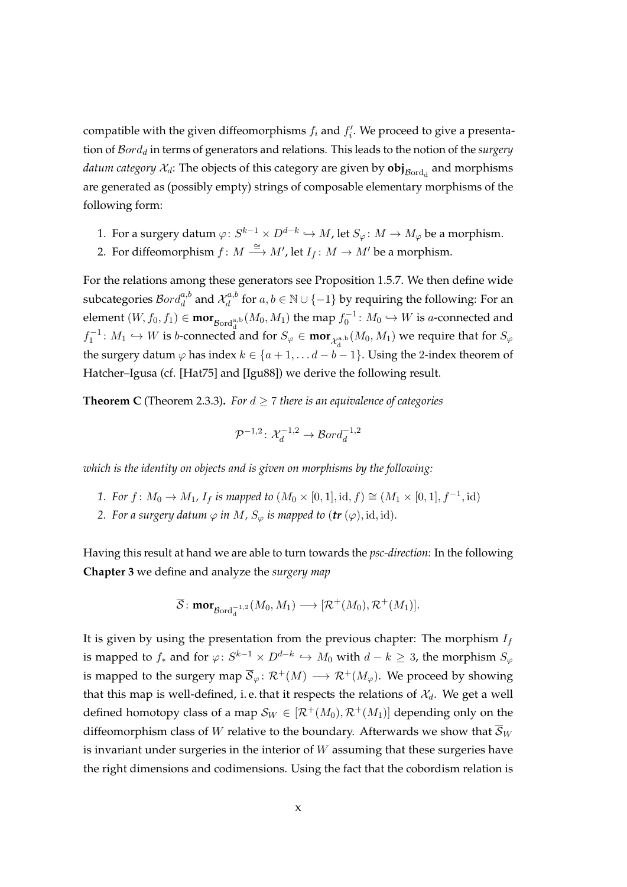compatible with the given diffeomorphisms $f_i$ and $f_i'$. We proceed to give a presentation of $\mathcal{B}ord_d$ in terms of generators and relations. This leads to the notion of the *surgery datum category* $\mathcal{X}_d$: The objects of this category are given by $\mathbf{obj}_{\mathcal{B}\mathrm{ord_d}}$ and morphisms are generated as (possibly empty) strings of composable elementary morphisms of the following form:

1. For a surgery datum $\varphi\colon S^{k-1} \times D^{d-k} \hookrightarrow M$, let $S_\varphi\colon M \to M_\varphi$ be a morphism.
2. For diffeomorphism $f\colon M \xrightarrow{\cong} M'$, let $I_f\colon M \to M'$ be a morphism.

For the relations among these generators see Proposition 1.5.7. We then define wide subcategories $\mathcal{B}ord_d^{a,b}$ and $\mathcal{X}_d^{a,b}$ for $a, b \in \mathbb{N} \cup \{-1\}$ by requiring the following: For an element $(W, f_0, f_1) \in \mathbf{mor}_{\mathcal{B}\mathrm{ord}_d^{a,b}}(M_0, M_1)$ the map $f_0^{-1}\colon M_0 \hookrightarrow W$ is $a$-connected and $f_1^{-1}\colon M_1 \hookrightarrow W$ is $b$-connected and for $S_\varphi \in \mathbf{mor}_{\mathcal{X}_d^{a,b}}(M_0, M_1)$ we require that for $S_\varphi$ the surgery datum $\varphi$ has index $k \in \{a+1, \ldots d-b-1\}$. Using the 2-index theorem of Hatcher–Igusa (cf. [Hat75] and [Igu88]) we derive the following result.

**Theorem C** (Theorem 2.3.3). *For $d \geq 7$ there is an equivalence of categories*

$$\mathcal{P}^{-1,2}\colon \mathcal{X}_d^{-1,2} \to \mathcal{B}ord_d^{-1,2}$$

*which is the identity on objects and is given on morphisms by the following:*

1. *For $f\colon M_0 \to M_1$, $I_f$ is mapped to $(M_0 \times [0,1], \mathrm{id}, f) \cong (M_1 \times [0,1], f^{-1}, \mathrm{id})$*
2. *For a surgery datum $\varphi$ in $M$, $S_\varphi$ is mapped to $(\boldsymbol{tr}\,(\varphi), \mathrm{id}, \mathrm{id})$.*

Having this result at hand we are able to turn towards the *psc-direction*: In the following **Chapter 3** we define and analyze the *surgery map*

$$\overline{\mathcal{S}}\colon \mathbf{mor}_{\mathcal{B}\mathrm{ord}_d^{-1,2}}(M_0, M_1) \longrightarrow [\mathcal{R}^+(M_0), \mathcal{R}^+(M_1)].$$

It is given by using the presentation from the previous chapter: The morphism $I_f$ is mapped to $f_*$ and for $\varphi\colon S^{k-1} \times D^{d-k} \hookrightarrow M_0$ with $d - k \geq 3$, the morphism $S_\varphi$ is mapped to the surgery map $\overline{\mathcal{S}}_\varphi\colon \mathcal{R}^+(M) \longrightarrow \mathcal{R}^+(M_\varphi)$. We proceed by showing that this map is well-defined, i. e. that it respects the relations of $\mathcal{X}_d$. We get a well defined homotopy class of a map $\mathcal{S}_W \in [\mathcal{R}^+(M_0), \mathcal{R}^+(M_1)]$ depending only on the diffeomorphism class of $W$ relative to the boundary. Afterwards we show that $\overline{\mathcal{S}}_W$ is invariant under surgeries in the interior of $W$ assuming that these surgeries have the right dimensions and codimensions. Using the fact that the cobordism relation is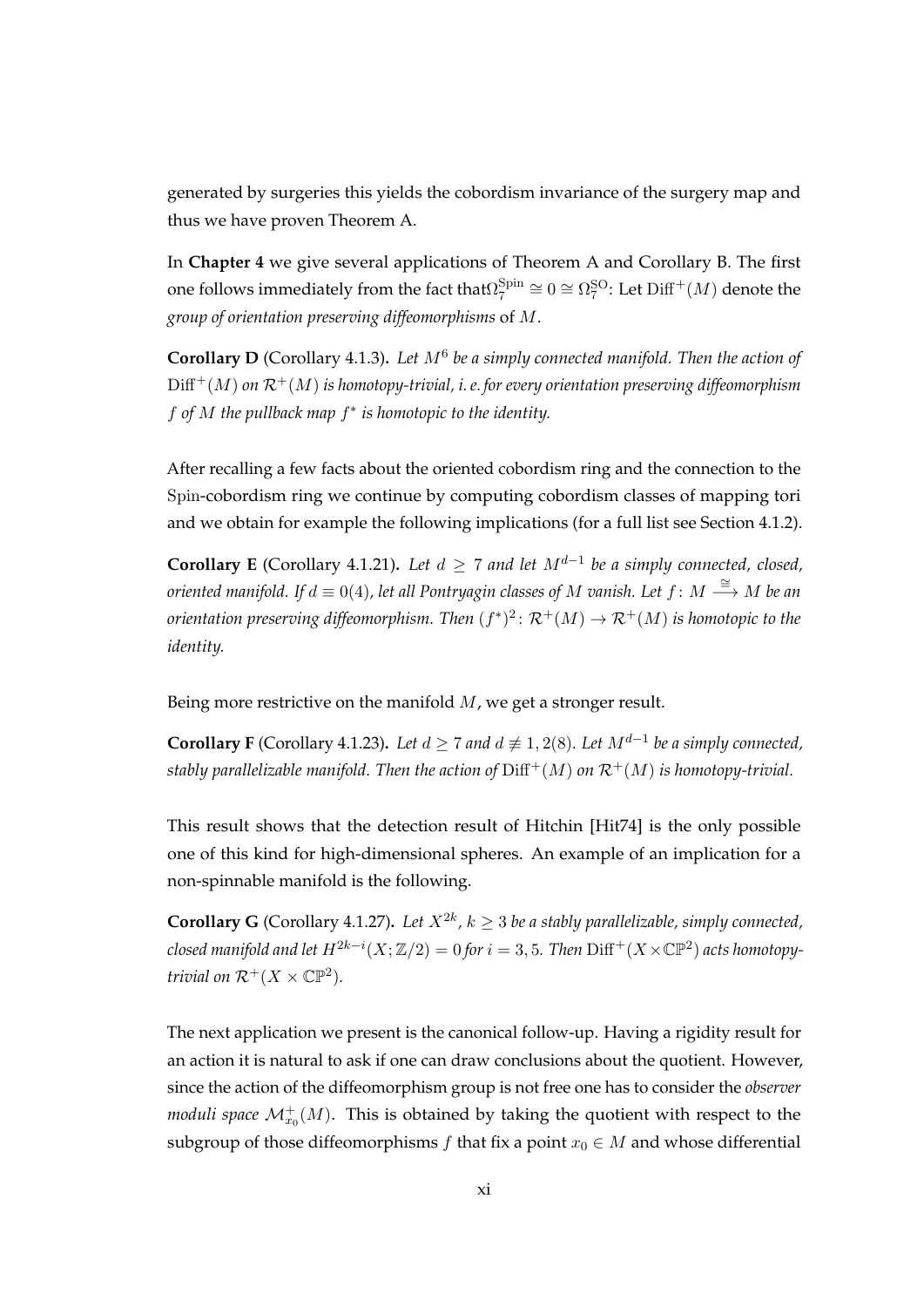generated by surgeries this yields the cobordism invariance of the surgery map and thus we have proven Theorem A.

In **Chapter 4** we give several applications of Theorem A and Corollary B. The first one follows immediately from the fact that$\Omega_7^{\mathrm{Spin}} \cong 0 \cong \Omega_7^{\mathrm{SO}}$: Let $\mathrm{Diff}^+(M)$ denote the *group of orientation preserving diffeomorphisms* of $M$.

**Corollary D** (Corollary 4.1.3)**.** *Let $M^6$ be a simply connected manifold. Then the action of $\mathrm{Diff}^+(M)$ on $\mathcal{R}^+(M)$ is homotopy-trivial, i. e. for every orientation preserving diffeomorphism $f$ of $M$ the pullback map $f^*$ is homotopic to the identity.*

After recalling a few facts about the oriented cobordism ring and the connection to the Spin-cobordism ring we continue by computing cobordism classes of mapping tori and we obtain for example the following implications (for a full list see Section 4.1.2).

**Corollary E** (Corollary 4.1.21)**.** *Let $d \geq 7$ and let $M^{d-1}$ be a simply connected, closed, oriented manifold. If $d \equiv 0(4)$, let all Pontryagin classes of $M$ vanish. Let $f\colon M \xrightarrow{\cong} M$ be an orientation preserving diffeomorphism. Then $(f^*)^2\colon \mathcal{R}^+(M) \to \mathcal{R}^+(M)$ is homotopic to the identity.*

Being more restrictive on the manifold $M$, we get a stronger result.

**Corollary F** (Corollary 4.1.23)**.** *Let $d \geq 7$ and $d \not\equiv 1, 2(8)$. Let $M^{d-1}$ be a simply connected, stably parallelizable manifold. Then the action of $\mathrm{Diff}^+(M)$ on $\mathcal{R}^+(M)$ is homotopy-trivial.*

This result shows that the detection result of Hitchin [Hit74] is the only possible one of this kind for high-dimensional spheres. An example of an implication for a non-spinnable manifold is the following.

**Corollary G** (Corollary 4.1.27)**.** *Let $X^{2k}$, $k \geq 3$ be a stably parallelizable, simply connected, closed manifold and let $H^{2k-i}(X;\mathbb{Z}/2) = 0$ for $i = 3, 5$. Then $\mathrm{Diff}^+(X \times \mathbb{CP}^2)$ acts homotopy-trivial on $\mathcal{R}^+(X \times \mathbb{CP}^2)$.*

The next application we present is the canonical follow-up. Having a rigidity result for an action it is natural to ask if one can draw conclusions about the quotient. However, since the action of the diffeomorphism group is not free one has to consider the *observer moduli space* $\mathcal{M}^+_{x_0}(M)$. This is obtained by taking the quotient with respect to the subgroup of those diffeomorphisms $f$ that fix a point $x_0 \in M$ and whose differential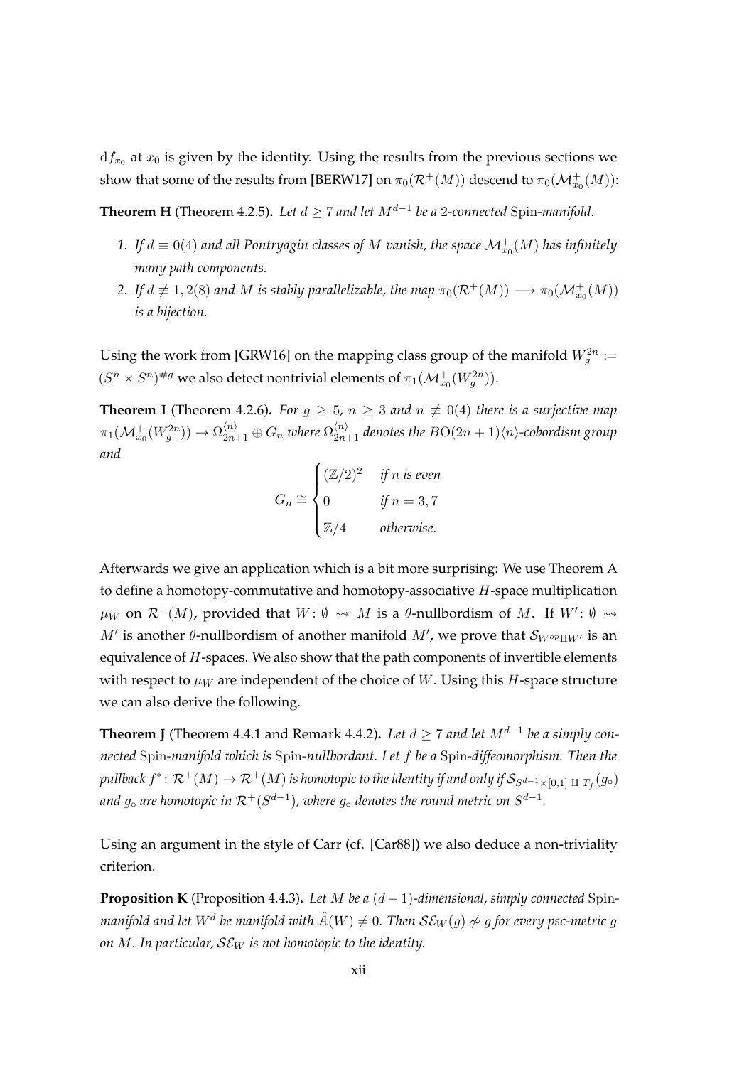$\mathrm{d}f_{x_0}$ at $x_0$ is given by the identity. Using the results from the previous sections we show that some of the results from [BERW17] on $\pi_0(\mathcal{R}^+(M))$ descend to $\pi_0(\mathcal{M}^+_{x_0}(M))$:

**Theorem H** (Theorem 4.2.5). *Let $d \geq 7$ and let $M^{d-1}$ be a 2-connected* Spin*-manifold.*

1. *If $d \equiv 0(4)$ and all Pontryagin classes of $M$ vanish, the space $\mathcal{M}^+_{x_0}(M)$ has infinitely many path components.*
2. *If $d \not\equiv 1, 2(8)$ and $M$ is stably parallelizable, the map $\pi_0(\mathcal{R}^+(M)) \longrightarrow \pi_0(\mathcal{M}^+_{x_0}(M))$ is a bijection.*

Using the work from [GRW16] on the mapping class group of the manifold $W^{2n}_g := (S^n \times S^n)^{\# g}$ we also detect nontrivial elements of $\pi_1(\mathcal{M}^+_{x_0}(W^{2n}_g))$.

**Theorem I** (Theorem 4.2.6). *For $g \geq 5$, $n \geq 3$ and $n \not\equiv 0(4)$ there is a surjective map $\pi_1(\mathcal{M}^+_{x_0}(W^{2n}_g)) \to \Omega^{\langle n \rangle}_{2n+1} \oplus G_n$ where $\Omega^{\langle n \rangle}_{2n+1}$ denotes the $B\mathrm{O}(2n+1)\langle n \rangle$-cobordism group and*

$$G_n \cong \begin{cases} (\mathbb{Z}/2)^2 & \text{if } n \text{ is even} \\ 0 & \text{if } n = 3, 7 \\ \mathbb{Z}/4 & \text{otherwise.} \end{cases}$$

Afterwards we give an application which is a bit more surprising: We use Theorem A to define a homotopy-commutative and homotopy-associative $H$-space multiplication $\mu_W$ on $\mathcal{R}^+(M)$, provided that $W \colon \emptyset \rightsquigarrow M$ is a $\theta$-nullbordism of $M$. If $W' \colon \emptyset \rightsquigarrow M'$ is another $\theta$-nullbordism of another manifold $M'$, we prove that $\mathcal{S}_{W^{op} \amalg W'}$ is an equivalence of $H$-spaces. We also show that the path components of invertible elements with respect to $\mu_W$ are independent of the choice of $W$. Using this $H$-space structure we can also derive the following.

**Theorem J** (Theorem 4.4.1 and Remark 4.4.2). *Let $d \geq 7$ and let $M^{d-1}$ be a simply connected* Spin*-manifold which is* Spin*-nullbordant. Let $f$ be a* Spin*-diffeomorphism. Then the pullback $f^* \colon \mathcal{R}^+(M) \to \mathcal{R}^+(M)$ is homotopic to the identity if and only if $\mathcal{S}_{S^{d-1} \times [0,1] \amalg T_f}(g_\circ)$ and $g_\circ$ are homotopic in $\mathcal{R}^+(S^{d-1})$, where $g_\circ$ denotes the round metric on $S^{d-1}$.*

Using an argument in the style of Carr (cf. [Car88]) we also deduce a non-triviality criterion.

**Proposition K** (Proposition 4.4.3). *Let $M$ be a $(d-1)$-dimensional, simply connected* Spin*-manifold and let $W^d$ be manifold with $\hat{A}(W) \neq 0$. Then $\mathcal{SE}_W(g) \not\simeq g$ for every psc-metric $g$ on $M$. In particular, $\mathcal{SE}_W$ is not homotopic to the identity.*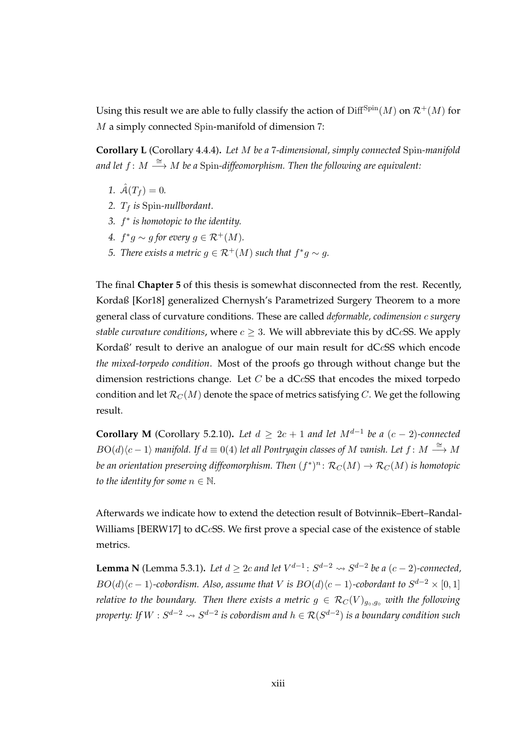Using this result we are able to fully classify the action of $\mathrm{Diff}^{\mathrm{Spin}}(M)$ on $\mathcal{R}^+(M)$ for $M$ a simply connected $\mathrm{Spin}$-manifold of dimension 7:

**Corollary L** (Corollary 4.4.4)**.** *Let $M$ be a 7-dimensional, simply connected $\mathrm{Spin}$-manifold and let $f\colon M \xrightarrow{\cong} M$ be a $\mathrm{Spin}$-diffeomorphism. Then the following are equivalent:*

1. *$\hat{\mathcal{A}}(T_f) = 0$.*
2. *$T_f$ is $\mathrm{Spin}$-nullbordant.*
3. *$f^*$ is homotopic to the identity.*
4. *$f^*g \sim g$ for every $g \in \mathcal{R}^+(M)$.*
5. *There exists a metric $g \in \mathcal{R}^+(M)$ such that $f^*g \sim g$.*

The final **Chapter 5** of this thesis is somewhat disconnected from the rest. Recently, Kordaß [Kor18] generalized Chernysh's Parametrized Surgery Theorem to a more general class of curvature conditions. These are called *deformable, codimension $c$ surgery stable curvature conditions*, where $c \geq 3$. We will abbreviate this by dC$c$SS. We apply Kordaß' result to derive an analogue of our main result for dC$c$SS which encode *the mixed-torpedo condition*. Most of the proofs go through without change but the dimension restrictions change. Let $C$ be a dC$c$SS that encodes the mixed torpedo condition and let $\mathcal{R}_C(M)$ denote the space of metrics satisfying $C$. We get the following result.

**Corollary M** (Corollary 5.2.10)**.** *Let $d \geq 2c+1$ and let $M^{d-1}$ be a $(c-2)$-connected $\mathrm{BO}(d)\langle c-1\rangle$ manifold. If $d \equiv 0(4)$ let all Pontryagin classes of $M$ vanish. Let $f\colon M \xrightarrow{\cong} M$ be an orientation preserving diffeomorphism. Then $(f^*)^n\colon \mathcal{R}_C(M) \to \mathcal{R}_C(M)$ is homotopic to the identity for some $n \in \mathbb{N}$.*

Afterwards we indicate how to extend the detection result of Botvinnik–Ebert–Randal-Williams [BERW17] to dC$c$SS. We first prove a special case of the existence of stable metrics.

**Lemma N** (Lemma 5.3.1)**.** *Let $d \geq 2c$ and let $V^{d-1}\colon S^{d-2} \rightsquigarrow S^{d-2}$ be a $(c-2)$-connected, $BO(d)\langle c-1\rangle$-cobordism. Also, assume that $V$ is $BO(d)\langle c-1\rangle$-cobordant to $S^{d-2}\times[0,1]$ relative to the boundary. Then there exists a metric $g \in \mathcal{R}_C(V)_{g_\circ,g_\circ}$ with the following property: If $W : S^{d-2} \rightsquigarrow S^{d-2}$ is cobordism and $h \in \mathcal{R}(S^{d-2})$ is a boundary condition such*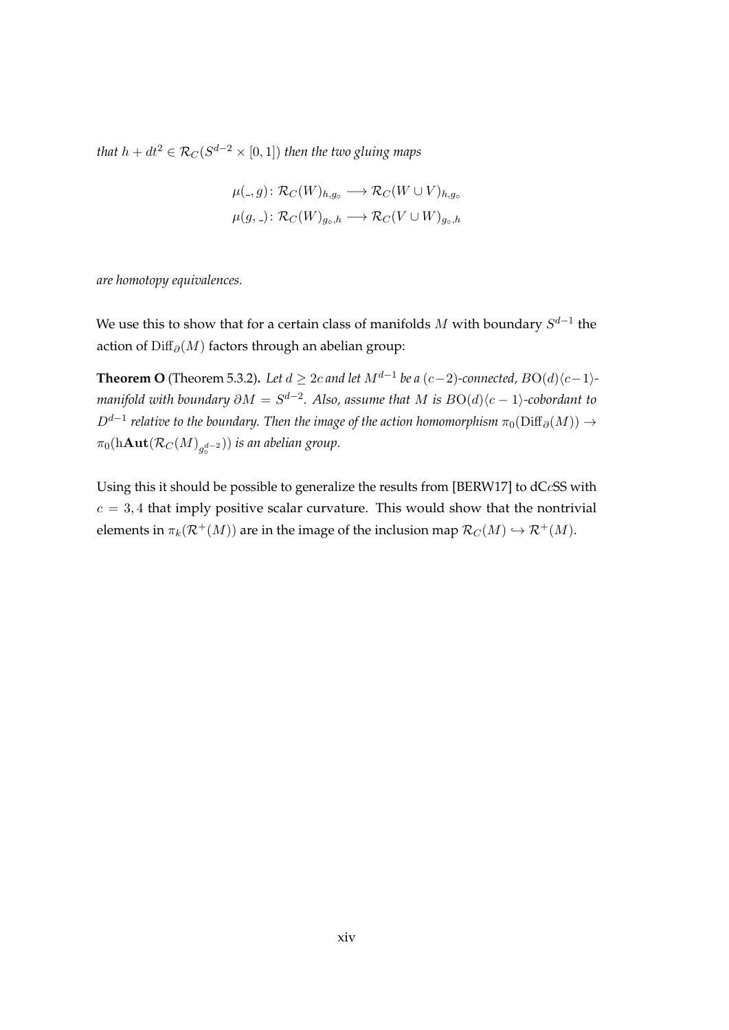*that $h + dt^2 \in \mathcal{R}_C(S^{d-2} \times [0,1])$ then the two gluing maps*

$$\mu(\_, g) \colon \mathcal{R}_C(W)_{h,g_\circ} \longrightarrow \mathcal{R}_C(W \cup V)_{h,g_\circ}$$
$$\mu(g, \_) \colon \mathcal{R}_C(W)_{g_\circ,h} \longrightarrow \mathcal{R}_C(V \cup W)_{g_\circ,h}$$

*are homotopy equivalences.*

We use this to show that for a certain class of manifolds $M$ with boundary $S^{d-1}$ the action of $\mathrm{Diff}_\partial(M)$ factors through an abelian group:

**Theorem O** (Theorem 5.3.2)**.** *Let $d \geq 2c$ and let $M^{d-1}$ be a $(c-2)$-connected, $B\mathrm{O}(d)\langle c-1\rangle$-manifold with boundary $\partial M = S^{d-2}$. Also, assume that $M$ is $B\mathrm{O}(d)\langle c-1\rangle$-cobordant to $D^{d-1}$ relative to the boundary. Then the image of the action homomorphism $\pi_0(\mathrm{Diff}_\partial(M)) \to \pi_0(\mathrm{h}\mathbf{Aut}(\mathcal{R}_C(M)_{g_\circ^{d-2}}))$ is an abelian group.*

Using this it should be possible to generalize the results from [BERW17] to dC$c$SS with $c = 3, 4$ that imply positive scalar curvature. This would show that the nontrivial elements in $\pi_k(\mathcal{R}^+(M))$ are in the image of the inclusion map $\mathcal{R}_C(M) \hookrightarrow \mathcal{R}^+(M)$.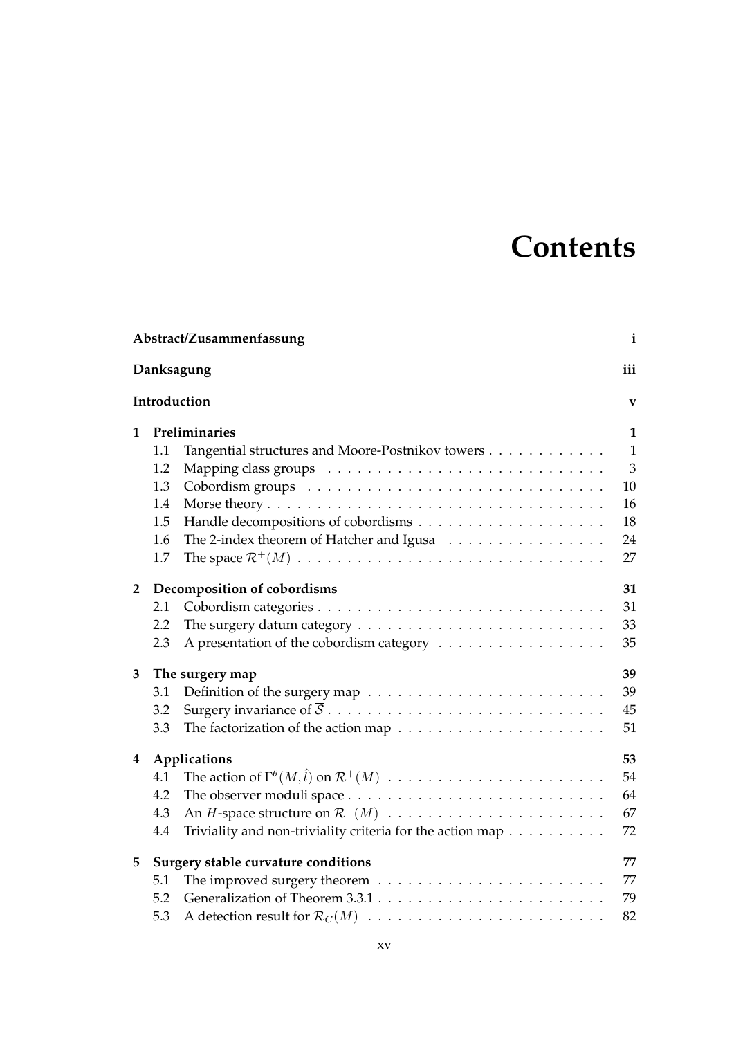# Contents

| | | |
|---|---|---|
| **Abstract/Zusammenfassung** | | **i** |
| **Danksagung** | | **iii** |
| **Introduction** | | **v** |
| **1** | **Preliminaries** | **1** |
| 1.1 | Tangential structures and Moore-Postnikov towers | 1 |
| 1.2 | Mapping class groups | 3 |
| 1.3 | Cobordism groups | 10 |
| 1.4 | Morse theory | 16 |
| 1.5 | Handle decompositions of cobordisms | 18 |
| 1.6 | The 2-index theorem of Hatcher and Igusa | 24 |
| 1.7 | The space $\mathcal{R}^+(M)$ | 27 |
| **2** | **Decomposition of cobordisms** | **31** |
| 2.1 | Cobordism categories | 31 |
| 2.2 | The surgery datum category | 33 |
| 2.3 | A presentation of the cobordism category | 35 |
| **3** | **The surgery map** | **39** |
| 3.1 | Definition of the surgery map | 39 |
| 3.2 | Surgery invariance of $\overline{\mathcal{S}}$ | 45 |
| 3.3 | The factorization of the action map | 51 |
| **4** | **Applications** | **53** |
| 4.1 | The action of $\Gamma^\theta(M, \hat{l})$ on $\mathcal{R}^+(M)$ | 54 |
| 4.2 | The observer moduli space | 64 |
| 4.3 | An $H$-space structure on $\mathcal{R}^+(M)$ | 67 |
| 4.4 | Triviality and non-triviality criteria for the action map | 72 |
| **5** | **Surgery stable curvature conditions** | **77** |
| 5.1 | The improved surgery theorem | 77 |
| 5.2 | Generalization of Theorem 3.3.1 | 79 |
| 5.3 | A detection result for $\mathcal{R}_C(M)$ | 82 |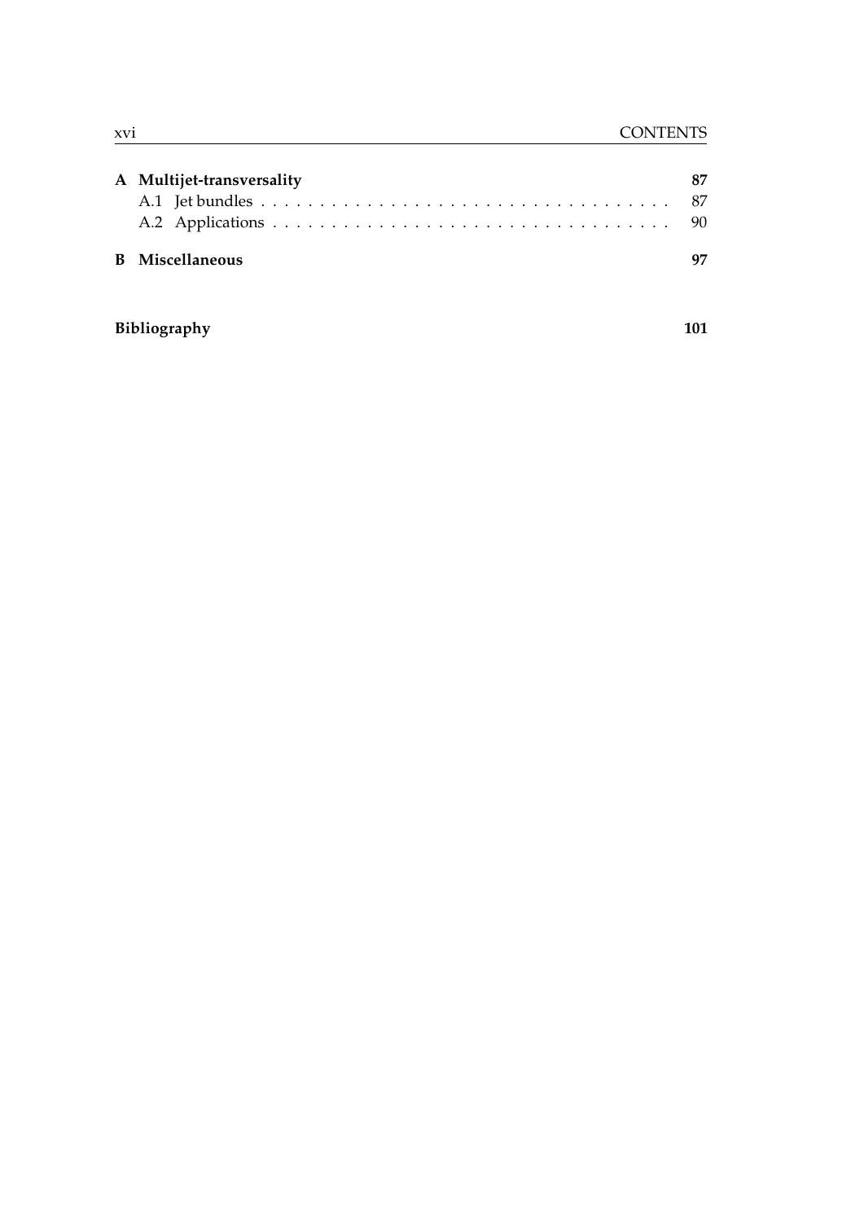**A Multijet-transversality** 87

A.1 Jet bundles . . . . . . . . . . . . . . . . . . . . . . . . . . . . . . . . . . 87

A.2 Applications . . . . . . . . . . . . . . . . . . . . . . . . . . . . . . . . . 90

**B Miscellaneous** 97

**Bibliography** 101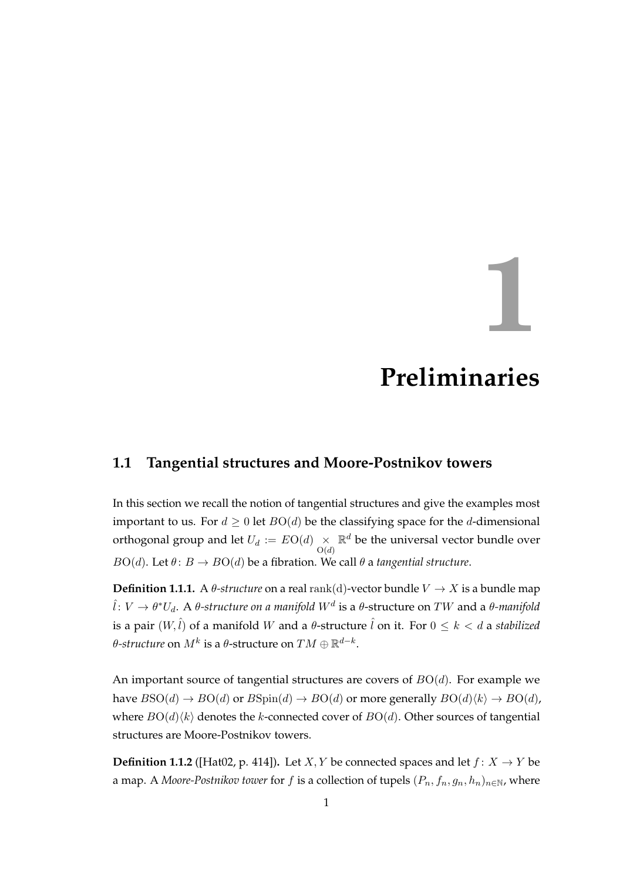# 1 Preliminaries

## 1.1 Tangential structures and Moore-Postnikov towers

In this section we recall the notion of tangential structures and give the examples most important to us. For $d \geq 0$ let $B\mathrm{O}(d)$ be the classifying space for the $d$-dimensional orthogonal group and let $U_d := E\mathrm{O}(d) \underset{\mathrm{O}(d)}{\times} \mathbb{R}^d$ be the universal vector bundle over $B\mathrm{O}(d)$. Let $\theta\colon B \to B\mathrm{O}(d)$ be a fibration. We call $\theta$ a *tangential structure*.

**Definition 1.1.1.** A *$\theta$-structure* on a real $\mathrm{rank(d)}$-vector bundle $V \to X$ is a bundle map $\hat{l}\colon V \to \theta^* U_d$. A *$\theta$-structure on a manifold $W^d$* is a $\theta$-structure on $TW$ and a *$\theta$-manifold* is a pair $(W, \hat{l})$ of a manifold $W$ and a $\theta$-structure $\hat{l}$ on it. For $0 \leq k < d$ a *stabilized $\theta$-structure* on $M^k$ is a $\theta$-structure on $TM \oplus \mathbb{R}^{d-k}$.

An important source of tangential structures are covers of $B\mathrm{O}(d)$. For example we have $B\mathrm{SO}(d) \to B\mathrm{O}(d)$ or $B\mathrm{Spin}(d) \to B\mathrm{O}(d)$ or more generally $B\mathrm{O}(d)\langle k \rangle \to B\mathrm{O}(d)$, where $B\mathrm{O}(d)\langle k \rangle$ denotes the $k$-connected cover of $B\mathrm{O}(d)$. Other sources of tangential structures are Moore-Postnikov towers.

**Definition 1.1.2** ([Hat02, p. 414])**.** Let $X, Y$ be connected spaces and let $f\colon X \to Y$ be a map. A *Moore-Postnikov tower* for $f$ is a collection of tupels $(P_n, f_n, g_n, h_n)_{n \in \mathbb{N}}$, where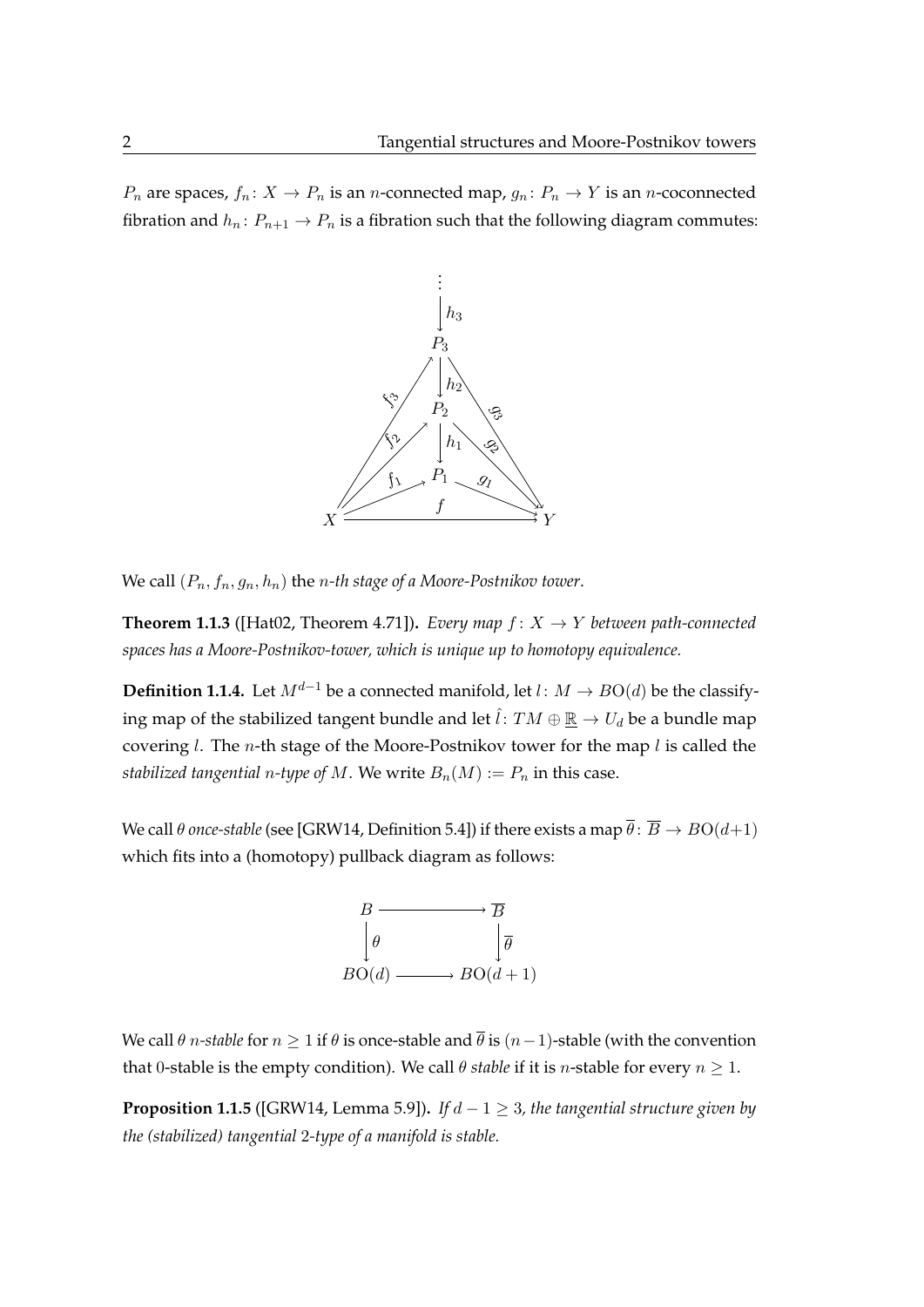$P_n$ are spaces, $f_n \colon X \to P_n$ is an $n$-connected map, $g_n \colon P_n \to Y$ is an $n$-coconnected fibration and $h_n \colon P_{n+1} \to P_n$ is a fibration such that the following diagram commutes:

$$\begin{array}{ccccc}
 & & \vdots & & \\
 & & \downarrow h_3 & & \\
 & & P_3 & & \\
 & \nearrow^{f_3} & \downarrow h_2 & \searrow^{g_3} & \\
 & \nearrow^{f_2} & P_2 & \searrow^{g_2} & \\
 & & \downarrow h_1 & & \\
 & \nearrow^{f_1} & P_1 & \searrow^{g_1} & \\
X & & \xrightarrow{\quad f \quad} & & Y
\end{array}$$

We call $(P_n, f_n, g_n, h_n)$ the *$n$-th stage of a Moore-Postnikov tower*.

**Theorem 1.1.3** ([Hat02, Theorem 4.71])**.** *Every map $f \colon X \to Y$ between path-connected spaces has a Moore-Postnikov-tower, which is unique up to homotopy equivalence.*

**Definition 1.1.4.** Let $M^{d-1}$ be a connected manifold, let $l \colon M \to BO(d)$ be the classifying map of the stabilized tangent bundle and let $\hat{l} \colon TM \oplus \underline{\mathbb{R}} \to U_d$ be a bundle map covering $l$. The $n$-th stage of the Moore-Postnikov tower for the map $l$ is called the *stabilized tangential $n$-type of $M$*. We write $B_n(M) := P_n$ in this case.

We call $\theta$ *once-stable* (see [GRW14, Definition 5.4]) if there exists a map $\overline{\theta} \colon \overline{B} \to BO(d+1)$ which fits into a (homotopy) pullback diagram as follows:

$$\begin{array}{ccc}
B & \longrightarrow & \overline{B} \\
\downarrow \theta & & \downarrow \overline{\theta} \\
BO(d) & \longrightarrow & BO(d+1)
\end{array}$$

We call $\theta$ *$n$-stable* for $n \geq 1$ if $\theta$ is once-stable and $\overline{\theta}$ is $(n-1)$-stable (with the convention that 0-stable is the empty condition). We call $\theta$ *stable* if it is $n$-stable for every $n \geq 1$.

**Proposition 1.1.5** ([GRW14, Lemma 5.9])**.** *If $d - 1 \geq 3$, the tangential structure given by the (stabilized) tangential 2-type of a manifold is stable.*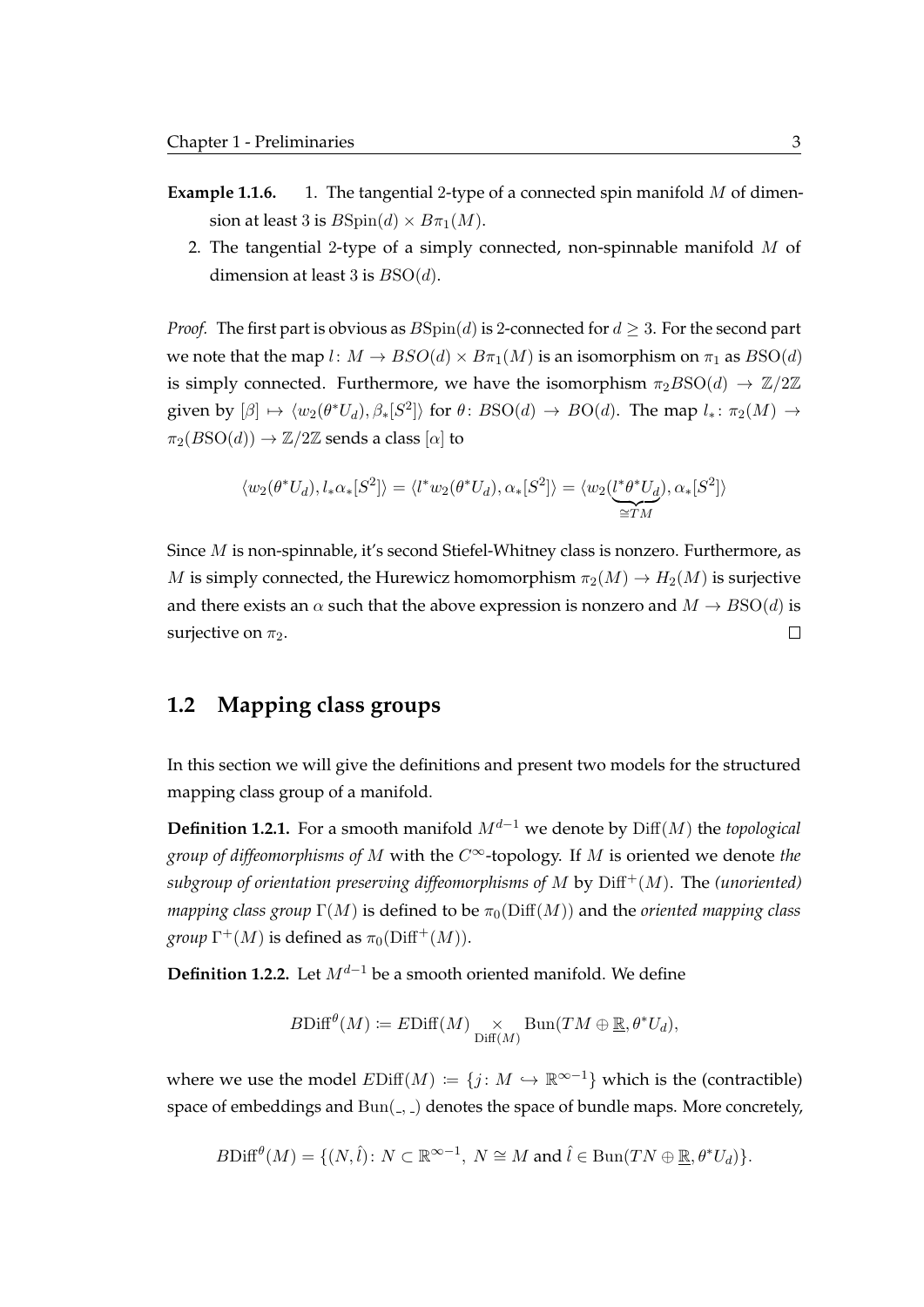**Example 1.1.6.** 1. The tangential 2-type of a connected spin manifold $M$ of dimension at least 3 is $B\mathrm{Spin}(d) \times B\pi_1(M)$.

2. The tangential 2-type of a simply connected, non-spinnable manifold $M$ of dimension at least 3 is $B\mathrm{SO}(d)$.

*Proof.* The first part is obvious as $B\mathrm{Spin}(d)$ is 2-connected for $d \geq 3$. For the second part we note that the map $l \colon M \to BSO(d) \times B\pi_1(M)$ is an isomorphism on $\pi_1$ as $B\mathrm{SO}(d)$ is simply connected. Furthermore, we have the isomorphism $\pi_2 B\mathrm{SO}(d) \to \mathbb{Z}/2\mathbb{Z}$ given by $[\beta] \mapsto \langle w_2(\theta^* U_d), \beta_*[S^2]\rangle$ for $\theta \colon B\mathrm{SO}(d) \to B\mathrm{O}(d)$. The map $l_* \colon \pi_2(M) \to \pi_2(B\mathrm{SO}(d)) \to \mathbb{Z}/2\mathbb{Z}$ sends a class $[\alpha]$ to

$$\langle w_2(\theta^* U_d), l_*\alpha_*[S^2]\rangle = \langle l^* w_2(\theta^* U_d), \alpha_*[S^2]\rangle = \langle w_2(\underbrace{l^*\theta^* U_d}_{\cong TM}), \alpha_*[S^2]\rangle$$

Since $M$ is non-spinnable, it's second Stiefel-Whitney class is nonzero. Furthermore, as $M$ is simply connected, the Hurewicz homomorphism $\pi_2(M) \to H_2(M)$ is surjective and there exists an $\alpha$ such that the above expression is nonzero and $M \to B\mathrm{SO}(d)$ is surjective on $\pi_2$. $\square$

## 1.2 Mapping class groups

In this section we will give the definitions and present two models for the structured mapping class group of a manifold.

**Definition 1.2.1.** For a smooth manifold $M^{d-1}$ we denote by $\mathrm{Diff}(M)$ the *topological group of diffeomorphisms of* $M$ with the $C^\infty$-topology. If $M$ is oriented we denote *the subgroup of orientation preserving diffeomorphisms of* $M$ by $\mathrm{Diff}^+(M)$. The *(unoriented) mapping class group* $\Gamma(M)$ is defined to be $\pi_0(\mathrm{Diff}(M))$ and the *oriented mapping class group* $\Gamma^+(M)$ is defined as $\pi_0(\mathrm{Diff}^+(M))$.

**Definition 1.2.2.** Let $M^{d-1}$ be a smooth oriented manifold. We define

$$B\mathrm{Diff}^\theta(M) \coloneqq E\mathrm{Diff}(M) \underset{\mathrm{Diff}(M)}{\times} \mathrm{Bun}(TM \oplus \underline{\mathbb{R}}, \theta^* U_d),$$

where we use the model $E\mathrm{Diff}(M) \coloneqq \{j \colon M \hookrightarrow \mathbb{R}^{\infty-1}\}$ which is the (contractible) space of embeddings and $\mathrm{Bun}(\_,\_)$ denotes the space of bundle maps. More concretely,

$$B\mathrm{Diff}^\theta(M) = \{(N, \hat{l}) \colon N \subset \mathbb{R}^{\infty-1},\ N \cong M \text{ and } \hat{l} \in \mathrm{Bun}(TN \oplus \underline{\mathbb{R}}, \theta^* U_d)\}.$$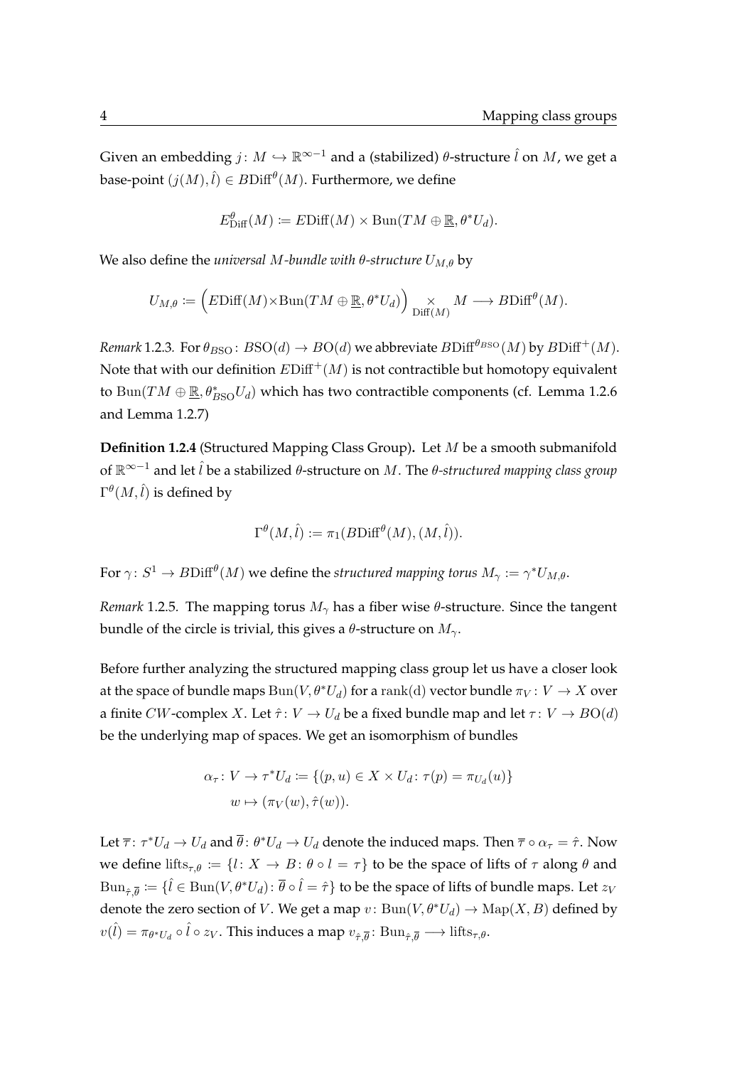Given an embedding $j \colon M \hookrightarrow \mathbb{R}^{\infty-1}$ and a (stabilized) $\theta$-structure $\hat{l}$ on $M$, we get a base-point $(j(M), \hat{l}) \in B\mathrm{Diff}^{\theta}(M)$. Furthermore, we define

$$E^{\theta}_{\mathrm{Diff}}(M) \coloneqq E\mathrm{Diff}(M) \times \mathrm{Bun}(TM \oplus \underline{\mathbb{R}}, \theta^* U_d).$$

We also define the *universal $M$-bundle with $\theta$-structure $U_{M,\theta}$* by

$$U_{M,\theta} \coloneqq \Big( E\mathrm{Diff}(M) \times \mathrm{Bun}(TM \oplus \underline{\mathbb{R}}, \theta^* U_d) \Big) \underset{\mathrm{Diff}(M)}{\times} M \longrightarrow B\mathrm{Diff}^{\theta}(M).$$

*Remark* 1.2.3. For $\theta_{\mathrm{BSO}} \colon B\mathrm{SO}(d) \to B\mathrm{O}(d)$ we abbreviate $B\mathrm{Diff}^{\theta_{B\mathrm{SO}}}(M)$ by $B\mathrm{Diff}^{+}(M)$. Note that with our definition $E\mathrm{Diff}^{+}(M)$ is not contractible but homotopy equivalent to $\mathrm{Bun}(TM \oplus \underline{\mathbb{R}}, \theta^*_{\mathrm{BSO}} U_d)$ which has two contractible components (cf. Lemma 1.2.6 and Lemma 1.2.7)

**Definition 1.2.4** (Structured Mapping Class Group)**.** Let $M$ be a smooth submanifold of $\mathbb{R}^{\infty-1}$ and let $\hat{l}$ be a stabilized $\theta$-structure on $M$. The *$\theta$-structured mapping class group* $\Gamma^{\theta}(M, \hat{l})$ is defined by

$$\Gamma^{\theta}(M, \hat{l}) \coloneqq \pi_1(B\mathrm{Diff}^{\theta}(M), (M, \hat{l})).$$

For $\gamma \colon S^1 \to B\mathrm{Diff}^{\theta}(M)$ we define the *structured mapping torus* $M_\gamma \coloneqq \gamma^* U_{M,\theta}$.

*Remark* 1.2.5. The mapping torus $M_\gamma$ has a fiber wise $\theta$-structure. Since the tangent bundle of the circle is trivial, this gives a $\theta$-structure on $M_\gamma$.

Before further analyzing the structured mapping class group let us have a closer look at the space of bundle maps $\mathrm{Bun}(V, \theta^* U_d)$ for a $\mathrm{rank}(\mathrm{d})$ vector bundle $\pi_V \colon V \to X$ over a finite $CW$-complex $X$. Let $\hat{\tau} \colon V \to U_d$ be a fixed bundle map and let $\tau \colon V \to BO(d)$ be the underlying map of spaces. We get an isomorphism of bundles

$$\begin{aligned}
\alpha_\tau \colon V &\to \tau^* U_d \coloneqq \{(p, u) \in X \times U_d \colon \tau(p) = \pi_{U_d}(u)\} \\
w &\mapsto (\pi_V(w), \hat{\tau}(w)).
\end{aligned}$$

Let $\overline{\tau} \colon \tau^* U_d \to U_d$ and $\overline{\theta} \colon \theta^* U_d \to U_d$ denote the induced maps. Then $\overline{\tau} \circ \alpha_\tau = \hat{\tau}$. Now we define $\mathrm{lifts}_{\tau,\theta} \coloneqq \{l \colon X \to B \colon \theta \circ l = \tau\}$ to be the space of lifts of $\tau$ along $\theta$ and $\mathrm{Bun}_{\hat{\tau},\overline{\theta}} \coloneqq \{\hat{l} \in \mathrm{Bun}(V, \theta^* U_d) \colon \overline{\theta} \circ \hat{l} = \hat{\tau}\}$ to be the space of lifts of bundle maps. Let $z_V$ denote the zero section of $V$. We get a map $v \colon \mathrm{Bun}(V, \theta^* U_d) \to \mathrm{Map}(X, B)$ defined by $v(\hat{l}) = \pi_{\theta^* U_d} \circ \hat{l} \circ z_V$. This induces a map $v_{\hat{\tau},\overline{\theta}} \colon \mathrm{Bun}_{\hat{\tau},\overline{\theta}} \longrightarrow \mathrm{lifts}_{\tau,\theta}$.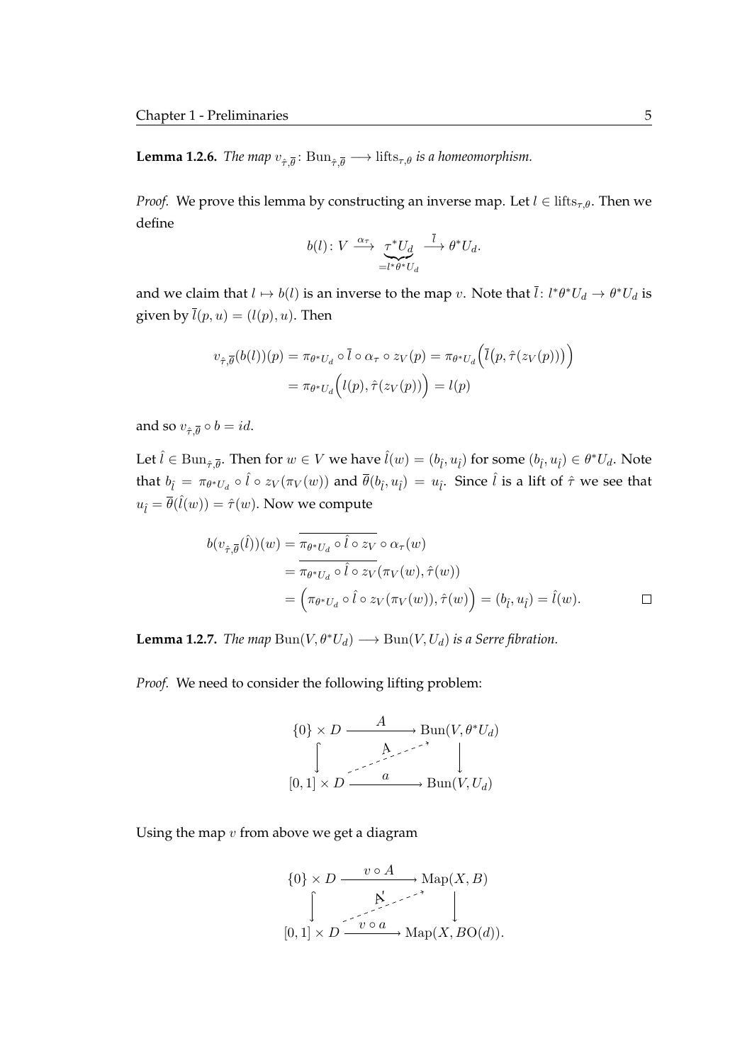**Lemma 1.2.6.** *The map $v_{\hat{\tau},\overline{\theta}}\colon \mathrm{Bun}_{\hat{\tau},\overline{\theta}} \longrightarrow \mathrm{lifts}_{\tau,\theta}$ is a homeomorphism.*

*Proof.* We prove this lemma by constructing an inverse map. Let $l \in \mathrm{lifts}_{\tau,\theta}$. Then we define

$$b(l)\colon V \xrightarrow{\alpha_\tau} \underbrace{\tau^*U_d}_{=l^*\theta^*U_d} \xrightarrow{\overline{l}} \theta^*U_d.$$

and we claim that $l \mapsto b(l)$ is an inverse to the map $v$. Note that $\overline{l}\colon l^*\theta^*U_d \to \theta^*U_d$ is given by $\overline{l}(p,u) = (l(p), u)$. Then

$$\begin{aligned} v_{\hat{\tau},\overline{\theta}}(b(l))(p) &= \pi_{\theta^*U_d} \circ \overline{l} \circ \alpha_\tau \circ z_V(p) = \pi_{\theta^*U_d}\Big(\overline{l}\big(p, \hat{\tau}(z_V(p))\big)\Big) \\ &= \pi_{\theta^*U_d}\Big(l(p), \hat{\tau}(z_V(p))\Big) = l(p) \end{aligned}$$

and so $v_{\hat{\tau},\overline{\theta}} \circ b = id$.

Let $\hat{l} \in \mathrm{Bun}_{\hat{\tau},\overline{\theta}}$. Then for $w \in V$ we have $\hat{l}(w) = (b_{\hat{l}}, u_{\hat{l}})$ for some $(b_{\hat{l}}, u_{\hat{l}}) \in \theta^*U_d$. Note that $b_{\hat{l}} = \pi_{\theta^*U_d} \circ \hat{l} \circ z_V(\pi_V(w))$ and $\overline{\theta}(b_{\hat{l}}, u_{\hat{l}}) = u_{\hat{l}}$. Since $\hat{l}$ is a lift of $\hat{\tau}$ we see that $u_{\hat{l}} = \overline{\theta}(\hat{l}(w)) = \hat{\tau}(w)$. Now we compute

$$\begin{aligned} b(v_{\hat{\tau},\overline{\theta}}(\hat{l}))(w) &= \overline{\pi_{\theta^*U_d} \circ \hat{l} \circ z_V} \circ \alpha_\tau(w) \\ &= \overline{\pi_{\theta^*U_d} \circ \hat{l} \circ z_V}(\pi_V(w), \hat{\tau}(w)) \\ &= \Big(\pi_{\theta^*U_d} \circ \hat{l} \circ z_V(\pi_V(w)), \hat{\tau}(w)\Big) = (b_{\hat{l}}, u_{\hat{l}}) = \hat{l}(w). \end{aligned}$$

$\square$

**Lemma 1.2.7.** *The map $\mathrm{Bun}(V, \theta^*U_d) \longrightarrow \mathrm{Bun}(V, U_d)$ is a Serre fibration.*

*Proof.* We need to consider the following lifting problem:

$$\begin{array}{ccc} \{0\} \times D & \xrightarrow{\quad A \quad} & \mathrm{Bun}(V, \theta^*U_d) \\ \big\downarrow & \overset{\mathcal{A}}{\nearrow} & \big\downarrow \\ [0,1] \times D & \xrightarrow{\quad a \quad} & \mathrm{Bun}(V, U_d) \end{array}$$

Using the map $v$ from above we get a diagram

$$\begin{array}{ccc} \{0\} \times D & \xrightarrow{\quad v \circ A \quad} & \mathrm{Map}(X, B) \\ \big\downarrow & \overset{\mathcal{A}'}{\nearrow} & \big\downarrow \\ [0,1] \times D & \xrightarrow{\quad v \circ a \quad} & \mathrm{Map}(X, BO(d)). \end{array}$$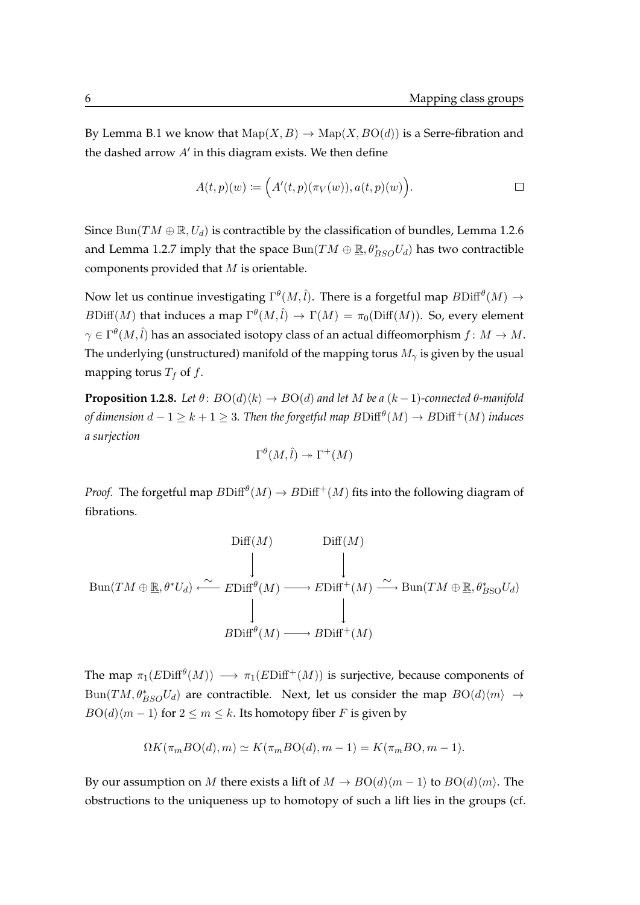By Lemma B.1 we know that $\mathrm{Map}(X, B) \to \mathrm{Map}(X, BO(d))$ is a Serre-fibration and the dashed arrow $A'$ in this diagram exists. We then define

$$A(t,p)(w) := \Big( A'(t,p)(\pi_V(w)), a(t,p)(w) \Big). \qquad \square$$

Since $\mathrm{Bun}(TM \oplus \mathbb{R}, U_d)$ is contractible by the classification of bundles, Lemma 1.2.6 and Lemma 1.2.7 imply that the space $\mathrm{Bun}(TM \oplus \underline{\mathbb{R}}, \theta^*_{BSO} U_d)$ has two contractible components provided that $M$ is orientable.

Now let us continue investigating $\Gamma^\theta(M, \hat{l})$. There is a forgetful map $B\mathrm{Diff}^\theta(M) \to B\mathrm{Diff}(M)$ that induces a map $\Gamma^\theta(M, \hat{l}) \to \Gamma(M) = \pi_0(\mathrm{Diff}(M))$. So, every element $\gamma \in \Gamma^\theta(M, \hat{l})$ has an associated isotopy class of an actual diffeomorphism $f\colon M \to M$. The underlying (unstructured) manifold of the mapping torus $M_\gamma$ is given by the usual mapping torus $T_f$ of $f$.

**Proposition 1.2.8.** *Let $\theta\colon BO(d)\langle k\rangle \to BO(d)$ and let $M$ be a $(k-1)$-connected $\theta$-manifold of dimension $d-1 \geq k+1 \geq 3$. Then the forgetful map $B\mathrm{Diff}^\theta(M) \to B\mathrm{Diff}^+(M)$ induces a surjection*

$$\Gamma^\theta(M, \hat{l}) \twoheadrightarrow \Gamma^+(M)$$

*Proof.* The forgetful map $B\mathrm{Diff}^\theta(M) \to B\mathrm{Diff}^+(M)$ fits into the following diagram of fibrations.

$$\begin{array}{ccccccc}
 & & \mathrm{Diff}(M) & & \mathrm{Diff}(M) & & \\
 & & \downarrow & & \downarrow & & \\
\mathrm{Bun}(TM \oplus \underline{\mathbb{R}}, \theta^* U_d) & \xleftarrow{\sim} & E\mathrm{Diff}^\theta(M) & \longrightarrow & E\mathrm{Diff}^+(M) & \xrightarrow{\sim} & \mathrm{Bun}(TM \oplus \underline{\mathbb{R}}, \theta^*_{\mathrm{BSO}} U_d) \\
 & & \downarrow & & \downarrow & & \\
 & & B\mathrm{Diff}^\theta(M) & \longrightarrow & B\mathrm{Diff}^+(M) & &
\end{array}$$

The map $\pi_1(E\mathrm{Diff}^\theta(M)) \longrightarrow \pi_1(E\mathrm{Diff}^+(M))$ is surjective, because components of $\mathrm{Bun}(TM, \theta^*_{BSO} U_d)$ are contractible. Next, let us consider the map $BO(d)\langle m\rangle \to BO(d)\langle m-1\rangle$ for $2 \leq m \leq k$. Its homotopy fiber $F$ is given by

$$\Omega K(\pi_m BO(d), m) \simeq K(\pi_m BO(d), m-1) = K(\pi_m BO, m-1).$$

By our assumption on $M$ there exists a lift of $M \to BO(d)\langle m-1\rangle$ to $BO(d)\langle m\rangle$. The obstructions to the uniqueness up to homotopy of such a lift lies in the groups (cf.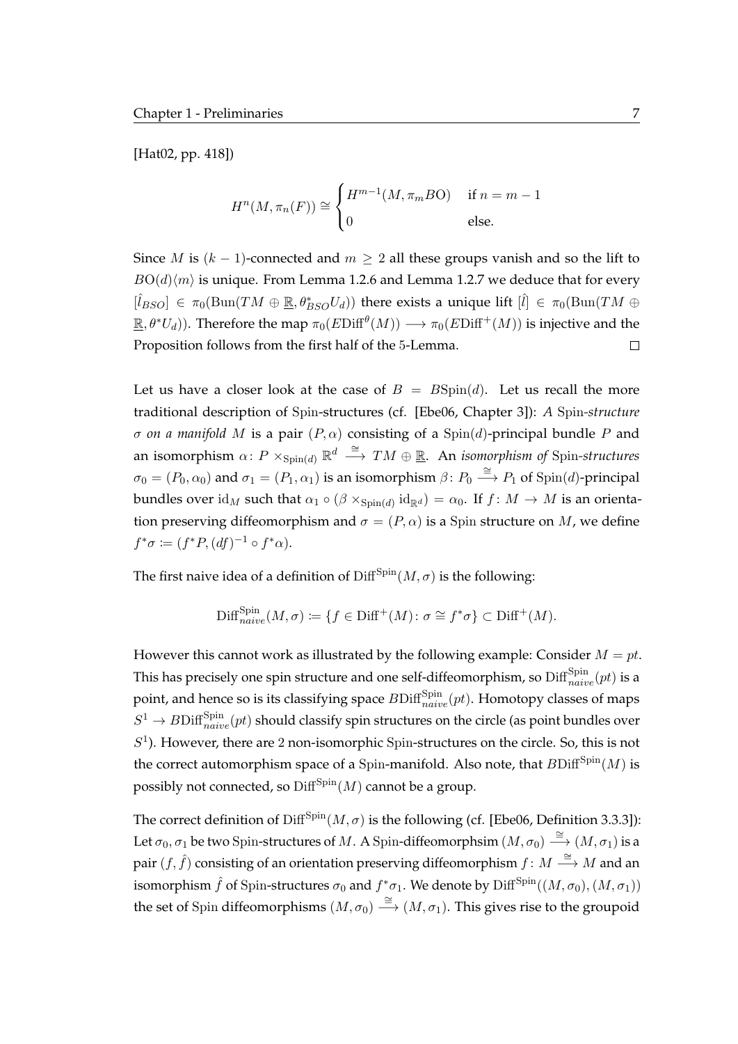[Hat02, pp. 418])

$$H^n(M, \pi_n(F)) \cong \begin{cases} H^{m-1}(M, \pi_m BO) & \text{if } n = m-1 \\ 0 & \text{else.} \end{cases}$$

Since $M$ is $(k-1)$-connected and $m \geq 2$ all these groups vanish and so the lift to $BO(d)\langle m \rangle$ is unique. From Lemma 1.2.6 and Lemma 1.2.7 we deduce that for every $[\hat{l}_{BSO}] \in \pi_0(\mathrm{Bun}(TM \oplus \underline{\mathbb{R}}, \theta^*_{BSO} U_d))$ there exists a unique lift $[\hat{l}] \in \pi_0(\mathrm{Bun}(TM \oplus \underline{\mathbb{R}}, \theta^* U_d))$. Therefore the map $\pi_0(E\mathrm{Diff}^\theta(M)) \longrightarrow \pi_0(E\mathrm{Diff}^+(M))$ is injective and the Proposition follows from the first half of the 5-Lemma. □

Let us have a closer look at the case of $B = B\mathrm{Spin}(d)$. Let us recall the more traditional description of Spin-structures (cf. [Ebe06, Chapter 3]): *A* Spin*-structure $\sigma$ on a manifold $M$* is a pair $(P, \alpha)$ consisting of a $\mathrm{Spin}(d)$-principal bundle $P$ and an isomorphism $\alpha \colon P \times_{\mathrm{Spin}(d)} \mathbb{R}^d \xrightarrow{\cong} TM \oplus \underline{\mathbb{R}}$. An *isomorphism of* Spin*-structures* $\sigma_0 = (P_0, \alpha_0)$ and $\sigma_1 = (P_1, \alpha_1)$ is an isomorphism $\beta \colon P_0 \xrightarrow{\cong} P_1$ of $\mathrm{Spin}(d)$-principal bundles over $\mathrm{id}_M$ such that $\alpha_1 \circ (\beta \times_{\mathrm{Spin}(d)} \mathrm{id}_{\mathbb{R}^d}) = \alpha_0$. If $f \colon M \to M$ is an orientation preserving diffeomorphism and $\sigma = (P, \alpha)$ is a Spin structure on $M$, we define $f^*\sigma \coloneqq (f^*P, (df)^{-1} \circ f^*\alpha)$.

The first naive idea of a definition of $\mathrm{Diff}^{\mathrm{Spin}}(M, \sigma)$ is the following:

$$\mathrm{Diff}^{\mathrm{Spin}}_{naive}(M, \sigma) \coloneqq \{f \in \mathrm{Diff}^+(M) \colon \sigma \cong f^*\sigma\} \subset \mathrm{Diff}^+(M).$$

However this cannot work as illustrated by the following example: Consider $M = pt$. This has precisely one spin structure and one self-diffeomorphism, so $\mathrm{Diff}^{\mathrm{Spin}}_{naive}(pt)$ is a point, and hence so is its classifying space $B\mathrm{Diff}^{\mathrm{Spin}}_{naive}(pt)$. Homotopy classes of maps $S^1 \to B\mathrm{Diff}^{\mathrm{Spin}}_{naive}(pt)$ should classify spin structures on the circle (as point bundles over $S^1$). However, there are 2 non-isomorphic Spin-structures on the circle. So, this is not the correct automorphism space of a Spin-manifold. Also note, that $B\mathrm{Diff}^{\mathrm{Spin}}(M)$ is possibly not connected, so $\mathrm{Diff}^{\mathrm{Spin}}(M)$ cannot be a group.

The correct definition of $\mathrm{Diff}^{\mathrm{Spin}}(M, \sigma)$ is the following (cf. [Ebe06, Definition 3.3.3]): Let $\sigma_0, \sigma_1$ be two Spin-structures of $M$. A Spin-diffeomorphsim $(M, \sigma_0) \xrightarrow{\cong} (M, \sigma_1)$ is a pair $(f, \hat{f})$ consisting of an orientation preserving diffeomorphism $f \colon M \xrightarrow{\cong} M$ and an isomorphism $\hat{f}$ of Spin-structures $\sigma_0$ and $f^*\sigma_1$. We denote by $\mathrm{Diff}^{\mathrm{Spin}}((M, \sigma_0), (M, \sigma_1))$ the set of Spin diffeomorphisms $(M, \sigma_0) \xrightarrow{\cong} (M, \sigma_1)$. This gives rise to the groupoid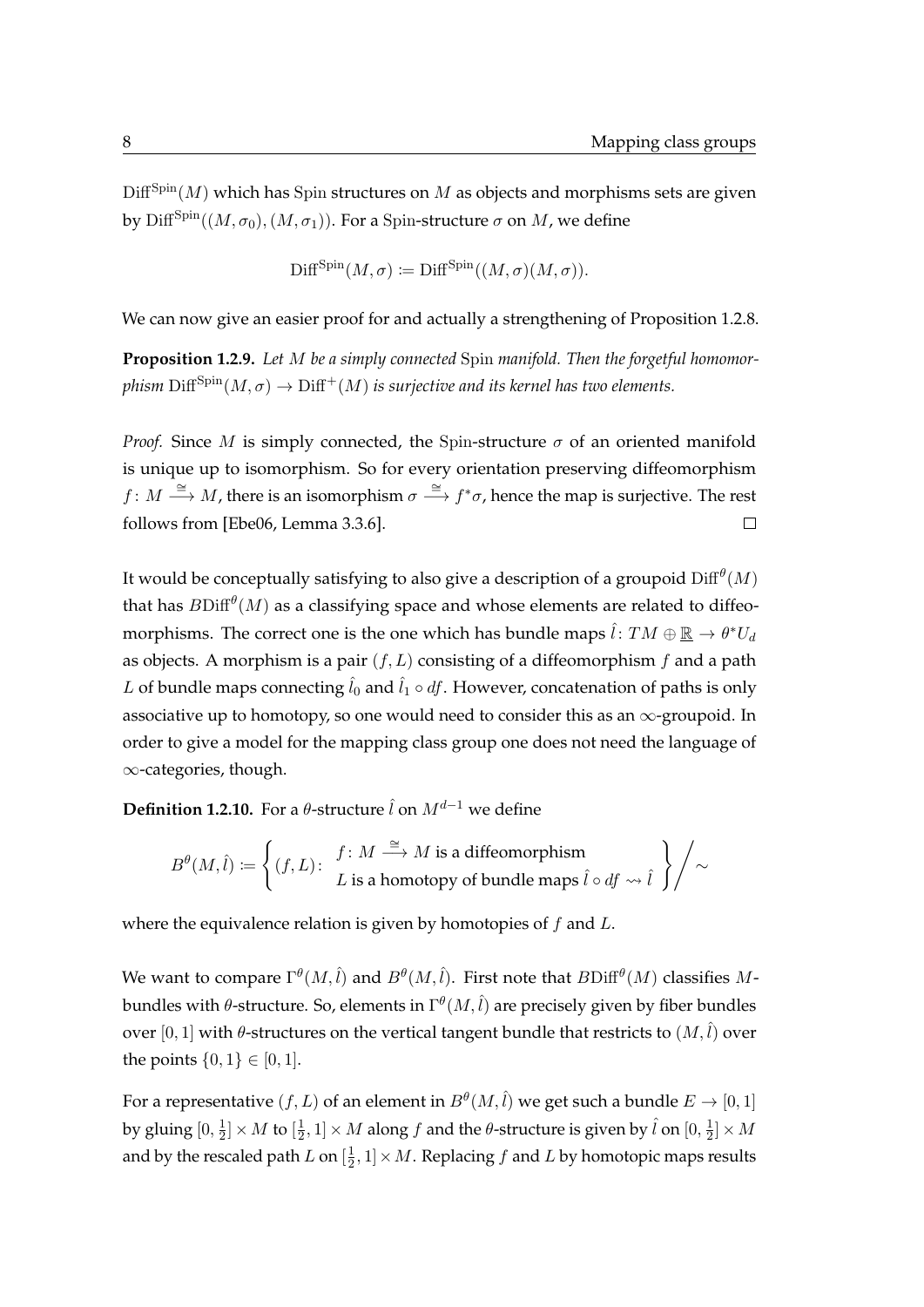$\mathrm{Diff}^{\mathrm{Spin}}(M)$ which has $\mathrm{Spin}$ structures on $M$ as objects and morphisms sets are given by $\mathrm{Diff}^{\mathrm{Spin}}((M,\sigma_0),(M,\sigma_1))$. For a $\mathrm{Spin}$-structure $\sigma$ on $M$, we define

$$\mathrm{Diff}^{\mathrm{Spin}}(M,\sigma) := \mathrm{Diff}^{\mathrm{Spin}}((M,\sigma)(M,\sigma)).$$

We can now give an easier proof for and actually a strengthening of Proposition 1.2.8.

**Proposition 1.2.9.** *Let $M$ be a simply connected $\mathrm{Spin}$ manifold. Then the forgetful homomorphism $\mathrm{Diff}^{\mathrm{Spin}}(M,\sigma) \to \mathrm{Diff}^{+}(M)$ is surjective and its kernel has two elements.*

*Proof.* Since $M$ is simply connected, the $\mathrm{Spin}$-structure $\sigma$ of an oriented manifold is unique up to isomorphism. So for every orientation preserving diffeomorphism $f\colon M \xrightarrow{\cong} M$, there is an isomorphism $\sigma \xrightarrow{\cong} f^*\sigma$, hence the map is surjective. The rest follows from [Ebe06, Lemma 3.3.6]. □

It would be conceptually satisfying to also give a description of a groupoid $\mathrm{Diff}^{\theta}(M)$ that has $B\mathrm{Diff}^{\theta}(M)$ as a classifying space and whose elements are related to diffeomorphisms. The correct one is the one which has bundle maps $\hat{l}\colon TM \oplus \underline{\mathbb{R}} \to \theta^* U_d$ as objects. A morphism is a pair $(f, L)$ consisting of a diffeomorphism $f$ and a path $L$ of bundle maps connecting $\hat{l}_0$ and $\hat{l}_1 \circ df$. However, concatenation of paths is only associative up to homotopy, so one would need to consider this as an $\infty$-groupoid. In order to give a model for the mapping class group one does not need the language of $\infty$-categories, though.

**Definition 1.2.10.** For a $\theta$-structure $\hat{l}$ on $M^{d-1}$ we define

$$B^{\theta}(M,\hat{l}) := \left\{ (f,L)\colon \begin{array}{l} f\colon M \xrightarrow{\cong} M \text{ is a diffeomorphism} \\ L \text{ is a homotopy of bundle maps } \hat{l}\circ df \rightsquigarrow \hat{l} \end{array} \right\} \Big/ \sim$$

where the equivalence relation is given by homotopies of $f$ and $L$.

We want to compare $\Gamma^{\theta}(M,\hat{l})$ and $B^{\theta}(M,\hat{l})$. First note that $B\mathrm{Diff}^{\theta}(M)$ classifies $M$-bundles with $\theta$-structure. So, elements in $\Gamma^{\theta}(M,\hat{l})$ are precisely given by fiber bundles over $[0,1]$ with $\theta$-structures on the vertical tangent bundle that restricts to $(M,\hat{l})$ over the points $\{0,1\} \in [0,1]$.

For a representative $(f,L)$ of an element in $B^{\theta}(M,\hat{l})$ we get such a bundle $E \to [0,1]$ by gluing $[0,\frac{1}{2}] \times M$ to $[\frac{1}{2},1] \times M$ along $f$ and the $\theta$-structure is given by $\hat{l}$ on $[0,\frac{1}{2}] \times M$ and by the rescaled path $L$ on $[\frac{1}{2},1] \times M$. Replacing $f$ and $L$ by homotopic maps results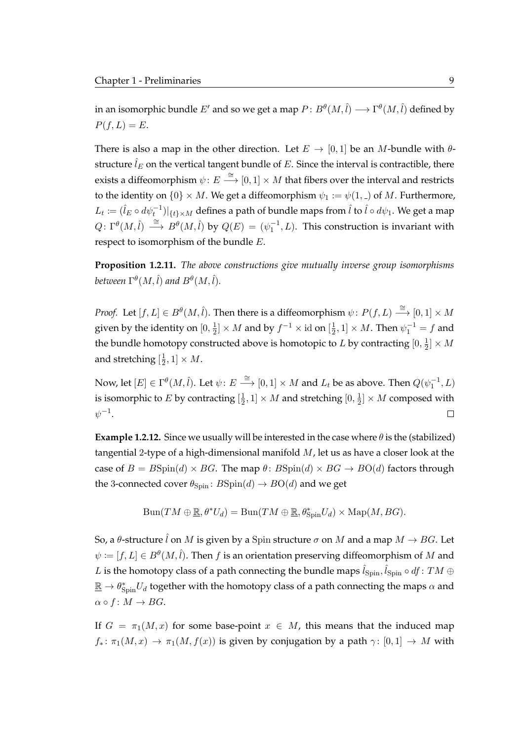in an isomorphic bundle $E'$ and so we get a map $P\colon B^\theta(M,\hat{l}) \longrightarrow \Gamma^\theta(M,\hat{l})$ defined by $P(f,L) = E$.

There is also a map in the other direction. Let $E \to [0,1]$ be an $M$-bundle with $\theta$-structure $\hat{l}_E$ on the vertical tangent bundle of $E$. Since the interval is contractible, there exists a diffeomorphism $\psi\colon E \xrightarrow{\cong} [0,1]\times M$ that fibers over the interval and restricts to the identity on $\{0\}\times M$. We get a diffeomorphism $\psi_1 := \psi(1,\_)$ of $M$. Furthermore, $L_t := (\hat{l}_E \circ d\psi_t^{-1})|_{\{t\}\times M}$ defines a path of bundle maps from $\hat{l}$ to $\hat{l}\circ d\psi_1$. We get a map $Q\colon \Gamma^\theta(M,\hat{l}) \xrightarrow{\cong} B^\theta(M,\hat{l})$ by $Q(E) = (\psi_1^{-1}, L)$. This construction is invariant with respect to isomorphism of the bundle $E$.

**Proposition 1.2.11.** *The above constructions give mutually inverse group isomorphisms between $\Gamma^\theta(M,\hat{l})$ and $B^\theta(M,\hat{l})$.*

*Proof.* Let $[f,L] \in B^\theta(M,\hat{l})$. Then there is a diffeomorphism $\psi\colon P(f,L) \xrightarrow{\cong} [0,1]\times M$ given by the identity on $[0,\frac{1}{2}]\times M$ and by $f^{-1}\times \mathrm{id}$ on $[\frac{1}{2},1]\times M$. Then $\psi_1^{-1} = f$ and the bundle homotopy constructed above is homotopic to $L$ by contracting $[0,\frac{1}{2}]\times M$ and stretching $[\frac{1}{2},1]\times M$.

Now, let $[E] \in \Gamma^\theta(M,\hat{l})$. Let $\psi\colon E \xrightarrow{\cong} [0,1]\times M$ and $L_t$ be as above. Then $Q(\psi_1^{-1}, L)$ is isomorphic to $E$ by contracting $[\frac{1}{2},1]\times M$ and stretching $[0,\frac{1}{2}]\times M$ composed with $\psi^{-1}$. $\square$

**Example 1.2.12.** Since we usually will be interested in the case where $\theta$ is the (stabilized) tangential 2-type of a high-dimensional manifold $M$, let us as have a closer look at the case of $B = B\mathrm{Spin}(d)\times BG$. The map $\theta\colon B\mathrm{Spin}(d)\times BG \to B\mathrm{O}(d)$ factors through the 3-connected cover $\theta_{\mathrm{Spin}}\colon B\mathrm{Spin}(d) \to B\mathrm{O}(d)$ and we get

$$\mathrm{Bun}(TM\oplus\underline{\mathbb{R}}, \theta^*U_d) = \mathrm{Bun}(TM\oplus\underline{\mathbb{R}}, \theta_{\mathrm{Spin}}^*U_d)\times \mathrm{Map}(M,BG).$$

So, a $\theta$-structure $\hat{l}$ on $M$ is given by a $\mathrm{Spin}$ structure $\sigma$ on $M$ and a map $M\to BG$. Let $\psi := [f,L] \in B^\theta(M,\hat{l})$. Then $f$ is an orientation preserving diffeomorphism of $M$ and $L$ is the homotopy class of a path connecting the bundle maps $\hat{l}_{\mathrm{Spin}}, \hat{l}_{\mathrm{Spin}}\circ df\colon TM\oplus\underline{\mathbb{R}} \to \theta_{\mathrm{Spin}}^*U_d$ together with the homotopy class of a path connecting the maps $\alpha$ and $\alpha\circ f\colon M\to BG$.

If $G = \pi_1(M,x)$ for some base-point $x\in M$, this means that the induced map $f_*\colon \pi_1(M,x)\to\pi_1(M,f(x))$ is given by conjugation by a path $\gamma\colon [0,1]\to M$ with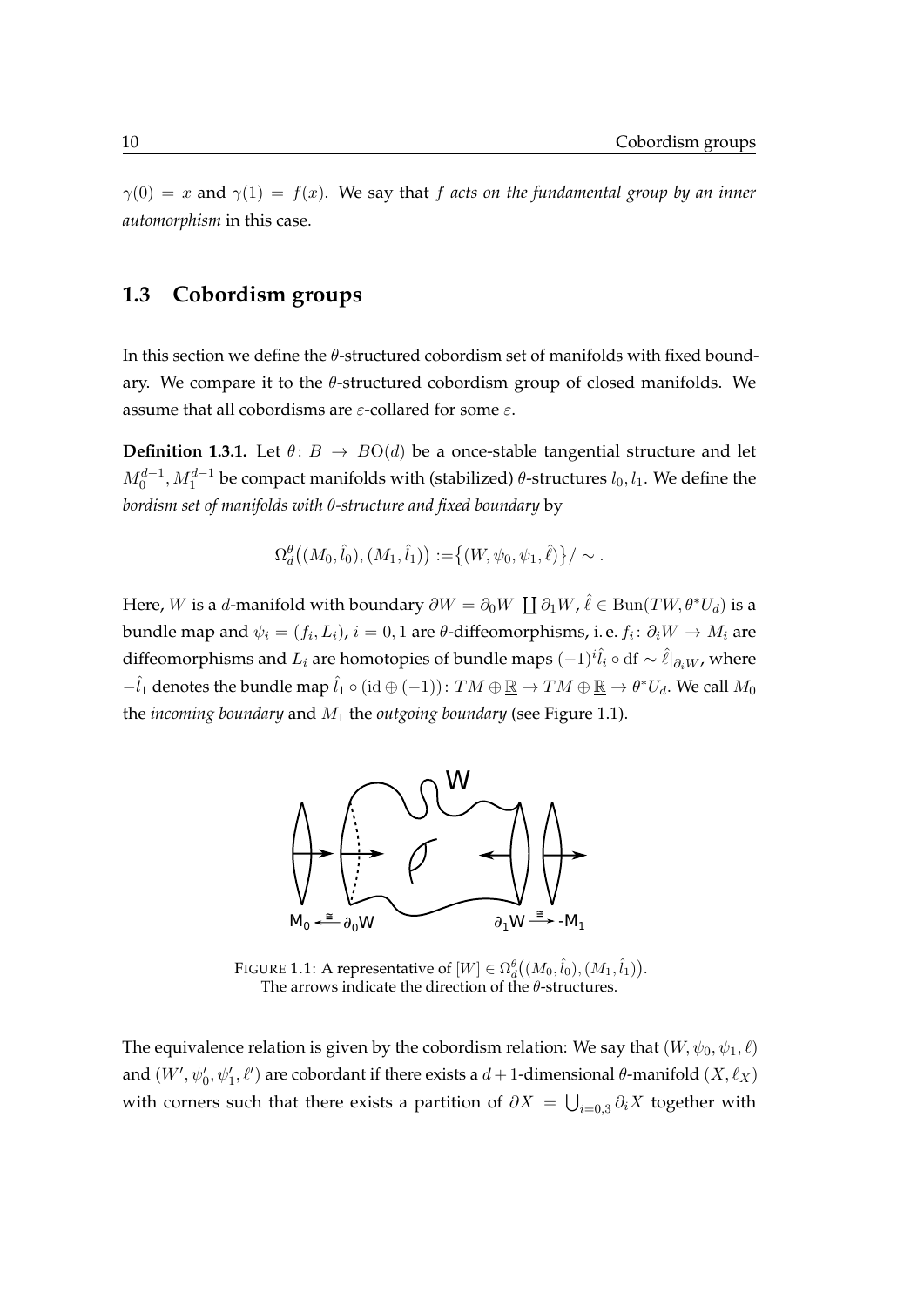$\gamma(0) = x$ and $\gamma(1) = f(x)$. We say that $f$ *acts on the fundamental group by an inner automorphism* in this case.

## 1.3 Cobordism groups

In this section we define the $\theta$-structured cobordism set of manifolds with fixed boundary. We compare it to the $\theta$-structured cobordism group of closed manifolds. We assume that all cobordisms are $\varepsilon$-collared for some $\varepsilon$.

**Definition 1.3.1.** Let $\theta\colon B \to BO(d)$ be a once-stable tangential structure and let $M_0^{d-1}, M_1^{d-1}$ be compact manifolds with (stabilized) $\theta$-structures $l_0, l_1$. We define the *bordism set of manifolds with $\theta$-structure and fixed boundary* by

$$\Omega_d^\theta\big((M_0, \hat{l}_0), (M_1, \hat{l}_1)\big) := \big\{(W, \psi_0, \psi_1, \hat{\ell})\big\}/\sim .$$

Here, $W$ is a $d$-manifold with boundary $\partial W = \partial_0 W \coprod \partial_1 W$, $\hat{\ell} \in \mathrm{Bun}(TW, \theta^* U_d)$ is a bundle map and $\psi_i = (f_i, L_i)$, $i = 0, 1$ are $\theta$-diffeomorphisms, i. e. $f_i\colon \partial_i W \to M_i$ are diffeomorphisms and $L_i$ are homotopies of bundle maps $(-1)^i \hat{l}_i \circ \mathrm{d}f \sim \hat{\ell}|_{\partial_i W}$, where $-\hat{l}_1$ denotes the bundle map $\hat{l}_1 \circ (\mathrm{id} \oplus (-1))\colon TM \oplus \underline{\mathbb{R}} \to TM \oplus \underline{\mathbb{R}} \to \theta^* U_d$. We call $M_0$ the *incoming boundary* and $M_1$ the *outgoing boundary* (see Figure 1.1).

FIGURE 1.1: A representative of $[W] \in \Omega_d^\theta\big((M_0, \hat{l}_0), (M_1, \hat{l}_1)\big)$. The arrows indicate the direction of the $\theta$-structures.

The equivalence relation is given by the cobordism relation: We say that $(W, \psi_0, \psi_1, \ell)$ and $(W', \psi_0', \psi_1', \ell')$ are cobordant if there exists a $d+1$-dimensional $\theta$-manifold $(X, \ell_X)$ with corners such that there exists a partition of $\partial X = \bigcup_{i=0,3} \partial_i X$ together with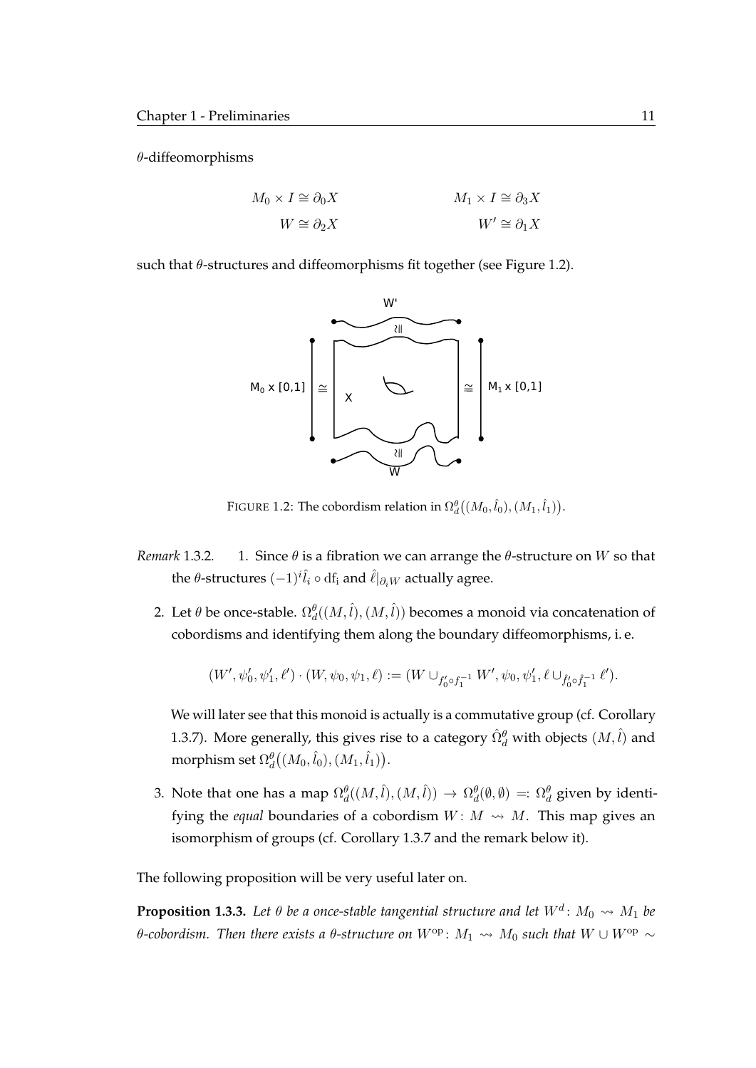θ-diffeomorphisms

$$M_0 \times I \cong \partial_0 X \qquad\qquad M_1 \times I \cong \partial_3 X$$
$$W \cong \partial_2 X \qquad\qquad W' \cong \partial_1 X$$

such that θ-structures and diffeomorphisms fit together (see Figure 1.2).

FIGURE 1.2: The cobordism relation in $\Omega_d^\theta\big((M_0, \hat{l}_0), (M_1, \hat{l}_1)\big)$.

*Remark* 1.3.2.

1. Since $\theta$ is a fibration we can arrange the $\theta$-structure on $W$ so that the $\theta$-structures $(-1)^i \hat{l}_i \circ \mathrm{df_i}$ and $\hat{\ell}|_{\partial_i W}$ actually agree.

2. Let $\theta$ be once-stable. $\Omega_d^\theta((M, \hat{l}), (M, \hat{l}))$ becomes a monoid via concatenation of cobordisms and identifying them along the boundary diffeomorphisms, i. e.

$$(W', \psi_0', \psi_1', \ell') \cdot (W, \psi_0, \psi_1, \ell) := (W \cup_{f_0' \circ f_1^{-1}} W', \psi_0, \psi_1', \ell \cup_{\hat{f}_0' \circ \hat{f}_1^{-1}} \ell').$$

We will later see that this monoid is actually is a commutative group (cf. Corollary 1.3.7). More generally, this gives rise to a category $\hat{\Omega}_d^\theta$ with objects $(M, \hat{l})$ and morphism set $\Omega_d^\theta\big((M_0, \hat{l}_0), (M_1, \hat{l}_1)\big)$.

3. Note that one has a map $\Omega_d^\theta((M, \hat{l}), (M, \hat{l})) \to \Omega_d^\theta(\emptyset, \emptyset) =: \Omega_d^\theta$ given by identifying the *equal* boundaries of a cobordism $W\colon M \rightsquigarrow M$. This map gives an isomorphism of groups (cf. Corollary 1.3.7 and the remark below it).

The following proposition will be very useful later on.

**Proposition 1.3.3.** *Let $\theta$ be a once-stable tangential structure and let $W^d\colon M_0 \rightsquigarrow M_1$ be $\theta$-cobordism. Then there exists a $\theta$-structure on $W^{\mathrm{op}}\colon M_1 \rightsquigarrow M_0$ such that $W \cup W^{\mathrm{op}} \sim$*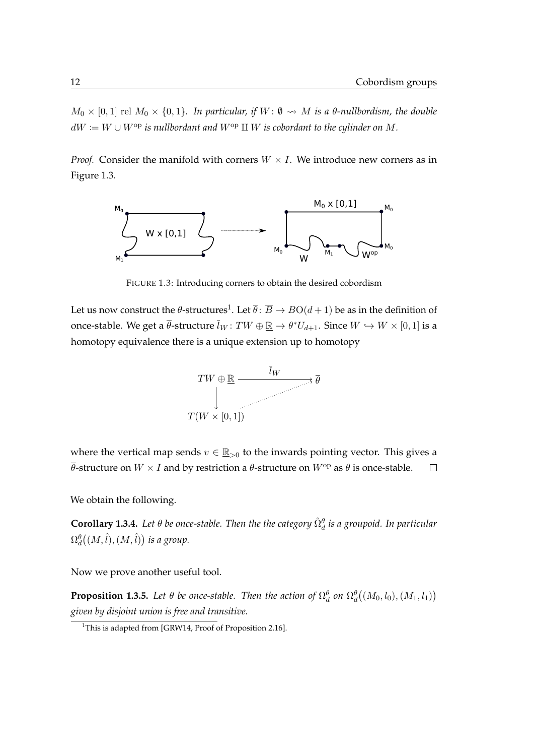$M_0 \times [0,1]$ rel $M_0 \times \{0,1\}$. *In particular, if $W\colon \emptyset \rightsquigarrow M$ is a $\theta$-nullbordism, the double $dW := W \cup W^{\mathrm{op}}$ is nullbordant and $W^{\mathrm{op}} \amalg W$ is cobordant to the cylinder on $M$.*

*Proof.* Consider the manifold with corners $W \times I$. We introduce new corners as in Figure 1.3.

FIGURE 1.3: Introducing corners to obtain the desired cobordism

Let us now construct the $\theta$-structures[1]. Let $\overline{\theta}\colon \overline{B} \to BO(d+1)$ be as in the definition of once-stable. We get a $\overline{\theta}$-structure $\overline{l}_W\colon TW \oplus \underline{\mathbb{R}} \to \theta^* U_{d+1}$. Since $W \hookrightarrow W \times [0,1]$ is a homotopy equivalence there is a unique extension up to homotopy

$$\begin{array}{ccc} TW \oplus \underline{\mathbb{R}} & \xrightarrow{\overline{l}_W} & \overline{\theta} \\ \big\downarrow & \nearrow & \\ T(W \times [0,1]) & & \end{array}$$

where the vertical map sends $v \in \underline{\mathbb{R}}_{>0}$ to the inwards pointing vector. This gives a $\overline{\theta}$-structure on $W \times I$ and by restriction a $\theta$-structure on $W^{\mathrm{op}}$ as $\theta$ is once-stable. $\square$

We obtain the following.

**Corollary 1.3.4.** *Let $\theta$ be once-stable. Then the the category $\hat{\Omega}_d^\theta$ is a groupoid. In particular $\Omega_d^\theta\big((M,\hat{l}),(M,\hat{l})\big)$ is a group.*

Now we prove another useful tool.

**Proposition 1.3.5.** *Let $\theta$ be once-stable. Then the action of $\Omega_d^\theta$ on $\Omega_d^\theta\big((M_0,l_0),(M_1,l_1)\big)$ given by disjoint union is free and transitive.*

[1] This is adapted from [GRW14, Proof of Proposition 2.16].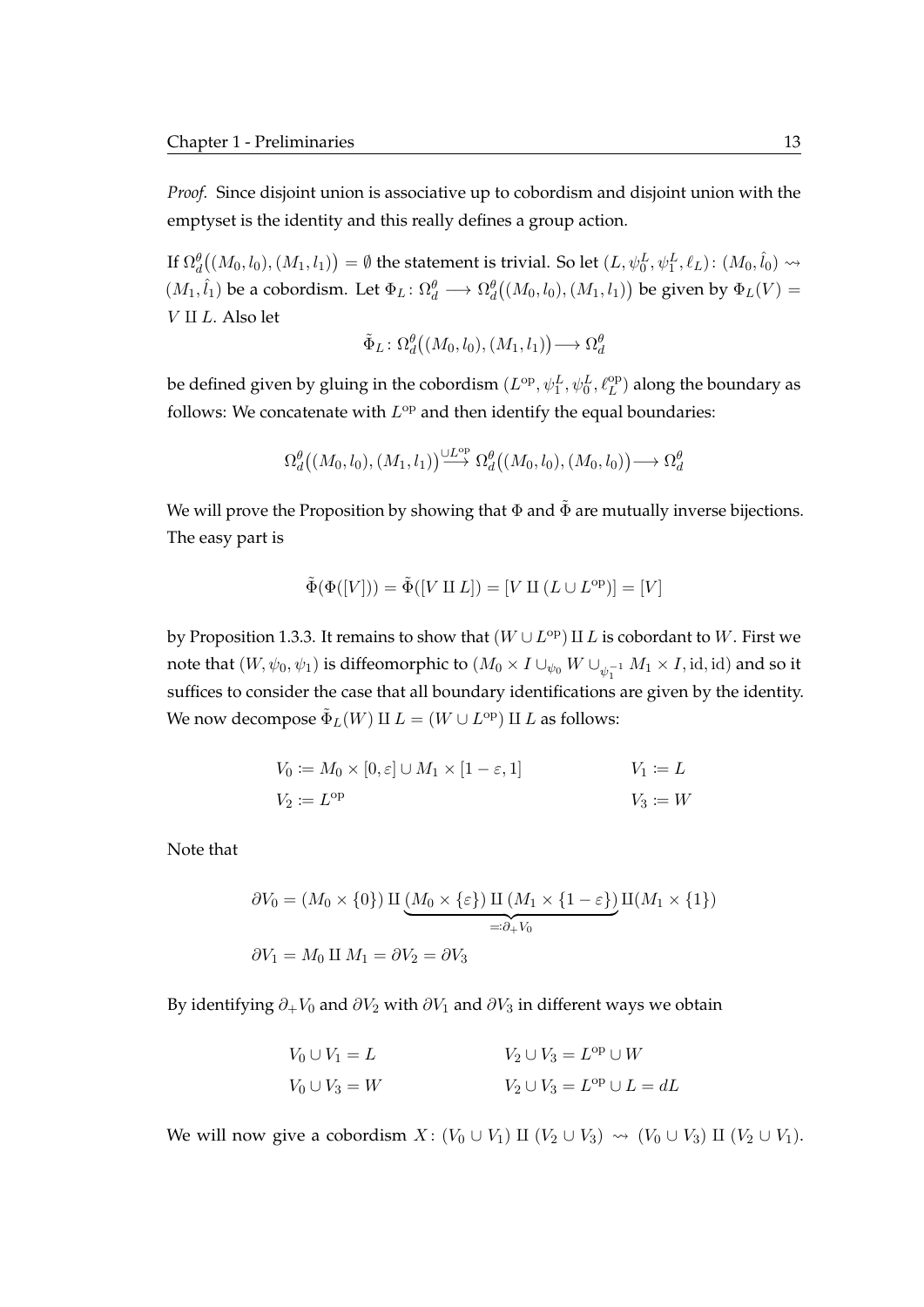*Proof.* Since disjoint union is associative up to cobordism and disjoint union with the emptyset is the identity and this really defines a group action.

If $\Omega_d^\theta\big((M_0, l_0), (M_1, l_1)\big) = \emptyset$ the statement is trivial. So let $(L, \psi_0^L, \psi_1^L, \ell_L): (M_0, \hat{l}_0) \rightsquigarrow (M_1, \hat{l}_1)$ be a cobordism. Let $\Phi_L : \Omega_d^\theta \longrightarrow \Omega_d^\theta\big((M_0, l_0), (M_1, l_1)\big)$ be given by $\Phi_L(V) = V \amalg L$. Also let

$$\tilde{\Phi}_L : \Omega_d^\theta\big((M_0, l_0), (M_1, l_1)\big) \longrightarrow \Omega_d^\theta$$

be defined given by gluing in the cobordism $(L^{\mathrm{op}}, \psi_1^L, \psi_0^L, \ell_L^{\mathrm{op}})$ along the boundary as follows: We concatenate with $L^{\mathrm{op}}$ and then identify the equal boundaries:

$$\Omega_d^\theta\big((M_0, l_0), (M_1, l_1)\big) \stackrel{\cup L^{\mathrm{op}}}{\longrightarrow} \Omega_d^\theta\big((M_0, l_0), (M_0, l_0)\big) \longrightarrow \Omega_d^\theta$$

We will prove the Proposition by showing that $\Phi$ and $\tilde{\Phi}$ are mutually inverse bijections. The easy part is

$$\tilde{\Phi}(\Phi([V])) = \tilde{\Phi}([V \amalg L]) = [V \amalg (L \cup L^{\mathrm{op}})] = [V]$$

by Proposition 1.3.3. It remains to show that $(W \cup L^{\mathrm{op}}) \amalg L$ is cobordant to $W$. First we note that $(W, \psi_0, \psi_1)$ is diffeomorphic to $(M_0 \times I \cup_{\psi_0} W \cup_{\psi_1^{-1}} M_1 \times I, \mathrm{id}, \mathrm{id})$ and so it suffices to consider the case that all boundary identifications are given by the identity. We now decompose $\tilde{\Phi}_L(W) \amalg L = (W \cup L^{\mathrm{op}}) \amalg L$ as follows:

$$V_0 := M_0 \times [0, \varepsilon] \cup M_1 \times [1 - \varepsilon, 1] \qquad\qquad V_1 := L$$
$$V_2 := L^{\mathrm{op}} \qquad\qquad V_3 := W$$

Note that

$$\partial V_0 = (M_0 \times \{0\}) \amalg \underbrace{(M_0 \times \{\varepsilon\}) \amalg (M_1 \times \{1 - \varepsilon\})}_{=:\partial_+ V_0} \amalg (M_1 \times \{1\})$$
$$\partial V_1 = M_0 \amalg M_1 = \partial V_2 = \partial V_3$$

By identifying $\partial_+ V_0$ and $\partial V_2$ with $\partial V_1$ and $\partial V_3$ in different ways we obtain

$$V_0 \cup V_1 = L \qquad\qquad V_2 \cup V_3 = L^{\mathrm{op}} \cup W$$
$$V_0 \cup V_3 = W \qquad\qquad V_2 \cup V_3 = L^{\mathrm{op}} \cup L = dL$$

We will now give a cobordism $X : (V_0 \cup V_1) \amalg (V_2 \cup V_3) \rightsquigarrow (V_0 \cup V_3) \amalg (V_2 \cup V_1)$.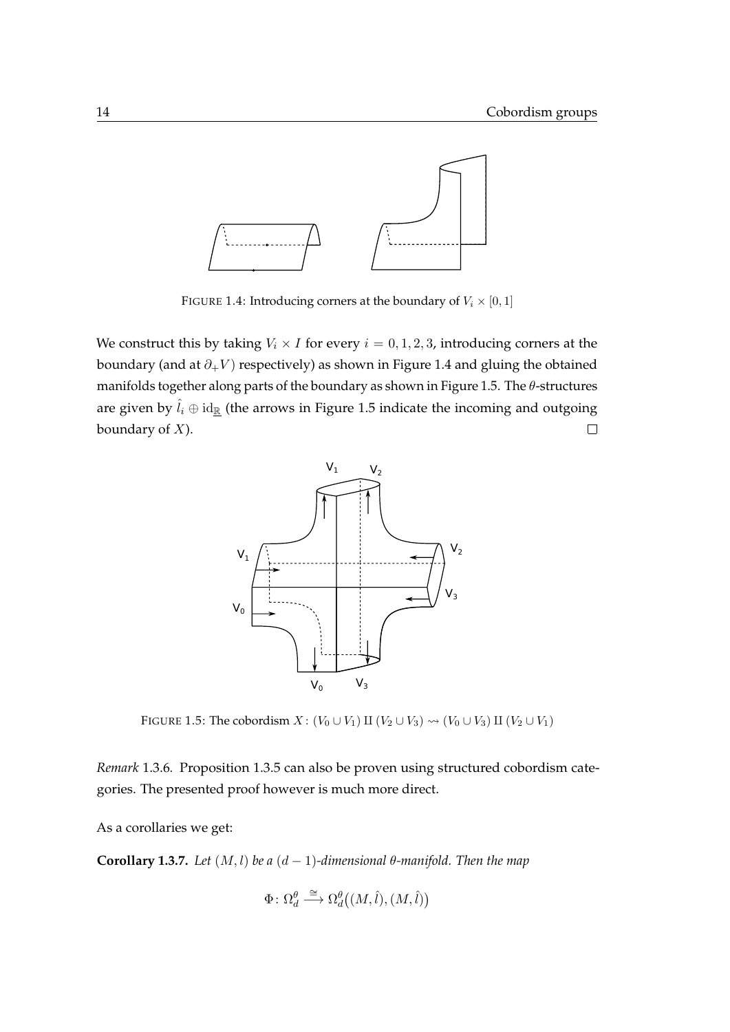FIGURE 1.4: Introducing corners at the boundary of $V_i \times [0,1]$

We construct this by taking $V_i \times I$ for every $i = 0, 1, 2, 3$, introducing corners at the boundary (and at $\partial_+ V$) respectively) as shown in Figure 1.4 and gluing the obtained manifolds together along parts of the boundary as shown in Figure 1.5. The $\theta$-structures are given by $\hat{l}_i \oplus \mathrm{id}_{\underline{\mathbb{R}}}$ (the arrows in Figure 1.5 indicate the incoming and outgoing boundary of $X$). □

FIGURE 1.5: The cobordism $X\colon (V_0 \cup V_1) \amalg (V_2 \cup V_3) \rightsquigarrow (V_0 \cup V_3) \amalg (V_2 \cup V_1)$

*Remark* 1.3.6. Proposition 1.3.5 can also be proven using structured cobordism categories. The presented proof however is much more direct.

As a corollaries we get:

**Corollary 1.3.7.** *Let $(M, l)$ be a $(d-1)$-dimensional $\theta$-manifold. Then the map*

$$\Phi\colon \Omega_d^\theta \xrightarrow{\cong} \Omega_d^\theta\big((M, \hat{l}), (M, \hat{l})\big)$$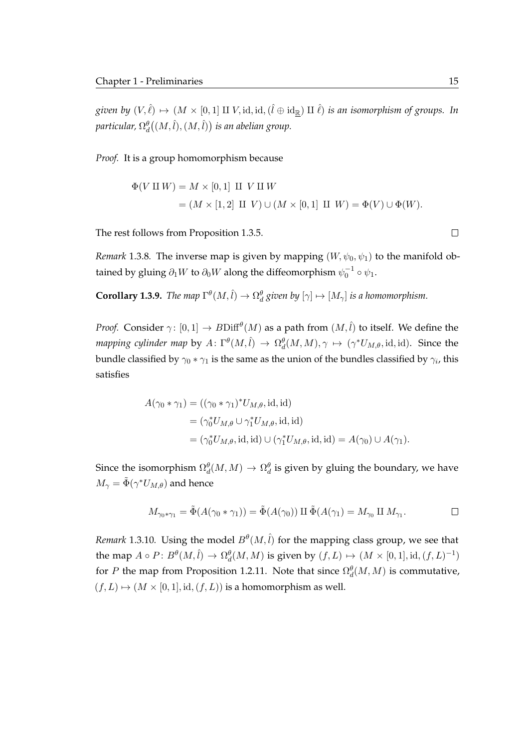*given by* $(V, \hat{\ell}) \mapsto (M \times [0,1] \amalg V, \mathrm{id}, \mathrm{id}, (\hat{\ell} \oplus \mathrm{id}_{\underline{\mathbb{R}}}) \amalg \hat{\ell})$ *is an isomorphism of groups. In particular,* $\Omega_d^\theta\big((M,\hat{l}),(M,\hat{l})\big)$ *is an abelian group.*

*Proof.* It is a group homomorphism because

$$\begin{aligned}
\Phi(V \amalg W) &= M \times [0,1] \ \amalg \ V \amalg W \\
&= (M \times [1,2] \ \amalg \ V) \cup (M \times [0,1] \ \amalg \ W) = \Phi(V) \cup \Phi(W).
\end{aligned}$$

The rest follows from Proposition 1.3.5. $\square$

*Remark* 1.3.8. The inverse map is given by mapping $(W, \psi_0, \psi_1)$ to the manifold obtained by gluing $\partial_1 W$ to $\partial_0 W$ along the diffeomorphism $\psi_0^{-1} \circ \psi_1$.

**Corollary 1.3.9.** *The map* $\Gamma^\theta(M,\hat{l}) \to \Omega_d^\theta$ *given by* $[\gamma] \mapsto [M_\gamma]$ *is a homomorphism.*

*Proof.* Consider $\gamma\colon [0,1] \to B\mathrm{Diff}^\theta(M)$ as a path from $(M,\hat{l})$ to itself. We define the *mapping cylinder map* by $A\colon \Gamma^\theta(M,\hat{l}) \to \Omega_d^\theta(M,M), \gamma \mapsto (\gamma^* U_{M,\theta}, \mathrm{id}, \mathrm{id})$. Since the bundle classified by $\gamma_0 * \gamma_1$ is the same as the union of the bundles classified by $\gamma_i$, this satisfies

$$\begin{aligned}
A(\gamma_0 * \gamma_1) &= ((\gamma_0 * \gamma_1)^* U_{M,\theta}, \mathrm{id}, \mathrm{id}) \\
&= (\gamma_0^* U_{M,\theta} \cup \gamma_1^* U_{M,\theta}, \mathrm{id}, \mathrm{id}) \\
&= (\gamma_0^* U_{M,\theta}, \mathrm{id}, \mathrm{id}) \cup (\gamma_1^* U_{M,\theta}, \mathrm{id}, \mathrm{id}) = A(\gamma_0) \cup A(\gamma_1).
\end{aligned}$$

Since the isomorphism $\Omega_d^\theta(M,M) \to \Omega_d^\theta$ is given by gluing the boundary, we have $M_\gamma = \tilde{\Phi}(\gamma^* U_{M,\theta})$ and hence

$$M_{\gamma_0 * \gamma_1} = \tilde{\Phi}(A(\gamma_0 * \gamma_1)) = \tilde{\Phi}(A(\gamma_0)) \amalg \tilde{\Phi}(A(\gamma_1) = M_{\gamma_0} \amalg M_{\gamma_1}. \qquad \square$$

*Remark* 1.3.10. Using the model $B^\theta(M,\hat{l})$ for the mapping class group, we see that the map $A \circ P\colon B^\theta(M,\hat{l}) \to \Omega_d^\theta(M,M)$ is given by $(f,L) \mapsto (M \times [0,1], \mathrm{id}, (f,L)^{-1})$ for $P$ the map from Proposition 1.2.11. Note that since $\Omega_d^\theta(M,M)$ is commutative, $(f,L) \mapsto (M \times [0,1], \mathrm{id}, (f,L))$ is a homomorphism as well.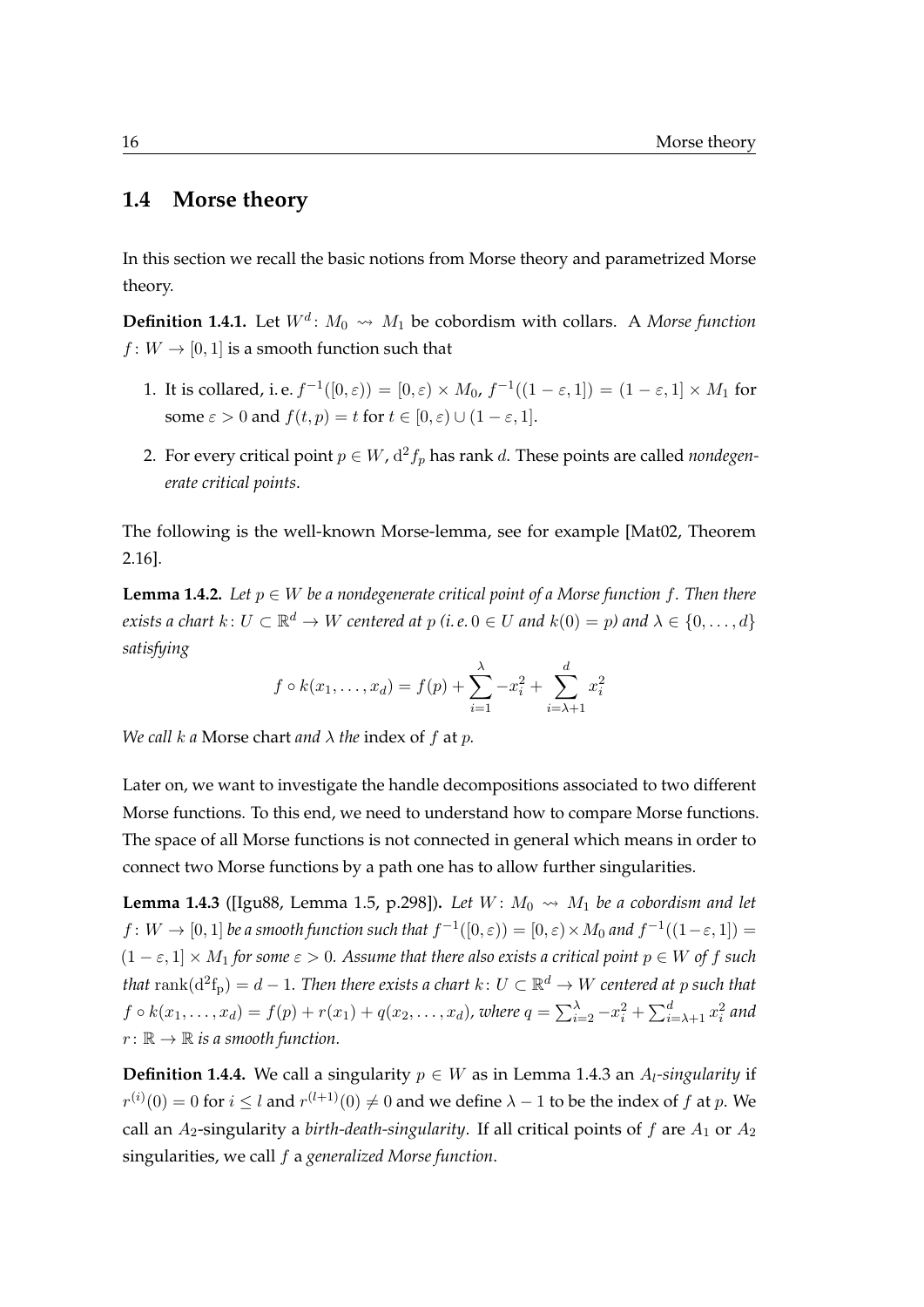## 1.4 Morse theory

In this section we recall the basic notions from Morse theory and parametrized Morse theory.

**Definition 1.4.1.** Let $W^d \colon M_0 \rightsquigarrow M_1$ be cobordism with collars. A *Morse function* $f \colon W \to [0,1]$ is a smooth function such that

1. It is collared, i. e. $f^{-1}([0,\varepsilon)) = [0,\varepsilon) \times M_0$, $f^{-1}((1-\varepsilon,1]) = (1-\varepsilon,1] \times M_1$ for some $\varepsilon > 0$ and $f(t,p) = t$ for $t \in [0,\varepsilon) \cup (1-\varepsilon,1]$.
2. For every critical point $p \in W$, $\mathrm{d}^2 f_p$ has rank $d$. These points are called *nondegenerate critical points*.

The following is the well-known Morse-lemma, see for example [Mat02, Theorem 2.16].

**Lemma 1.4.2.** *Let $p \in W$ be a nondegenerate critical point of a Morse function $f$. Then there exists a chart $k \colon U \subset \mathbb{R}^d \to W$ centered at $p$ (i. e. $0 \in U$ and $k(0) = p$) and $\lambda \in \{0, \dots, d\}$ satisfying*

$$f \circ k(x_1, \dots, x_d) = f(p) + \sum_{i=1}^{\lambda} -x_i^2 + \sum_{i=\lambda+1}^{d} x_i^2$$

*We call $k$ a* Morse chart *and $\lambda$ the* index of $f$ at $p$.

Later on, we want to investigate the handle decompositions associated to two different Morse functions. To this end, we need to understand how to compare Morse functions. The space of all Morse functions is not connected in general which means in order to connect two Morse functions by a path one has to allow further singularities.

**Lemma 1.4.3** ([Igu88, Lemma 1.5, p.298])**.** *Let $W \colon M_0 \rightsquigarrow M_1$ be a cobordism and let $f \colon W \to [0,1]$ be a smooth function such that $f^{-1}([0,\varepsilon)) = [0,\varepsilon) \times M_0$ and $f^{-1}((1-\varepsilon,1]) = (1-\varepsilon,1] \times M_1$ for some $\varepsilon > 0$. Assume that there also exists a critical point $p \in W$ of $f$ such that $\mathrm{rank}(\mathrm{d}^2 \mathrm{f_p}) = d-1$. Then there exists a chart $k \colon U \subset \mathbb{R}^d \to W$ centered at $p$ such that $f \circ k(x_1, \dots, x_d) = f(p) + r(x_1) + q(x_2, \dots, x_d)$, where $q = \sum_{i=2}^{\lambda} -x_i^2 + \sum_{i=\lambda+1}^{d} x_i^2$ and $r \colon \mathbb{R} \to \mathbb{R}$ is a smooth function.*

**Definition 1.4.4.** We call a singularity $p \in W$ as in Lemma 1.4.3 an *$A_l$-singularity* if $r^{(i)}(0) = 0$ for $i \leq l$ and $r^{(l+1)}(0) \neq 0$ and we define $\lambda - 1$ to be the index of $f$ at $p$. We call an $A_2$-singularity a *birth-death-singularity*. If all critical points of $f$ are $A_1$ or $A_2$ singularities, we call $f$ a *generalized Morse function*.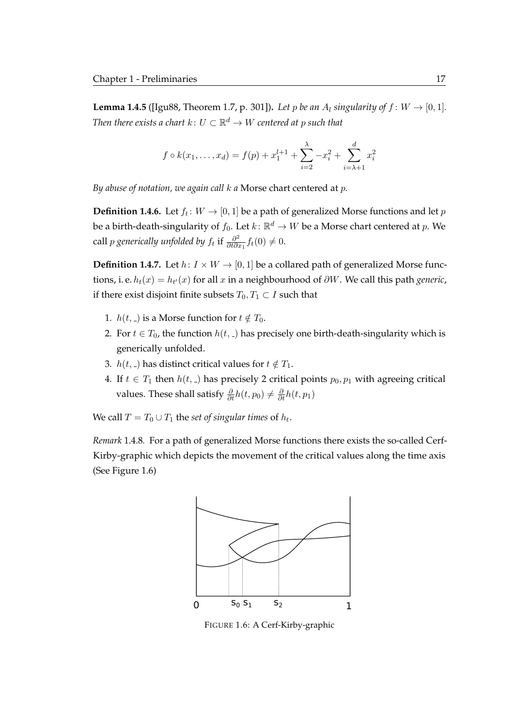**Lemma 1.4.5** ([Igu88, Theorem 1.7, p. 301])**.** *Let $p$ be an $A_l$ singularity of $f\colon W \to [0,1]$. Then there exists a chart $k\colon U \subset \mathbb{R}^d \to W$ centered at $p$ such that*

$$f \circ k(x_1, \ldots, x_d) = f(p) + x_1^{l+1} + \sum_{i=2}^{\lambda} -x_i^2 + \sum_{i=\lambda+1}^{d} x_i^2$$

*By abuse of notation, we again call $k$ a* Morse chart centered at *$p$.*

**Definition 1.4.6.** Let $f_t\colon W \to [0,1]$ be a path of generalized Morse functions and let $p$ be a birth-death-singularity of $f_0$. Let $k\colon \mathbb{R}^d \to W$ be a Morse chart centered at $p$. We call $p$ *generically unfolded by $f_t$* if $\frac{\partial^2}{\partial t \partial x_1} f_t(0) \neq 0$.

**Definition 1.4.7.** Let $h\colon I \times W \to [0,1]$ be a collared path of generalized Morse functions, i. e. $h_t(x) = h_{t'}(x)$ for all $x$ in a neighbourhood of $\partial W$. We call this path *generic*, if there exist disjoint finite subsets $T_0, T_1 \subset I$ such that

1. $h(t, \_)$ is a Morse function for $t \notin T_0$.
2. For $t \in T_0$, the function $h(t, \_)$ has precisely one birth-death-singularity which is generically unfolded.
3. $h(t, \_)$ has distinct critical values for $t \notin T_1$.
4. If $t \in T_1$ then $h(t, \_)$ has precisely 2 critical points $p_0, p_1$ with agreeing critical values. These shall satisfy $\frac{\partial}{\partial t} h(t, p_0) \neq \frac{\partial}{\partial t} h(t, p_1)$

We call $T = T_0 \cup T_1$ the *set of singular times* of $h_t$.

*Remark* 1.4.8. For a path of generalized Morse functions there exists the so-called Cerf-Kirby-graphic which depicts the movement of the critical values along the time axis (See Figure 1.6)

FIGURE 1.6: A Cerf-Kirby-graphic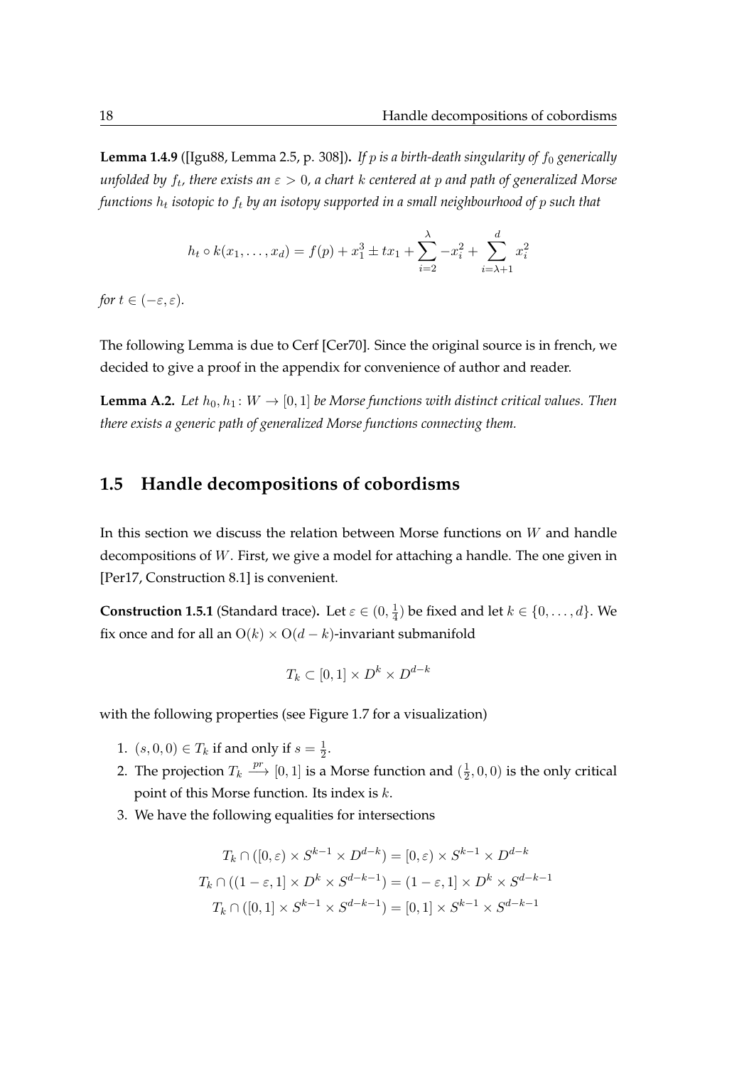**Lemma 1.4.9** ([Igu88, Lemma 2.5, p. 308])**.** *If $p$ is a birth-death singularity of $f_0$ generically unfolded by $f_t$, there exists an $\varepsilon > 0$, a chart $k$ centered at $p$ and path of generalized Morse functions $h_t$ isotopic to $f_t$ by an isotopy supported in a small neighbourhood of $p$ such that*

$$h_t \circ k(x_1, \dots, x_d) = f(p) + x_1^3 \pm tx_1 + \sum_{i=2}^{\lambda} -x_i^2 + \sum_{i=\lambda+1}^{d} x_i^2$$

*for $t \in (-\varepsilon, \varepsilon)$.*

The following Lemma is due to Cerf [Cer70]. Since the original source is in french, we decided to give a proof in the appendix for convenience of author and reader.

**Lemma A.2.** *Let $h_0, h_1 \colon W \to [0, 1]$ be Morse functions with distinct critical values. Then there exists a generic path of generalized Morse functions connecting them.*

## 1.5 Handle decompositions of cobordisms

In this section we discuss the relation between Morse functions on $W$ and handle decompositions of $W$. First, we give a model for attaching a handle. The one given in [Per17, Construction 8.1] is convenient.

**Construction 1.5.1** (Standard trace)**.** Let $\varepsilon \in (0, \frac{1}{4})$ be fixed and let $k \in \{0, \dots, d\}$. We fix once and for all an $\mathrm{O}(k) \times \mathrm{O}(d-k)$-invariant submanifold

$$T_k \subset [0, 1] \times D^k \times D^{d-k}$$

with the following properties (see Figure 1.7 for a visualization)

1. $(s, 0, 0) \in T_k$ if and only if $s = \frac{1}{2}$.
2. The projection $T_k \xrightarrow{pr} [0, 1]$ is a Morse function and $(\frac{1}{2}, 0, 0)$ is the only critical point of this Morse function. Its index is $k$.
3. We have the following equalities for intersections

$$T_k \cap ([0, \varepsilon) \times S^{k-1} \times D^{d-k}) = [0, \varepsilon) \times S^{k-1} \times D^{d-k}$$
$$T_k \cap ((1-\varepsilon, 1] \times D^k \times S^{d-k-1}) = (1-\varepsilon, 1] \times D^k \times S^{d-k-1}$$
$$T_k \cap ([0, 1] \times S^{k-1} \times S^{d-k-1}) = [0, 1] \times S^{k-1} \times S^{d-k-1}$$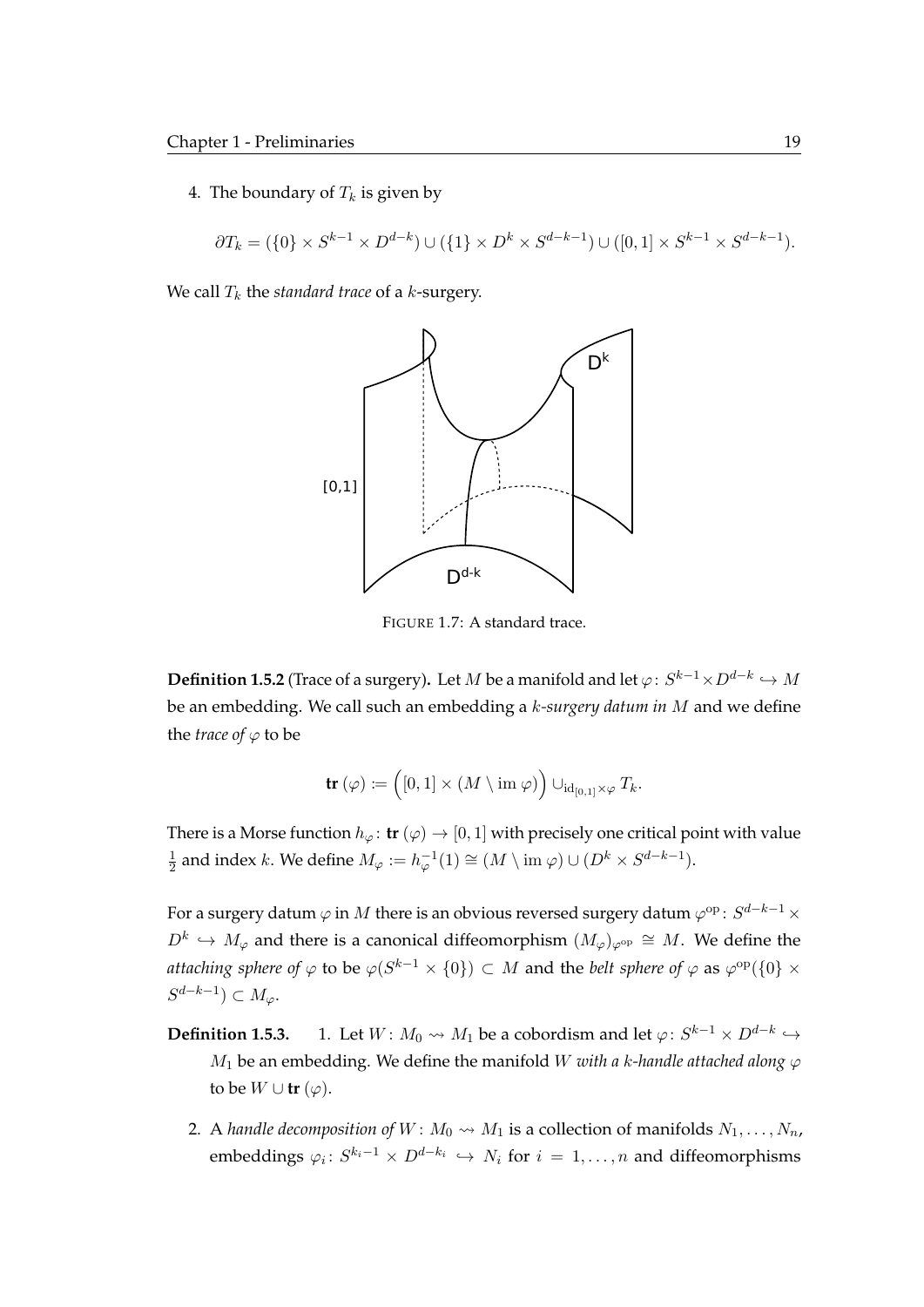4. The boundary of $T_k$ is given by

$$\partial T_k = (\{0\} \times S^{k-1} \times D^{d-k}) \cup (\{1\} \times D^k \times S^{d-k-1}) \cup ([0,1] \times S^{k-1} \times S^{d-k-1}).$$

We call $T_k$ the *standard trace* of a $k$-surgery.

FIGURE 1.7: A standard trace.

**Definition 1.5.2** (Trace of a surgery). Let $M$ be a manifold and let $\varphi\colon S^{k-1} \times D^{d-k} \hookrightarrow M$ be an embedding. We call such an embedding a *$k$-surgery datum in $M$* and we define the *trace of $\varphi$* to be

$$\textbf{tr}\,(\varphi) := \Big([0,1] \times (M \setminus \operatorname{im}\varphi)\Big) \cup_{\mathrm{id}_{[0,1]} \times \varphi} T_k.$$

There is a Morse function $h_\varphi\colon \textbf{tr}\,(\varphi) \to [0,1]$ with precisely one critical point with value $\frac{1}{2}$ and index $k$. We define $M_\varphi := h_\varphi^{-1}(1) \cong (M \setminus \operatorname{im}\varphi) \cup (D^k \times S^{d-k-1})$.

For a surgery datum $\varphi$ in $M$ there is an obvious reversed surgery datum $\varphi^{\mathrm{op}}\colon S^{d-k-1} \times D^k \hookrightarrow M_\varphi$ and there is a canonical diffeomorphism $(M_\varphi)_{\varphi^{\mathrm{op}}} \cong M$. We define the *attaching sphere of $\varphi$* to be $\varphi(S^{k-1} \times \{0\}) \subset M$ and the *belt sphere of $\varphi$* as $\varphi^{\mathrm{op}}(\{0\} \times S^{d-k-1}) \subset M_\varphi$.

**Definition 1.5.3.**

1. Let $W\colon M_0 \rightsquigarrow M_1$ be a cobordism and let $\varphi\colon S^{k-1} \times D^{d-k} \hookrightarrow M_1$ be an embedding. We define the manifold *$W$ with a $k$-handle attached along $\varphi$* to be $W \cup \textbf{tr}\,(\varphi)$.

2. A *handle decomposition of $W\colon M_0 \rightsquigarrow M_1$* is a collection of manifolds $N_1, \ldots, N_n$, embeddings $\varphi_i\colon S^{k_i-1} \times D^{d-k_i} \hookrightarrow N_i$ for $i = 1, \ldots, n$ and diffeomorphisms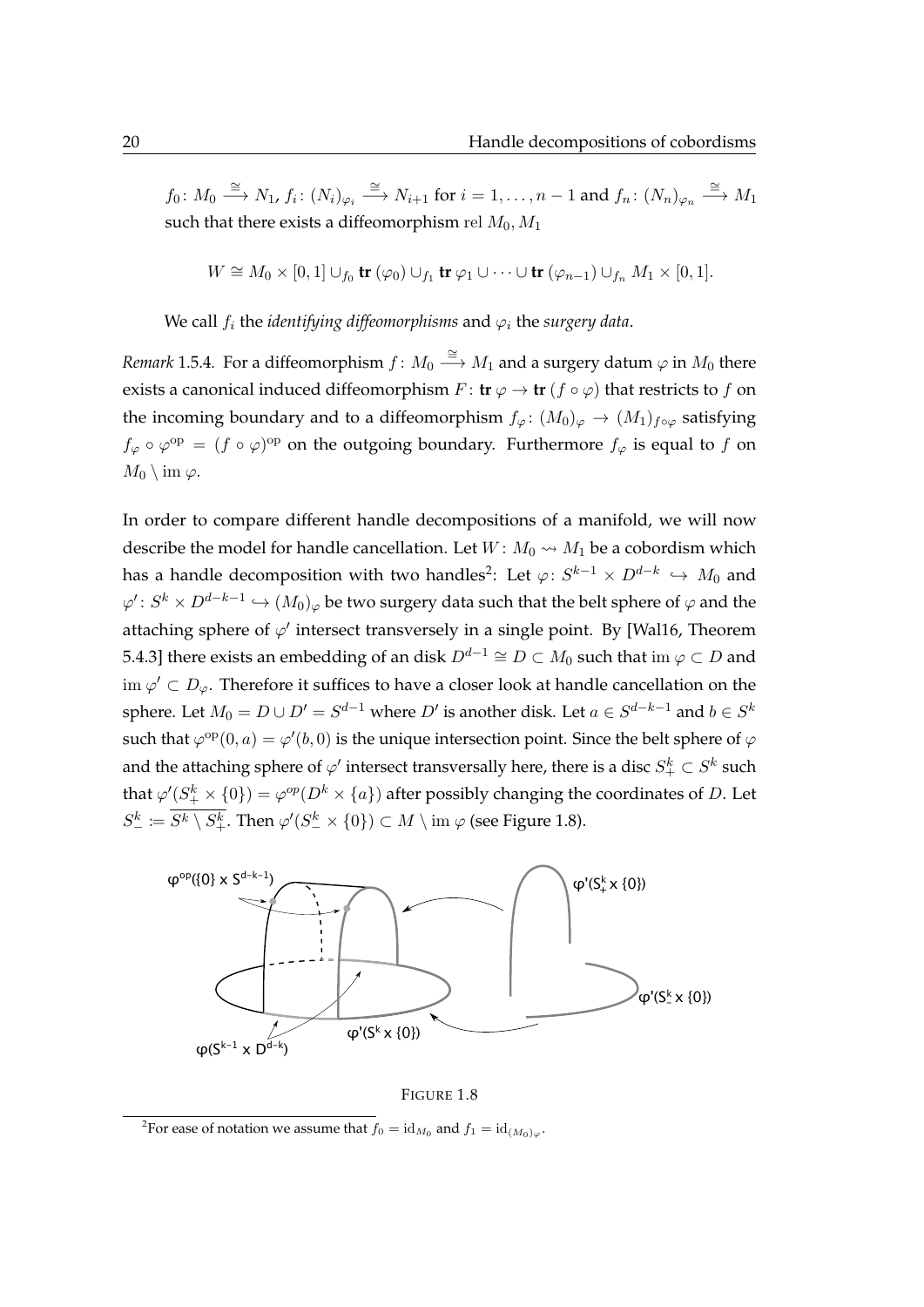$f_0\colon M_0 \xrightarrow{\cong} N_1$, $f_i\colon (N_i)_{\varphi_i} \xrightarrow{\cong} N_{i+1}$ for $i = 1, \ldots, n-1$ and $f_n\colon (N_n)_{\varphi_n} \xrightarrow{\cong} M_1$ such that there exists a diffeomorphism rel $M_0, M_1$

$$W \cong M_0 \times [0,1] \cup_{f_0} \mathbf{tr}\,(\varphi_0) \cup_{f_1} \mathbf{tr}\,\varphi_1 \cup \cdots \cup \mathbf{tr}\,(\varphi_{n-1}) \cup_{f_n} M_1 \times [0,1].$$

We call $f_i$ the *identifying diffeomorphisms* and $\varphi_i$ the *surgery data*.

*Remark* 1.5.4. For a diffeomorphism $f\colon M_0 \xrightarrow{\cong} M_1$ and a surgery datum $\varphi$ in $M_0$ there exists a canonical induced diffeomorphism $F\colon \mathbf{tr}\,\varphi \to \mathbf{tr}\,(f \circ \varphi)$ that restricts to $f$ on the incoming boundary and to a diffeomorphism $f_\varphi\colon (M_0)_\varphi \to (M_1)_{f\circ\varphi}$ satisfying $f_\varphi \circ \varphi^{\mathrm{op}} = (f \circ \varphi)^{\mathrm{op}}$ on the outgoing boundary. Furthermore $f_\varphi$ is equal to $f$ on $M_0 \setminus \operatorname{im}\varphi$.

In order to compare different handle decompositions of a manifold, we will now describe the model for handle cancellation. Let $W\colon M_0 \rightsquigarrow M_1$ be a cobordism which has a handle decomposition with two handles[2]: Let $\varphi\colon S^{k-1} \times D^{d-k} \hookrightarrow M_0$ and $\varphi'\colon S^k \times D^{d-k-1} \hookrightarrow (M_0)_\varphi$ be two surgery data such that the belt sphere of $\varphi$ and the attaching sphere of $\varphi'$ intersect transversely in a single point. By [Wal16, Theorem 5.4.3] there exists an embedding of an disk $D^{d-1} \cong D \subset M_0$ such that $\operatorname{im}\varphi \subset D$ and $\operatorname{im}\varphi' \subset D_\varphi$. Therefore it suffices to have a closer look at handle cancellation on the sphere. Let $M_0 = D \cup D' = S^{d-1}$ where $D'$ is another disk. Let $a \in S^{d-k-1}$ and $b \in S^k$ such that $\varphi^{\mathrm{op}}(0,a) = \varphi'(b,0)$ is the unique intersection point. Since the belt sphere of $\varphi$ and the attaching sphere of $\varphi'$ intersect transversally here, there is a disc $S^k_+ \subset S^k$ such that $\varphi'(S^k_+ \times \{0\}) = \varphi^{op}(D^k \times \{a\})$ after possibly changing the coordinates of $D$. Let $S^k_- := \overline{S^k \setminus S^k_+}$. Then $\varphi'(S^k_- \times \{0\}) \subset M \setminus \operatorname{im}\varphi$ (see Figure 1.8).

FIGURE 1.8

[2] For ease of notation we assume that $f_0 = \mathrm{id}_{M_0}$ and $f_1 = \mathrm{id}_{(M_0)_\varphi}$.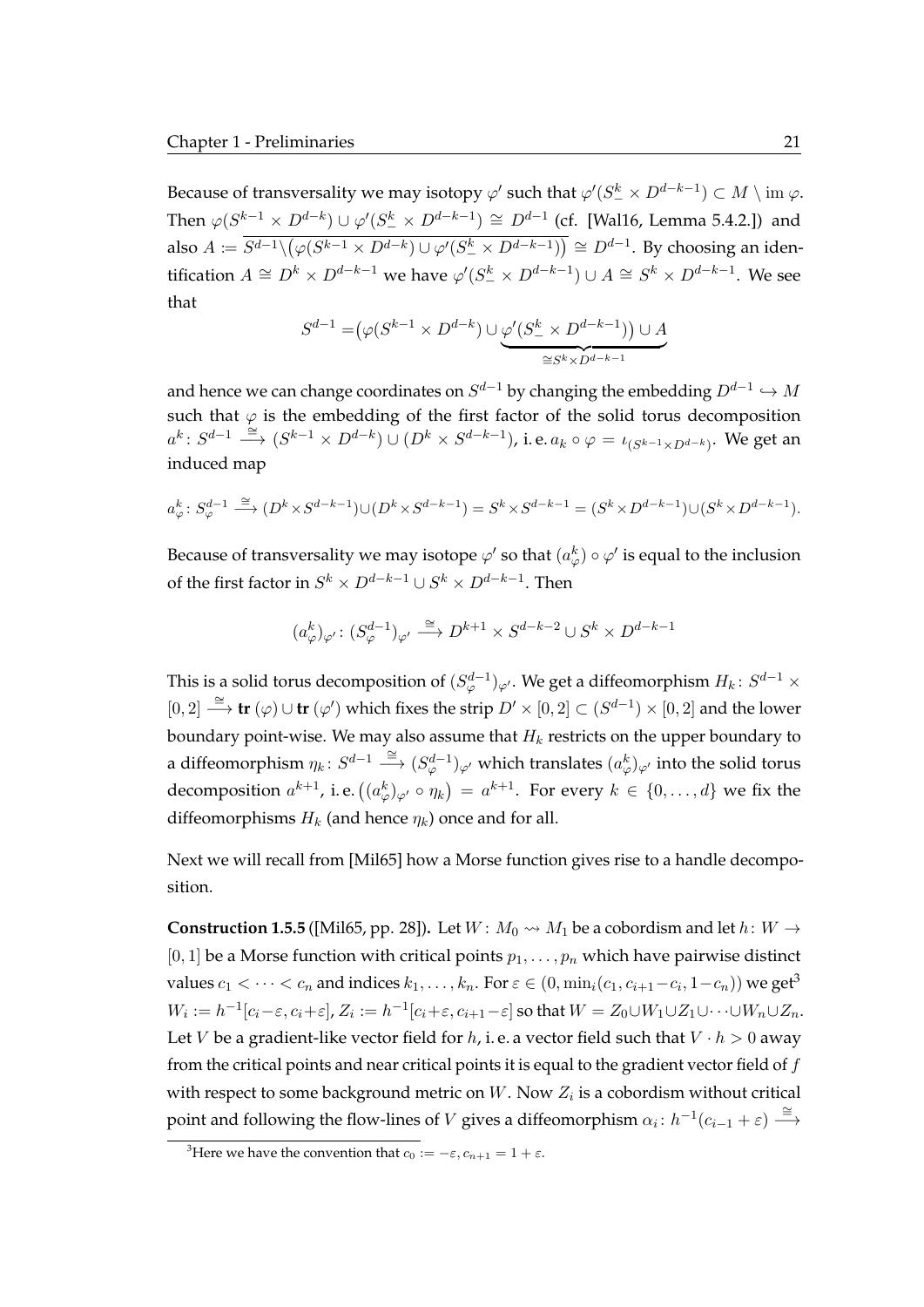Because of transversality we may isotopy $\varphi'$ such that $\varphi'(S^k_- \times D^{d-k-1}) \subset M \setminus \operatorname{im} \varphi$. Then $\varphi(S^{k-1} \times D^{d-k}) \cup \varphi'(S^k_- \times D^{d-k-1}) \cong D^{d-1}$ (cf. [Wal16, Lemma 5.4.2.]) and also $A := \overline{S^{d-1} \backslash \big(\varphi(S^{k-1} \times D^{d-k}) \cup \varphi'(S^k_- \times D^{d-k-1})\big)} \cong D^{d-1}$. By choosing an identification $A \cong D^k \times D^{d-k-1}$ we have $\varphi'(S^k_- \times D^{d-k-1}) \cup A \cong S^k \times D^{d-k-1}$. We see that

$$S^{d-1} = \big(\varphi(S^{k-1} \times D^{d-k}) \cup \underbrace{\varphi'(S^k_- \times D^{d-k-1})\big) \cup A}_{\cong S^k \times D^{d-k-1}}$$

and hence we can change coordinates on $S^{d-1}$ by changing the embedding $D^{d-1} \hookrightarrow M$ such that $\varphi$ is the embedding of the first factor of the solid torus decomposition $a^k \colon S^{d-1} \xrightarrow{\cong} (S^{k-1} \times D^{d-k}) \cup (D^k \times S^{d-k-1})$, i. e. $a_k \circ \varphi = \iota_{(S^{k-1} \times D^{d-k})}$. We get an induced map

$$a^k_\varphi \colon S^{d-1}_\varphi \xrightarrow{\cong} (D^k \times S^{d-k-1}) \cup (D^k \times S^{d-k-1}) = S^k \times S^{d-k-1} = (S^k \times D^{d-k-1}) \cup (S^k \times D^{d-k-1}).$$

Because of transversality we may isotope $\varphi'$ so that $(a^k_\varphi) \circ \varphi'$ is equal to the inclusion of the first factor in $S^k \times D^{d-k-1} \cup S^k \times D^{d-k-1}$. Then

$$(a^k_\varphi)_{\varphi'} \colon (S^{d-1}_\varphi)_{\varphi'} \xrightarrow{\cong} D^{k+1} \times S^{d-k-2} \cup S^k \times D^{d-k-1}$$

This is a solid torus decomposition of $(S^{d-1}_\varphi)_{\varphi'}$. We get a diffeomorphism $H_k \colon S^{d-1} \times [0,2] \xrightarrow{\cong} \mathbf{tr}\,(\varphi) \cup \mathbf{tr}\,(\varphi')$ which fixes the strip $D' \times [0,2] \subset (S^{d-1}) \times [0,2]$ and the lower boundary point-wise. We may also assume that $H_k$ restricts on the upper boundary to a diffeomorphism $\eta_k \colon S^{d-1} \xrightarrow{\cong} (S^{d-1}_\varphi)_{\varphi'}$ which translates $(a^k_\varphi)_{\varphi'}$ into the solid torus decomposition $a^{k+1}$, i. e. $\big((a^k_\varphi)_{\varphi'} \circ \eta_k\big) = a^{k+1}$. For every $k \in \{0, \dots, d\}$ we fix the diffeomorphisms $H_k$ (and hence $\eta_k$) once and for all.

Next we will recall from [Mil65] how a Morse function gives rise to a handle decomposition.

**Construction 1.5.5** ([Mil65, pp. 28]). Let $W \colon M_0 \rightsquigarrow M_1$ be a cobordism and let $h \colon W \to [0,1]$ be a Morse function with critical points $p_1, \dots, p_n$ which have pairwise distinct values $c_1 < \dots < c_n$ and indices $k_1, \dots, k_n$. For $\varepsilon \in (0, \min_i(c_1, c_{i+1} - c_i, 1 - c_n))$ we get[3] $W_i := h^{-1}[c_i - \varepsilon, c_i + \varepsilon]$, $Z_i := h^{-1}[c_i + \varepsilon, c_{i+1} - \varepsilon]$ so that $W = Z_0 \cup W_1 \cup Z_1 \cup \dots \cup W_n \cup Z_n$. Let $V$ be a gradient-like vector field for $h$, i. e. a vector field such that $V \cdot h > 0$ away from the critical points and near critical points it is equal to the gradient vector field of $f$ with respect to some background metric on $W$. Now $Z_i$ is a cobordism without critical point and following the flow-lines of $V$ gives a diffeomorphism $\alpha_i \colon h^{-1}(c_{i-1} + \varepsilon) \xrightarrow{\cong}$

[3] Here we have the convention that $c_0 := -\varepsilon, c_{n+1} = 1 + \varepsilon$.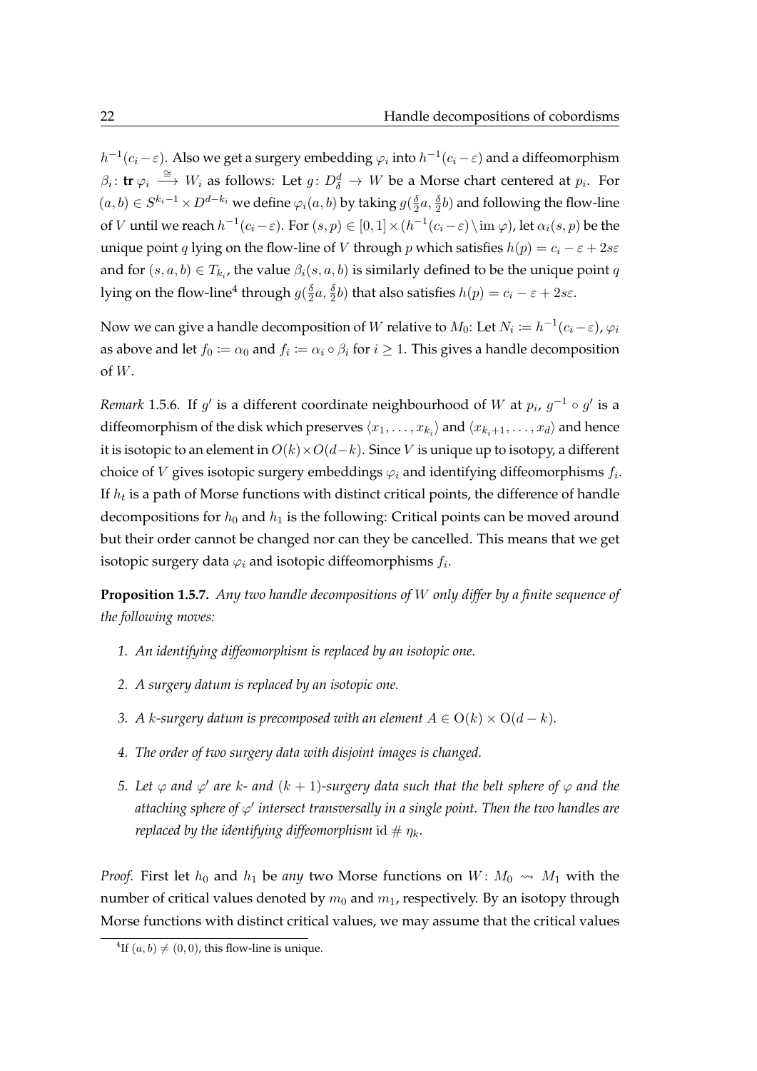$h^{-1}(c_i - \varepsilon)$. Also we get a surgery embedding $\varphi_i$ into $h^{-1}(c_i - \varepsilon)$ and a diffeomorphism $\beta_i \colon \mathbf{tr}\,\varphi_i \xrightarrow{\cong} W_i$ as follows: Let $g \colon D^d_\delta \to W$ be a Morse chart centered at $p_i$. For $(a,b) \in S^{k_i-1} \times D^{d-k_i}$ we define $\varphi_i(a,b)$ by taking $g(\frac{\delta}{2}a, \frac{\delta}{2}b)$ and following the flow-line of $V$ until we reach $h^{-1}(c_i - \varepsilon)$. For $(s,p) \in [0,1] \times (h^{-1}(c_i - \varepsilon) \setminus \operatorname{im} \varphi)$, let $\alpha_i(s,p)$ be the unique point $q$ lying on the flow-line of $V$ through $p$ which satisfies $h(p) = c_i - \varepsilon + 2s\varepsilon$ and for $(s,a,b) \in T_{k_i}$, the value $\beta_i(s,a,b)$ is similarly defined to be the unique point $q$ lying on the flow-line[4] through $g(\frac{\delta}{2}a, \frac{\delta}{2}b)$ that also satisfies $h(p) = c_i - \varepsilon + 2s\varepsilon$.

Now we can give a handle decomposition of $W$ relative to $M_0$: Let $N_i \coloneqq h^{-1}(c_i - \varepsilon)$, $\varphi_i$ as above and let $f_0 \coloneqq \alpha_0$ and $f_i \coloneqq \alpha_i \circ \beta_i$ for $i \geq 1$. This gives a handle decomposition of $W$.

*Remark* 1.5.6. If $g'$ is a different coordinate neighbourhood of $W$ at $p_i$, $g^{-1} \circ g'$ is a diffeomorphism of the disk which preserves $\langle x_1, \dots, x_{k_i} \rangle$ and $\langle x_{k_i+1}, \dots, x_d \rangle$ and hence it is isotopic to an element in $O(k) \times O(d-k)$. Since $V$ is unique up to isotopy, a different choice of $V$ gives isotopic surgery embeddings $\varphi_i$ and identifying diffeomorphisms $f_i$. If $h_t$ is a path of Morse functions with distinct critical points, the difference of handle decompositions for $h_0$ and $h_1$ is the following: Critical points can be moved around but their order cannot be changed nor can they be cancelled. This means that we get isotopic surgery data $\varphi_i$ and isotopic diffeomorphisms $f_i$.

**Proposition 1.5.7.** *Any two handle decompositions of $W$ only differ by a finite sequence of the following moves:*

1. *An identifying diffeomorphism is replaced by an isotopic one.*
2. *A surgery datum is replaced by an isotopic one.*
3. *A $k$-surgery datum is precomposed with an element $A \in \mathrm{O}(k) \times \mathrm{O}(d-k)$.*
4. *The order of two surgery data with disjoint images is changed.*
5. *Let $\varphi$ and $\varphi'$ are $k$- and $(k+1)$-surgery data such that the belt sphere of $\varphi$ and the attaching sphere of $\varphi'$ intersect transversally in a single point. Then the two handles are replaced by the identifying diffeomorphism $\mathrm{id} \# \eta_k$.*

*Proof.* First let $h_0$ and $h_1$ be *any* two Morse functions on $W \colon M_0 \rightsquigarrow M_1$ with the number of critical values denoted by $m_0$ and $m_1$, respectively. By an isotopy through Morse functions with distinct critical values, we may assume that the critical values

[4] If $(a,b) \neq (0,0)$, this flow-line is unique.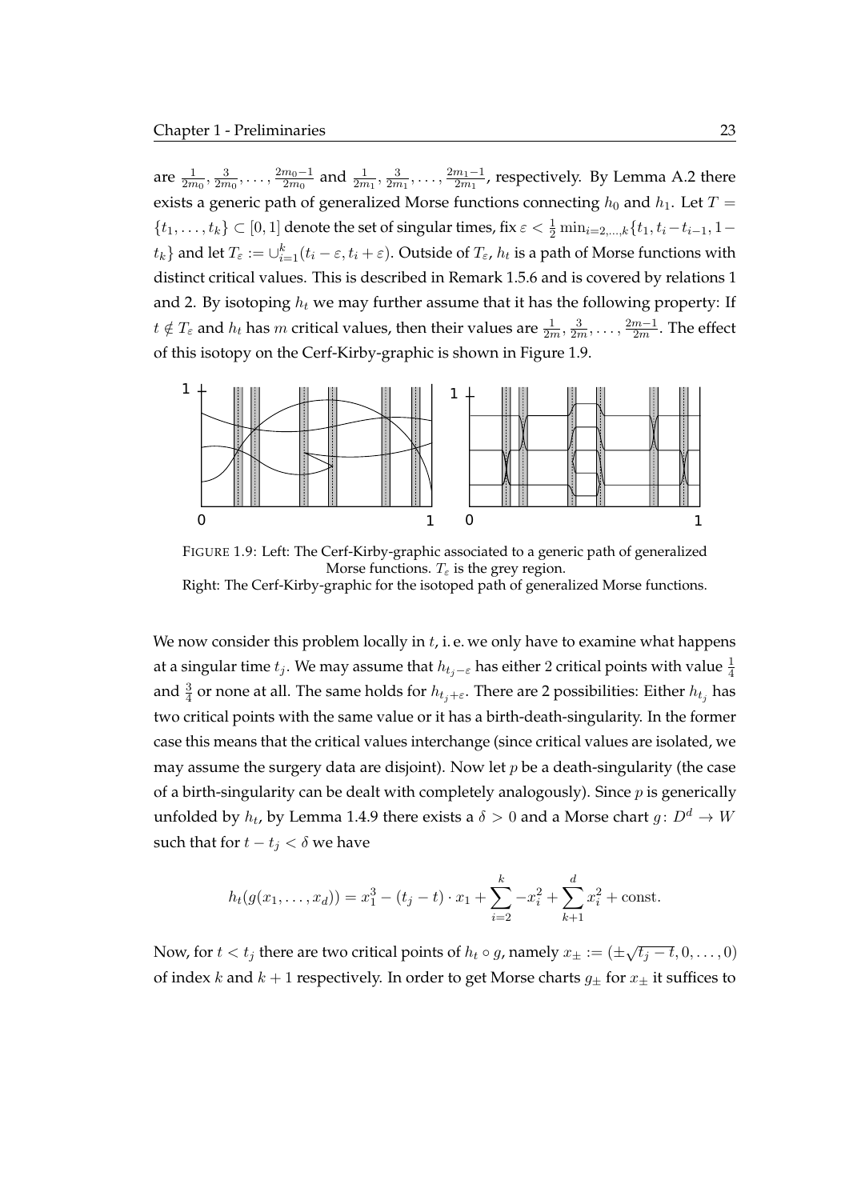are $\frac{1}{2m_0}, \frac{3}{2m_0}, \ldots, \frac{2m_0-1}{2m_0}$ and $\frac{1}{2m_1}, \frac{3}{2m_1}, \ldots, \frac{2m_1-1}{2m_1}$, respectively. By Lemma A.2 there exists a generic path of generalized Morse functions connecting $h_0$ and $h_1$. Let $T = \{t_1, \ldots, t_k\} \subset [0, 1]$ denote the set of singular times, fix $\varepsilon < \frac{1}{2} \min_{i=2,\ldots,k}\{t_1, t_i - t_{i-1}, 1 - t_k\}$ and let $T_\varepsilon := \cup_{i=1}^k (t_i - \varepsilon, t_i + \varepsilon)$. Outside of $T_\varepsilon$, $h_t$ is a path of Morse functions with distinct critical values. This is described in Remark 1.5.6 and is covered by relations 1 and 2. By isotoping $h_t$ we may further assume that it has the following property: If $t \notin T_\varepsilon$ and $h_t$ has $m$ critical values, then their values are $\frac{1}{2m}, \frac{3}{2m}, \ldots, \frac{2m-1}{2m}$. The effect of this isotopy on the Cerf-Kirby-graphic is shown in Figure 1.9.

FIGURE 1.9: Left: The Cerf-Kirby-graphic associated to a generic path of generalized Morse functions. $T_\varepsilon$ is the grey region.
Right: The Cerf-Kirby-graphic for the isotoped path of generalized Morse functions.

We now consider this problem locally in $t$, i. e. we only have to examine what happens at a singular time $t_j$. We may assume that $h_{t_j - \varepsilon}$ has either 2 critical points with value $\frac{1}{4}$ and $\frac{3}{4}$ or none at all. The same holds for $h_{t_j+\varepsilon}$. There are 2 possibilities: Either $h_{t_j}$ has two critical points with the same value or it has a birth-death-singularity. In the former case this means that the critical values interchange (since critical values are isolated, we may assume the surgery data are disjoint). Now let $p$ be a death-singularity (the case of a birth-singularity can be dealt with completely analogously). Since $p$ is generically unfolded by $h_t$, by Lemma 1.4.9 there exists a $\delta > 0$ and a Morse chart $g\colon D^d \to W$ such that for $t - t_j < \delta$ we have

$$h_t(g(x_1, \ldots, x_d)) = x_1^3 - (t_j - t) \cdot x_1 + \sum_{i=2}^{k} -x_i^2 + \sum_{k+1}^{d} x_i^2 + \text{const.}$$

Now, for $t < t_j$ there are two critical points of $h_t \circ g$, namely $x_\pm := (\pm\sqrt{t_j - t}, 0, \ldots, 0)$ of index $k$ and $k + 1$ respectively. In order to get Morse charts $g_\pm$ for $x_\pm$ it suffices to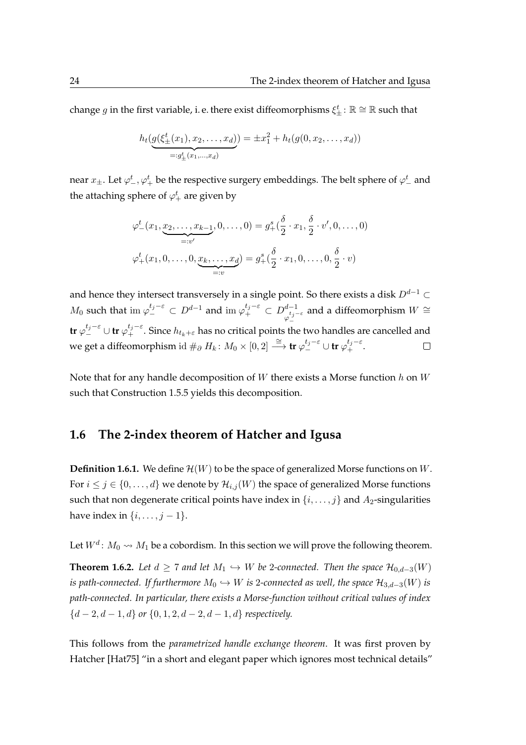change $g$ in the first variable, i. e. there exist diffeomorphisms $\xi^t_\pm \colon \mathbb{R} \cong \mathbb{R}$ such that

$$h_t(\underbrace{g(\xi^t_\pm(x_1), x_2, \dots, x_d)}_{=: g^t_\pm(x_1,\dots,x_d)}) = \pm x_1^2 + h_t(g(0, x_2, \dots, x_d))$$

near $x_\pm$. Let $\varphi^t_-, \varphi^t_+$ be the respective surgery embeddings. The belt sphere of $\varphi^t_-$ and the attaching sphere of $\varphi^t_+$ are given by

$$\varphi^t_-(x_1, \underbrace{x_2, \dots, x_{k-1}}_{=: v'}, 0, \dots, 0) = g^s_+(\frac{\delta}{2} \cdot x_1, \frac{\delta}{2} \cdot v', 0, \dots, 0)$$

$$\varphi^t_+(x_1, 0, \dots, 0, \underbrace{x_k, \dots, x_d}_{=: v}) = g^s_+(\frac{\delta}{2} \cdot x_1, 0, \dots, 0, \frac{\delta}{2} \cdot v)$$

and hence they intersect transversely in a single point. So there exists a disk $D^{d-1} \subset M_0$ such that $\operatorname{im} \varphi^{t_j - \varepsilon}_- \subset D^{d-1}$ and $\operatorname{im} \varphi^{t_j-\varepsilon}_+ \subset D^{d-1}_{\varphi^{t_j-\varepsilon}_-}$ and a diffeomorphism $W \cong \mathbf{tr}\, \varphi^{t_j-\varepsilon}_- \cup \mathbf{tr}\, \varphi^{t_j-\varepsilon}_+$. Since $h_{t_k+\varepsilon}$ has no critical points the two handles are cancelled and we get a diffeomorphism $\operatorname{id} \#_\partial H_k \colon M_0 \times [0,2] \xrightarrow{\cong} \mathbf{tr}\, \varphi^{t_j-\varepsilon}_- \cup \mathbf{tr}\, \varphi^{t_j-\varepsilon}_+$. □

Note that for any handle decomposition of $W$ there exists a Morse function $h$ on $W$ such that Construction 1.5.5 yields this decomposition.

## 1.6 The 2-index theorem of Hatcher and Igusa

**Definition 1.6.1.** We define $\mathcal{H}(W)$ to be the space of generalized Morse functions on $W$. For $i \leq j \in \{0, \dots, d\}$ we denote by $\mathcal{H}_{i,j}(W)$ the space of generalized Morse functions such that non degenerate critical points have index in $\{i, \dots, j\}$ and $A_2$-singularities have index in $\{i, \dots, j-1\}$.

Let $W^d \colon M_0 \rightsquigarrow M_1$ be a cobordism. In this section we will prove the following theorem.

**Theorem 1.6.2.** *Let $d \geq 7$ and let $M_1 \hookrightarrow W$ be 2-connected. Then the space $\mathcal{H}_{0,d-3}(W)$ is path-connected. If furthermore $M_0 \hookrightarrow W$ is 2-connected as well, the space $\mathcal{H}_{3,d-3}(W)$ is path-connected. In particular, there exists a Morse-function without critical values of index $\{d-2, d-1, d\}$ or $\{0, 1, 2, d-2, d-1, d\}$ respectively.*

This follows from the *parametrized handle exchange theorem*. It was first proven by Hatcher [Hat75] "in a short and elegant paper which ignores most technical details"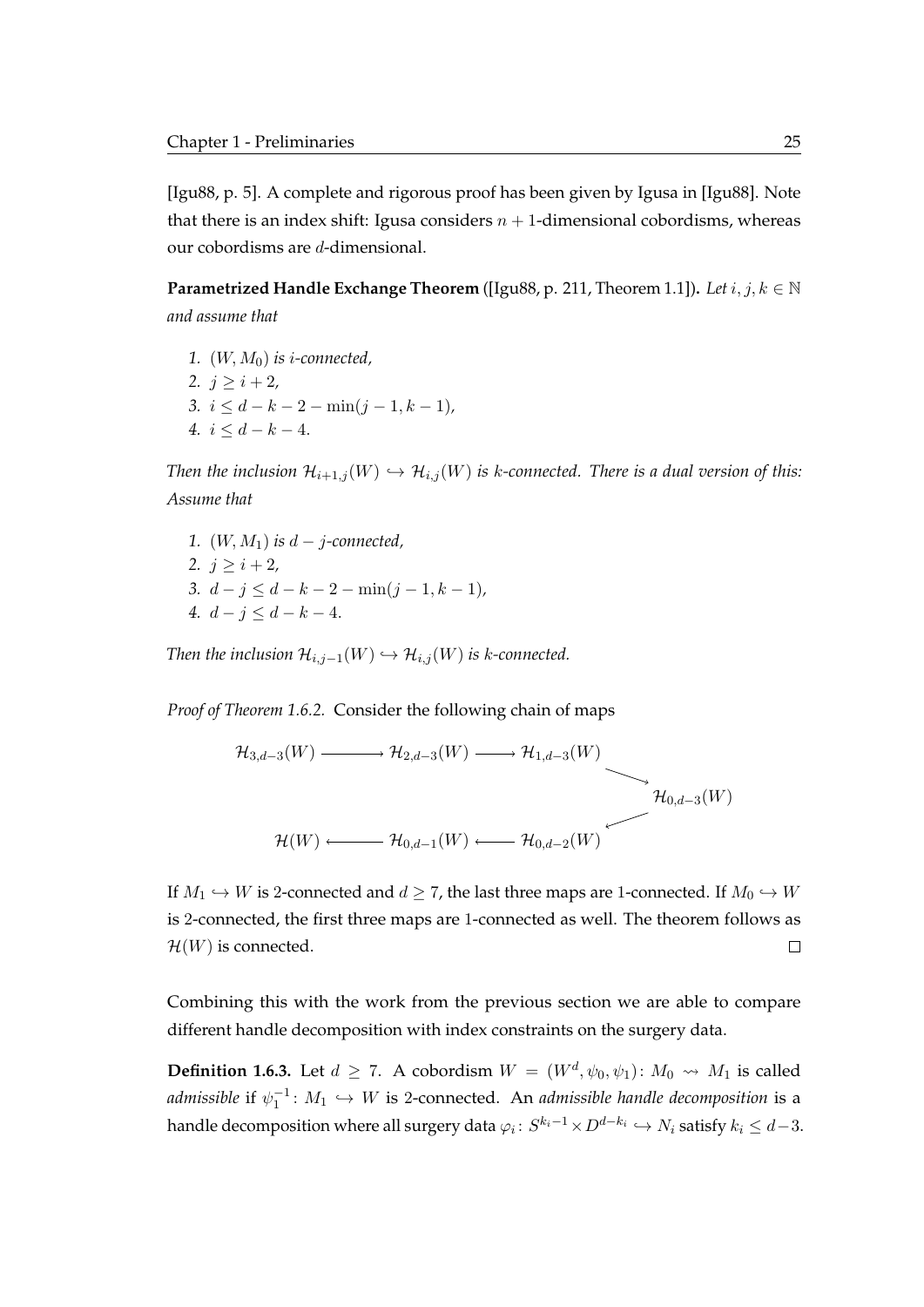[Igu88, p. 5]. A complete and rigorous proof has been given by Igusa in [Igu88]. Note that there is an index shift: Igusa considers $n+1$-dimensional cobordisms, whereas our cobordisms are $d$-dimensional.

**Parametrized Handle Exchange Theorem** ([Igu88, p. 211, Theorem 1.1])**.** *Let $i, j, k \in \mathbb{N}$ and assume that*

1. *$(W, M_0)$ is $i$-connected,*
2. *$j \geq i + 2$,*
3. *$i \leq d - k - 2 - \min(j-1, k-1)$,*
4. *$i \leq d - k - 4$.*

*Then the inclusion $\mathcal{H}_{i+1,j}(W) \hookrightarrow \mathcal{H}_{i,j}(W)$ is $k$-connected. There is a dual version of this: Assume that*

1. *$(W, M_1)$ is $d - j$-connected,*
2. *$j \geq i + 2$,*
3. *$d - j \leq d - k - 2 - \min(j-1, k-1)$,*
4. *$d - j \leq d - k - 4$.*

*Then the inclusion $\mathcal{H}_{i,j-1}(W) \hookrightarrow \mathcal{H}_{i,j}(W)$ is $k$-connected.*

*Proof of Theorem 1.6.2.* Consider the following chain of maps

$$\begin{array}{ccccc} \mathcal{H}_{3,d-3}(W) & \longrightarrow & \mathcal{H}_{2,d-3}(W) & \longrightarrow & \mathcal{H}_{1,d-3}(W) \\ & & & & \searrow \\ & & & & \qquad \mathcal{H}_{0,d-3}(W) \\ & & & & \swarrow \\ \mathcal{H}(W) & \longleftarrow & \mathcal{H}_{0,d-1}(W) & \longleftarrow & \mathcal{H}_{0,d-2}(W) \end{array}$$

If $M_1 \hookrightarrow W$ is 2-connected and $d \geq 7$, the last three maps are 1-connected. If $M_0 \hookrightarrow W$ is 2-connected, the first three maps are 1-connected as well. The theorem follows as $\mathcal{H}(W)$ is connected. $\square$

Combining this with the work from the previous section we are able to compare different handle decomposition with index constraints on the surgery data.

**Definition 1.6.3.** Let $d \geq 7$. A cobordism $W = (W^d, \psi_0, \psi_1)\colon M_0 \rightsquigarrow M_1$ is called *admissible* if $\psi_1^{-1}\colon M_1 \hookrightarrow W$ is 2-connected. An *admissible handle decomposition* is a handle decomposition where all surgery data $\varphi_i\colon S^{k_i-1} \times D^{d-k_i} \hookrightarrow N_i$ satisfy $k_i \leq d-3$.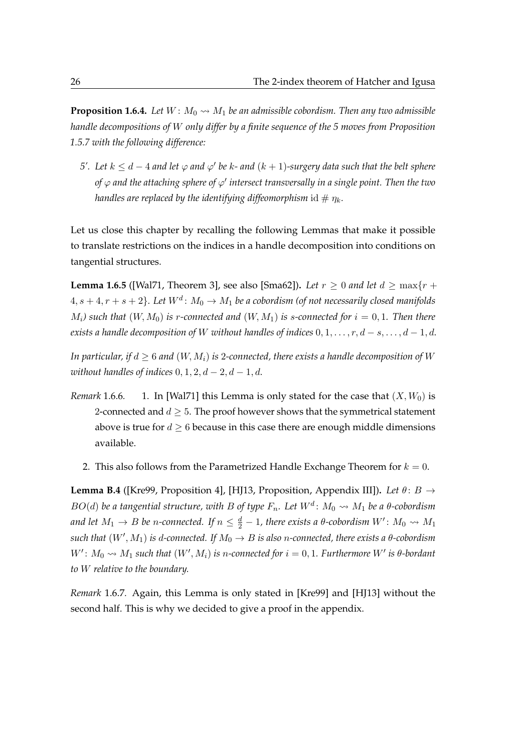**Proposition 1.6.4.** *Let $W: M_0 \rightsquigarrow M_1$ be an admissible cobordism. Then any two admissible handle decompositions of $W$ only differ by a finite sequence of the 5 moves from Proposition 1.5.7 with the following difference:*

*5′. Let $k \leq d-4$ and let $\varphi$ and $\varphi'$ be $k$- and $(k+1)$-surgery data such that the belt sphere of $\varphi$ and the attaching sphere of $\varphi'$ intersect transversally in a single point. Then the two handles are replaced by the identifying diffeomorphism $\mathrm{id} \# \eta_k$.*

Let us close this chapter by recalling the following Lemmas that make it possible to translate restrictions on the indices in a handle decomposition into conditions on tangential structures.

**Lemma 1.6.5** ([Wal71, Theorem 3], see also [Sma62])**.** *Let $r \geq 0$ and let $d \geq \max\{r+4, s+4, r+s+2\}$. Let $W^d: M_0 \to M_1$ be a cobordism (of not necessarily closed manifolds $M_i$) such that $(W, M_0)$ is $r$-connected and $(W, M_1)$ is $s$-connected for $i = 0, 1$. Then there exists a handle decomposition of $W$ without handles of indices $0, 1, \ldots, r, d-s, \ldots, d-1, d$.*

*In particular, if $d \geq 6$ and $(W, M_i)$ is 2-connected, there exists a handle decomposition of $W$ without handles of indices $0, 1, 2, d-2, d-1, d$.*

*Remark* 1.6.6.

1. In [Wal71] this Lemma is only stated for the case that $(X, W_0)$ is 2-connected and $d \geq 5$. The proof however shows that the symmetrical statement above is true for $d \geq 6$ because in this case there are enough middle dimensions available.
2. This also follows from the Parametrized Handle Exchange Theorem for $k = 0$.

**Lemma B.4** ([Kre99, Proposition 4], [HJ13, Proposition, Appendix III])**.** *Let $\theta: B \to BO(d)$ be a tangential structure, with $B$ of type $F_n$. Let $W^d: M_0 \rightsquigarrow M_1$ be a $\theta$-cobordism and let $M_1 \to B$ be $n$-connected. If $n \leq \frac{d}{2} - 1$, there exists a $\theta$-cobordism $W': M_0 \rightsquigarrow M_1$ such that $(W', M_1)$ is $d$-connected. If $M_0 \to B$ is also $n$-connected, there exists a $\theta$-cobordism $W': M_0 \rightsquigarrow M_1$ such that $(W', M_i)$ is $n$-connected for $i = 0, 1$. Furthermore $W'$ is $\theta$-bordant to $W$ relative to the boundary.*

*Remark* 1.6.7. Again, this Lemma is only stated in [Kre99] and [HJ13] without the second half. This is why we decided to give a proof in the appendix.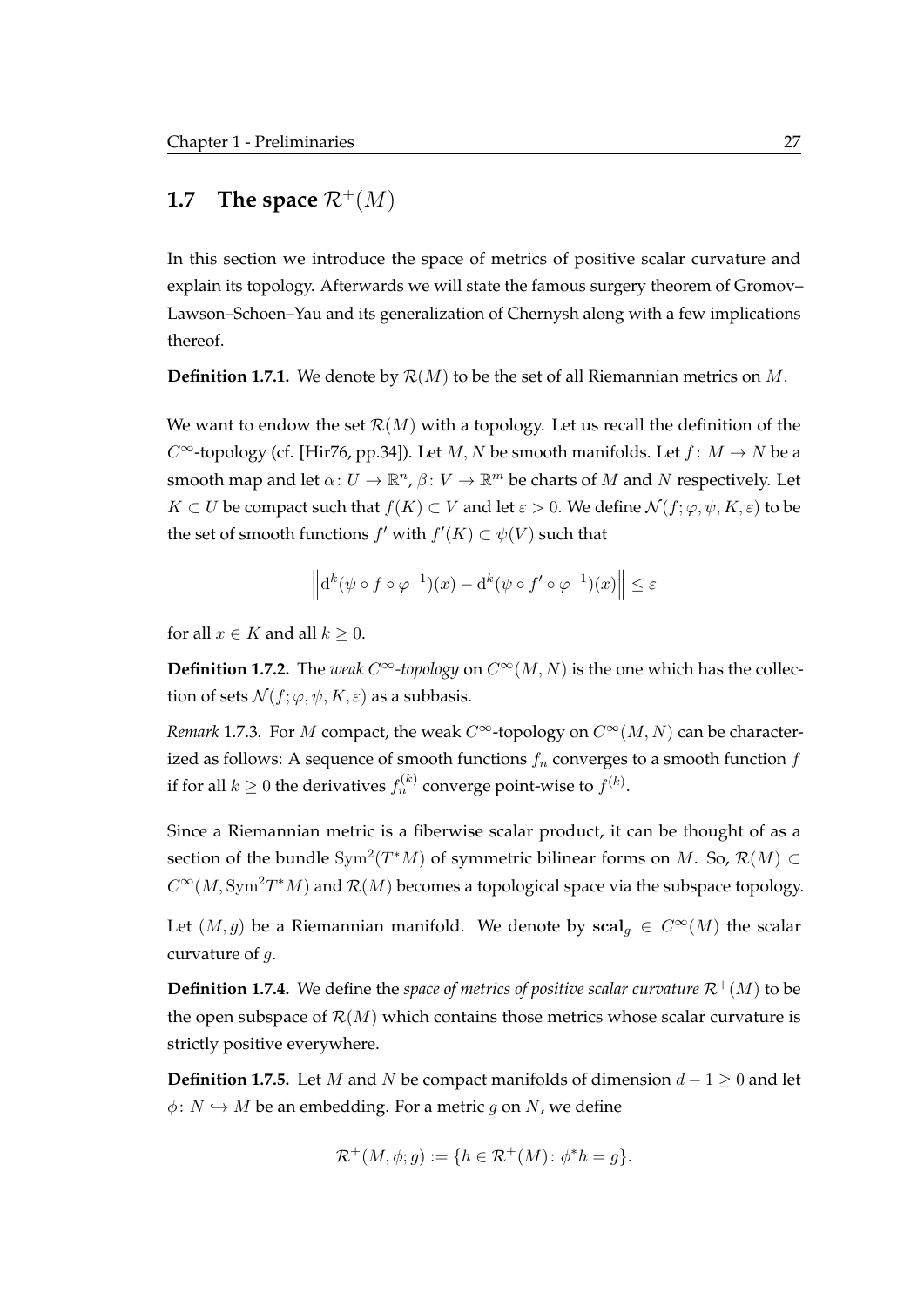## 1.7 The space $\mathcal{R}^+(M)$

In this section we introduce the space of metrics of positive scalar curvature and explain its topology. Afterwards we will state the famous surgery theorem of Gromov–Lawson–Schoen–Yau and its generalization of Chernysh along with a few implications thereof.

**Definition 1.7.1.** We denote by $\mathcal{R}(M)$ to be the set of all Riemannian metrics on $M$.

We want to endow the set $\mathcal{R}(M)$ with a topology. Let us recall the definition of the $C^\infty$-topology (cf. [Hir76, pp.34]). Let $M, N$ be smooth manifolds. Let $f\colon M \to N$ be a smooth map and let $\alpha\colon U \to \mathbb{R}^n$, $\beta\colon V \to \mathbb{R}^m$ be charts of $M$ and $N$ respectively. Let $K \subset U$ be compact such that $f(K) \subset V$ and let $\varepsilon > 0$. We define $\mathcal{N}(f; \varphi, \psi, K, \varepsilon)$ to be the set of smooth functions $f'$ with $f'(K) \subset \psi(V)$ such that

$$\left\| \mathrm{d}^k(\psi \circ f \circ \varphi^{-1})(x) - \mathrm{d}^k(\psi \circ f' \circ \varphi^{-1})(x) \right\| \leq \varepsilon$$

for all $x \in K$ and all $k \geq 0$.

**Definition 1.7.2.** The *weak $C^\infty$-topology* on $C^\infty(M, N)$ is the one which has the collection of sets $\mathcal{N}(f; \varphi, \psi, K, \varepsilon)$ as a subbasis.

*Remark* 1.7.3. For $M$ compact, the weak $C^\infty$-topology on $C^\infty(M, N)$ can be characterized as follows: A sequence of smooth functions $f_n$ converges to a smooth function $f$ if for all $k \geq 0$ the derivatives $f_n^{(k)}$ converge point-wise to $f^{(k)}$.

Since a Riemannian metric is a fiberwise scalar product, it can be thought of as a section of the bundle $\mathrm{Sym}^2(T^*M)$ of symmetric bilinear forms on $M$. So, $\mathcal{R}(M) \subset C^\infty(M, \mathrm{Sym}^2 T^*M)$ and $\mathcal{R}(M)$ becomes a topological space via the subspace topology.

Let $(M, g)$ be a Riemannian manifold. We denote by $\mathbf{scal}_g \in C^\infty(M)$ the scalar curvature of $g$.

**Definition 1.7.4.** We define the *space of metrics of positive scalar curvature $\mathcal{R}^+(M)$* to be the open subspace of $\mathcal{R}(M)$ which contains those metrics whose scalar curvature is strictly positive everywhere.

**Definition 1.7.5.** Let $M$ and $N$ be compact manifolds of dimension $d - 1 \geq 0$ and let $\phi\colon N \hookrightarrow M$ be an embedding. For a metric $g$ on $N$, we define

$$\mathcal{R}^+(M, \phi; g) := \{h \in \mathcal{R}^+(M) \colon \phi^* h = g\}.$$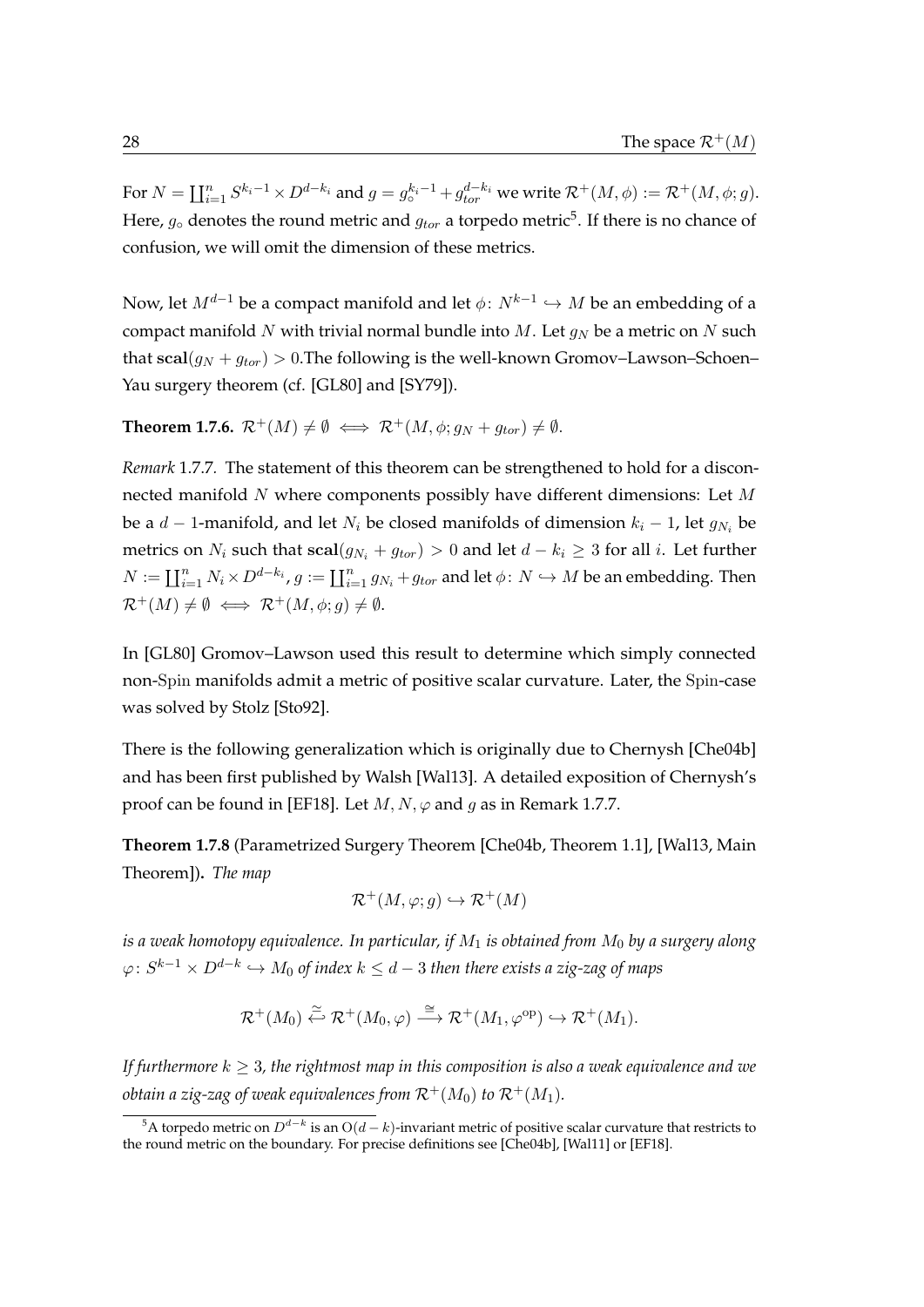For $N = \coprod_{i=1}^n S^{k_i-1} \times D^{d-k_i}$ and $g = g_\circ^{k_i-1} + g_{tor}^{d-k_i}$ we write $\mathcal{R}^+(M,\phi) := \mathcal{R}^+(M,\phi;g)$. Here, $g_\circ$ denotes the round metric and $g_{tor}$ a torpedo metric[5]. If there is no chance of confusion, we will omit the dimension of these metrics.

Now, let $M^{d-1}$ be a compact manifold and let $\phi\colon N^{k-1} \hookrightarrow M$ be an embedding of a compact manifold $N$ with trivial normal bundle into $M$. Let $g_N$ be a metric on $N$ such that $\mathbf{scal}(g_N + g_{tor}) > 0$.The following is the well-known Gromov–Lawson–Schoen–Yau surgery theorem (cf. [GL80] and [SY79]).

**Theorem 1.7.6.** $\mathcal{R}^+(M) \neq \emptyset \iff \mathcal{R}^+(M,\phi;g_N + g_{tor}) \neq \emptyset$.

*Remark* 1.7.7. The statement of this theorem can be strengthened to hold for a disconnected manifold $N$ where components possibly have different dimensions: Let $M$ be a $d-1$-manifold, and let $N_i$ be closed manifolds of dimension $k_i - 1$, let $g_{N_i}$ be metrics on $N_i$ such that $\mathbf{scal}(g_{N_i} + g_{tor}) > 0$ and let $d - k_i \geq 3$ for all $i$. Let further $N := \coprod_{i=1}^n N_i \times D^{d-k_i}$, $g := \coprod_{i=1}^n g_{N_i} + g_{tor}$ and let $\phi\colon N \hookrightarrow M$ be an embedding. Then $\mathcal{R}^+(M) \neq \emptyset \iff \mathcal{R}^+(M,\phi;g) \neq \emptyset$.

In [GL80] Gromov–Lawson used this result to determine which simply connected non-Spin manifolds admit a metric of positive scalar curvature. Later, the Spin-case was solved by Stolz [Sto92].

There is the following generalization which is originally due to Chernysh [Che04b] and has been first published by Walsh [Wal13]. A detailed exposition of Chernysh's proof can be found in [EF18]. Let $M, N, \varphi$ and $g$ as in Remark 1.7.7.

**Theorem 1.7.8** (Parametrized Surgery Theorem [Che04b, Theorem 1.1], [Wal13, Main Theorem])**.** *The map*

$$\mathcal{R}^+(M,\varphi;g) \hookrightarrow \mathcal{R}^+(M)$$

*is a weak homotopy equivalence. In particular, if $M_1$ is obtained from $M_0$ by a surgery along $\varphi\colon S^{k-1} \times D^{d-k} \hookrightarrow M_0$ of index $k \leq d-3$ then there exists a zig-zag of maps*

$$\mathcal{R}^+(M_0) \overset{\simeq}{\hookleftarrow} \mathcal{R}^+(M_0,\varphi) \xrightarrow{\cong} \mathcal{R}^+(M_1,\varphi^{\mathrm{op}}) \hookrightarrow \mathcal{R}^+(M_1).$$

*If furthermore $k \geq 3$, the rightmost map in this composition is also a weak equivalence and we obtain a zig-zag of weak equivalences from $\mathcal{R}^+(M_0)$ to $\mathcal{R}^+(M_1)$.*

[5] A torpedo metric on $D^{d-k}$ is an $\mathrm{O}(d-k)$-invariant metric of positive scalar curvature that restricts to the round metric on the boundary. For precise definitions see [Che04b], [Wal11] or [EF18].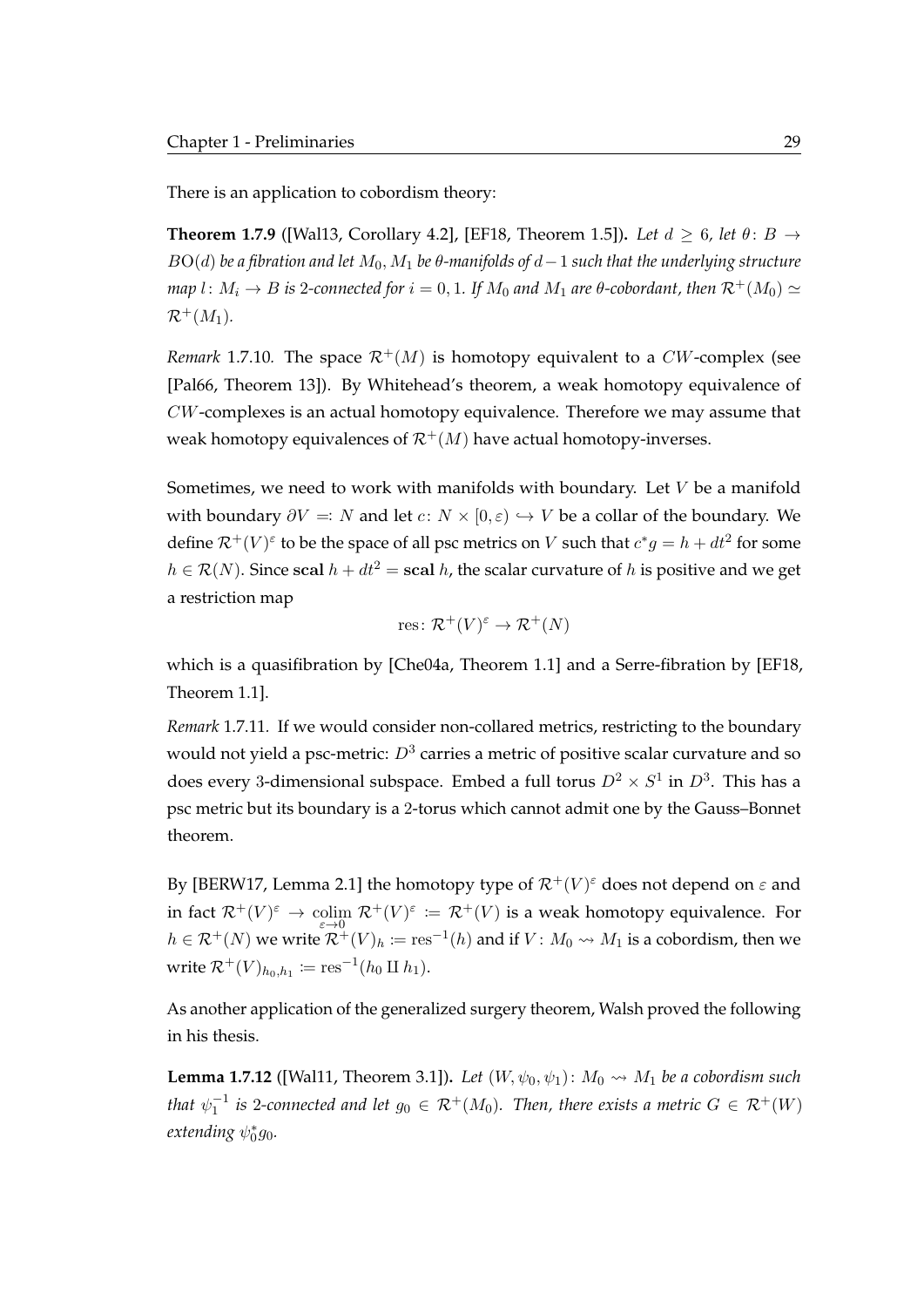There is an application to cobordism theory:

**Theorem 1.7.9** ([Wal13, Corollary 4.2], [EF18, Theorem 1.5]). *Let $d \geq 6$, let $\theta\colon B \to BO(d)$ be a fibration and let $M_0, M_1$ be $\theta$-manifolds of $d-1$ such that the underlying structure map $l\colon M_i \to B$ is 2-connected for $i = 0, 1$. If $M_0$ and $M_1$ are $\theta$-cobordant, then $\mathcal{R}^+(M_0) \simeq \mathcal{R}^+(M_1)$.*

*Remark* 1.7.10. The space $\mathcal{R}^+(M)$ is homotopy equivalent to a $CW$-complex (see [Pal66, Theorem 13]). By Whitehead's theorem, a weak homotopy equivalence of $CW$-complexes is an actual homotopy equivalence. Therefore we may assume that weak homotopy equivalences of $\mathcal{R}^+(M)$ have actual homotopy-inverses.

Sometimes, we need to work with manifolds with boundary. Let $V$ be a manifold with boundary $\partial V =: N$ and let $c\colon N \times [0, \varepsilon) \hookrightarrow V$ be a collar of the boundary. We define $\mathcal{R}^+(V)^\varepsilon$ to be the space of all psc metrics on $V$ such that $c^*g = h + dt^2$ for some $h \in \mathcal{R}(N)$. Since $\mathbf{scal}\, h + dt^2 = \mathbf{scal}\, h$, the scalar curvature of $h$ is positive and we get a restriction map

$$\mathrm{res}\colon \mathcal{R}^+(V)^\varepsilon \to \mathcal{R}^+(N)$$

which is a quasifibration by [Che04a, Theorem 1.1] and a Serre-fibration by [EF18, Theorem 1.1].

*Remark* 1.7.11. If we would consider non-collared metrics, restricting to the boundary would not yield a psc-metric: $D^3$ carries a metric of positive scalar curvature and so does every 3-dimensional subspace. Embed a full torus $D^2 \times S^1$ in $D^3$. This has a psc metric but its boundary is a 2-torus which cannot admit one by the Gauss–Bonnet theorem.

By [BERW17, Lemma 2.1] the homotopy type of $\mathcal{R}^+(V)^\varepsilon$ does not depend on $\varepsilon$ and in fact $\mathcal{R}^+(V)^\varepsilon \to \operatorname{colim}_{\varepsilon \to 0} \mathcal{R}^+(V)^\varepsilon := \mathcal{R}^+(V)$ is a weak homotopy equivalence. For $h \in \mathcal{R}^+(N)$ we write $\mathcal{R}^+(V)_h := \mathrm{res}^{-1}(h)$ and if $V\colon M_0 \rightsquigarrow M_1$ is a cobordism, then we write $\mathcal{R}^+(V)_{h_0,h_1} := \mathrm{res}^{-1}(h_0 \amalg h_1)$.

As another application of the generalized surgery theorem, Walsh proved the following in his thesis.

**Lemma 1.7.12** ([Wal11, Theorem 3.1]). *Let $(W, \psi_0, \psi_1)\colon M_0 \rightsquigarrow M_1$ be a cobordism such that $\psi_1^{-1}$ is 2-connected and let $g_0 \in \mathcal{R}^+(M_0)$. Then, there exists a metric $G \in \mathcal{R}^+(W)$ extending $\psi_0^* g_0$.*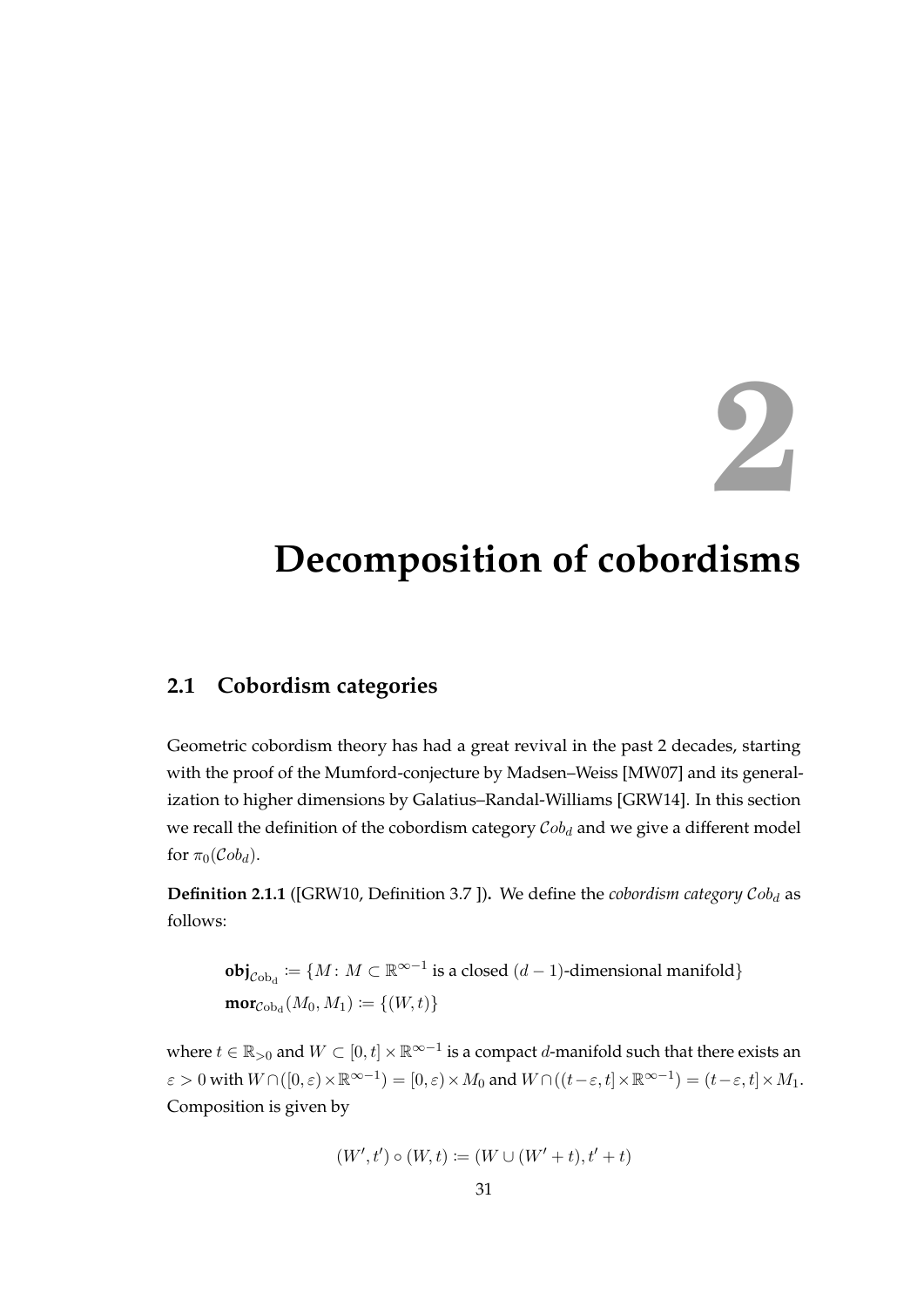# 2

# Decomposition of cobordisms

## 2.1 Cobordism categories

Geometric cobordism theory has had a great revival in the past 2 decades, starting with the proof of the Mumford-conjecture by Madsen–Weiss [MW07] and its generalization to higher dimensions by Galatius–Randal-Williams [GRW14]. In this section we recall the definition of the cobordism category $\mathcal{C}ob_d$ and we give a different model for $\pi_0(\mathcal{C}ob_d)$.

**Definition 2.1.1** ([GRW10, Definition 3.7 ])**.** We define the *cobordism category* $\mathcal{C}ob_d$ as follows:

$$\begin{aligned}
\mathbf{obj}_{\mathcal{C}\mathrm{ob_d}} &:= \{M \colon M \subset \mathbb{R}^{\infty-1} \text{ is a closed } (d-1)\text{-dimensional manifold}\} \\
\mathbf{mor}_{\mathcal{C}\mathrm{ob_d}}(M_0, M_1) &:= \{(W, t)\}
\end{aligned}$$

where $t \in \mathbb{R}_{>0}$ and $W \subset [0, t] \times \mathbb{R}^{\infty-1}$ is a compact $d$-manifold such that there exists an $\varepsilon > 0$ with $W \cap ([0, \varepsilon) \times \mathbb{R}^{\infty-1}) = [0, \varepsilon) \times M_0$ and $W \cap ((t-\varepsilon, t] \times \mathbb{R}^{\infty-1}) = (t-\varepsilon, t] \times M_1$. Composition is given by

$$(W', t') \circ (W, t) := (W \cup (W' + t), t' + t)$$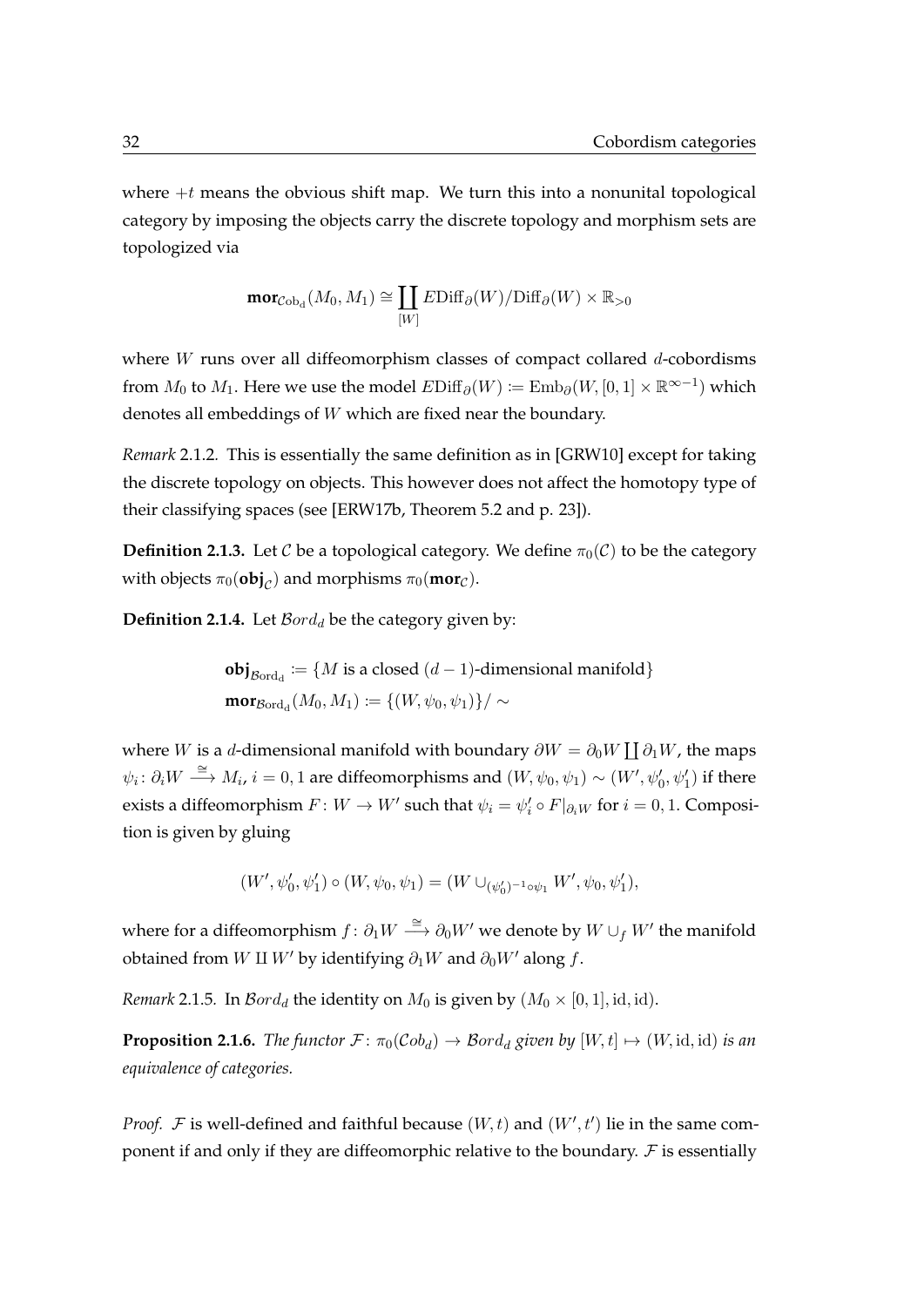where $+t$ means the obvious shift map. We turn this into a nonunital topological category by imposing the objects carry the discrete topology and morphism sets are topologized via

$$\mathbf{mor}_{\mathcal{C}\mathrm{ob_d}}(M_0, M_1) \cong \coprod_{[W]} E\mathrm{Diff}_\partial(W)/\mathrm{Diff}_\partial(W) \times \mathbb{R}_{>0}$$

where $W$ runs over all diffeomorphism classes of compact collared $d$-cobordisms from $M_0$ to $M_1$. Here we use the model $E\mathrm{Diff}_\partial(W) := \mathrm{Emb}_\partial(W, [0,1] \times \mathbb{R}^{\infty-1})$ which denotes all embeddings of $W$ which are fixed near the boundary.

*Remark* 2.1.2. This is essentially the same definition as in [GRW10] except for taking the discrete topology on objects. This however does not affect the homotopy type of their classifying spaces (see [ERW17b, Theorem 5.2 and p. 23]).

**Definition 2.1.3.** Let $\mathcal{C}$ be a topological category. We define $\pi_0(\mathcal{C})$ to be the category with objects $\pi_0(\mathbf{obj}_\mathcal{C})$ and morphisms $\pi_0(\mathbf{mor}_\mathcal{C})$.

**Definition 2.1.4.** Let $\mathcal{B}ord_d$ be the category given by:

$$\begin{aligned}
\mathbf{obj}_{\mathcal{B}\mathrm{ord_d}} &:= \{M \text{ is a closed } (d-1)\text{-dimensional manifold}\} \\
\mathbf{mor}_{\mathcal{B}\mathrm{ord_d}}(M_0, M_1) &:= \{(W, \psi_0, \psi_1)\}/\sim
\end{aligned}$$

where $W$ is a $d$-dimensional manifold with boundary $\partial W = \partial_0 W \coprod \partial_1 W$, the maps $\psi_i \colon \partial_i W \xrightarrow{\cong} M_i$, $i = 0, 1$ are diffeomorphisms and $(W, \psi_0, \psi_1) \sim (W', \psi_0', \psi_1')$ if there exists a diffeomorphism $F \colon W \to W'$ such that $\psi_i = \psi_i' \circ F|_{\partial_i W}$ for $i = 0, 1$. Composition is given by gluing

$$(W', \psi_0', \psi_1') \circ (W, \psi_0, \psi_1) = (W \cup_{(\psi_0')^{-1} \circ \psi_1} W', \psi_0, \psi_1'),$$

where for a diffeomorphism $f \colon \partial_1 W \xrightarrow{\cong} \partial_0 W'$ we denote by $W \cup_f W'$ the manifold obtained from $W \amalg W'$ by identifying $\partial_1 W$ and $\partial_0 W'$ along $f$.

*Remark* 2.1.5. In $\mathcal{B}ord_d$ the identity on $M_0$ is given by $(M_0 \times [0,1], \mathrm{id}, \mathrm{id})$.

**Proposition 2.1.6.** *The functor $\mathcal{F} \colon \pi_0(\mathcal{C}ob_d) \to \mathcal{B}ord_d$ given by $[W, t] \mapsto (W, \mathrm{id}, \mathrm{id})$ is an equivalence of categories.*

*Proof.* $\mathcal{F}$ is well-defined and faithful because $(W, t)$ and $(W', t')$ lie in the same component if and only if they are diffeomorphic relative to the boundary. $\mathcal{F}$ is essentially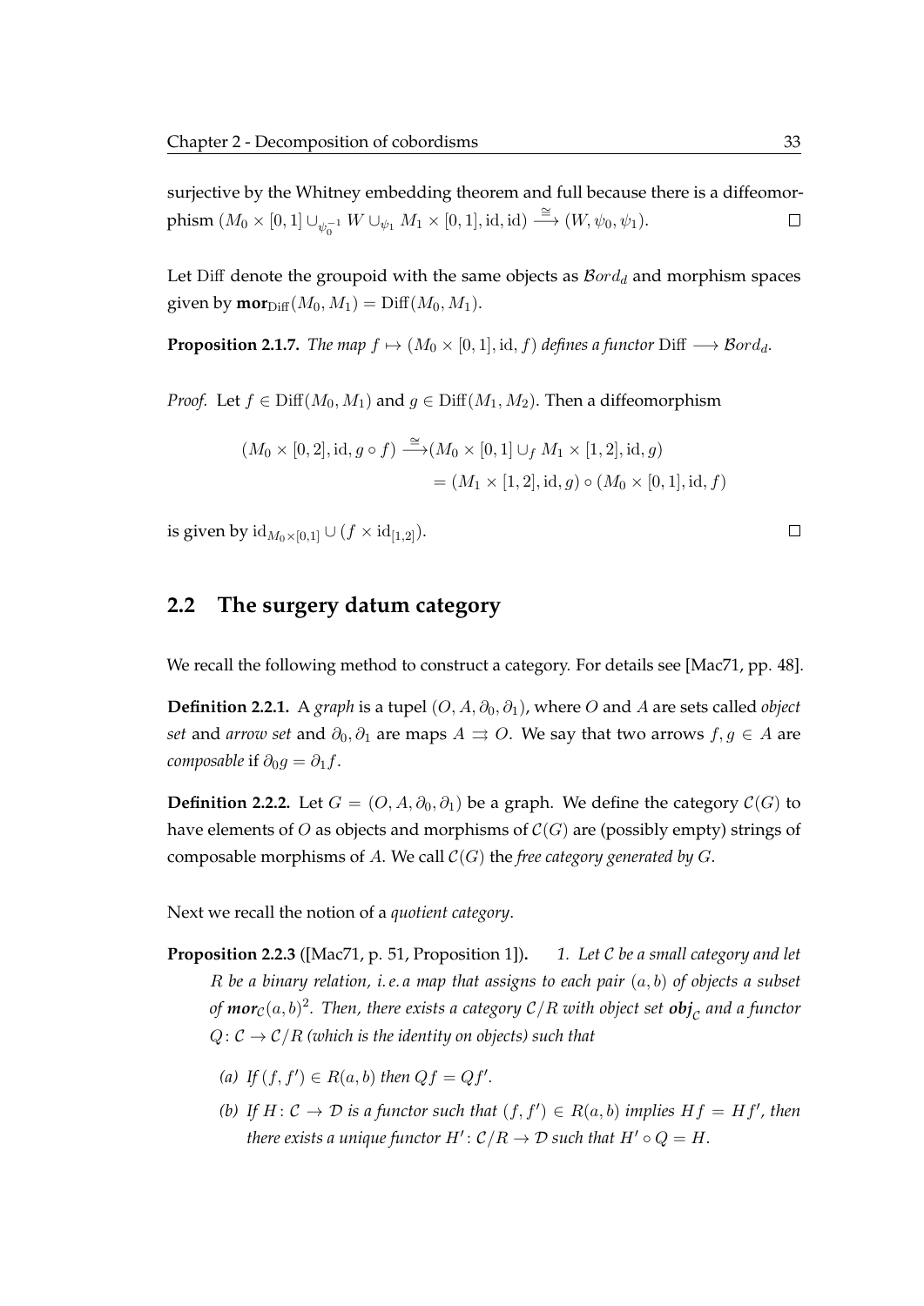surjective by the Whitney embedding theorem and full because there is a diffeomorphism $(M_0 \times [0,1] \cup_{\psi_0^{-1}} W \cup_{\psi_1} M_1 \times [0,1], \mathrm{id}, \mathrm{id}) \xrightarrow{\cong} (W, \psi_0, \psi_1)$. □

Let Diff denote the groupoid with the same objects as $\mathcal{B}ord_d$ and morphism spaces given by $\mathbf{mor}_{\mathrm{Diff}}(M_0, M_1) = \mathrm{Diff}(M_0, M_1)$.

**Proposition 2.1.7.** *The map $f \mapsto (M_0 \times [0,1], \mathrm{id}, f)$ defines a functor $\mathrm{Diff} \longrightarrow \mathcal{B}ord_d$.*

*Proof.* Let $f \in \mathrm{Diff}(M_0, M_1)$ and $g \in \mathrm{Diff}(M_1, M_2)$. Then a diffeomorphism

$$
\begin{aligned}
(M_0 \times [0,2], \mathrm{id}, g \circ f) \xrightarrow{\cong} & (M_0 \times [0,1] \cup_f M_1 \times [1,2], \mathrm{id}, g) \\
&= (M_1 \times [1,2], \mathrm{id}, g) \circ (M_0 \times [0,1], \mathrm{id}, f)
\end{aligned}
$$

is given by $\mathrm{id}_{M_0 \times [0,1]} \cup (f \times \mathrm{id}_{[1,2]})$. □

## 2.2 The surgery datum category

We recall the following method to construct a category. For details see [Mac71, pp. 48].

**Definition 2.2.1.** A *graph* is a tupel $(O, A, \partial_0, \partial_1)$, where $O$ and $A$ are sets called *object set* and *arrow set* and $\partial_0, \partial_1$ are maps $A \rightrightarrows O$. We say that two arrows $f, g \in A$ are *composable* if $\partial_0 g = \partial_1 f$.

**Definition 2.2.2.** Let $G = (O, A, \partial_0, \partial_1)$ be a graph. We define the category $\mathcal{C}(G)$ to have elements of $O$ as objects and morphisms of $\mathcal{C}(G)$ are (possibly empty) strings of composable morphisms of $A$. We call $\mathcal{C}(G)$ the *free category generated by $G$*.

Next we recall the notion of a *quotient category*.

**Proposition 2.2.3** ([Mac71, p. 51, Proposition 1])**.** *1. Let $\mathcal{C}$ be a small category and let $R$ be a binary relation, i. e. a map that assigns to each pair $(a, b)$ of objects a subset of $\mathbf{mor}_{\mathcal{C}}(a, b)^2$. Then, there exists a category $\mathcal{C}/R$ with object set $\mathbf{obj}_{\mathcal{C}}$ and a functor $Q \colon \mathcal{C} \to \mathcal{C}/R$ (which is the identity on objects) such that*

*(a) If $(f, f') \in R(a, b)$ then $Qf = Qf'$.*

*(b) If $H \colon \mathcal{C} \to \mathcal{D}$ is a functor such that $(f, f') \in R(a, b)$ implies $Hf = Hf'$, then there exists a unique functor $H' \colon \mathcal{C}/R \to \mathcal{D}$ such that $H' \circ Q = H$.*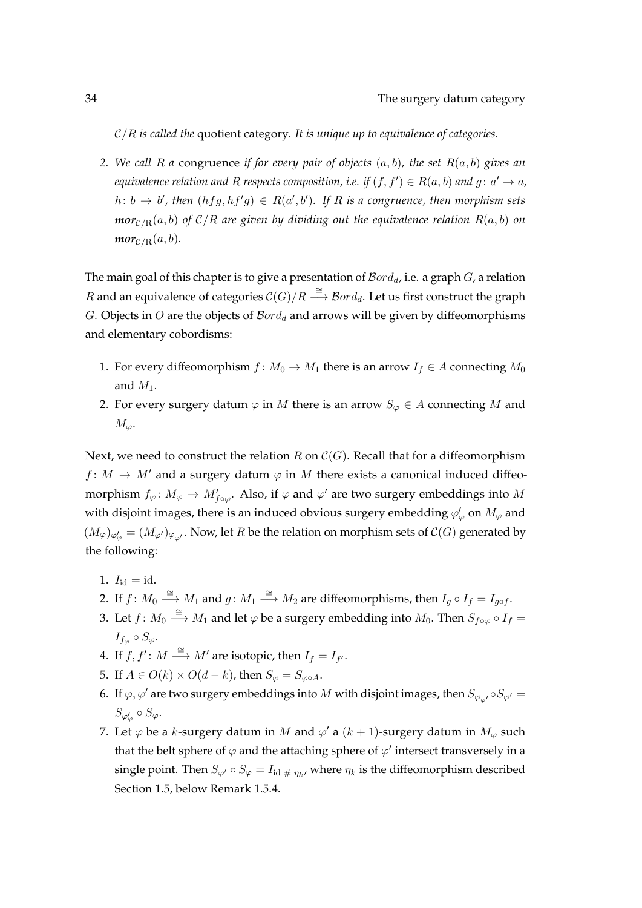*$\mathcal{C}/R$ is called the* quotient category. *It is unique up to equivalence of categories.*

2. *We call $R$ a* congruence *if for every pair of objects $(a,b)$, the set $R(a,b)$ gives an equivalence relation and $R$ respects composition, i.e. if $(f,f') \in R(a,b)$ and $g\colon a' \to a$, $h\colon b \to b'$, then $(hfg, hf'g) \in R(a',b')$. If $R$ is a congruence, then morphism sets $\boldsymbol{mor}_{\mathcal{C}/\mathrm{R}}(a,b)$ of $\mathcal{C}/R$ are given by dividing out the equivalence relation $R(a,b)$ on $\boldsymbol{mor}_{\mathcal{C}/\mathrm{R}}(a,b)$.*

The main goal of this chapter is to give a presentation of $\mathcal{B}ord_d$, i.e. a graph $G$, a relation $R$ and an equivalence of categories $\mathcal{C}(G)/R \xrightarrow{\cong} \mathcal{B}ord_d$. Let us first construct the graph $G$. Objects in $O$ are the objects of $\mathcal{B}ord_d$ and arrows will be given by diffeomorphisms and elementary cobordisms:

1. For every diffeomorphism $f\colon M_0 \to M_1$ there is an arrow $I_f \in A$ connecting $M_0$ and $M_1$.
2. For every surgery datum $\varphi$ in $M$ there is an arrow $S_\varphi \in A$ connecting $M$ and $M_\varphi$.

Next, we need to construct the relation $R$ on $\mathcal{C}(G)$. Recall that for a diffeomorphism $f\colon M \to M'$ and a surgery datum $\varphi$ in $M$ there exists a canonical induced diffeomorphism $f_\varphi\colon M_\varphi \to M'_{f\circ\varphi}$. Also, if $\varphi$ and $\varphi'$ are two surgery embeddings into $M$ with disjoint images, there is an induced obvious surgery embedding $\varphi'_\varphi$ on $M_\varphi$ and $(M_\varphi)_{\varphi'_\varphi} = (M_{\varphi'})_{\varphi_{\varphi'}}$. Now, let $R$ be the relation on morphism sets of $\mathcal{C}(G)$ generated by the following:

1. $I_{\mathrm{id}} = \mathrm{id}$.
2. If $f\colon M_0 \xrightarrow{\cong} M_1$ and $g\colon M_1 \xrightarrow{\cong} M_2$ are diffeomorphisms, then $I_g \circ I_f = I_{g\circ f}$.
3. Let $f\colon M_0 \xrightarrow{\cong} M_1$ and let $\varphi$ be a surgery embedding into $M_0$. Then $S_{f\circ\varphi} \circ I_f = I_{f_\varphi} \circ S_\varphi$.
4. If $f, f'\colon M \xrightarrow{\cong} M'$ are isotopic, then $I_f = I_{f'}$.
5. If $A \in O(k) \times O(d-k)$, then $S_\varphi = S_{\varphi\circ A}$.
6. If $\varphi, \varphi'$ are two surgery embeddings into $M$ with disjoint images, then $S_{\varphi_{\varphi'}} \circ S_{\varphi'} = S_{\varphi'_\varphi} \circ S_\varphi$.
7. Let $\varphi$ be a $k$-surgery datum in $M$ and $\varphi'$ a $(k+1)$-surgery datum in $M_\varphi$ such that the belt sphere of $\varphi$ and the attaching sphere of $\varphi'$ intersect transversely in a single point. Then $S_{\varphi'} \circ S_\varphi = I_{\mathrm{id}\,\#\,\eta_k}$, where $\eta_k$ is the diffeomorphism described Section 1.5, below Remark 1.5.4.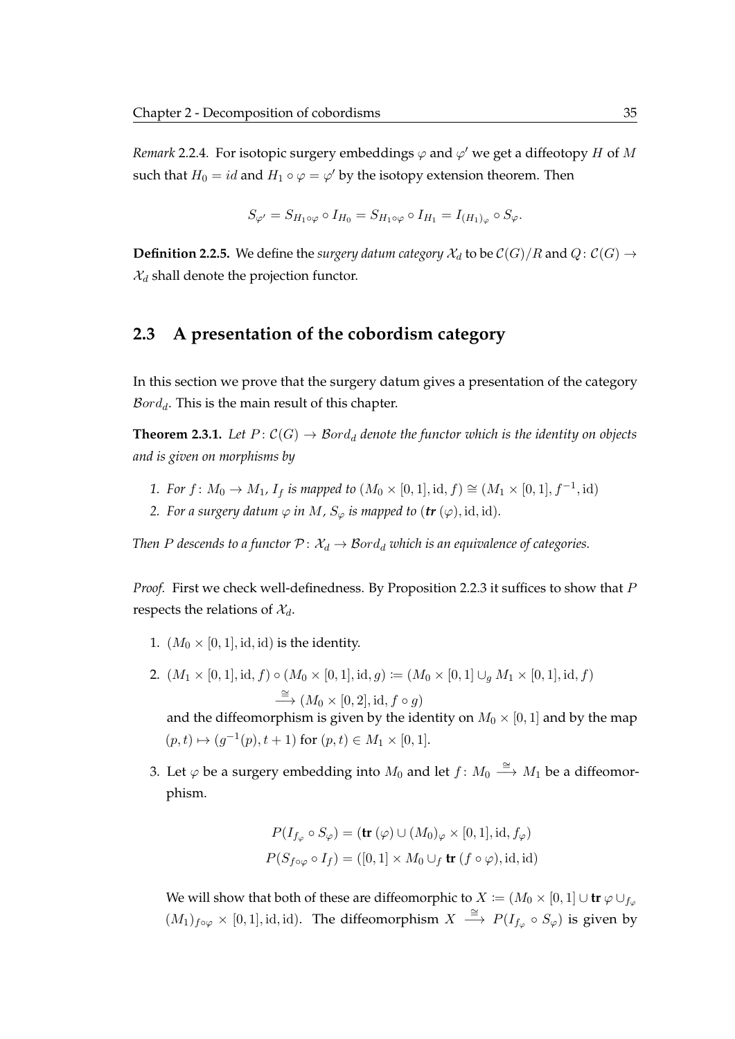*Remark* 2.2.4. For isotopic surgery embeddings $\varphi$ and $\varphi'$ we get a diffeotopy $H$ of $M$ such that $H_0 = id$ and $H_1 \circ \varphi = \varphi'$ by the isotopy extension theorem. Then

$$S_{\varphi'} = S_{H_1 \circ \varphi} \circ I_{H_0} = S_{H_1 \circ \varphi} \circ I_{H_1} = I_{(H_1)_\varphi} \circ S_\varphi.$$

**Definition 2.2.5.** We define the *surgery datum category* $\mathcal{X}_d$ to be $\mathcal{C}(G)/R$ and $Q \colon \mathcal{C}(G) \to \mathcal{X}_d$ shall denote the projection functor.

## 2.3 A presentation of the cobordism category

In this section we prove that the surgery datum gives a presentation of the category $\mathcal{B}ord_d$. This is the main result of this chapter.

**Theorem 2.3.1.** *Let $P \colon \mathcal{C}(G) \to \mathcal{B}ord_d$ denote the functor which is the identity on objects and is given on morphisms by*

1. *For $f \colon M_0 \to M_1$, $I_f$ is mapped to $(M_0 \times [0,1], \mathrm{id}, f) \cong (M_1 \times [0,1], f^{-1}, \mathrm{id})$*
2. *For a surgery datum $\varphi$ in $M$, $S_\varphi$ is mapped to $(\mathbf{tr}\,(\varphi), \mathrm{id}, \mathrm{id})$.*

*Then $P$ descends to a functor $\mathcal{P} \colon \mathcal{X}_d \to \mathcal{B}ord_d$ which is an equivalence of categories.*

*Proof.* First we check well-definedness. By Proposition 2.2.3 it suffices to show that $P$ respects the relations of $\mathcal{X}_d$.

1. $(M_0 \times [0,1], \mathrm{id}, \mathrm{id})$ is the identity.
2. $(M_1 \times [0,1], \mathrm{id}, f) \circ (M_0 \times [0,1], \mathrm{id}, g) \coloneqq (M_0 \times [0,1] \cup_g M_1 \times [0,1], \mathrm{id}, f)$
$$\xrightarrow{\cong} (M_0 \times [0,2], \mathrm{id}, f \circ g)$$
and the diffeomorphism is given by the identity on $M_0 \times [0,1]$ and by the map $(p,t) \mapsto (g^{-1}(p), t+1)$ for $(p,t) \in M_1 \times [0,1]$.
3. Let $\varphi$ be a surgery embedding into $M_0$ and let $f \colon M_0 \xrightarrow{\cong} M_1$ be a diffeomorphism.

$$P(I_{f_\varphi} \circ S_\varphi) = (\mathbf{tr}\,(\varphi) \cup (M_0)_\varphi \times [0,1], \mathrm{id}, f_\varphi)$$
$$P(S_{f \circ \varphi} \circ I_f) = ([0,1] \times M_0 \cup_f \mathbf{tr}\,(f \circ \varphi), \mathrm{id}, \mathrm{id})$$

We will show that both of these are diffeomorphic to $X \coloneqq (M_0 \times [0,1] \cup \mathbf{tr}\,\varphi \cup_{f_\varphi} (M_1)_{f \circ \varphi} \times [0,1], \mathrm{id}, \mathrm{id})$. The diffeomorphism $X \xrightarrow{\cong} P(I_{f_\varphi} \circ S_\varphi)$ is given by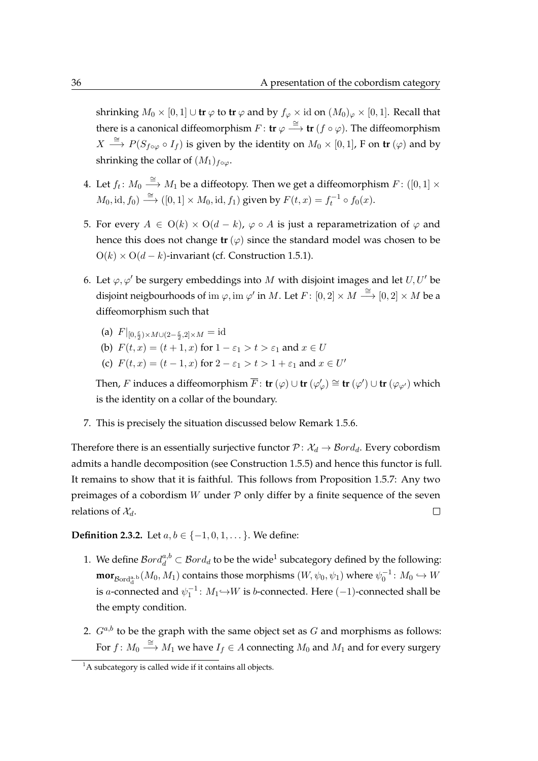shrinking $M_0 \times [0,1] \cup \mathbf{tr}\,\varphi$ to $\mathbf{tr}\,\varphi$ and by $f_\varphi \times \mathrm{id}$ on $(M_0)_\varphi \times [0,1]$. Recall that there is a canonical diffeomorphism $F\colon \mathbf{tr}\,\varphi \xrightarrow{\cong} \mathbf{tr}\,(f \circ \varphi)$. The diffeomorphism $X \xrightarrow{\cong} P(S_{f\circ\varphi} \circ I_f)$ is given by the identity on $M_0 \times [0,1]$, F on $\mathbf{tr}\,(\varphi)$ and by shrinking the collar of $(M_1)_{f\circ\varphi}$.

4. Let $f_t\colon M_0 \xrightarrow{\cong} M_1$ be a diffeotopy. Then we get a diffeomorphism $F\colon ([0,1] \times M_0, \mathrm{id}, f_0) \xrightarrow{\cong} ([0,1] \times M_0, \mathrm{id}, f_1)$ given by $F(t,x) = f_t^{-1} \circ f_0(x)$.

5. For every $A \in \mathrm{O}(k) \times \mathrm{O}(d-k)$, $\varphi \circ A$ is just a reparametrization of $\varphi$ and hence this does not change $\mathbf{tr}\,(\varphi)$ since the standard model was chosen to be $\mathrm{O}(k) \times \mathrm{O}(d-k)$-invariant (cf. Construction 1.5.1).

6. Let $\varphi, \varphi'$ be surgery embeddings into $M$ with disjoint images and let $U, U'$ be disjoint neigbourhoods of $\mathrm{im}\,\varphi, \mathrm{im}\,\varphi'$ in $M$. Let $F\colon [0,2] \times M \xrightarrow{\cong} [0,2] \times M$ be a diffeomorphism such that
   (a) $F|_{[0,\frac{\varepsilon}{2})\times M \cup (2-\frac{\varepsilon}{2},2]\times M} = \mathrm{id}$
   (b) $F(t,x) = (t+1, x)$ for $1 - \varepsilon_1 > t > \varepsilon_1$ and $x \in U$
   (c) $F(t,x) = (t-1, x)$ for $2 - \varepsilon_1 > t > 1 + \varepsilon_1$ and $x \in U'$

   Then, $F$ induces a diffeomorphism $\overline{F}\colon \mathbf{tr}\,(\varphi) \cup \mathbf{tr}\,(\varphi'_\varphi) \cong \mathbf{tr}\,(\varphi') \cup \mathbf{tr}\,(\varphi_{\varphi'})$ which is the identity on a collar of the boundary.

7. This is precisely the situation discussed below Remark 1.5.6.

Therefore there is an essentially surjective functor $\mathcal{P}\colon \mathcal{X}_d \to \mathcal{B}ord_d$. Every cobordism admits a handle decomposition (see Construction 1.5.5) and hence this functor is full. It remains to show that it is faithful. This follows from Proposition 1.5.7: Any two preimages of a cobordism $W$ under $\mathcal{P}$ only differ by a finite sequence of the seven relations of $\mathcal{X}_d$. $\square$

**Definition 2.3.2.** Let $a, b \in \{-1, 0, 1, \dots\}$. We define:

1. We define $\mathcal{B}ord_d^{a,b} \subset \mathcal{B}ord_d$ to be the wide[1] subcategory defined by the following: $\mathbf{mor}_{\mathcal{B}\mathrm{ord}_d^{a,b}}(M_0, M_1)$ contains those morphisms $(W, \psi_0, \psi_1)$ where $\psi_0^{-1}\colon M_0 \hookrightarrow W$ is $a$-connected and $\psi_1^{-1}\colon M_1 \hookrightarrow W$ is $b$-connected. Here $(-1)$-connected shall be the empty condition.

2. $G^{a,b}$ to be the graph with the same object set as $G$ and morphisms as follows: For $f\colon M_0 \xrightarrow{\cong} M_1$ we have $I_f \in A$ connecting $M_0$ and $M_1$ and for every surgery

[1] A subcategory is called wide if it contains all objects.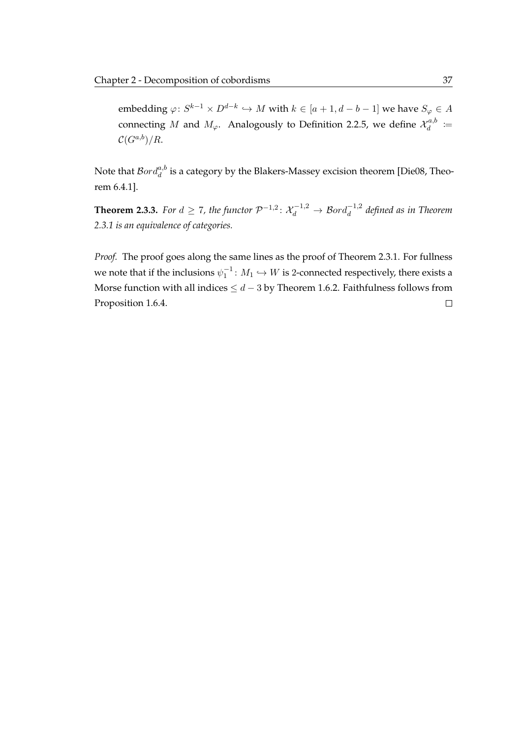embedding $\varphi\colon S^{k-1} \times D^{d-k} \hookrightarrow M$ with $k \in [a+1, d-b-1]$ we have $S_\varphi \in A$ connecting $M$ and $M_\varphi$. Analogously to Definition 2.2.5, we define $\mathcal{X}_d^{a,b} := \mathcal{C}(G^{a,b})/R$.

Note that $\mathcal{B}ord_d^{a,b}$ is a category by the Blakers-Massey excision theorem [Die08, Theorem 6.4.1].

**Theorem 2.3.3.** *For $d \geq 7$, the functor $\mathcal{P}^{-1,2}\colon \mathcal{X}_d^{-1,2} \to \mathcal{B}ord_d^{-1,2}$ defined as in Theorem 2.3.1 is an equivalence of categories.*

*Proof.* The proof goes along the same lines as the proof of Theorem 2.3.1. For fullness we note that if the inclusions $\psi_1^{-1}\colon M_1 \hookrightarrow W$ is 2-connected respectively, there exists a Morse function with all indices $\leq d-3$ by Theorem 1.6.2. Faithfulness follows from Proposition 1.6.4. $\square$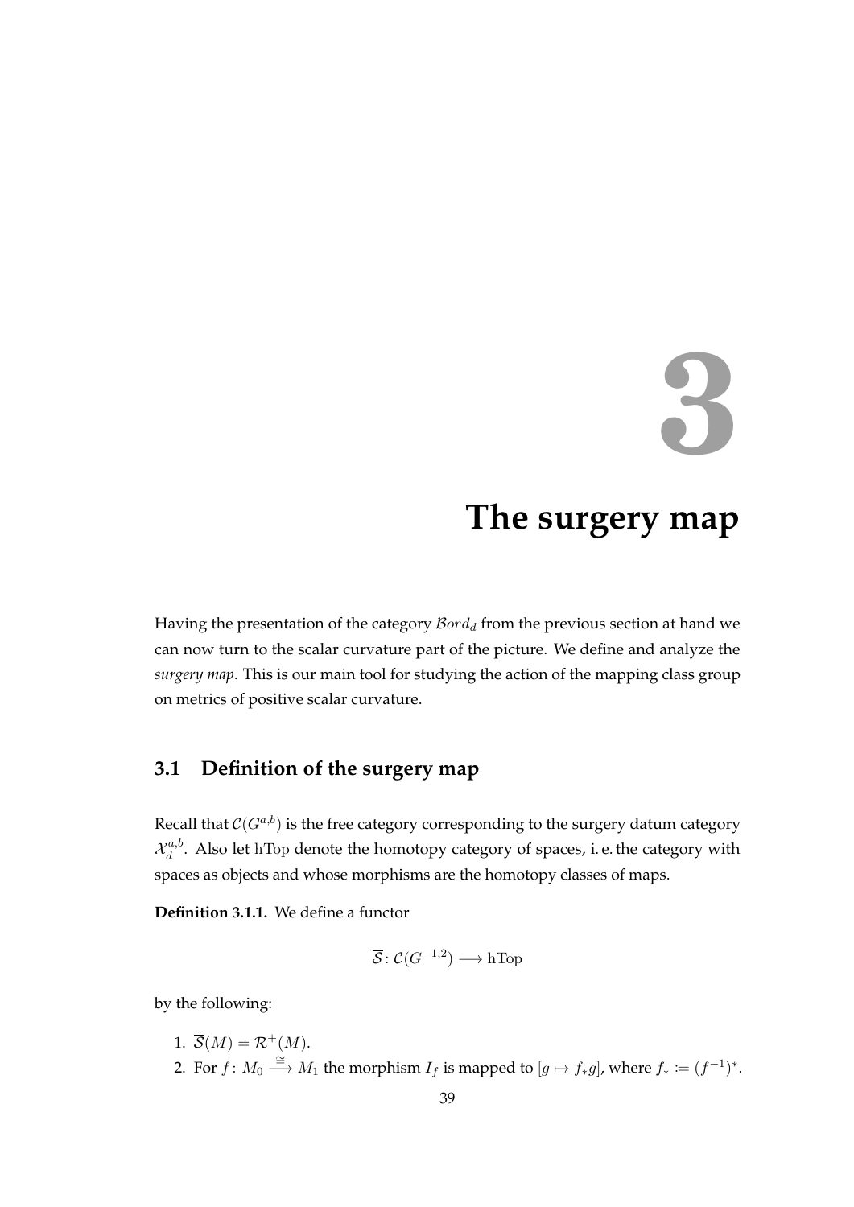# 3 The surgery map

Having the presentation of the category $\mathcal{B}ord_d$ from the previous section at hand we can now turn to the scalar curvature part of the picture. We define and analyze the *surgery map*. This is our main tool for studying the action of the mapping class group on metrics of positive scalar curvature.

## 3.1 Definition of the surgery map

Recall that $\mathcal{C}(G^{a,b})$ is the free category corresponding to the surgery datum category $\mathcal{X}_d^{a,b}$. Also let $\mathrm{hTop}$ denote the homotopy category of spaces, i. e. the category with spaces as objects and whose morphisms are the homotopy classes of maps.

**Definition 3.1.1.** We define a functor

$$\overline{\mathcal{S}} \colon \mathcal{C}(G^{-1,2}) \longrightarrow \mathrm{hTop}$$

by the following:

1. $\overline{\mathcal{S}}(M) = \mathcal{R}^+(M)$.
2. For $f \colon M_0 \xrightarrow{\cong} M_1$ the morphism $I_f$ is mapped to $[g \mapsto f_* g]$, where $f_* \coloneqq (f^{-1})^*$.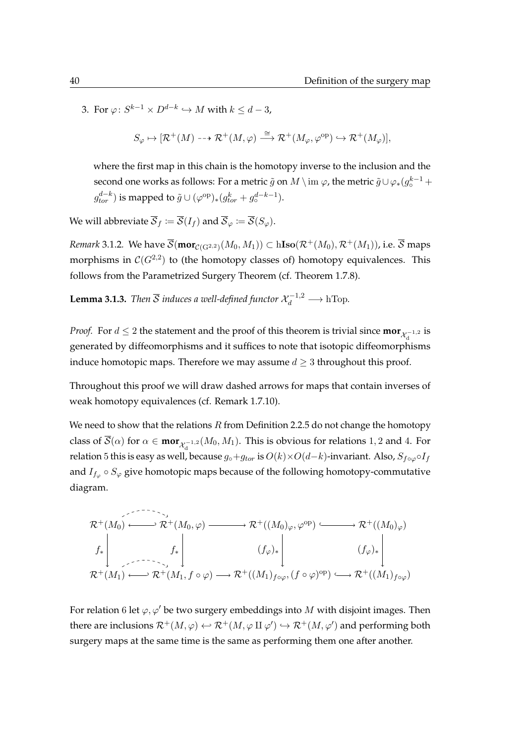3. For $\varphi\colon S^{k-1} \times D^{d-k} \hookrightarrow M$ with $k \leq d-3$,

$$S_\varphi \mapsto [\mathcal{R}^+(M) \dashrightarrow \mathcal{R}^+(M,\varphi) \xrightarrow{\cong} \mathcal{R}^+(M_\varphi, \varphi^{\mathrm{op}}) \hookrightarrow \mathcal{R}^+(M_\varphi)],$$

where the first map in this chain is the homotopy inverse to the inclusion and the second one works as follows: For a metric $\tilde{g}$ on $M \setminus \operatorname{im} \varphi$, the metric $\tilde{g} \cup \varphi_*(g_\circ^{k-1} + g_{tor}^{d-k})$ is mapped to $\tilde{g} \cup (\varphi^{\mathrm{op}})_*(g_{tor}^k + g_\circ^{d-k-1})$.

We will abbreviate $\overline{\mathcal{S}}_f := \overline{\mathcal{S}}(I_f)$ and $\overline{\mathcal{S}}_\varphi := \overline{\mathcal{S}}(S_\varphi)$.

*Remark* 3.1.2. We have $\overline{\mathcal{S}}(\mathbf{mor}_{\mathcal{C}(G^{2,2})}(M_0, M_1)) \subset \mathrm{h}\mathbf{Iso}(\mathcal{R}^+(M_0), \mathcal{R}^+(M_1))$, i.e. $\overline{\mathcal{S}}$ maps morphisms in $\mathcal{C}(G^{2,2})$ to (the homotopy classes of) homotopy equivalences. This follows from the Parametrized Surgery Theorem (cf. Theorem 1.7.8).

**Lemma 3.1.3.** *Then $\overline{\mathcal{S}}$ induces a well-defined functor $\mathcal{X}_d^{-1,2} \longrightarrow \mathrm{hTop}$.*

*Proof.* For $d \leq 2$ the statement and the proof of this theorem is trivial since $\mathbf{mor}_{\mathcal{X}_d^{-1,2}}$ is generated by diffeomorphisms and it suffices to note that isotopic diffeomorphisms induce homotopic maps. Therefore we may assume $d \geq 3$ throughout this proof.

Throughout this proof we will draw dashed arrows for maps that contain inverses of weak homotopy equivalences (cf. Remark 1.7.10).

We need to show that the relations $R$ from Definition 2.2.5 do not change the homotopy class of $\overline{\mathcal{S}}(\alpha)$ for $\alpha \in \mathbf{mor}_{\mathcal{X}_d^{-1,2}}(M_0, M_1)$. This is obvious for relations $1, 2$ and $4$. For relation $5$ this is easy as well, because $g_\circ + g_{tor}$ is $O(k) \times O(d-k)$-invariant. Also, $S_{f\circ\varphi} \circ I_f$ and $I_{f_\varphi} \circ S_\varphi$ give homotopic maps because of the following homotopy-commutative diagram.

$$\begin{array}{ccccccc}
\mathcal{R}^+(M_0) & \hookleftarrow & \mathcal{R}^+(M_0,\varphi) & \longrightarrow & \mathcal{R}^+((M_0)_\varphi, \varphi^{\mathrm{op}}) & \hookrightarrow & \mathcal{R}^+((M_0)_\varphi) \\
\downarrow f_* & & \downarrow f_* & & \downarrow (f_\varphi)_* & & \downarrow (f_\varphi)_* \\
\mathcal{R}^+(M_1) & \hookleftarrow & \mathcal{R}^+(M_1, f\circ\varphi) & \longrightarrow & \mathcal{R}^+((M_1)_{f\circ\varphi}, (f\circ\varphi)^{\mathrm{op}}) & \hookrightarrow & \mathcal{R}^+((M_1)_{f\circ\varphi})
\end{array}$$

For relation $6$ let $\varphi, \varphi'$ be two surgery embeddings into $M$ with disjoint images. Then there are inclusions $\mathcal{R}^+(M,\varphi) \hookleftarrow \mathcal{R}^+(M, \varphi \amalg \varphi') \hookrightarrow \mathcal{R}^+(M, \varphi')$ and performing both surgery maps at the same time is the same as performing them one after another.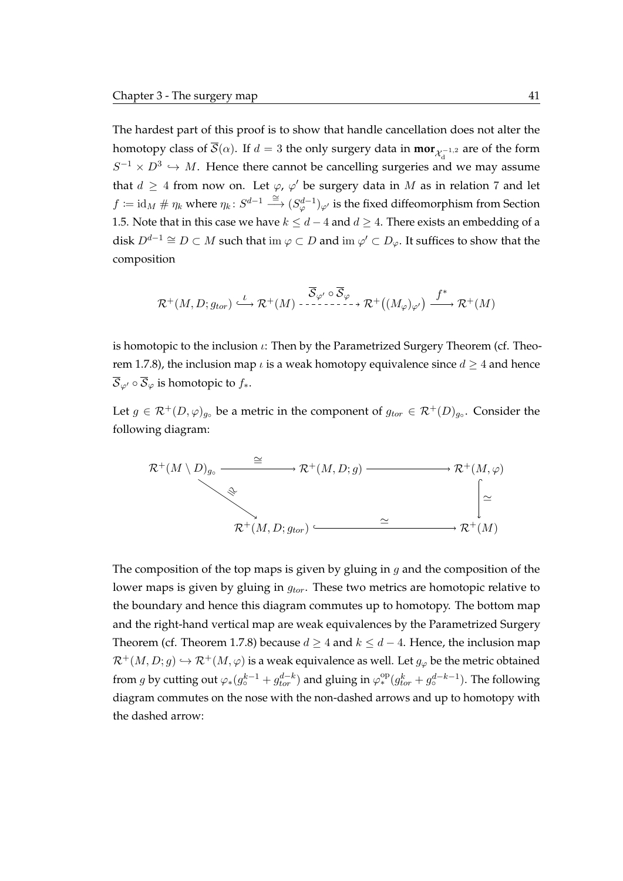The hardest part of this proof is to show that handle cancellation does not alter the homotopy class of $\overline{\mathcal{S}}(\alpha)$. If $d = 3$ the only surgery data in $\mathbf{mor}_{\mathcal{X}_d^{-1,2}}$ are of the form $S^{-1} \times D^3 \hookrightarrow M$. Hence there cannot be cancelling surgeries and we may assume that $d \geq 4$ from now on. Let $\varphi$, $\varphi'$ be surgery data in $M$ as in relation 7 and let $f \coloneqq \mathrm{id}_M \# \eta_k$ where $\eta_k \colon S^{d-1} \xrightarrow{\cong} (S^{d-1}_\varphi)_{\varphi'}$ is the fixed diffeomorphism from Section 1.5. Note that in this case we have $k \leq d-4$ and $d \geq 4$. There exists an embedding of a disk $D^{d-1} \cong D \subset M$ such that $\mathrm{im}\,\varphi \subset D$ and $\mathrm{im}\,\varphi' \subset D_\varphi$. It suffices to show that the composition

$$\mathcal{R}^+(M, D; g_{tor}) \xhookrightarrow{\iota} \mathcal{R}^+(M) \xrightarrow{\overline{\mathcal{S}}_{\varphi'} \circ \overline{\mathcal{S}}_\varphi} \mathcal{R}^+\big((M_\varphi)_{\varphi'}\big) \xrightarrow{f^*} \mathcal{R}^+(M)$$

is homotopic to the inclusion $\iota$: Then by the Parametrized Surgery Theorem (cf. Theorem 1.7.8), the inclusion map $\iota$ is a weak homotopy equivalence since $d \geq 4$ and hence $\overline{\mathcal{S}}_{\varphi'} \circ \overline{\mathcal{S}}_\varphi$ is homotopic to $f_*$.

Let $g \in \mathcal{R}^+(D, \varphi)_{g_\circ}$ be a metric in the component of $g_{tor} \in \mathcal{R}^+(D)_{g_\circ}$. Consider the following diagram:

$$\begin{array}{ccccc}
\mathcal{R}^+(M \setminus D)_{g_\circ} & \xrightarrow{\cong} & \mathcal{R}^+(M, D; g) & \longrightarrow & \mathcal{R}^+(M, \varphi) \\
& \searrow^{\cong} & & & \big\downarrow \simeq \\
& & \mathcal{R}^+(M, D; g_{tor}) & \xhookrightarrow{\simeq} & \mathcal{R}^+(M)
\end{array}$$

The composition of the top maps is given by gluing in $g$ and the composition of the lower maps is given by gluing in $g_{tor}$. These two metrics are homotopic relative to the boundary and hence this diagram commutes up to homotopy. The bottom map and the right-hand vertical map are weak equivalences by the Parametrized Surgery Theorem (cf. Theorem 1.7.8) because $d \geq 4$ and $k \leq d-4$. Hence, the inclusion map $\mathcal{R}^+(M, D; g) \hookrightarrow \mathcal{R}^+(M, \varphi)$ is a weak equivalence as well. Let $g_\varphi$ be the metric obtained from $g$ by cutting out $\varphi_*(g_\circ^{k-1} + g_{tor}^{d-k})$ and gluing in $\varphi_*^{\mathrm{op}}(g_{tor}^k + g_\circ^{d-k-1})$. The following diagram commutes on the nose with the non-dashed arrows and up to homotopy with the dashed arrow: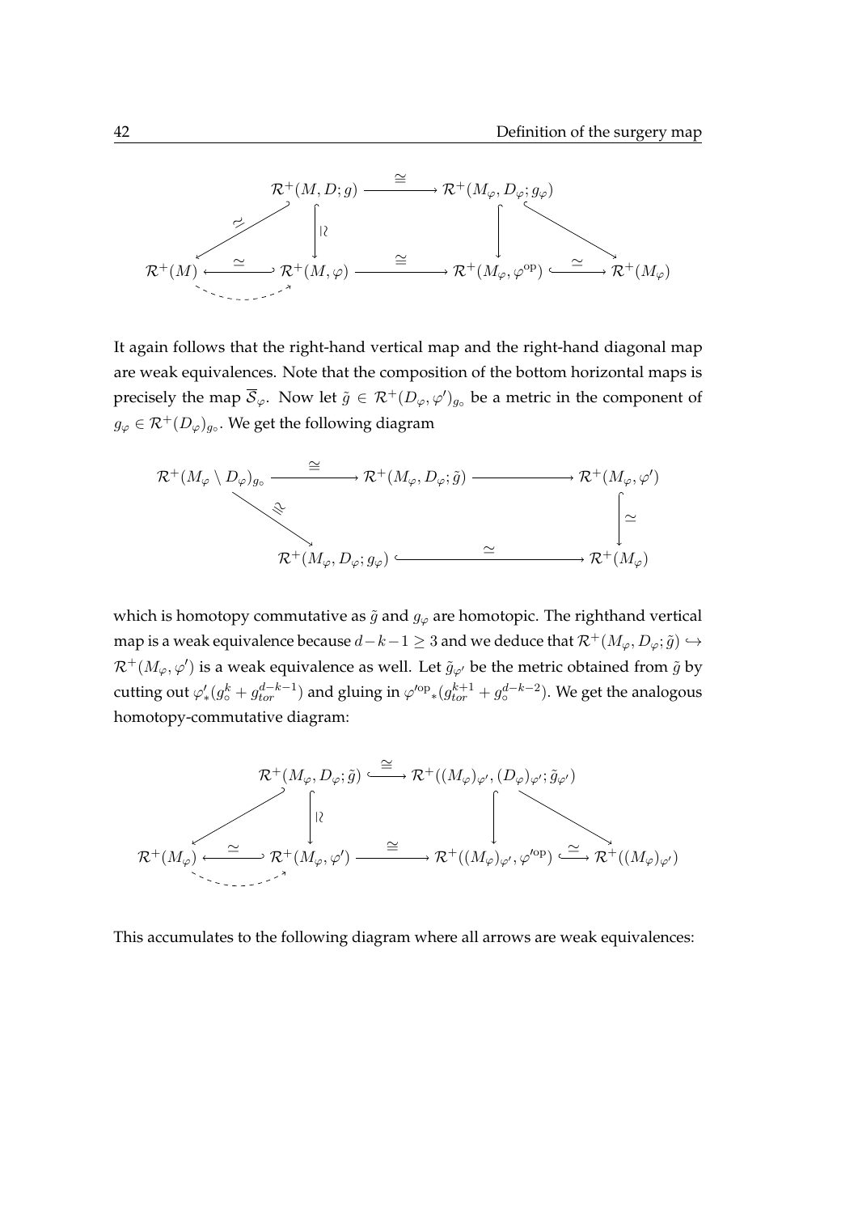$$
\begin{array}{ccccccc}
 & & \mathcal{R}^+(M, D; g) & \xrightarrow{\cong} & \mathcal{R}^+(M_\varphi, D_\varphi; g_\varphi) & & \\
 & \swarrow \simeq & \downarrow \wr & & \downarrow & \searrow & \\
\mathcal{R}^+(M) & \xleftarrow{\simeq} & \mathcal{R}^+(M, \varphi) & \xrightarrow{\cong} & \mathcal{R}^+(M_\varphi, \varphi^{\mathrm{op}}) & \xrightarrow{\simeq} & \mathcal{R}^+(M_\varphi)
\end{array}
$$

It again follows that the right-hand vertical map and the right-hand diagonal map are weak equivalences. Note that the composition of the bottom horizontal maps is precisely the map $\overline{\mathcal{S}}_\varphi$. Now let $\tilde{g} \in \mathcal{R}^+(D_\varphi, \varphi')_{g_\circ}$ be a metric in the component of $g_\varphi \in \mathcal{R}^+(D_\varphi)_{g_\circ}$. We get the following diagram

$$
\begin{array}{ccccc}
\mathcal{R}^+(M_\varphi \setminus D_\varphi)_{g_\circ} & \xrightarrow{\cong} & \mathcal{R}^+(M_\varphi, D_\varphi; \tilde{g}) & \longrightarrow & \mathcal{R}^+(M_\varphi, \varphi') \\
 & \searrow \cong & & & \downarrow \simeq \\
 & & \mathcal{R}^+(M_\varphi, D_\varphi; g_\varphi) & \xrightarrow{\simeq} & \mathcal{R}^+(M_\varphi)
\end{array}
$$

which is homotopy commutative as $\tilde{g}$ and $g_\varphi$ are homotopic. The righthand vertical map is a weak equivalence because $d-k-1 \geq 3$ and we deduce that $\mathcal{R}^+(M_\varphi, D_\varphi; \tilde{g}) \hookrightarrow \mathcal{R}^+(M_\varphi, \varphi')$ is a weak equivalence as well. Let $\tilde{g}_{\varphi'}$ be the metric obtained from $\tilde{g}$ by cutting out $\varphi'_*(g_\circ^k + g_{tor}^{d-k-1})$ and gluing in ${\varphi'^{\mathrm{op}}}_*(g_{tor}^{k+1} + g_\circ^{d-k-2})$. We get the analogous homotopy-commutative diagram:

$$
\begin{array}{ccccccc}
 & & \mathcal{R}^+(M_\varphi, D_\varphi; \tilde{g}) & \xrightarrow{\cong} & \mathcal{R}^+((M_\varphi)_{\varphi'}, (D_\varphi)_{\varphi'}; \tilde{g}_{\varphi'}) & & \\
 & \swarrow & \downarrow \wr & & \downarrow & \searrow & \\
\mathcal{R}^+(M_\varphi) & \xleftarrow{\simeq} & \mathcal{R}^+(M_\varphi, \varphi') & \xrightarrow{\cong} & \mathcal{R}^+((M_\varphi)_{\varphi'}, \varphi'^{\mathrm{op}}) & \xrightarrow{\simeq} & \mathcal{R}^+((M_\varphi)_{\varphi'})
\end{array}
$$

This accumulates to the following diagram where all arrows are weak equivalences: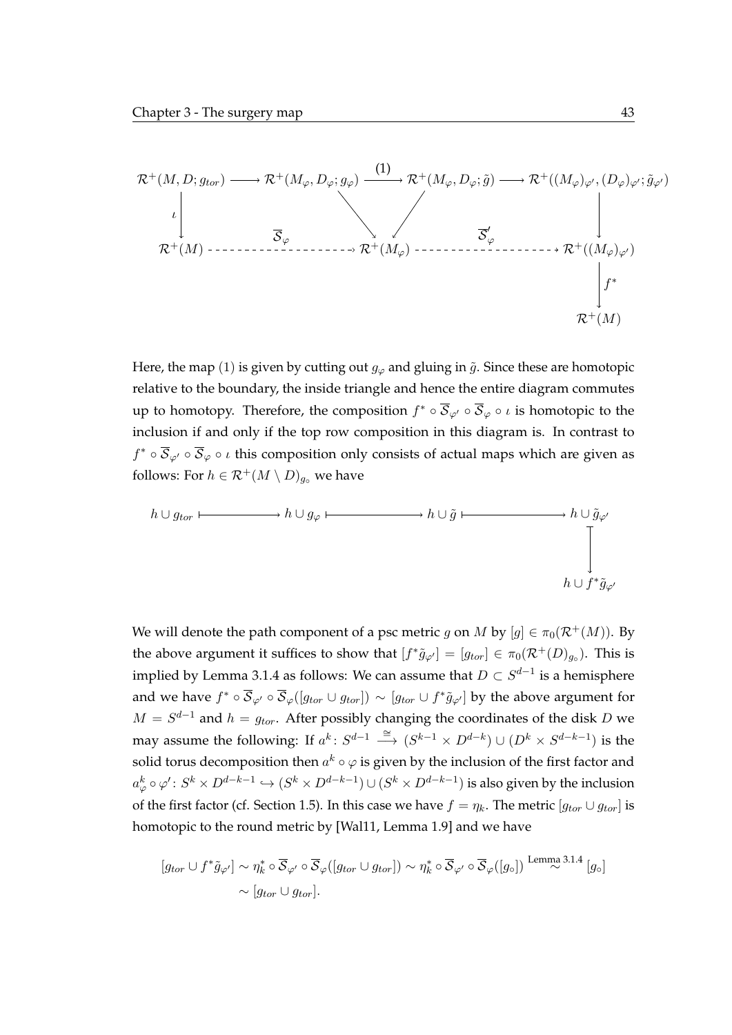$$
\begin{array}{ccccccc}
\mathcal{R}^+(M,D;g_{tor}) & \longrightarrow & \mathcal{R}^+(M_\varphi,D_\varphi;g_\varphi) & \xrightarrow{(1)} & \mathcal{R}^+(M_\varphi,D_\varphi;\tilde g) & \longrightarrow & \mathcal{R}^+((M_\varphi)_{\varphi'},(D_\varphi)_{\varphi'};\tilde g_{\varphi'}) \\
\Big\downarrow \iota & & \searrow & & \swarrow & & \Big\downarrow \\
\mathcal{R}^+(M) & & \overset{\overline{\mathcal{S}}_\varphi}{\dashrightarrow} & \mathcal{R}^+(M_\varphi) & \overset{\overline{\mathcal{S}}'_\varphi}{\dashrightarrow} & & \mathcal{R}^+((M_\varphi)_{\varphi'}) \\
 & & & & & & \Big\downarrow f^* \\
 & & & & & & \mathcal{R}^+(M)
\end{array}
$$

Here, the map $(1)$ is given by cutting out $g_\varphi$ and gluing in $\tilde{g}$. Since these are homotopic relative to the boundary, the inside triangle and hence the entire diagram commutes up to homotopy. Therefore, the composition $f^* \circ \overline{\mathcal{S}}_{\varphi'} \circ \overline{\mathcal{S}}_\varphi \circ \iota$ is homotopic to the inclusion if and only if the top row composition in this diagram is. In contrast to $f^* \circ \overline{\mathcal{S}}_{\varphi'} \circ \overline{\mathcal{S}}_\varphi \circ \iota$ this composition only consists of actual maps which are given as follows: For $h \in \mathcal{R}^+(M \setminus D)_{g_\circ}$ we have

$$
\begin{array}{ccccccc}
h \cup g_{tor} & \longmapsto & h \cup g_\varphi & \longmapsto & h \cup \tilde{g} & \longmapsto & h \cup \tilde{g}_{\varphi'} \\
 & & & & & & \Big\downarrow \\
 & & & & & & h \cup f^*\tilde{g}_{\varphi'}
\end{array}
$$

We will denote the path component of a psc metric $g$ on $M$ by $[g] \in \pi_0(\mathcal{R}^+(M))$. By the above argument it suffices to show that $[f^*\tilde{g}_{\varphi'}] = [g_{tor}] \in \pi_0(\mathcal{R}^+(D)_{g_\circ})$. This is implied by Lemma 3.1.4 as follows: We can assume that $D \subset S^{d-1}$ is a hemisphere and we have $f^* \circ \overline{\mathcal{S}}_{\varphi'} \circ \overline{\mathcal{S}}_\varphi([g_{tor} \cup g_{tor}]) \sim [g_{tor} \cup f^*\tilde{g}_{\varphi'}]$ by the above argument for $M = S^{d-1}$ and $h = g_{tor}$. After possibly changing the coordinates of the disk $D$ we may assume the following: If $a^k \colon S^{d-1} \xrightarrow{\cong} (S^{k-1} \times D^{d-k}) \cup (D^k \times S^{d-k-1})$ is the solid torus decomposition then $a^k \circ \varphi$ is given by the inclusion of the first factor and $a^k_\varphi \circ \varphi' \colon S^k \times D^{d-k-1} \hookrightarrow (S^k \times D^{d-k-1}) \cup (S^k \times D^{d-k-1})$ is also given by the inclusion of the first factor (cf. Section 1.5). In this case we have $f = \eta_k$. The metric $[g_{tor} \cup g_{tor}]$ is homotopic to the round metric by [Wal11, Lemma 1.9] and we have

$$
\begin{aligned}
[g_{tor} \cup f^*\tilde{g}_{\varphi'}] &\sim \eta_k^* \circ \overline{\mathcal{S}}_{\varphi'} \circ \overline{\mathcal{S}}_\varphi([g_{tor} \cup g_{tor}]) \sim \eta_k^* \circ \overline{\mathcal{S}}_{\varphi'} \circ \overline{\mathcal{S}}_\varphi([g_\circ]) \overset{\text{Lemma 3.1.4}}{\sim} [g_\circ] \\
&\sim [g_{tor} \cup g_{tor}].
\end{aligned}
$$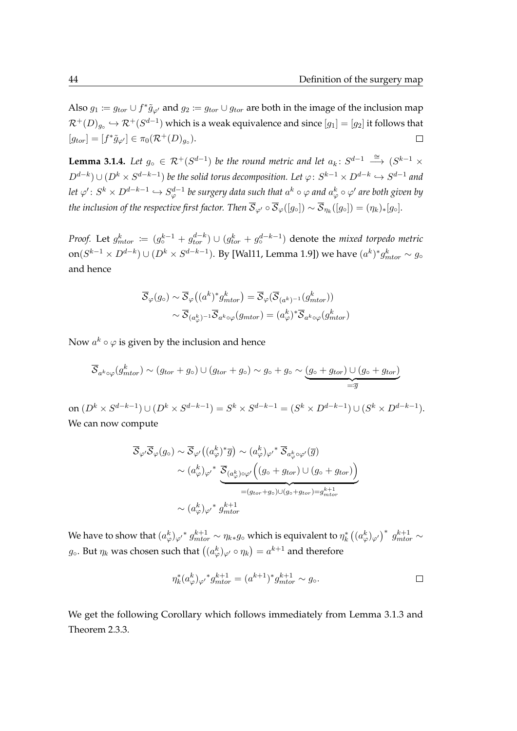Also $g_1 := g_{tor} \cup f^*\tilde{g}_{\varphi'}$ and $g_2 := g_{tor} \cup g_{tor}$ are both in the image of the inclusion map $\mathcal{R}^+(D)_{g_\circ} \hookrightarrow \mathcal{R}^+(S^{d-1})$ which is a weak equivalence and since $[g_1] = [g_2]$ it follows that $[g_{tor}] = [f^*\tilde{g}_{\varphi'}] \in \pi_0(\mathcal{R}^+(D)_{g_\circ})$. $\square$

**Lemma 3.1.4.** *Let $g_\circ \in \mathcal{R}^+(S^{d-1})$ be the round metric and let $a_k \colon S^{d-1} \xrightarrow{\cong} (S^{k-1} \times D^{d-k}) \cup (D^k \times S^{d-k-1})$ be the solid torus decomposition. Let $\varphi \colon S^{k-1} \times D^{d-k} \hookrightarrow S^{d-1}$ and let $\varphi' \colon S^k \times D^{d-k-1} \hookrightarrow S^{d-1}_\varphi$ be surgery data such that $a^k \circ \varphi$ and $a^k_\varphi \circ \varphi'$ are both given by the inclusion of the respective first factor. Then $\overline{\mathcal{S}}_{\varphi'} \circ \overline{\mathcal{S}}_\varphi([g_\circ]) \sim \overline{\mathcal{S}}_{\eta_k}([g_\circ]) = (\eta_k)_*[g_\circ]$.*

*Proof.* Let $g^k_{mtor} := (g^{k-1}_\circ + g^{d-k}_{tor}) \cup (g^k_{tor} + g^{d-k-1}_\circ)$ denote the *mixed torpedo metric* on$(S^{k-1} \times D^{d-k}) \cup (D^k \times S^{d-k-1})$. By [Wal11, Lemma 1.9]) we have $(a^k)^* g^k_{mtor} \sim g_\circ$ and hence

$$
\begin{aligned}
\overline{\mathcal{S}}_\varphi(g_\circ) &\sim \overline{\mathcal{S}}_\varphi\big((a^k)^* g^k_{mtor}\big) = \overline{\mathcal{S}}_\varphi(\overline{\mathcal{S}}_{(a^k)^{-1}}(g^k_{mtor})) \\
&\sim \overline{\mathcal{S}}_{(a^k_\varphi)^{-1}} \overline{\mathcal{S}}_{a^k \circ \varphi}(g_{mtor}) = (a^k_\varphi)^* \overline{\mathcal{S}}_{a^k \circ \varphi}(g^k_{mtor})
\end{aligned}
$$

Now $a^k \circ \varphi$ is given by the inclusion and hence

$$
\overline{\mathcal{S}}_{a^k \circ \varphi}(g^k_{mtor}) \sim (g_{tor} + g_\circ) \cup (g_{tor} + g_\circ) \sim g_\circ + g_\circ \sim \underbrace{(g_\circ + g_{tor}) \cup (g_\circ + g_{tor})}_{=:\overline{g}}
$$

on $(D^k \times S^{d-k-1}) \cup (D^k \times S^{d-k-1}) = S^k \times S^{d-k-1} = (S^k \times D^{d-k-1}) \cup (S^k \times D^{d-k-1})$. We can now compute

$$
\begin{aligned}
\overline{\mathcal{S}}_{\varphi'} \overline{\mathcal{S}}_\varphi(g_\circ) &\sim \overline{\mathcal{S}}_{\varphi'}\big((a^k_\varphi)^* \overline{g}\big) \sim (a^k_\varphi)_{\varphi'}{}^* \, \overline{\mathcal{S}}_{a^k_\varphi \circ \varphi'}(\overline{g}) \\
&\sim (a^k_\varphi)_{\varphi'}{}^* \underbrace{\overline{\mathcal{S}}_{(a^k_\varphi) \circ \varphi'}\Big((g_\circ + g_{tor}) \cup (g_\circ + g_{tor})\Big)}_{=(g_{tor} + g_\circ) \cup (g_\circ + g_{tor}) = g^{k+1}_{mtor}} \\
&\sim (a^k_\varphi)_{\varphi'}{}^* \, g^{k+1}_{mtor}
\end{aligned}
$$

We have to show that $(a^k_\varphi)_{\varphi'}{}^* \, g^{k+1}_{mtor} \sim \eta_{k*} g_\circ$ which is equivalent to $\eta_k^* \big((a^k_\varphi)_{\varphi'}\big)^* \, g^{k+1}_{mtor} \sim g_\circ$. But $\eta_k$ was chosen such that $\big((a^k_\varphi)_{\varphi'} \circ \eta_k\big) = a^{k+1}$ and therefore

$$
\eta_k^* (a^k_\varphi)_{\varphi'}{}^* g^{k+1}_{mtor} = (a^{k+1})^* g^{k+1}_{mtor} \sim g_\circ. \qquad \square
$$

We get the following Corollary which follows immediately from Lemma 3.1.3 and Theorem 2.3.3.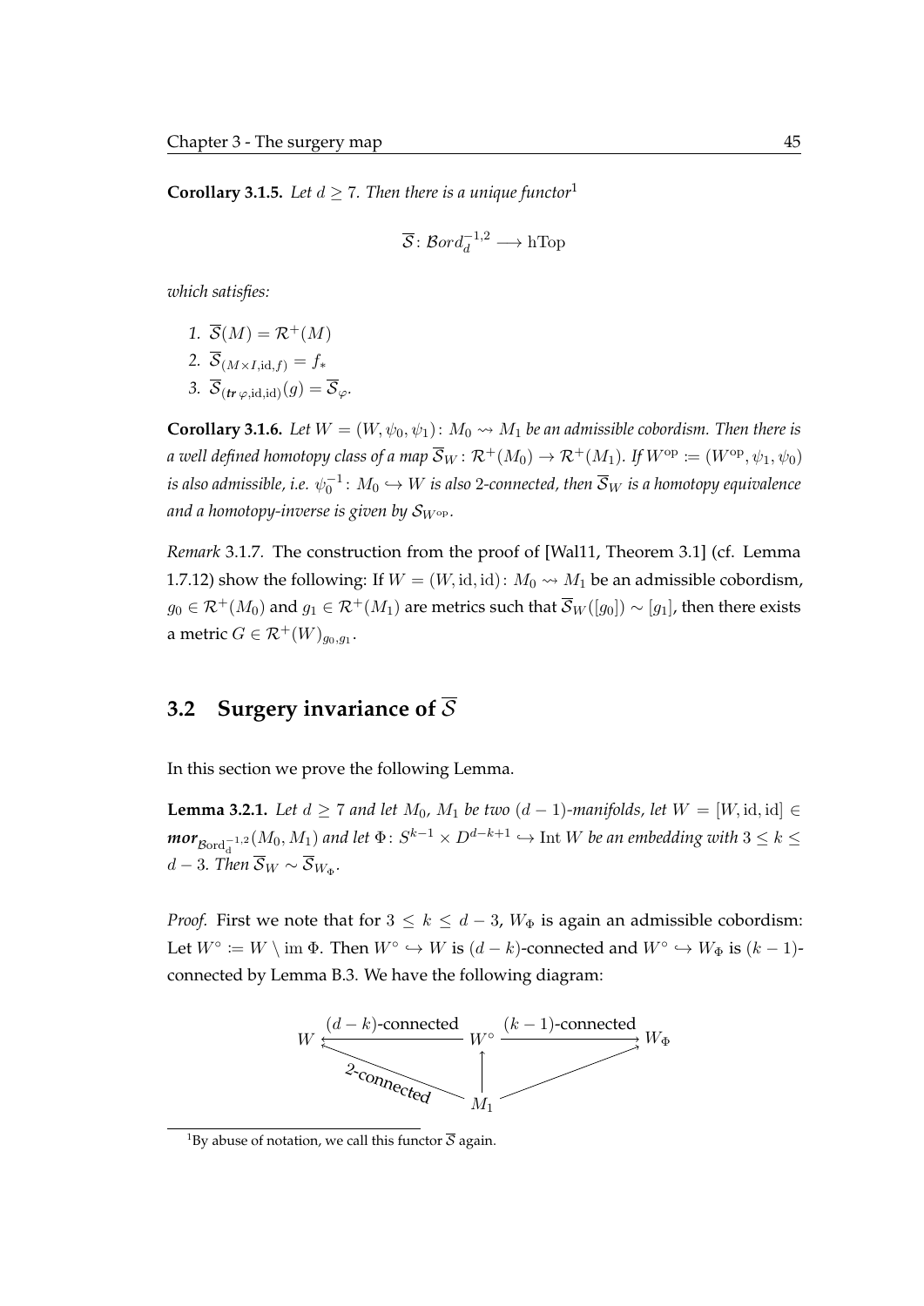**Corollary 3.1.5.** *Let $d \geq 7$. Then there is a unique functor*[1]

$$\overline{\mathcal{S}} \colon \mathcal{B}ord_d^{-1,2} \longrightarrow \mathrm{hTop}$$

*which satisfies:*

1. $\overline{\mathcal{S}}(M) = \mathcal{R}^+(M)$
2. $\overline{\mathcal{S}}_{(M\times I, \mathrm{id}, f)} = f_*$
3. $\overline{\mathcal{S}}_{(\boldsymbol{tr}\,\varphi, \mathrm{id}, \mathrm{id})}(g) = \overline{\mathcal{S}}_{\varphi}$.

**Corollary 3.1.6.** *Let $W = (W, \psi_0, \psi_1) \colon M_0 \rightsquigarrow M_1$ be an admissible cobordism. Then there is a well defined homotopy class of a map $\overline{\mathcal{S}}_W \colon \mathcal{R}^+(M_0) \to \mathcal{R}^+(M_1)$. If $W^{\mathrm{op}} := (W^{\mathrm{op}}, \psi_1, \psi_0)$ is also admissible, i.e. $\psi_0^{-1} \colon M_0 \hookrightarrow W$ is also 2-connected, then $\overline{\mathcal{S}}_W$ is a homotopy equivalence and a homotopy-inverse is given by $\mathcal{S}_{W^{\mathrm{op}}}$.*

*Remark* 3.1.7. The construction from the proof of [Wal11, Theorem 3.1] (cf. Lemma 1.7.12) show the following: If $W = (W, \mathrm{id}, \mathrm{id}) \colon M_0 \rightsquigarrow M_1$ be an admissible cobordism, $g_0 \in \mathcal{R}^+(M_0)$ and $g_1 \in \mathcal{R}^+(M_1)$ are metrics such that $\overline{\mathcal{S}}_W([g_0]) \sim [g_1]$, then there exists a metric $G \in \mathcal{R}^+(W)_{g_0, g_1}$.

## 3.2 Surgery invariance of $\overline{\mathcal{S}}$

In this section we prove the following Lemma.

**Lemma 3.2.1.** *Let $d \geq 7$ and let $M_0$, $M_1$ be two $(d-1)$-manifolds, let $W = [W, \mathrm{id}, \mathrm{id}] \in$ $\boldsymbol{mor}_{\mathcal{B}\mathrm{ord}_d^{-1,2}}(M_0, M_1)$ and let $\Phi \colon S^{k-1} \times D^{d-k+1} \hookrightarrow \mathrm{Int}\, W$ be an embedding with $3 \leq k \leq d-3$. Then $\overline{\mathcal{S}}_W \sim \overline{\mathcal{S}}_{W_\Phi}$.*

*Proof.* First we note that for $3 \leq k \leq d-3$, $W_\Phi$ is again an admissible cobordism: Let $W^\circ := W \setminus \mathrm{im}\, \Phi$. Then $W^\circ \hookrightarrow W$ is $(d-k)$-connected and $W^\circ \hookrightarrow W_\Phi$ is $(k-1)$-connected by Lemma B.3. We have the following diagram:

$$\begin{array}{ccccc} W & \xleftarrow{(d-k)\text{-connected}} & W^\circ & \xrightarrow{(k-1)\text{-connected}} & W_\Phi \\ & \nwarrow_{\text{2-connected}} & \uparrow & \nearrow & \\ & & M_1 & & \end{array}$$

[1] By abuse of notation, we call this functor $\overline{\mathcal{S}}$ again.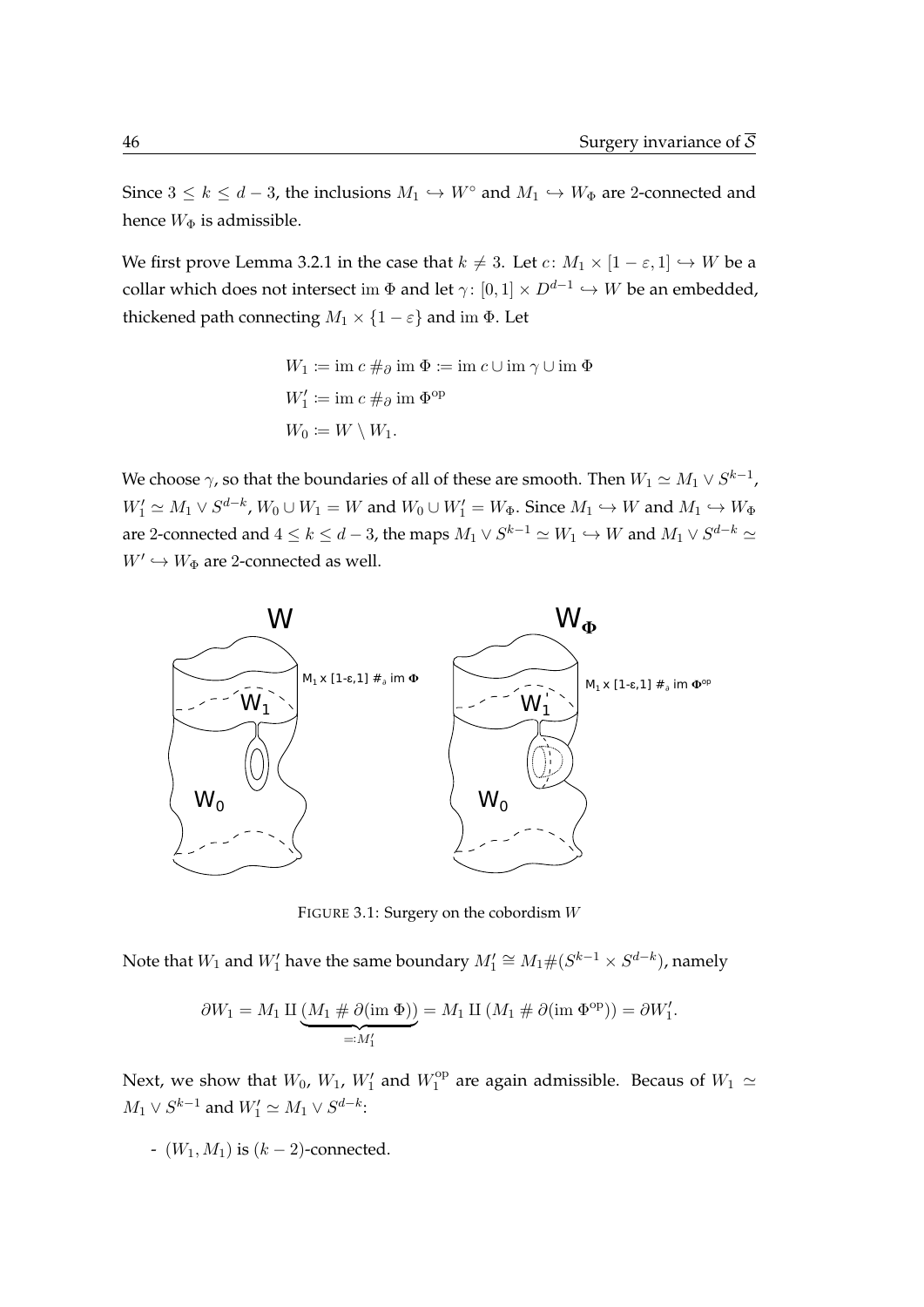Since $3 \leq k \leq d-3$, the inclusions $M_1 \hookrightarrow W^\circ$ and $M_1 \hookrightarrow W_\Phi$ are 2-connected and hence $W_\Phi$ is admissible.

We first prove Lemma 3.2.1 in the case that $k \neq 3$. Let $c\colon M_1 \times [1-\varepsilon, 1] \hookrightarrow W$ be a collar which does not intersect $\operatorname{im}\Phi$ and let $\gamma\colon [0,1] \times D^{d-1} \hookrightarrow W$ be an embedded, thickened path connecting $M_1 \times \{1-\varepsilon\}$ and $\operatorname{im}\Phi$. Let

$$
\begin{aligned}
W_1 &:= \operatorname{im} c \#_\partial \operatorname{im}\Phi := \operatorname{im} c \cup \operatorname{im}\gamma \cup \operatorname{im}\Phi \\
W_1' &:= \operatorname{im} c \#_\partial \operatorname{im}\Phi^{\mathrm{op}} \\
W_0 &:= W \setminus W_1.
\end{aligned}
$$

We choose $\gamma$, so that the boundaries of all of these are smooth. Then $W_1 \simeq M_1 \vee S^{k-1}$, $W_1' \simeq M_1 \vee S^{d-k}$, $W_0 \cup W_1 = W$ and $W_0 \cup W_1' = W_\Phi$. Since $M_1 \hookrightarrow W$ and $M_1 \hookrightarrow W_\Phi$ are 2-connected and $4 \leq k \leq d-3$, the maps $M_1 \vee S^{k-1} \simeq W_1 \hookrightarrow W$ and $M_1 \vee S^{d-k} \simeq W' \hookrightarrow W_\Phi$ are 2-connected as well.

FIGURE 3.1: Surgery on the cobordism $W$

Note that $W_1$ and $W_1'$ have the same boundary $M_1' \cong M_1 \# (S^{k-1} \times S^{d-k})$, namely

$$
\partial W_1 = M_1 \amalg \underbrace{(M_1 \# \partial(\operatorname{im}\Phi))}_{=: M_1'} = M_1 \amalg (M_1 \# \partial(\operatorname{im}\Phi^{\mathrm{op}})) = \partial W_1'.
$$

Next, we show that $W_0$, $W_1$, $W_1'$ and $W_1^{\mathrm{op}}$ are again admissible. Becaus of $W_1 \simeq M_1 \vee S^{k-1}$ and $W_1' \simeq M_1 \vee S^{d-k}$:

- $(W_1, M_1)$ is $(k-2)$-connected.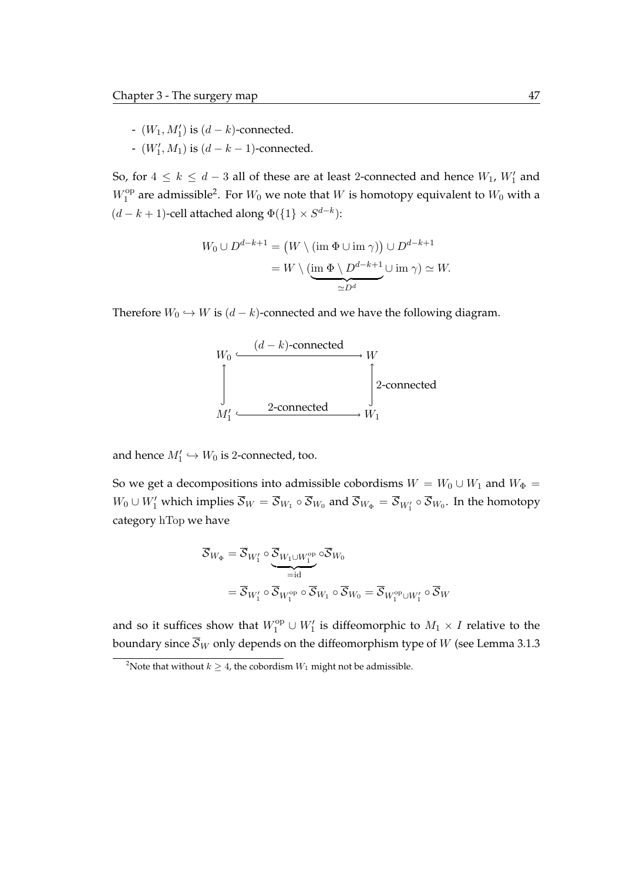- $(W_1, M_1')$ is $(d-k)$-connected.
- $(W_1', M_1)$ is $(d-k-1)$-connected.

So, for $4 \leq k \leq d-3$ all of these are at least 2-connected and hence $W_1$, $W_1'$ and $W_1^{\mathrm{op}}$ are admissible[2]. For $W_0$ we note that $W$ is homotopy equivalent to $W_0$ with a $(d-k+1)$-cell attached along $\Phi(\{1\} \times S^{d-k})$:

$$
\begin{aligned}
W_0 \cup D^{d-k+1} &= \big(W \setminus (\operatorname{im} \Phi \cup \operatorname{im} \gamma)\big) \cup D^{d-k+1} \\
&= W \setminus (\underbrace{\operatorname{im} \Phi \setminus D^{d-k+1}}_{\simeq D^d} \cup \operatorname{im} \gamma) \simeq W.
\end{aligned}
$$

Therefore $W_0 \hookrightarrow W$ is $(d-k)$-connected and we have the following diagram.

$$
\begin{array}{ccc}
W_0 & \xrightarrow{\;(d-k)\text{-connected}\;} & W \\
\updownarrow & & \updownarrow \text{ 2-connected} \\
M_1' & \xrightarrow{\;\text{2-connected}\;} & W_1
\end{array}
$$

and hence $M_1' \hookrightarrow W_0$ is 2-connected, too.

So we get a decompositions into admissible cobordisms $W = W_0 \cup W_1$ and $W_\Phi = W_0 \cup W_1'$ which implies $\overline{\mathcal{S}}_W = \overline{\mathcal{S}}_{W_1} \circ \overline{\mathcal{S}}_{W_0}$ and $\overline{\mathcal{S}}_{W_\Phi} = \overline{\mathcal{S}}_{W_1'} \circ \overline{\mathcal{S}}_{W_0}$. In the homotopy category $\mathrm{hTop}$ we have

$$
\begin{aligned}
\overline{\mathcal{S}}_{W_\Phi} &= \overline{\mathcal{S}}_{W_1'} \circ \underbrace{\overline{\mathcal{S}}_{W_1 \cup W_1^{\mathrm{op}}}}_{=\mathrm{id}} \circ \overline{\mathcal{S}}_{W_0} \\
&= \overline{\mathcal{S}}_{W_1'} \circ \overline{\mathcal{S}}_{W_1^{\mathrm{op}}} \circ \overline{\mathcal{S}}_{W_1} \circ \overline{\mathcal{S}}_{W_0} = \overline{\mathcal{S}}_{W_1^{\mathrm{op}} \cup W_1'} \circ \overline{\mathcal{S}}_W
\end{aligned}
$$

and so it suffices show that $W_1^{\mathrm{op}} \cup W_1'$ is diffeomorphic to $M_1 \times I$ relative to the boundary since $\overline{\mathcal{S}}_W$ only depends on the diffeomorphism type of $W$ (see Lemma 3.1.3

[2] Note that without $k \geq 4$, the cobordism $W_1$ might not be admissible.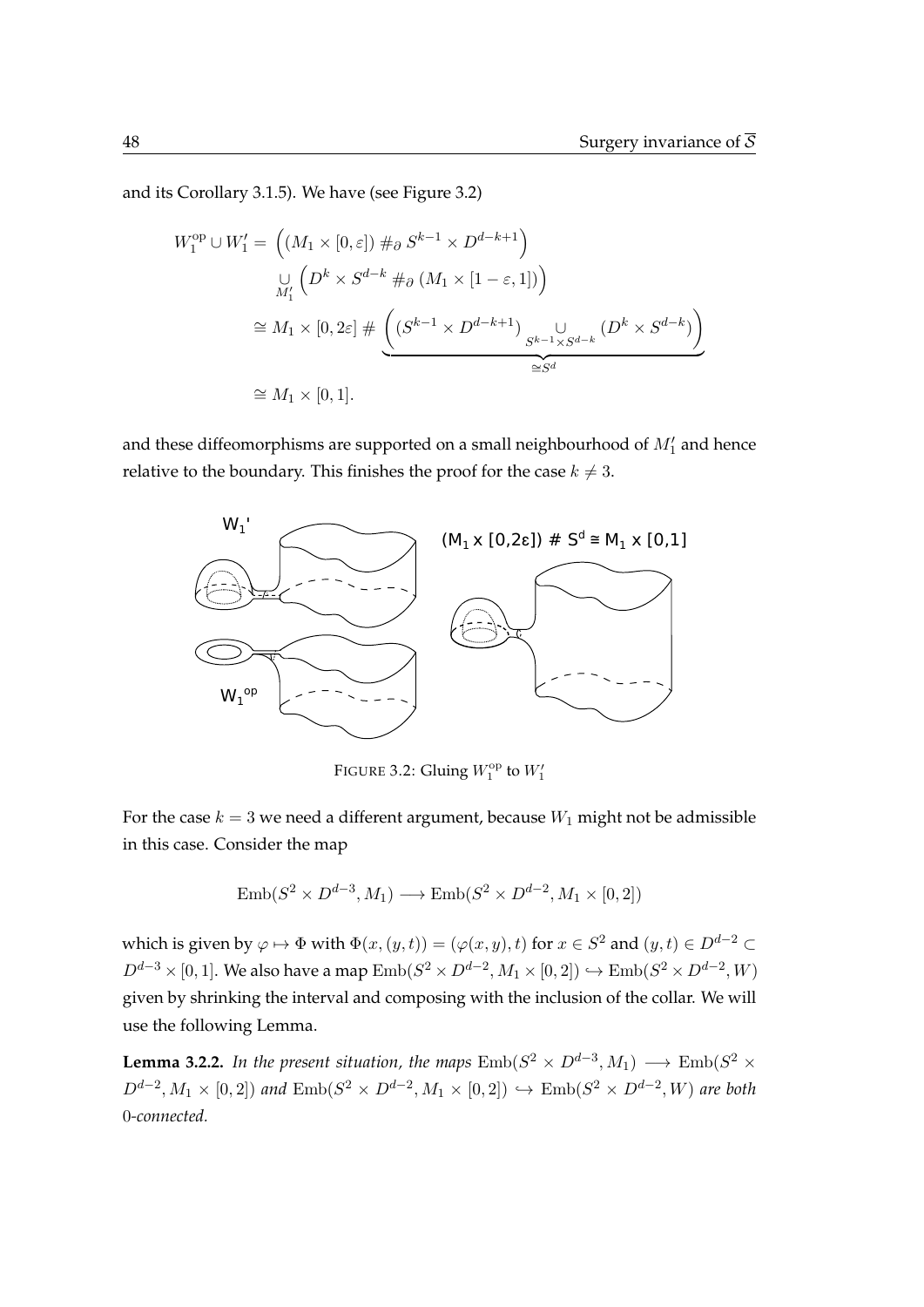and its Corollary 3.1.5). We have (see Figure 3.2)

$$
\begin{aligned}
W_1^{\mathrm{op}} \cup W_1' = & \left( (M_1 \times [0,\varepsilon]) \#_\partial S^{k-1} \times D^{d-k+1} \right) \\
& \underset{M_1'}{\cup} \left( D^k \times S^{d-k} \#_\partial (M_1 \times [1-\varepsilon, 1]) \right) \\
\cong & \, M_1 \times [0, 2\varepsilon] \# \underbrace{\left( (S^{k-1} \times D^{d-k+1}) \underset{S^{k-1} \times S^{d-k}}{\cup} (D^k \times S^{d-k}) \right)}_{\cong S^d} \\
\cong & \, M_1 \times [0,1].
\end{aligned}
$$

and these diffeomorphisms are supported on a small neighbourhood of $M_1'$ and hence relative to the boundary. This finishes the proof for the case $k \neq 3$.

FIGURE 3.2: Gluing $W_1^{\mathrm{op}}$ to $W_1'$

For the case $k = 3$ we need a different argument, because $W_1$ might not be admissible in this case. Consider the map

$$
\mathrm{Emb}(S^2 \times D^{d-3}, M_1) \longrightarrow \mathrm{Emb}(S^2 \times D^{d-2}, M_1 \times [0,2])
$$

which is given by $\varphi \mapsto \Phi$ with $\Phi(x,(y,t)) = (\varphi(x,y), t)$ for $x \in S^2$ and $(y,t) \in D^{d-2} \subset D^{d-3} \times [0,1]$. We also have a map $\mathrm{Emb}(S^2 \times D^{d-2}, M_1 \times [0,2]) \hookrightarrow \mathrm{Emb}(S^2 \times D^{d-2}, W)$ given by shrinking the interval and composing with the inclusion of the collar. We will use the following Lemma.

**Lemma 3.2.2.** *In the present situation, the maps* $\mathrm{Emb}(S^2 \times D^{d-3}, M_1) \longrightarrow \mathrm{Emb}(S^2 \times D^{d-2}, M_1 \times [0,2])$ *and* $\mathrm{Emb}(S^2 \times D^{d-2}, M_1 \times [0,2]) \hookrightarrow \mathrm{Emb}(S^2 \times D^{d-2}, W)$ *are both* 0*-connected.*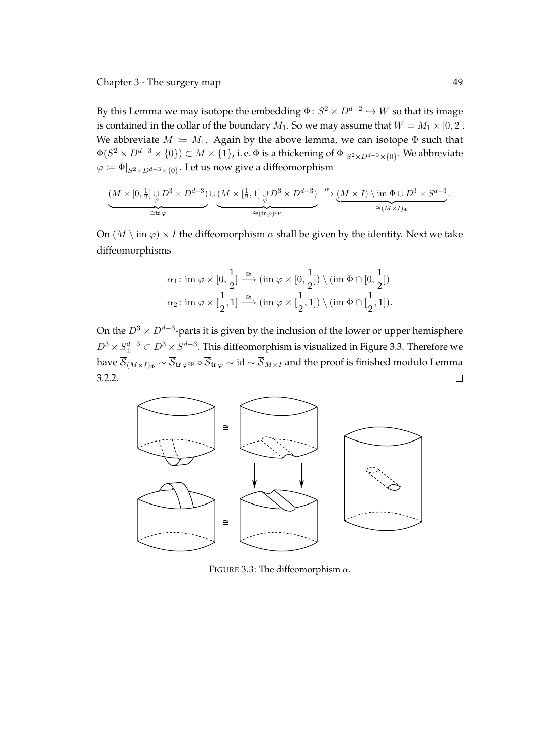By this Lemma we may isotope the embedding $\Phi\colon S^2 \times D^{d-2} \hookrightarrow W$ so that its image is contained in the collar of the boundary $M_1$. So we may assume that $W = M_1 \times [0, 2]$. We abbreviate $M := M_1$. Again by the above lemma, we can isotope $\Phi$ such that $\Phi(S^2 \times D^{d-3} \times \{0\}) \subset M \times \{1\}$, i. e. $\Phi$ is a thickening of $\Phi|_{S^2 \times D^{d-3} \times \{0\}}$. We abbreviate $\varphi := \Phi|_{S^2 \times D^{d-3} \times \{0\}}$. Let us now give a diffeomorphism

$$\underbrace{(M \times [0, \tfrac{1}{2}] \cup_{\varphi} D^3 \times D^{d-3})}_{\cong \mathbf{tr}\,\varphi} \cup \underbrace{(M \times [\tfrac{1}{2}, 1] \cup_{\varphi} D^3 \times D^{d-3})}_{\cong (\mathbf{tr}\,\varphi)^{\mathrm{op}}} \xrightarrow{\alpha} \underbrace{(M \times I) \setminus \operatorname{im} \Phi \cup D^3 \times S^{d-3}}_{\cong (M \times I)_\Phi}.$$

On $(M \setminus \operatorname{im} \varphi) \times I$ the diffeomorphism $\alpha$ shall be given by the identity. Next we take diffeomorphisms

$$\alpha_1\colon \operatorname{im} \varphi \times [0, \frac{1}{2}] \xrightarrow{\cong} (\operatorname{im} \varphi \times [0, \frac{1}{2}]) \setminus (\operatorname{im} \Phi \cap [0, \frac{1}{2}])$$
$$\alpha_2\colon \operatorname{im} \varphi \times [\frac{1}{2}, 1] \xrightarrow{\cong} (\operatorname{im} \varphi \times [\frac{1}{2}, 1]) \setminus (\operatorname{im} \Phi \cap [\frac{1}{2}, 1]).$$

On the $D^3 \times D^{d-3}$-parts it is given by the inclusion of the lower or upper hemisphere $D^3 \times S^{d-3}_{\pm} \subset D^3 \times S^{d-3}$. This diffeomorphism is visualized in Figure 3.3. Therefore we have $\overline{\mathcal{S}}_{(M\times I)_\Phi} \sim \overline{\mathcal{S}}_{\mathbf{tr}\,\varphi^{\mathrm{op}}} \circ \overline{\mathcal{S}}_{\mathbf{tr}\,\varphi} \sim \mathrm{id} \sim \overline{\mathcal{S}}_{M \times I}$ and the proof is finished modulo Lemma 3.2.2. $\square$

FIGURE 3.3: The diffeomorphism $\alpha$.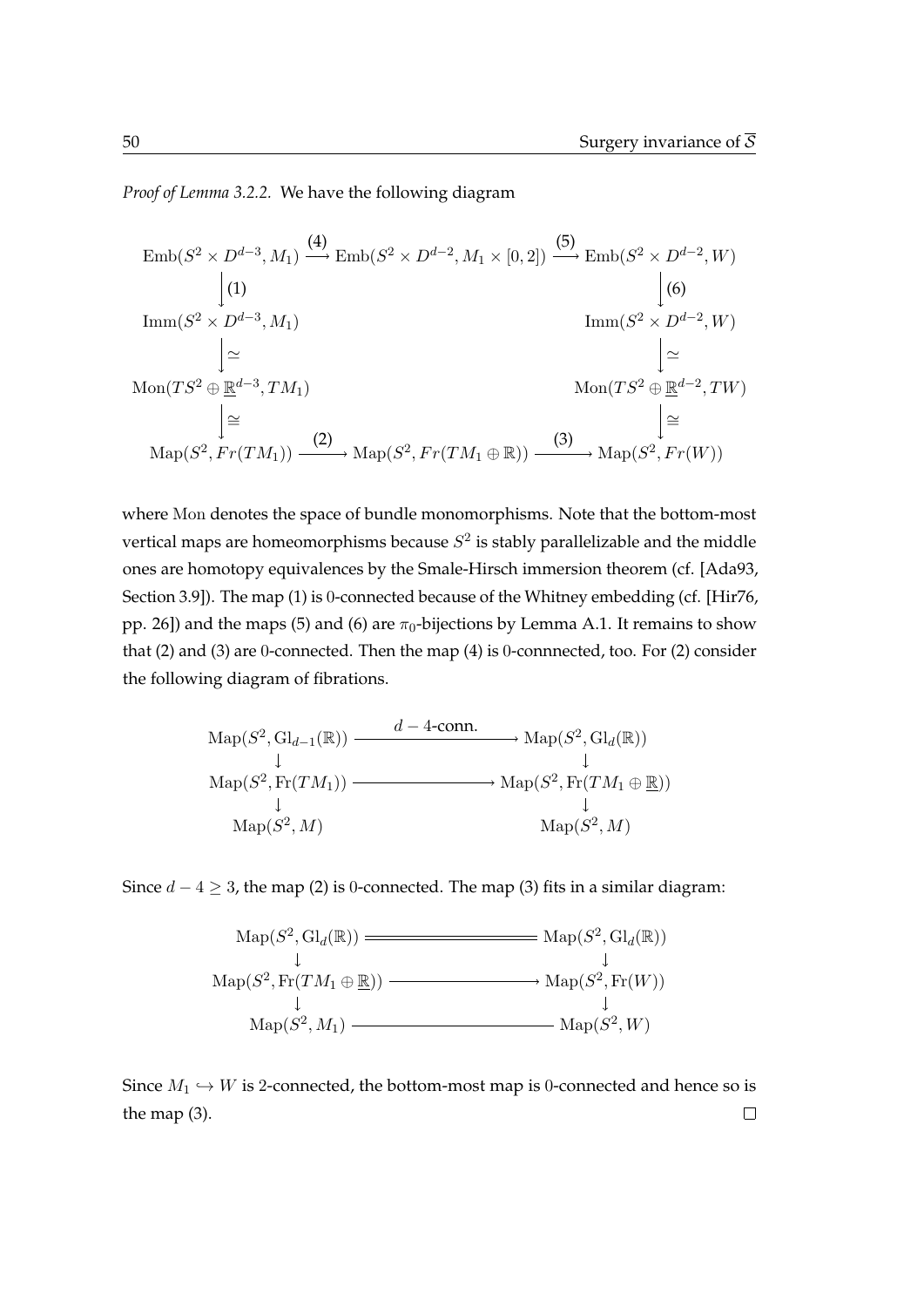*Proof of Lemma 3.2.2.* We have the following diagram

$$
\begin{array}{ccccc}
\mathrm{Emb}(S^2 \times D^{d-3}, M_1) & \xrightarrow{(4)} & \mathrm{Emb}(S^2 \times D^{d-2}, M_1 \times [0,2]) & \xrightarrow{(5)} & \mathrm{Emb}(S^2 \times D^{d-2}, W) \\
\big\downarrow (1) & & & & \big\downarrow (6) \\
\mathrm{Imm}(S^2 \times D^{d-3}, M_1) & & & & \mathrm{Imm}(S^2 \times D^{d-2}, W) \\
\big\downarrow \simeq & & & & \big\downarrow \simeq \\
\mathrm{Mon}(TS^2 \oplus \underline{\mathbb{R}}^{d-3}, TM_1) & & & & \mathrm{Mon}(TS^2 \oplus \underline{\mathbb{R}}^{d-2}, TW) \\
\big\downarrow \cong & & & & \big\downarrow \cong \\
\mathrm{Map}(S^2, Fr(TM_1)) & \xrightarrow{(2)} & \mathrm{Map}(S^2, Fr(TM_1 \oplus \mathbb{R})) & \xrightarrow{(3)} & \mathrm{Map}(S^2, Fr(W))
\end{array}
$$

where $\mathrm{Mon}$ denotes the space of bundle monomorphisms. Note that the bottom-most vertical maps are homeomorphisms because $S^2$ is stably parallelizable and the middle ones are homotopy equivalences by the Smale-Hirsch immersion theorem (cf. [Ada93, Section 3.9]). The map (1) is $0$-connected because of the Whitney embedding (cf. [Hir76, pp. 26]) and the maps (5) and (6) are $\pi_0$-bijections by Lemma A.1. It remains to show that (2) and (3) are $0$-connected. Then the map (4) is $0$-connnected, too. For (2) consider the following diagram of fibrations.

$$
\begin{array}{ccc}
\mathrm{Map}(S^2, \mathrm{Gl}_{d-1}(\mathbb{R})) & \xrightarrow{d-4\text{-conn.}} & \mathrm{Map}(S^2, \mathrm{Gl}_d(\mathbb{R})) \\
\downarrow & & \downarrow \\
\mathrm{Map}(S^2, \mathrm{Fr}(TM_1)) & \longrightarrow & \mathrm{Map}(S^2, \mathrm{Fr}(TM_1 \oplus \underline{\mathbb{R}})) \\
\downarrow & & \downarrow \\
\mathrm{Map}(S^2, M) & & \mathrm{Map}(S^2, M)
\end{array}
$$

Since $d - 4 \geq 3$, the map (2) is $0$-connected. The map (3) fits in a similar diagram:

$$
\begin{array}{ccc}
\mathrm{Map}(S^2, \mathrm{Gl}_d(\mathbb{R})) & = & \mathrm{Map}(S^2, \mathrm{Gl}_d(\mathbb{R})) \\
\downarrow & & \downarrow \\
\mathrm{Map}(S^2, \mathrm{Fr}(TM_1 \oplus \underline{\mathbb{R}})) & \longrightarrow & \mathrm{Map}(S^2, \mathrm{Fr}(W)) \\
\downarrow & & \downarrow \\
\mathrm{Map}(S^2, M_1) & \longrightarrow & \mathrm{Map}(S^2, W)
\end{array}
$$

Since $M_1 \hookrightarrow W$ is $2$-connected, the bottom-most map is $0$-connected and hence so is the map (3). $\square$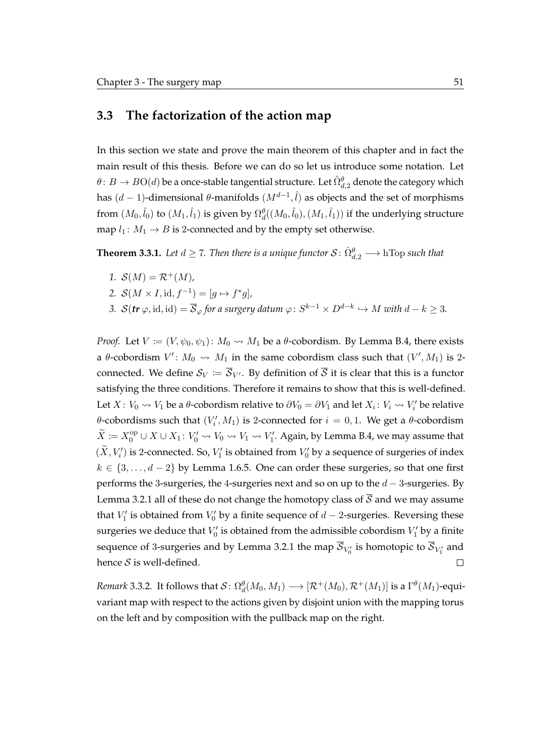## 3.3 The factorization of the action map

In this section we state and prove the main theorem of this chapter and in fact the main result of this thesis. Before we can do so let us introduce some notation. Let $\theta\colon B \to BO(d)$ be a once-stable tangential structure. Let $\hat{\Omega}^\theta_{d,2}$ denote the category which has $(d-1)$-dimensional $\theta$-manifolds $(M^{d-1}, \hat{l})$ as objects and the set of morphisms from $(M_0, \hat{l}_0)$ to $(M_1, \hat{l}_1)$ is given by $\Omega^\theta_d((M_0, \hat{l}_0), (M_1, \hat{l}_1))$ if the underlying structure map $l_1\colon M_1 \to B$ is 2-connected and by the empty set otherwise.

**Theorem 3.3.1.** *Let $d \geq 7$. Then there is a unique functor $\mathcal{S}\colon \hat{\Omega}^\theta_{d,2} \longrightarrow \mathrm{hTop}$ such that*

1. *$\mathcal{S}(M) = \mathcal{R}^+(M)$,*
2. *$\mathcal{S}(M \times I, \mathrm{id}, f^{-1}) = [g \mapsto f^*g]$,*
3. *$\mathcal{S}(\boldsymbol{tr}\,\varphi, \mathrm{id}, \mathrm{id}) = \overline{\mathcal{S}}_\varphi$ for a surgery datum $\varphi\colon S^{k-1} \times D^{d-k} \hookrightarrow M$ with $d-k \geq 3$.*

*Proof.* Let $V := (V, \psi_0, \psi_1)\colon M_0 \rightsquigarrow M_1$ be a $\theta$-cobordism. By Lemma B.4, there exists a $\theta$-cobordism $V'\colon M_0 \rightsquigarrow M_1$ in the same cobordism class such that $(V', M_1)$ is 2-connected. We define $\mathcal{S}_V := \overline{\mathcal{S}}_{V'}$. By definition of $\overline{\mathcal{S}}$ it is clear that this is a functor satisfying the three conditions. Therefore it remains to show that this is well-defined. Let $X\colon V_0 \rightsquigarrow V_1$ be a $\theta$-cobordism relative to $\partial V_0 = \partial V_1$ and let $X_i\colon V_i \rightsquigarrow V_i'$ be relative $\theta$-cobordisms such that $(V_i', M_1)$ is 2-connected for $i = 0, 1$. We get a $\theta$-cobordism $\widetilde{X} := X_0^{\mathrm{op}} \cup X \cup X_1\colon V_0' \rightsquigarrow V_0 \rightsquigarrow V_1 \rightsquigarrow V_1'$. Again, by Lemma B.4, we may assume that $(\widetilde{X}, V_i')$ is 2-connected. So, $V_1'$ is obtained from $V_0'$ by a sequence of surgeries of index $k \in \{3, \ldots, d-2\}$ by Lemma 1.6.5. One can order these surgeries, so that one first performs the 3-surgeries, the 4-surgeries next and so on up to the $d-3$-surgeries. By Lemma 3.2.1 all of these do not change the homotopy class of $\overline{\mathcal{S}}$ and we may assume that $V_1'$ is obtained from $V_0'$ by a finite sequence of $d-2$-surgeries. Reversing these surgeries we deduce that $V_0'$ is obtained from the admissible cobordism $V_1'$ by a finite sequence of 3-surgeries and by Lemma 3.2.1 the map $\overline{\mathcal{S}}_{V_0'}$ is homotopic to $\overline{\mathcal{S}}_{V_1'}$ and hence $\mathcal{S}$ is well-defined. $\square$

*Remark* 3.3.2. It follows that $\mathcal{S}\colon \Omega^\theta_d(M_0, M_1) \longrightarrow [\mathcal{R}^+(M_0), \mathcal{R}^+(M_1)]$ is a $\Gamma^\theta(M_1)$-equivariant map with respect to the actions given by disjoint union with the mapping torus on the left and by composition with the pullback map on the right.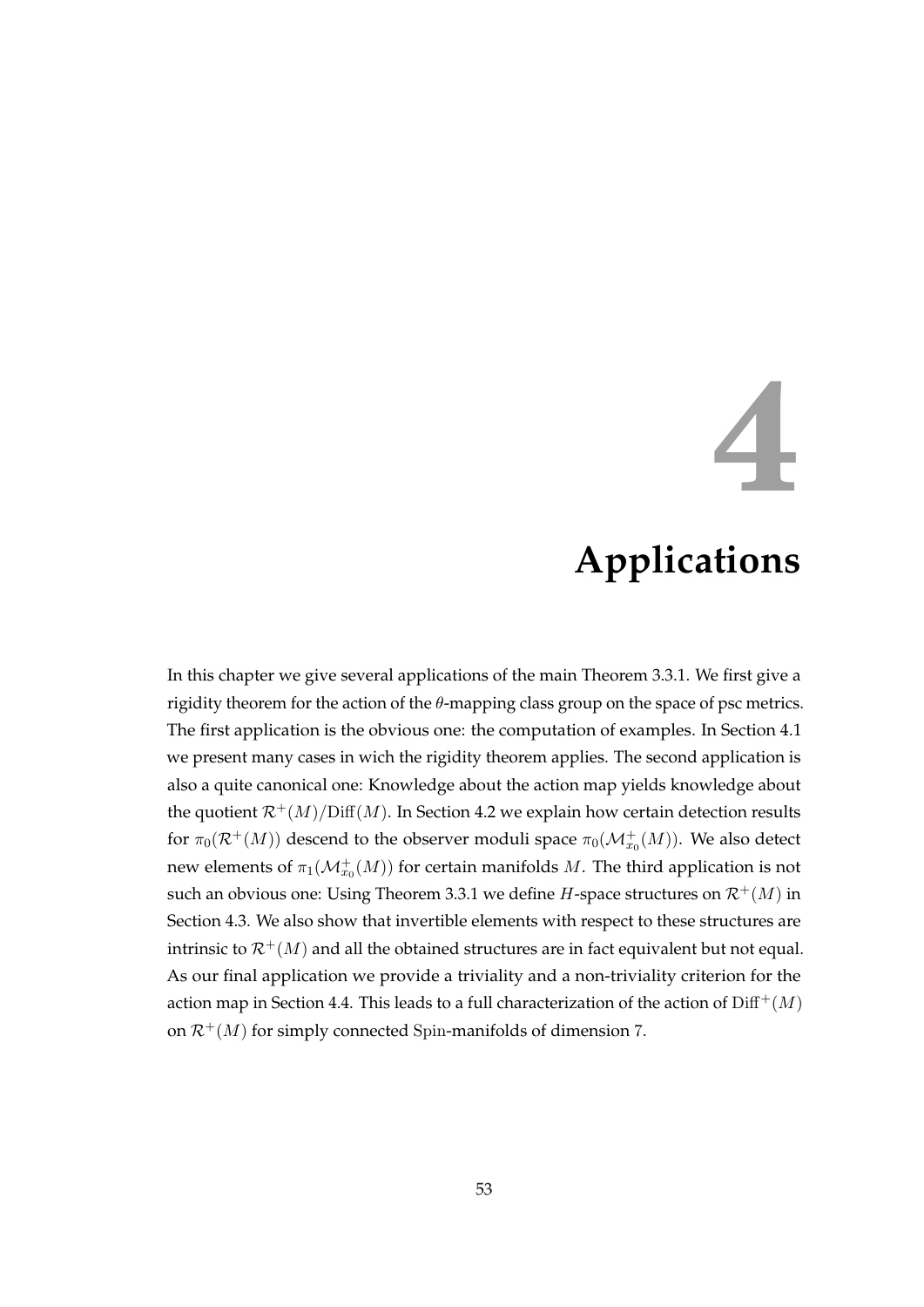# 4 Applications

In this chapter we give several applications of the main Theorem 3.3.1. We first give a rigidity theorem for the action of the $\theta$-mapping class group on the space of psc metrics. The first application is the obvious one: the computation of examples. In Section 4.1 we present many cases in wich the rigidity theorem applies. The second application is also a quite canonical one: Knowledge about the action map yields knowledge about the quotient $\mathcal{R}^+(M)/\mathrm{Diff}(M)$. In Section 4.2 we explain how certain detection results for $\pi_0(\mathcal{R}^+(M))$ descend to the observer moduli space $\pi_0(\mathcal{M}^+_{x_0}(M))$. We also detect new elements of $\pi_1(\mathcal{M}^+_{x_0}(M))$ for certain manifolds $M$. The third application is not such an obvious one: Using Theorem 3.3.1 we define $H$-space structures on $\mathcal{R}^+(M)$ in Section 4.3. We also show that invertible elements with respect to these structures are intrinsic to $\mathcal{R}^+(M)$ and all the obtained structures are in fact equivalent but not equal. As our final application we provide a triviality and a non-triviality criterion for the action map in Section 4.4. This leads to a full characterization of the action of $\mathrm{Diff}^+(M)$ on $\mathcal{R}^+(M)$ for simply connected $\mathrm{Spin}$-manifolds of dimension 7.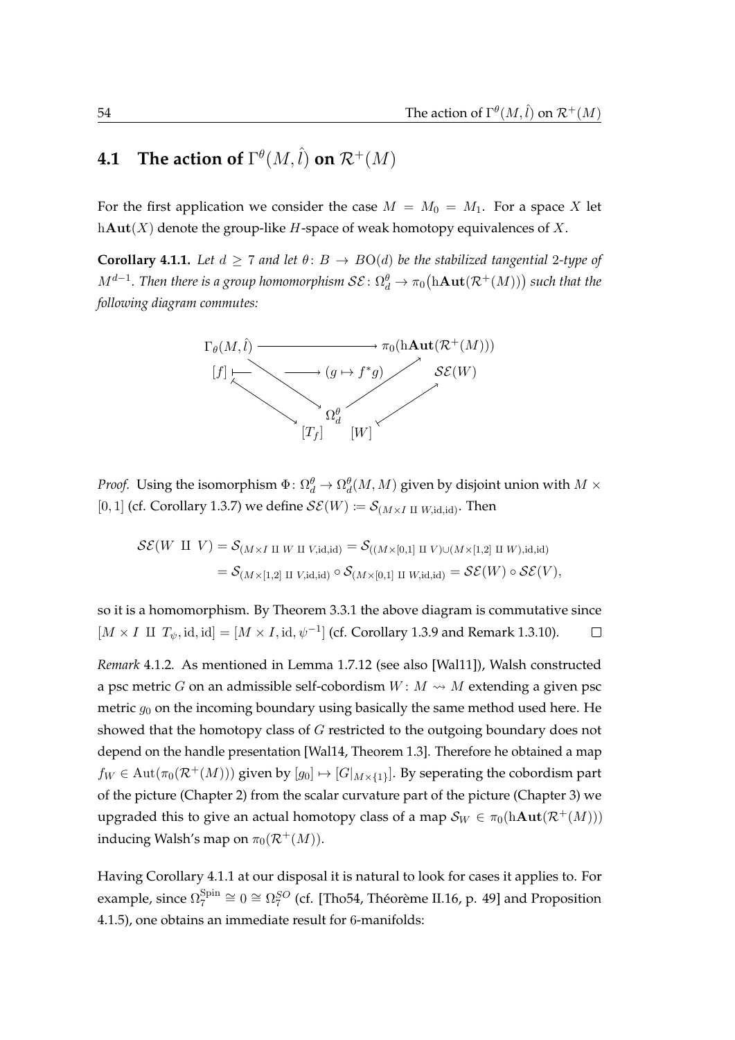## 4.1 The action of $\Gamma^\theta(M,\hat{l})$ on $\mathcal{R}^+(M)$

For the first application we consider the case $M = M_0 = M_1$. For a space $X$ let $\mathrm{h}\mathbf{Aut}(X)$ denote the group-like $H$-space of weak homotopy equivalences of $X$.

**Corollary 4.1.1.** *Let $d \geq 7$ and let $\theta\colon B \to BO(d)$ be the stabilized tangential 2-type of $M^{d-1}$. Then there is a group homomorphism $\mathcal{SE}\colon \Omega_d^\theta \to \pi_0\big(\mathrm{h}\mathbf{Aut}(\mathcal{R}^+(M))\big)$ such that the following diagram commutes:*

$$
\begin{array}{ccc}
\Gamma_\theta(M,\hat{l}) & \longrightarrow & \pi_0(\mathrm{h}\mathbf{Aut}(\mathcal{R}^+(M))) \\
[f] & \longmapsto & (g \mapsto f^*g) \\
& \searrow \qquad \nearrow & \\
& \Omega_d^\theta & \\
[f] \mapsto [T_f] & & [W] \mapsto \mathcal{SE}(W)
\end{array}
$$

*Proof.* Using the isomorphism $\Phi\colon \Omega_d^\theta \to \Omega_d^\theta(M,M)$ given by disjoint union with $M \times [0,1]$ (cf. Corollary 1.3.7) we define $\mathcal{SE}(W) := \mathcal{S}_{(M\times I \amalg W, \mathrm{id},\mathrm{id})}$. Then

$$
\begin{aligned}
\mathcal{SE}(W \amalg V) &= \mathcal{S}_{(M\times I \amalg W \amalg V, \mathrm{id},\mathrm{id})} = \mathcal{S}_{((M\times[0,1] \amalg V)\cup(M\times[1,2] \amalg W),\mathrm{id},\mathrm{id})} \\
&= \mathcal{S}_{(M\times[1,2] \amalg V,\mathrm{id},\mathrm{id})} \circ \mathcal{S}_{(M\times[0,1] \amalg W,\mathrm{id},\mathrm{id})} = \mathcal{SE}(W) \circ \mathcal{SE}(V),
\end{aligned}
$$

so it is a homomorphism. By Theorem 3.3.1 the above diagram is commutative since $[M \times I \amalg T_\psi, \mathrm{id}, \mathrm{id}] = [M \times I, \mathrm{id}, \psi^{-1}]$ (cf. Corollary 1.3.9 and Remark 1.3.10). $\square$

*Remark* 4.1.2. As mentioned in Lemma 1.7.12 (see also [Wal11]), Walsh constructed a psc metric $G$ on an admissible self-cobordism $W\colon M \rightsquigarrow M$ extending a given psc metric $g_0$ on the incoming boundary using basically the same method used here. He showed that the homotopy class of $G$ restricted to the outgoing boundary does not depend on the handle presentation [Wal14, Theorem 1.3]. Therefore he obtained a map $f_W \in \mathrm{Aut}(\pi_0(\mathcal{R}^+(M)))$ given by $[g_0] \mapsto [G|_{M\times\{1\}}]$. By seperating the cobordism part of the picture (Chapter 2) from the scalar curvature part of the picture (Chapter 3) we upgraded this to give an actual homotopy class of a map $\mathcal{S}_W \in \pi_0(\mathrm{h}\mathbf{Aut}(\mathcal{R}^+(M)))$ inducing Walsh's map on $\pi_0(\mathcal{R}^+(M))$.

Having Corollary 4.1.1 at our disposal it is natural to look for cases it applies to. For example, since $\Omega_7^{\mathrm{Spin}} \cong 0 \cong \Omega_7^{SO}$ (cf. [Tho54, Théorème II.16, p. 49] and Proposition 4.1.5), one obtains an immediate result for 6-manifolds: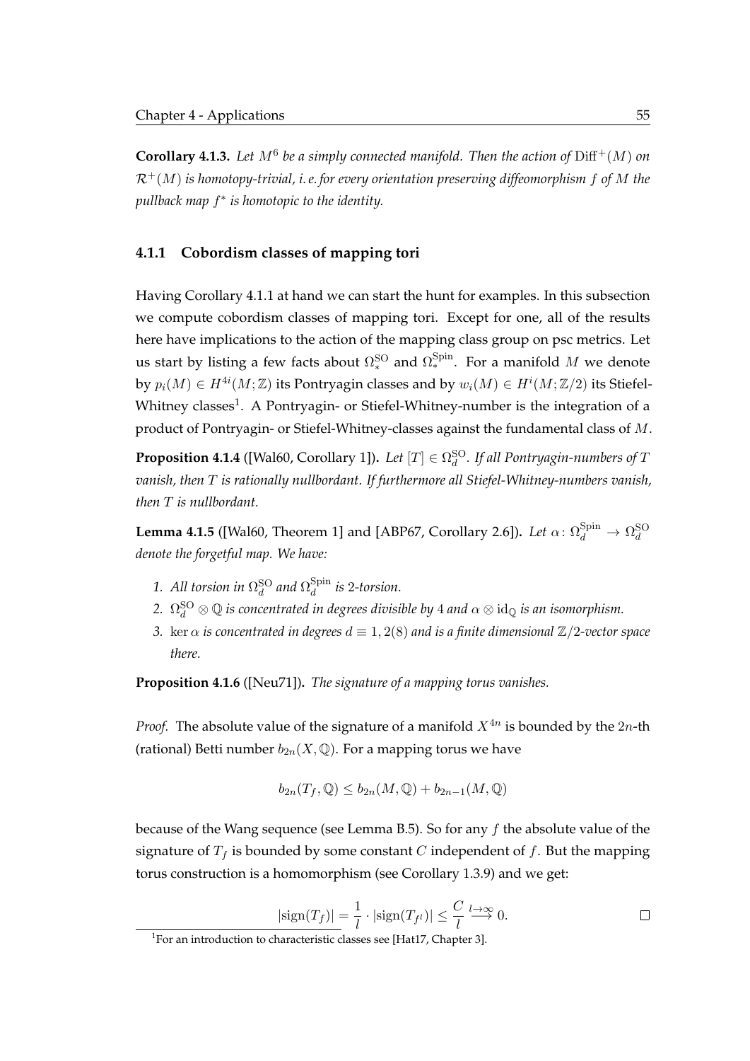**Corollary 4.1.3.** *Let $M^6$ be a simply connected manifold. Then the action of $\mathrm{Diff}^+(M)$ on $\mathcal{R}^+(M)$ is homotopy-trivial, i. e. for every orientation preserving diffeomorphism $f$ of $M$ the pullback map $f^*$ is homotopic to the identity.*

### 4.1.1 Cobordism classes of mapping tori

Having Corollary 4.1.1 at hand we can start the hunt for examples. In this subsection we compute cobordism classes of mapping tori. Except for one, all of the results here have implications to the action of the mapping class group on psc metrics. Let us start by listing a few facts about $\Omega_*^{\mathrm{SO}}$ and $\Omega_*^{\mathrm{Spin}}$. For a manifold $M$ we denote by $p_i(M) \in H^{4i}(M;\mathbb{Z})$ its Pontryagin classes and by $w_i(M) \in H^i(M;\mathbb{Z}/2)$ its Stiefel-Whitney classes[1]. A Pontryagin- or Stiefel-Whitney-number is the integration of a product of Pontryagin- or Stiefel-Whitney-classes against the fundamental class of $M$.

**Proposition 4.1.4** ([Wal60, Corollary 1])**.** *Let $[T] \in \Omega_d^{\mathrm{SO}}$. If all Pontryagin-numbers of $T$ vanish, then $T$ is rationally nullbordant. If furthermore all Stiefel-Whitney-numbers vanish, then $T$ is nullbordant.*

**Lemma 4.1.5** ([Wal60, Theorem 1] and [ABP67, Corollary 2.6])**.** *Let $\alpha\colon \Omega_d^{\mathrm{Spin}} \to \Omega_d^{\mathrm{SO}}$ denote the forgetful map. We have:*

1. *All torsion in $\Omega_d^{\mathrm{SO}}$ and $\Omega_d^{\mathrm{Spin}}$ is 2-torsion.*
2. *$\Omega_d^{\mathrm{SO}} \otimes \mathbb{Q}$ is concentrated in degrees divisible by 4 and $\alpha \otimes \mathrm{id}_{\mathbb{Q}}$ is an isomorphism.*
3. *$\ker \alpha$ is concentrated in degrees $d \equiv 1, 2 (8)$ and is a finite dimensional $\mathbb{Z}/2$-vector space there.*

**Proposition 4.1.6** ([Neu71])**.** *The signature of a mapping torus vanishes.*

*Proof.* The absolute value of the signature of a manifold $X^{4n}$ is bounded by the $2n$-th (rational) Betti number $b_{2n}(X,\mathbb{Q})$. For a mapping torus we have

$$b_{2n}(T_f,\mathbb{Q}) \leq b_{2n}(M,\mathbb{Q}) + b_{2n-1}(M,\mathbb{Q})$$

because of the Wang sequence (see Lemma B.5). So for any $f$ the absolute value of the signature of $T_f$ is bounded by some constant $C$ independent of $f$. But the mapping torus construction is a homomorphism (see Corollary 1.3.9) and we get:

$$|\mathrm{sign}(T_f)| = \frac{1}{l} \cdot |\mathrm{sign}(T_{f^l})| \leq \frac{C}{l} \overset{l\to\infty}{\longrightarrow} 0.$$

∎

[1] For an introduction to characteristic classes see [Hat17, Chapter 3].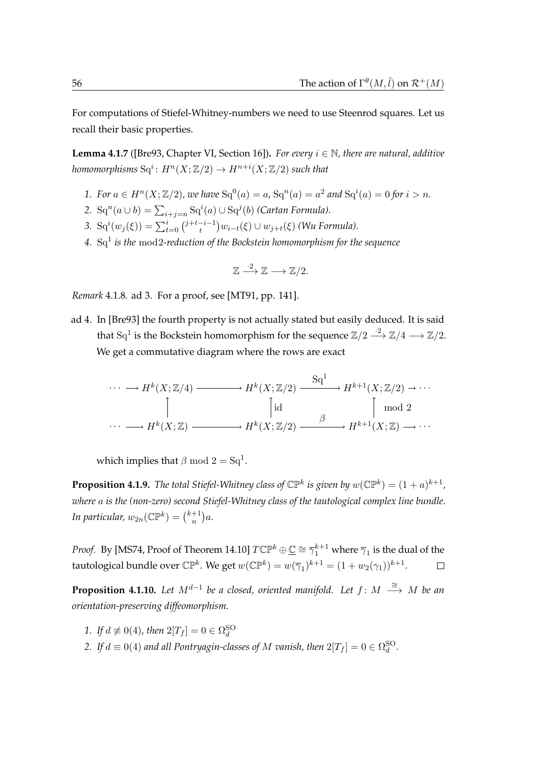For computations of Stiefel-Whitney-numbers we need to use Steenrod squares. Let us recall their basic properties.

**Lemma 4.1.7** ([Bre93, Chapter VI, Section 16]). *For every $i \in \mathbb{N}$, there are natural, additive homomorphisms $\mathrm{Sq}^i \colon H^n(X;\mathbb{Z}/2) \to H^{n+i}(X;\mathbb{Z}/2)$ such that*

1. *For $a \in H^n(X;\mathbb{Z}/2)$, we have $\mathrm{Sq}^0(a) = a$, $\mathrm{Sq}^n(a) = a^2$ and $\mathrm{Sq}^i(a) = 0$ for $i > n$.*
2. *$\mathrm{Sq}^n(a \cup b) = \sum_{i+j=n} \mathrm{Sq}^i(a) \cup \mathrm{Sq}^j(b)$ (Cartan Formula).*
3. *$\mathrm{Sq}^i(w_j(\xi)) = \sum_{t=0}^{i} \binom{j+t-i-1}{t} w_{i-t}(\xi) \cup w_{j+t}(\xi)$ (Wu Formula).*
4. *$\mathrm{Sq}^1$ is the $\mathrm{mod}\,2$-reduction of the Bockstein homomorphism for the sequence*

$$\mathbb{Z} \xrightarrow{\cdot 2} \mathbb{Z} \longrightarrow \mathbb{Z}/2.$$

*Remark* 4.1.8. ad 3. For a proof, see [MT91, pp. 141].

ad 4. In [Bre93] the fourth property is not actually stated but easily deduced. It is said that $\mathrm{Sq}^1$ is the Bockstein homomorphism for the sequence $\mathbb{Z}/2 \xrightarrow{\cdot 2} \mathbb{Z}/4 \longrightarrow \mathbb{Z}/2$. We get a commutative diagram where the rows are exact

$$\begin{array}{ccccccc}
\cdots \longrightarrow H^k(X;\mathbb{Z}/4) & \longrightarrow & H^k(X;\mathbb{Z}/2) & \xrightarrow{\mathrm{Sq}^1} & H^{k+1}(X;\mathbb{Z}/2) \to \cdots \\
\uparrow & & \uparrow \mathrm{id} & & \uparrow \mathrm{mod}\ 2 \\
\cdots \longrightarrow H^k(X;\mathbb{Z}) & \longrightarrow & H^k(X;\mathbb{Z}/2) & \xrightarrow{\beta} & H^{k+1}(X;\mathbb{Z}) \longrightarrow \cdots
\end{array}$$

which implies that $\beta \bmod 2 = \mathrm{Sq}^1$.

**Proposition 4.1.9.** *The total Stiefel-Whitney class of $\mathbb{CP}^k$ is given by $w(\mathbb{CP}^k) = (1+a)^{k+1}$, where $a$ is the (non-zero) second Stiefel-Whitney class of the tautological complex line bundle. In particular, $w_{2n}(\mathbb{CP}^k) = \binom{k+1}{n} a$.*

*Proof.* By [MS74, Proof of Theorem 14.10] $T\mathbb{CP}^k \oplus \underline{\mathbb{C}} \cong \overline{\gamma}_1^{k+1}$ where $\overline{\gamma}_1$ is the dual of the tautological bundle over $\mathbb{CP}^k$. We get $w(\mathbb{CP}^k) = w(\overline{\gamma}_1)^{k+1} = (1 + w_2(\gamma_1))^{k+1}$. $\square$

**Proposition 4.1.10.** *Let $M^{d-1}$ be a closed, oriented manifold. Let $f \colon M \xrightarrow{\cong} M$ be an orientation-preserving diffeomorphism.*

1. *If $d \not\equiv 0(4)$, then $2[T_f] = 0 \in \Omega_d^{\mathrm{SO}}$*
2. *If $d \equiv 0(4)$ and all Pontryagin-classes of $M$ vanish, then $2[T_f] = 0 \in \Omega_d^{\mathrm{SO}}$.*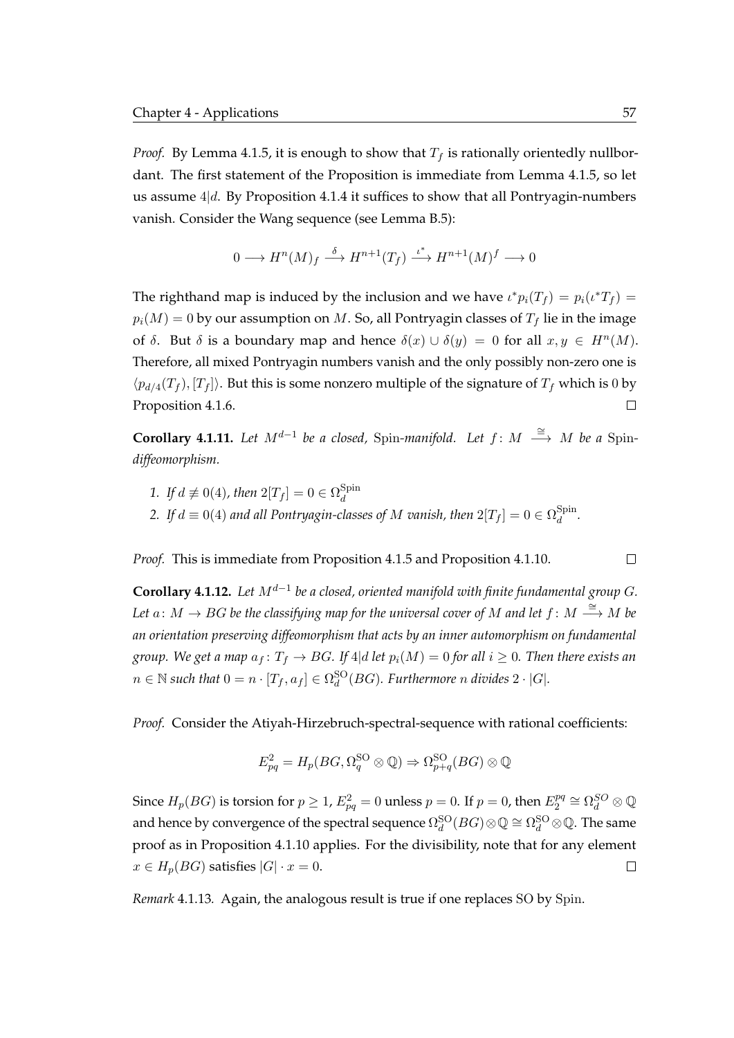*Proof.* By Lemma 4.1.5, it is enough to show that $T_f$ is rationally orientedly nullbordant. The first statement of the Proposition is immediate from Lemma 4.1.5, so let us assume $4|d$. By Proposition 4.1.4 it suffices to show that all Pontryagin-numbers vanish. Consider the Wang sequence (see Lemma B.5):

$$0 \longrightarrow H^n(M)_f \xrightarrow{\delta} H^{n+1}(T_f) \xrightarrow{\iota^*} H^{n+1}(M)^f \longrightarrow 0$$

The righthand map is induced by the inclusion and we have $\iota^* p_i(T_f) = p_i(\iota^* T_f) = p_i(M) = 0$ by our assumption on $M$. So, all Pontryagin classes of $T_f$ lie in the image of $\delta$. But $\delta$ is a boundary map and hence $\delta(x) \cup \delta(y) = 0$ for all $x, y \in H^n(M)$. Therefore, all mixed Pontryagin numbers vanish and the only possibly non-zero one is $\langle p_{d/4}(T_f), [T_f] \rangle$. But this is some nonzero multiple of the signature of $T_f$ which is $0$ by Proposition 4.1.6. $\square$

**Corollary 4.1.11.** *Let $M^{d-1}$ be a closed, $\mathrm{Spin}$-manifold. Let $f\colon M \xrightarrow{\cong} M$ be a $\mathrm{Spin}$-diffeomorphism.*

1. *If $d \not\equiv 0(4)$, then $2[T_f] = 0 \in \Omega_d^{\mathrm{Spin}}$*
2. *If $d \equiv 0(4)$ and all Pontryagin-classes of $M$ vanish, then $2[T_f] = 0 \in \Omega_d^{\mathrm{Spin}}$.*

*Proof.* This is immediate from Proposition 4.1.5 and Proposition 4.1.10. $\square$

**Corollary 4.1.12.** *Let $M^{d-1}$ be a closed, oriented manifold with finite fundamental group $G$. Let $a\colon M \to BG$ be the classifying map for the universal cover of $M$ and let $f\colon M \xrightarrow{\cong} M$ be an orientation preserving diffeomorphism that acts by an inner automorphism on fundamental group. We get a map $a_f\colon T_f \to BG$. If $4|d$ let $p_i(M) = 0$ for all $i \geq 0$. Then there exists an $n \in \mathbb{N}$ such that $0 = n \cdot [T_f, a_f] \in \Omega_d^{\mathrm{SO}}(BG)$. Furthermore $n$ divides $2 \cdot |G|$.*

*Proof.* Consider the Atiyah-Hirzebruch-spectral-sequence with rational coefficients:

$$E^2_{pq} = H_p(BG, \Omega_q^{\mathrm{SO}} \otimes \mathbb{Q}) \Rightarrow \Omega_{p+q}^{\mathrm{SO}}(BG) \otimes \mathbb{Q}$$

Since $H_p(BG)$ is torsion for $p \geq 1$, $E^2_{pq} = 0$ unless $p = 0$. If $p = 0$, then $E_2^{pq} \cong \Omega_d^{SO} \otimes \mathbb{Q}$ and hence by convergence of the spectral sequence $\Omega_d^{\mathrm{SO}}(BG) \otimes \mathbb{Q} \cong \Omega_d^{\mathrm{SO}} \otimes \mathbb{Q}$. The same proof as in Proposition 4.1.10 applies. For the divisibility, note that for any element $x \in H_p(BG)$ satisfies $|G| \cdot x = 0$. $\square$

*Remark* 4.1.13. Again, the analogous result is true if one replaces $\mathrm{SO}$ by $\mathrm{Spin}$.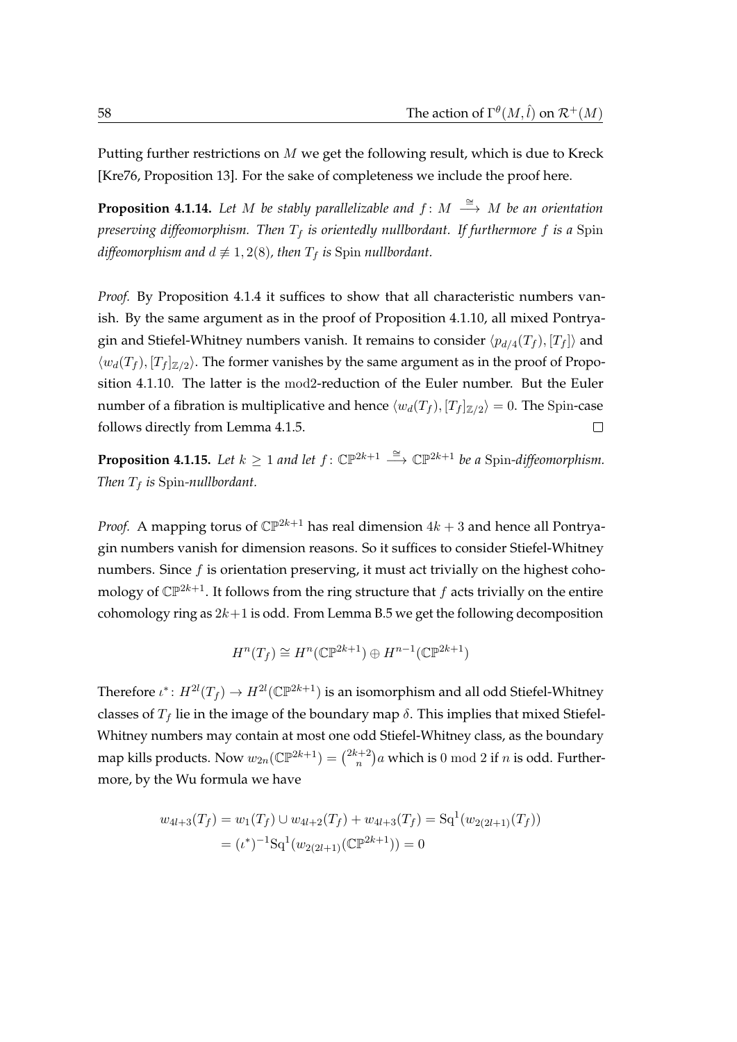Putting further restrictions on $M$ we get the following result, which is due to Kreck [Kre76, Proposition 13]. For the sake of completeness we include the proof here.

**Proposition 4.1.14.** *Let $M$ be stably parallelizable and $f\colon M \xrightarrow{\cong} M$ be an orientation preserving diffeomorphism. Then $T_f$ is orientedly nullbordant. If furthermore $f$ is a* $\mathrm{Spin}$ *diffeomorphism and $d \not\equiv 1, 2(8)$, then $T_f$ is* $\mathrm{Spin}$ *nullbordant.*

*Proof.* By Proposition 4.1.4 it suffices to show that all characteristic numbers vanish. By the same argument as in the proof of Proposition 4.1.10, all mixed Pontryagin and Stiefel-Whitney numbers vanish. It remains to consider $\langle p_{d/4}(T_f), [T_f]\rangle$ and $\langle w_d(T_f), [T_f]_{\mathbb{Z}/2}\rangle$. The former vanishes by the same argument as in the proof of Proposition 4.1.10. The latter is the $\mathrm{mod}2$-reduction of the Euler number. But the Euler number of a fibration is multiplicative and hence $\langle w_d(T_f), [T_f]_{\mathbb{Z}/2}\rangle = 0$. The $\mathrm{Spin}$-case follows directly from Lemma 4.1.5. □

**Proposition 4.1.15.** *Let $k \geq 1$ and let $f\colon \mathbb{CP}^{2k+1} \xrightarrow{\cong} \mathbb{CP}^{2k+1}$ be a* $\mathrm{Spin}$*-diffeomorphism. Then $T_f$ is* $\mathrm{Spin}$*-nullbordant.*

*Proof.* A mapping torus of $\mathbb{CP}^{2k+1}$ has real dimension $4k+3$ and hence all Pontryagin numbers vanish for dimension reasons. So it suffices to consider Stiefel-Whitney numbers. Since $f$ is orientation preserving, it must act trivially on the highest cohomology of $\mathbb{CP}^{2k+1}$. It follows from the ring structure that $f$ acts trivially on the entire cohomology ring as $2k+1$ is odd. From Lemma B.5 we get the following decomposition

$$H^n(T_f) \cong H^n(\mathbb{CP}^{2k+1}) \oplus H^{n-1}(\mathbb{CP}^{2k+1})$$

Therefore $\iota^*\colon H^{2l}(T_f) \to H^{2l}(\mathbb{CP}^{2k+1})$ is an isomorphism and all odd Stiefel-Whitney classes of $T_f$ lie in the image of the boundary map $\delta$. This implies that mixed Stiefel-Whitney numbers may contain at most one odd Stiefel-Whitney class, as the boundary map kills products. Now $w_{2n}(\mathbb{CP}^{2k+1}) = \binom{2k+2}{n}a$ which is $0 \bmod 2$ if $n$ is odd. Furthermore, by the Wu formula we have

$$\begin{aligned}
w_{4l+3}(T_f) &= w_1(T_f) \cup w_{4l+2}(T_f) + w_{4l+3}(T_f) = \mathrm{Sq}^1(w_{2(2l+1)}(T_f)) \\
&= (\iota^*)^{-1}\mathrm{Sq}^1(w_{2(2l+1)}(\mathbb{CP}^{2k+1})) = 0
\end{aligned}$$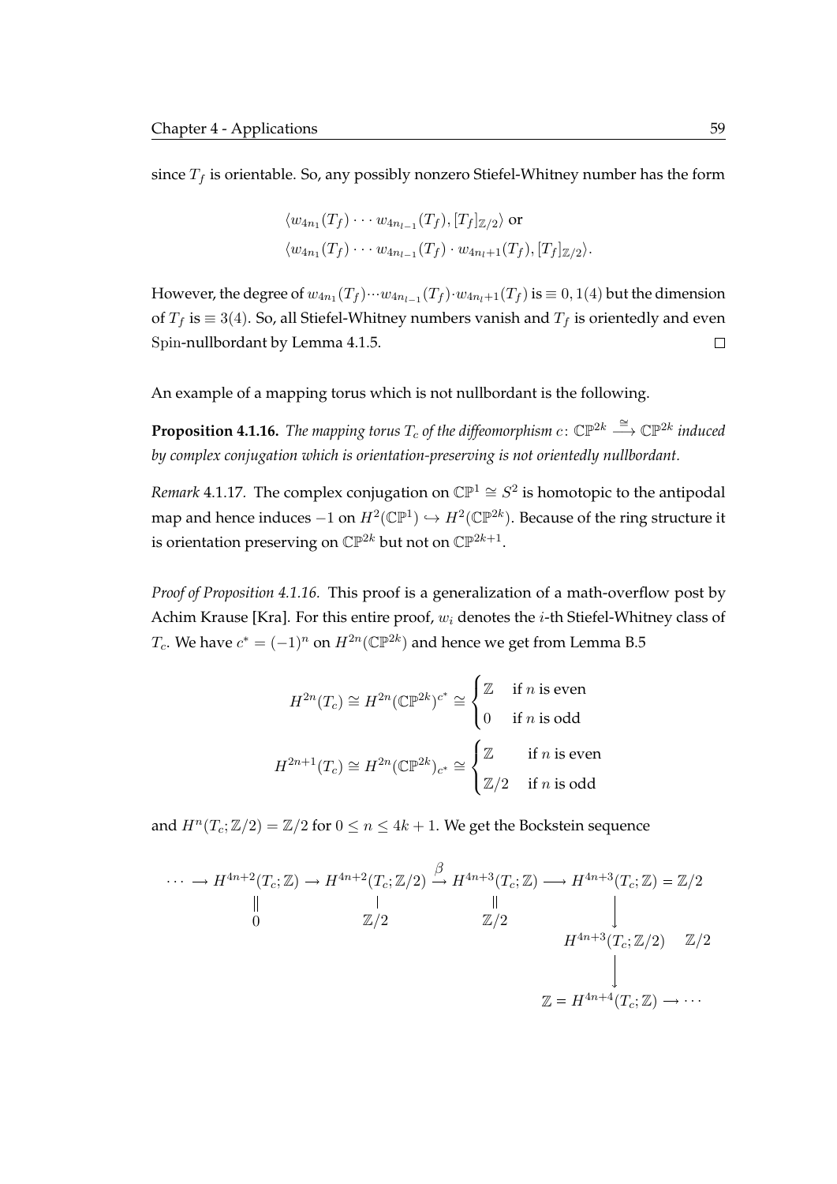since $T_f$ is orientable. So, any possibly nonzero Stiefel-Whitney number has the form

$$\langle w_{4n_1}(T_f) \cdots w_{4n_{l-1}}(T_f), [T_f]_{\mathbb{Z}/2} \rangle \text{ or}$$
$$\langle w_{4n_1}(T_f) \cdots w_{4n_{l-1}}(T_f) \cdot w_{4n_l+1}(T_f), [T_f]_{\mathbb{Z}/2} \rangle.$$

However, the degree of $w_{4n_1}(T_f) \cdots w_{4n_{l-1}}(T_f) \cdot w_{4n_l+1}(T_f)$ is $\equiv 0, 1(4)$ but the dimension of $T_f$ is $\equiv 3(4)$. So, all Stiefel-Whitney numbers vanish and $T_f$ is orientedly and even Spin-nullbordant by Lemma 4.1.5. □

An example of a mapping torus which is not nullbordant is the following.

**Proposition 4.1.16.** *The mapping torus $T_c$ of the diffeomorphism $c\colon \mathbb{CP}^{2k} \xrightarrow{\cong} \mathbb{CP}^{2k}$ induced by complex conjugation which is orientation-preserving is not orientedly nullbordant.*

*Remark* 4.1.17. The complex conjugation on $\mathbb{CP}^1 \cong S^2$ is homotopic to the antipodal map and hence induces $-1$ on $H^2(\mathbb{CP}^1) \hookrightarrow H^2(\mathbb{CP}^{2k})$. Because of the ring structure it is orientation preserving on $\mathbb{CP}^{2k}$ but not on $\mathbb{CP}^{2k+1}$.

*Proof of Proposition 4.1.16.* This proof is a generalization of a math-overflow post by Achim Krause [Kra]. For this entire proof, $w_i$ denotes the $i$-th Stiefel-Whitney class of $T_c$. We have $c^* = (-1)^n$ on $H^{2n}(\mathbb{CP}^{2k})$ and hence we get from Lemma B.5

$$H^{2n}(T_c) \cong H^{2n}(\mathbb{CP}^{2k})^{c^*} \cong \begin{cases} \mathbb{Z} & \text{if } n \text{ is even} \\ 0 & \text{if } n \text{ is odd} \end{cases}$$

$$H^{2n+1}(T_c) \cong H^{2n}(\mathbb{CP}^{2k})_{c^*} \cong \begin{cases} \mathbb{Z} & \text{if } n \text{ is even} \\ \mathbb{Z}/2 & \text{if } n \text{ is odd} \end{cases}$$

and $H^n(T_c; \mathbb{Z}/2) = \mathbb{Z}/2$ for $0 \leq n \leq 4k+1$. We get the Bockstein sequence

$$\cdots \to \underset{\substack{\| \\ 0}}{H^{4n+2}(T_c;\mathbb{Z})} \to \underset{\substack{| \\ \mathbb{Z}/2}}{H^{4n+2}(T_c;\mathbb{Z}/2)} \xrightarrow{\beta} \underset{\substack{\| \\ \mathbb{Z}/2}}{H^{4n+3}(T_c;\mathbb{Z})} \to H^{4n+3}(T_c;\mathbb{Z}) = \mathbb{Z}/2$$

$$\to H^{4n+3}(T_c;\mathbb{Z}/2) \quad \mathbb{Z}/2 \to \mathbb{Z} = H^{4n+4}(T_c;\mathbb{Z}) \to \cdots$$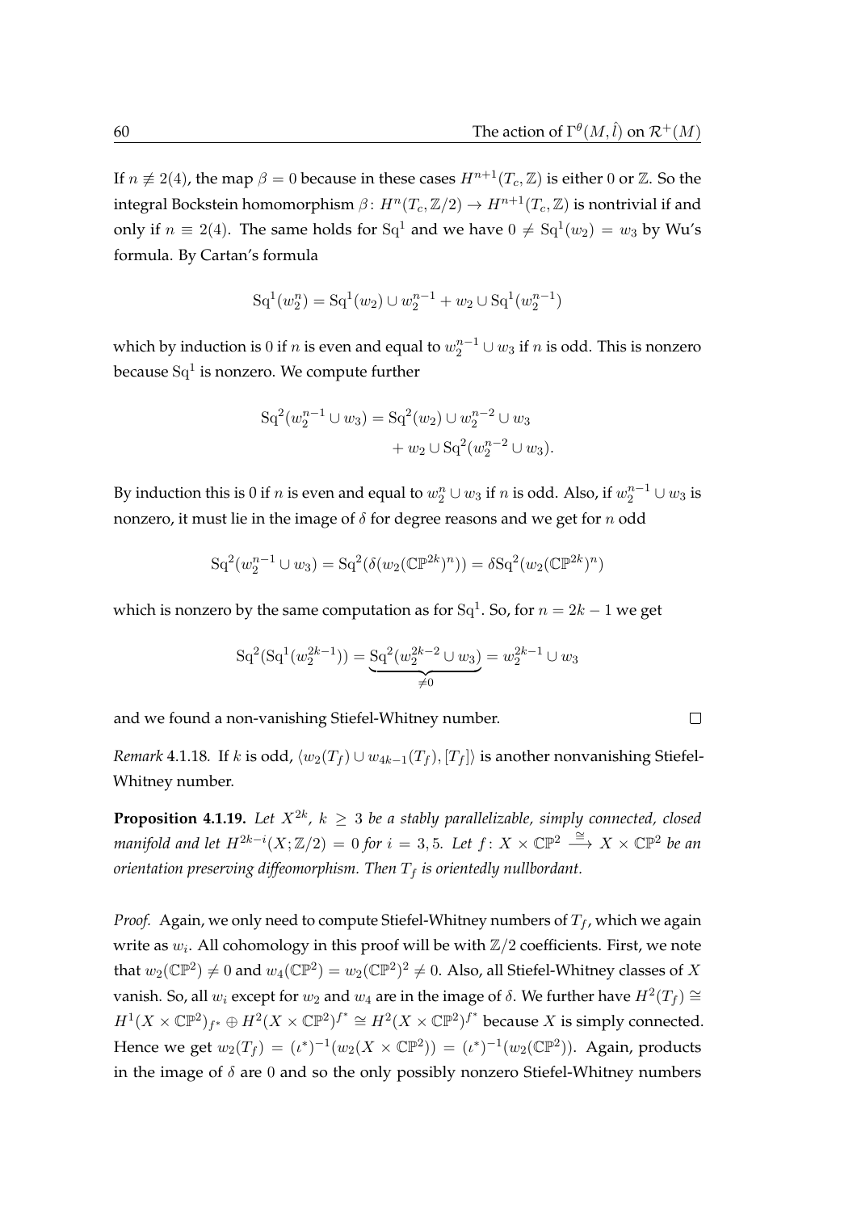If $n \not\equiv 2(4)$, the map $\beta = 0$ because in these cases $H^{n+1}(T_c, \mathbb{Z})$ is either $0$ or $\mathbb{Z}$. So the integral Bockstein homomorphism $\beta\colon H^n(T_c, \mathbb{Z}/2) \to H^{n+1}(T_c, \mathbb{Z})$ is nontrivial if and only if $n \equiv 2(4)$. The same holds for $\mathrm{Sq}^1$ and we have $0 \neq \mathrm{Sq}^1(w_2) = w_3$ by Wu's formula. By Cartan's formula

$$\mathrm{Sq}^1(w_2^n) = \mathrm{Sq}^1(w_2) \cup w_2^{n-1} + w_2 \cup \mathrm{Sq}^1(w_2^{n-1})$$

which by induction is $0$ if $n$ is even and equal to $w_2^{n-1} \cup w_3$ if $n$ is odd. This is nonzero because $\mathrm{Sq}^1$ is nonzero. We compute further

$$\begin{aligned}\mathrm{Sq}^2(w_2^{n-1} \cup w_3) &= \mathrm{Sq}^2(w_2) \cup w_2^{n-2} \cup w_3 \\ &\quad + w_2 \cup \mathrm{Sq}^2(w_2^{n-2} \cup w_3).\end{aligned}$$

By induction this is $0$ if $n$ is even and equal to $w_2^n \cup w_3$ if $n$ is odd. Also, if $w_2^{n-1} \cup w_3$ is nonzero, it must lie in the image of $\delta$ for degree reasons and we get for $n$ odd

$$\mathrm{Sq}^2(w_2^{n-1} \cup w_3) = \mathrm{Sq}^2(\delta(w_2(\mathbb{CP}^{2k})^n)) = \delta \mathrm{Sq}^2(w_2(\mathbb{CP}^{2k})^n)$$

which is nonzero by the same computation as for $\mathrm{Sq}^1$. So, for $n = 2k-1$ we get

$$\mathrm{Sq}^2(\mathrm{Sq}^1(w_2^{2k-1})) = \underbrace{\mathrm{Sq}^2(w_2^{2k-2} \cup w_3)}_{\neq 0} = w_2^{2k-1} \cup w_3$$

and we found a non-vanishing Stiefel-Whitney number. $\square$

*Remark* 4.1.18. If $k$ is odd, $\langle w_2(T_f) \cup w_{4k-1}(T_f), [T_f]\rangle$ is another nonvanishing Stiefel-Whitney number.

**Proposition 4.1.19.** *Let $X^{2k}$, $k \geq 3$ be a stably parallelizable, simply connected, closed manifold and let $H^{2k-i}(X; \mathbb{Z}/2) = 0$ for $i = 3, 5$. Let $f\colon X \times \mathbb{CP}^2 \xrightarrow{\cong} X \times \mathbb{CP}^2$ be an orientation preserving diffeomorphism. Then $T_f$ is orientedly nullbordant.*

*Proof.* Again, we only need to compute Stiefel-Whitney numbers of $T_f$, which we again write as $w_i$. All cohomology in this proof will be with $\mathbb{Z}/2$ coefficients. First, we note that $w_2(\mathbb{CP}^2) \neq 0$ and $w_4(\mathbb{CP}^2) = w_2(\mathbb{CP}^2)^2 \neq 0$. Also, all Stiefel-Whitney classes of $X$ vanish. So, all $w_i$ except for $w_2$ and $w_4$ are in the image of $\delta$. We further have $H^2(T_f) \cong H^1(X \times \mathbb{CP}^2)_{f^*} \oplus H^2(X \times \mathbb{CP}^2)^{f^*} \cong H^2(X \times \mathbb{CP}^2)^{f^*}$ because $X$ is simply connected. Hence we get $w_2(T_f) = (\iota^*)^{-1}(w_2(X \times \mathbb{CP}^2)) = (\iota^*)^{-1}(w_2(\mathbb{CP}^2))$. Again, products in the image of $\delta$ are $0$ and so the only possibly nonzero Stiefel-Whitney numbers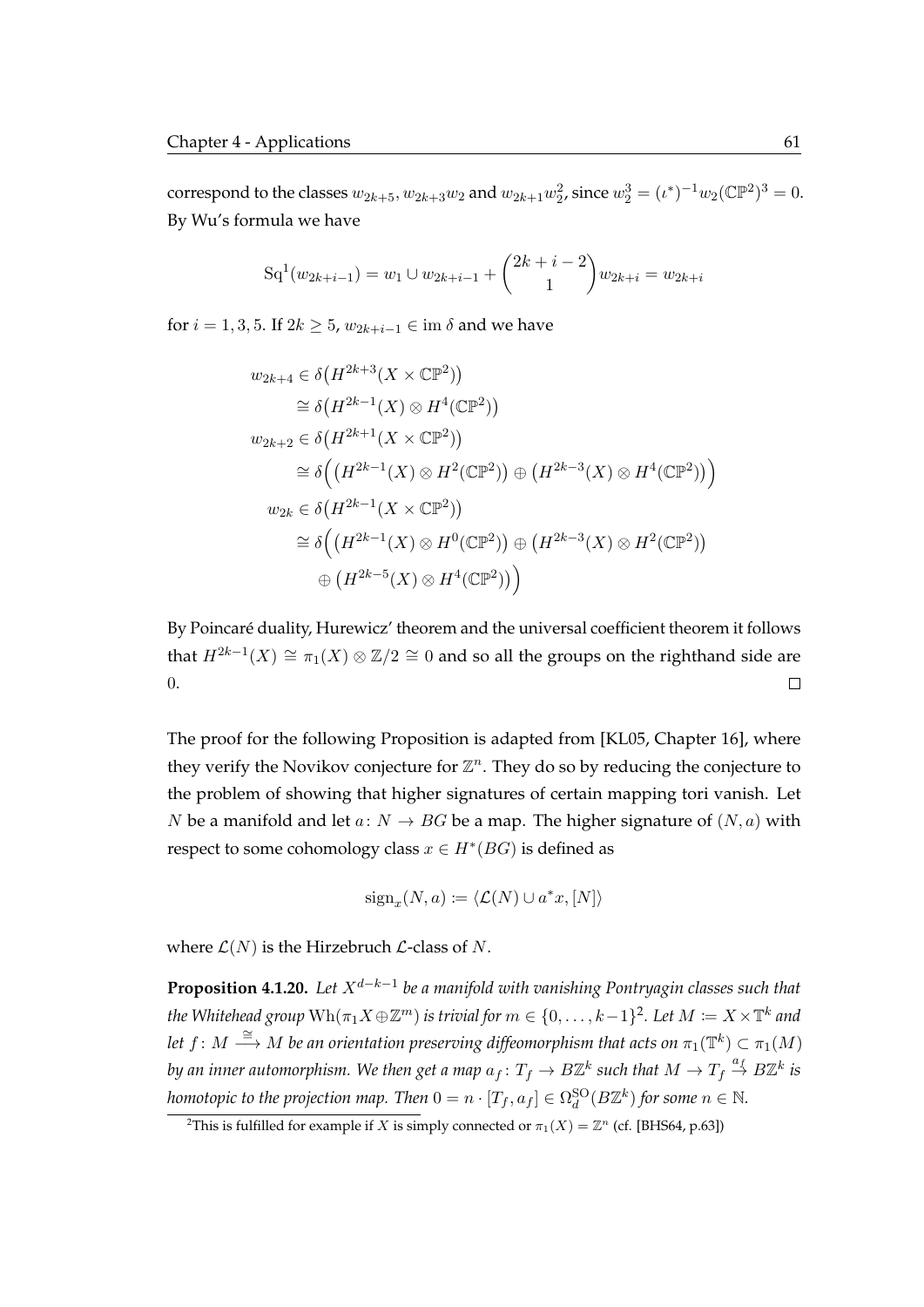correspond to the classes $w_{2k+5}, w_{2k+3}w_2$ and $w_{2k+1}w_2^2$, since $w_2^3 = (\iota^*)^{-1}w_2(\mathbb{CP}^2)^3 = 0$. By Wu's formula we have

$$\mathrm{Sq}^1(w_{2k+i-1}) = w_1 \cup w_{2k+i-1} + \binom{2k+i-2}{1} w_{2k+i} = w_{2k+i}$$

for $i = 1, 3, 5$. If $2k \geq 5$, $w_{2k+i-1} \in \operatorname{im} \delta$ and we have

$$\begin{aligned}
w_{2k+4} &\in \delta\big(H^{2k+3}(X \times \mathbb{CP}^2)\big) \\
&\cong \delta\big(H^{2k-1}(X) \otimes H^4(\mathbb{CP}^2)\big) \\
w_{2k+2} &\in \delta\big(H^{2k+1}(X \times \mathbb{CP}^2)\big) \\
&\cong \delta\Big(\big(H^{2k-1}(X) \otimes H^2(\mathbb{CP}^2)\big) \oplus \big(H^{2k-3}(X) \otimes H^4(\mathbb{CP}^2)\big)\Big) \\
w_{2k} &\in \delta\big(H^{2k-1}(X \times \mathbb{CP}^2)\big) \\
&\cong \delta\Big(\big(H^{2k-1}(X) \otimes H^0(\mathbb{CP}^2)\big) \oplus \big(H^{2k-3}(X) \otimes H^2(\mathbb{CP}^2)\big) \\
&\quad \oplus \big(H^{2k-5}(X) \otimes H^4(\mathbb{CP}^2)\big)\Big)
\end{aligned}$$

By Poincaré duality, Hurewicz' theorem and the universal coefficient theorem it follows that $H^{2k-1}(X) \cong \pi_1(X) \otimes \mathbb{Z}/2 \cong 0$ and so all the groups on the righthand side are 0. $\square$

The proof for the following Proposition is adapted from [KL05, Chapter 16], where they verify the Novikov conjecture for $\mathbb{Z}^n$. They do so by reducing the conjecture to the problem of showing that higher signatures of certain mapping tori vanish. Let $N$ be a manifold and let $a \colon N \to BG$ be a map. The higher signature of $(N, a)$ with respect to some cohomology class $x \in H^*(BG)$ is defined as

$$\operatorname{sign}_x(N, a) := \langle \mathcal{L}(N) \cup a^*x, [N] \rangle$$

where $\mathcal{L}(N)$ is the Hirzebruch $\mathcal{L}$-class of $N$.

**Proposition 4.1.20.** *Let $X^{d-k-1}$ be a manifold with vanishing Pontryagin classes such that the Whitehead group $\mathrm{Wh}(\pi_1 X \oplus \mathbb{Z}^m)$ is trivial for $m \in \{0, \ldots, k-1\}$*[2]*. Let $M := X \times \mathbb{T}^k$ and let $f \colon M \xrightarrow{\cong} M$ be an orientation preserving diffeomorphism that acts on $\pi_1(\mathbb{T}^k) \subset \pi_1(M)$ by an inner automorphism. We then get a map $a_f \colon T_f \to B\mathbb{Z}^k$ such that $M \to T_f \xrightarrow{a_f} B\mathbb{Z}^k$ is homotopic to the projection map. Then $0 = n \cdot [T_f, a_f] \in \Omega_d^{\mathrm{SO}}(B\mathbb{Z}^k)$ for some $n \in \mathbb{N}$.*

[2] This is fulfilled for example if $X$ is simply connected or $\pi_1(X) = \mathbb{Z}^n$ (cf. [BHS64, p.63])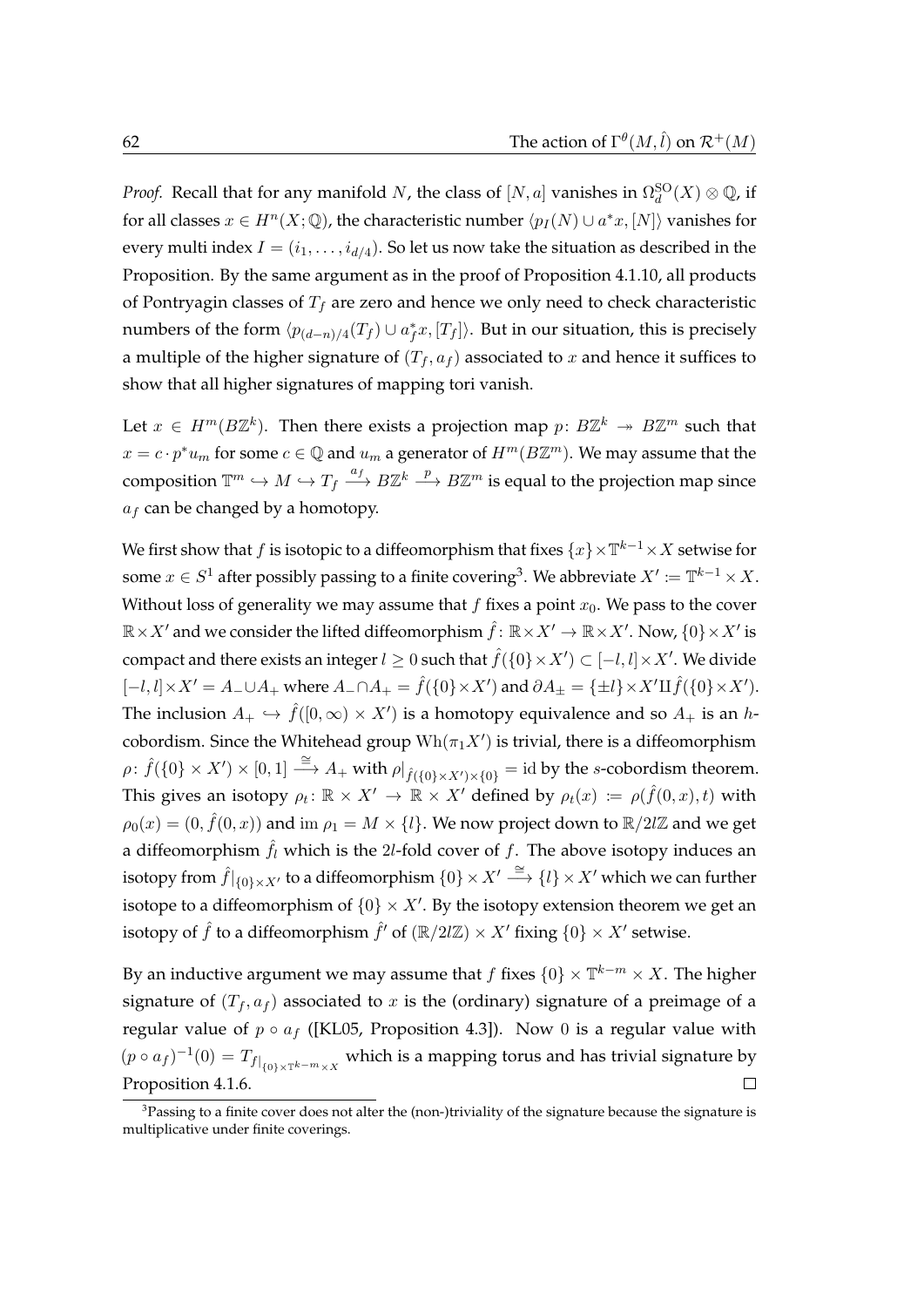*Proof.* Recall that for any manifold $N$, the class of $[N, a]$ vanishes in $\Omega_d^{\mathrm{SO}}(X) \otimes \mathbb{Q}$, if for all classes $x \in H^n(X;\mathbb{Q})$, the characteristic number $\langle p_I(N) \cup a^*x, [N]\rangle$ vanishes for every multi index $I = (i_1, \ldots, i_{d/4})$. So let us now take the situation as described in the Proposition. By the same argument as in the proof of Proposition 4.1.10, all products of Pontryagin classes of $T_f$ are zero and hence we only need to check characteristic numbers of the form $\langle p_{(d-n)/4}(T_f) \cup a_f^* x, [T_f]\rangle$. But in our situation, this is precisely a multiple of the higher signature of $(T_f, a_f)$ associated to $x$ and hence it suffices to show that all higher signatures of mapping tori vanish.

Let $x \in H^m(B\mathbb{Z}^k)$. Then there exists a projection map $p\colon B\mathbb{Z}^k \twoheadrightarrow B\mathbb{Z}^m$ such that $x = c \cdot p^* u_m$ for some $c \in \mathbb{Q}$ and $u_m$ a generator of $H^m(B\mathbb{Z}^m)$. We may assume that the composition $\mathbb{T}^m \hookrightarrow M \hookrightarrow T_f \xrightarrow{a_f} B\mathbb{Z}^k \xrightarrow{p} B\mathbb{Z}^m$ is equal to the projection map since $a_f$ can be changed by a homotopy.

We first show that $f$ is isotopic to a diffeomorphism that fixes $\{x\} \times \mathbb{T}^{k-1} \times X$ setwise for some $x \in S^1$ after possibly passing to a finite covering[3]. We abbreviate $X' := \mathbb{T}^{k-1} \times X$. Without loss of generality we may assume that $f$ fixes a point $x_0$. We pass to the cover $\mathbb{R} \times X'$ and we consider the lifted diffeomorphism $\hat{f}\colon \mathbb{R} \times X' \to \mathbb{R} \times X'$. Now, $\{0\} \times X'$ is compact and there exists an integer $l \geq 0$ such that $\hat{f}(\{0\} \times X') \subset [-l, l] \times X'$. We divide $[-l, l] \times X' = A_- \cup A_+$ where $A_- \cap A_+ = \hat{f}(\{0\} \times X')$ and $\partial A_\pm = \{\pm l\} \times X' \amalg \hat{f}(\{0\} \times X')$. The inclusion $A_+ \hookrightarrow \hat{f}([0,\infty) \times X')$ is a homotopy equivalence and so $A_+$ is an $h$-cobordism. Since the Whitehead group $\mathrm{Wh}(\pi_1 X')$ is trivial, there is a diffeomorphism $\rho\colon \hat{f}(\{0\} \times X') \times [0,1] \xrightarrow{\cong} A_+$ with $\rho|_{\hat{f}(\{0\} \times X') \times \{0\}} = \mathrm{id}$ by the $s$-cobordism theorem. This gives an isotopy $\rho_t\colon \mathbb{R} \times X' \to \mathbb{R} \times X'$ defined by $\rho_t(x) := \rho(\hat{f}(0,x), t)$ with $\rho_0(x) = (0, \hat{f}(0,x))$ and $\mathrm{im}\, \rho_1 = M \times \{l\}$. We now project down to $\mathbb{R}/2l\mathbb{Z}$ and we get a diffeomorphism $\hat{f}_l$ which is the $2l$-fold cover of $f$. The above isotopy induces an isotopy from $\hat{f}|_{\{0\} \times X'}$ to a diffeomorphism $\{0\} \times X' \xrightarrow{\cong} \{l\} \times X'$ which we can further isotope to a diffeomorphism of $\{0\} \times X'$. By the isotopy extension theorem we get an isotopy of $\hat{f}$ to a diffeomorphism $\hat{f}'$ of $(\mathbb{R}/2l\mathbb{Z}) \times X'$ fixing $\{0\} \times X'$ setwise.

By an inductive argument we may assume that $f$ fixes $\{0\} \times \mathbb{T}^{k-m} \times X$. The higher signature of $(T_f, a_f)$ associated to $x$ is the (ordinary) signature of a preimage of a regular value of $p \circ a_f$ ([KL05, Proposition 4.3]). Now $0$ is a regular value with $(p \circ a_f)^{-1}(0) = T_{f|_{\{0\} \times \mathbb{T}^{k-m} \times X}}$ which is a mapping torus and has trivial signature by Proposition 4.1.6. □

[3] Passing to a finite cover does not alter the (non-)triviality of the signature because the signature is multiplicative under finite coverings.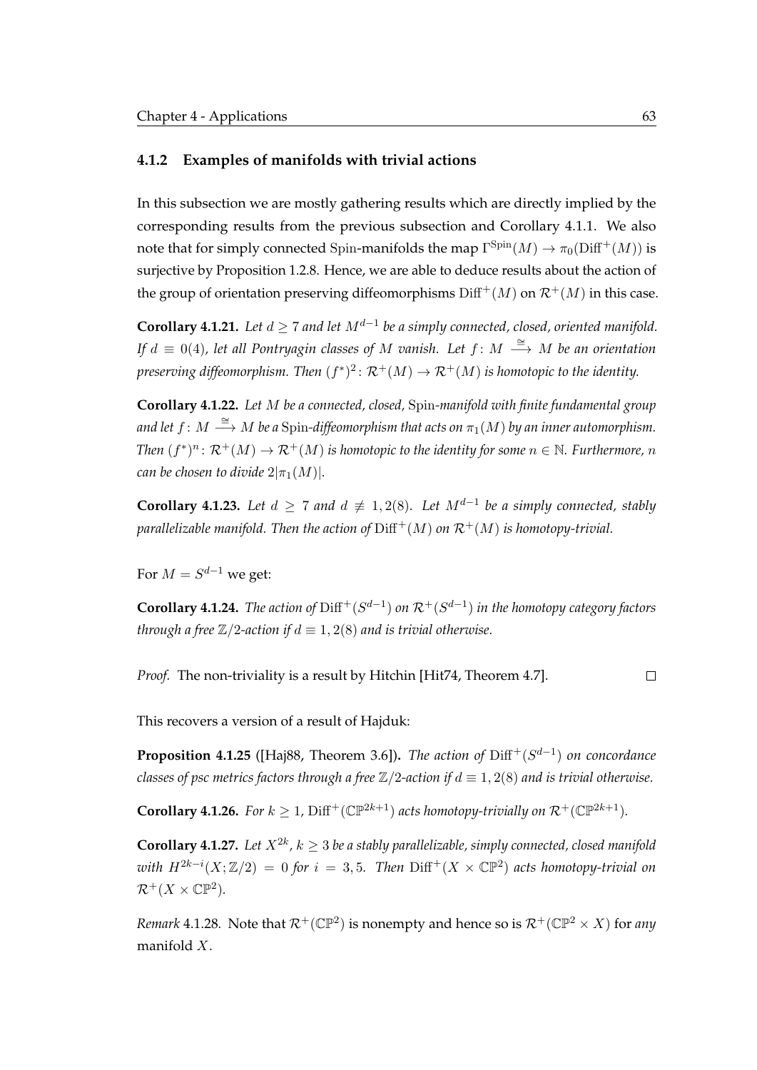### 4.1.2 Examples of manifolds with trivial actions

In this subsection we are mostly gathering results which are directly implied by the corresponding results from the previous subsection and Corollary 4.1.1. We also note that for simply connected $\mathrm{Spin}$-manifolds the map $\Gamma^{\mathrm{Spin}}(M) \to \pi_0(\mathrm{Diff}^+(M))$ is surjective by Proposition 1.2.8. Hence, we are able to deduce results about the action of the group of orientation preserving diffeomorphisms $\mathrm{Diff}^+(M)$ on $\mathcal{R}^+(M)$ in this case.

**Corollary 4.1.21.** *Let $d \geq 7$ and let $M^{d-1}$ be a simply connected, closed, oriented manifold. If $d \equiv 0(4)$, let all Pontryagin classes of $M$ vanish. Let $f\colon M \xrightarrow{\cong} M$ be an orientation preserving diffeomorphism. Then $(f^*)^2\colon \mathcal{R}^+(M) \to \mathcal{R}^+(M)$ is homotopic to the identity.*

**Corollary 4.1.22.** *Let $M$ be a connected, closed, $\mathrm{Spin}$-manifold with finite fundamental group and let $f\colon M \xrightarrow{\cong} M$ be a $\mathrm{Spin}$-diffeomorphism that acts on $\pi_1(M)$ by an inner automorphism. Then $(f^*)^n\colon \mathcal{R}^+(M) \to \mathcal{R}^+(M)$ is homotopic to the identity for some $n \in \mathbb{N}$. Furthermore, $n$ can be chosen to divide $2|\pi_1(M)|$.*

**Corollary 4.1.23.** *Let $d \geq 7$ and $d \not\equiv 1, 2(8)$. Let $M^{d-1}$ be a simply connected, stably parallelizable manifold. Then the action of $\mathrm{Diff}^+(M)$ on $\mathcal{R}^+(M)$ is homotopy-trivial.*

For $M = S^{d-1}$ we get:

**Corollary 4.1.24.** *The action of $\mathrm{Diff}^+(S^{d-1})$ on $\mathcal{R}^+(S^{d-1})$ in the homotopy category factors through a free $\mathbb{Z}/2$-action if $d \equiv 1, 2(8)$ and is trivial otherwise.*

*Proof.* The non-triviality is a result by Hitchin [Hit74, Theorem 4.7]. □

This recovers a version of a result of Hajduk:

**Proposition 4.1.25** ([Haj88, Theorem 3.6])**.** *The action of $\mathrm{Diff}^+(S^{d-1})$ on concordance classes of psc metrics factors through a free $\mathbb{Z}/2$-action if $d \equiv 1, 2(8)$ and is trivial otherwise.*

**Corollary 4.1.26.** *For $k \geq 1$, $\mathrm{Diff}^+(\mathbb{CP}^{2k+1})$ acts homotopy-trivially on $\mathcal{R}^+(\mathbb{CP}^{2k+1})$.*

**Corollary 4.1.27.** *Let $X^{2k}$, $k \geq 3$ be a stably parallelizable, simply connected, closed manifold with $H^{2k-i}(X; \mathbb{Z}/2) = 0$ for $i = 3, 5$. Then $\mathrm{Diff}^+(X \times \mathbb{CP}^2)$ acts homotopy-trivial on $\mathcal{R}^+(X \times \mathbb{CP}^2)$.*

*Remark* 4.1.28. Note that $\mathcal{R}^+(\mathbb{CP}^2)$ is nonempty and hence so is $\mathcal{R}^+(\mathbb{CP}^2 \times X)$ for *any* manifold $X$.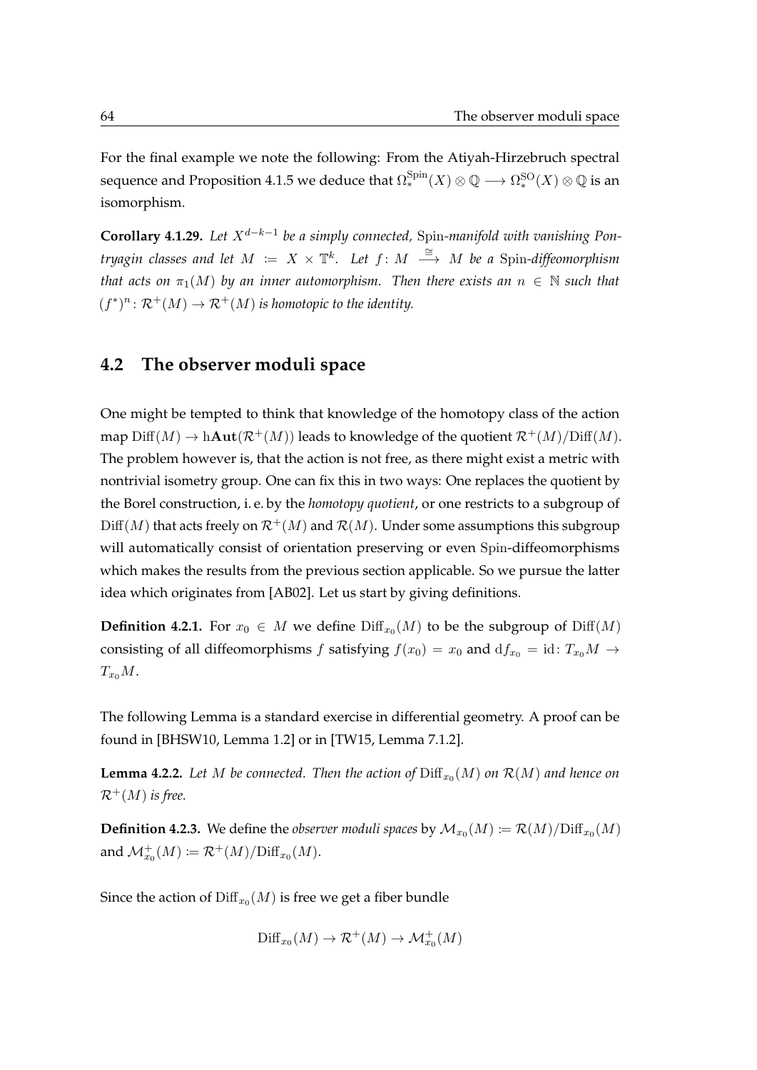For the final example we note the following: From the Atiyah-Hirzebruch spectral sequence and Proposition 4.1.5 we deduce that $\Omega_*^{\mathrm{Spin}}(X) \otimes \mathbb{Q} \longrightarrow \Omega_*^{\mathrm{SO}}(X) \otimes \mathbb{Q}$ is an isomorphism.

**Corollary 4.1.29.** *Let $X^{d-k-1}$ be a simply connected, $\mathrm{Spin}$-manifold with vanishing Pontryagin classes and let $M := X \times \mathbb{T}^k$. Let $f \colon M \xrightarrow{\cong} M$ be a $\mathrm{Spin}$-diffeomorphism that acts on $\pi_1(M)$ by an inner automorphism. Then there exists an $n \in \mathbb{N}$ such that $(f^*)^n \colon \mathcal{R}^+(M) \to \mathcal{R}^+(M)$ is homotopic to the identity.*

## 4.2 The observer moduli space

One might be tempted to think that knowledge of the homotopy class of the action map $\mathrm{Diff}(M) \to \mathrm{h}\mathbf{Aut}(\mathcal{R}^+(M))$ leads to knowledge of the quotient $\mathcal{R}^+(M)/\mathrm{Diff}(M)$. The problem however is, that the action is not free, as there might exist a metric with nontrivial isometry group. One can fix this in two ways: One replaces the quotient by the Borel construction, i. e. by the *homotopy quotient*, or one restricts to a subgroup of $\mathrm{Diff}(M)$ that acts freely on $\mathcal{R}^+(M)$ and $\mathcal{R}(M)$. Under some assumptions this subgroup will automatically consist of orientation preserving or even $\mathrm{Spin}$-diffeomorphisms which makes the results from the previous section applicable. So we pursue the latter idea which originates from [AB02]. Let us start by giving definitions.

**Definition 4.2.1.** For $x_0 \in M$ we define $\mathrm{Diff}_{x_0}(M)$ to be the subgroup of $\mathrm{Diff}(M)$ consisting of all diffeomorphisms $f$ satisfying $f(x_0) = x_0$ and $\mathrm{d}f_{x_0} = \mathrm{id} \colon T_{x_0}M \to T_{x_0}M$.

The following Lemma is a standard exercise in differential geometry. A proof can be found in [BHSW10, Lemma 1.2] or in [TW15, Lemma 7.1.2].

**Lemma 4.2.2.** *Let $M$ be connected. Then the action of $\mathrm{Diff}_{x_0}(M)$ on $\mathcal{R}(M)$ and hence on $\mathcal{R}^+(M)$ is free.*

**Definition 4.2.3.** We define the *observer moduli spaces* by $\mathcal{M}_{x_0}(M) := \mathcal{R}(M)/\mathrm{Diff}_{x_0}(M)$ and $\mathcal{M}_{x_0}^+(M) := \mathcal{R}^+(M)/\mathrm{Diff}_{x_0}(M)$.

Since the action of $\mathrm{Diff}_{x_0}(M)$ is free we get a fiber bundle

$$\mathrm{Diff}_{x_0}(M) \to \mathcal{R}^+(M) \to \mathcal{M}_{x_0}^+(M)$$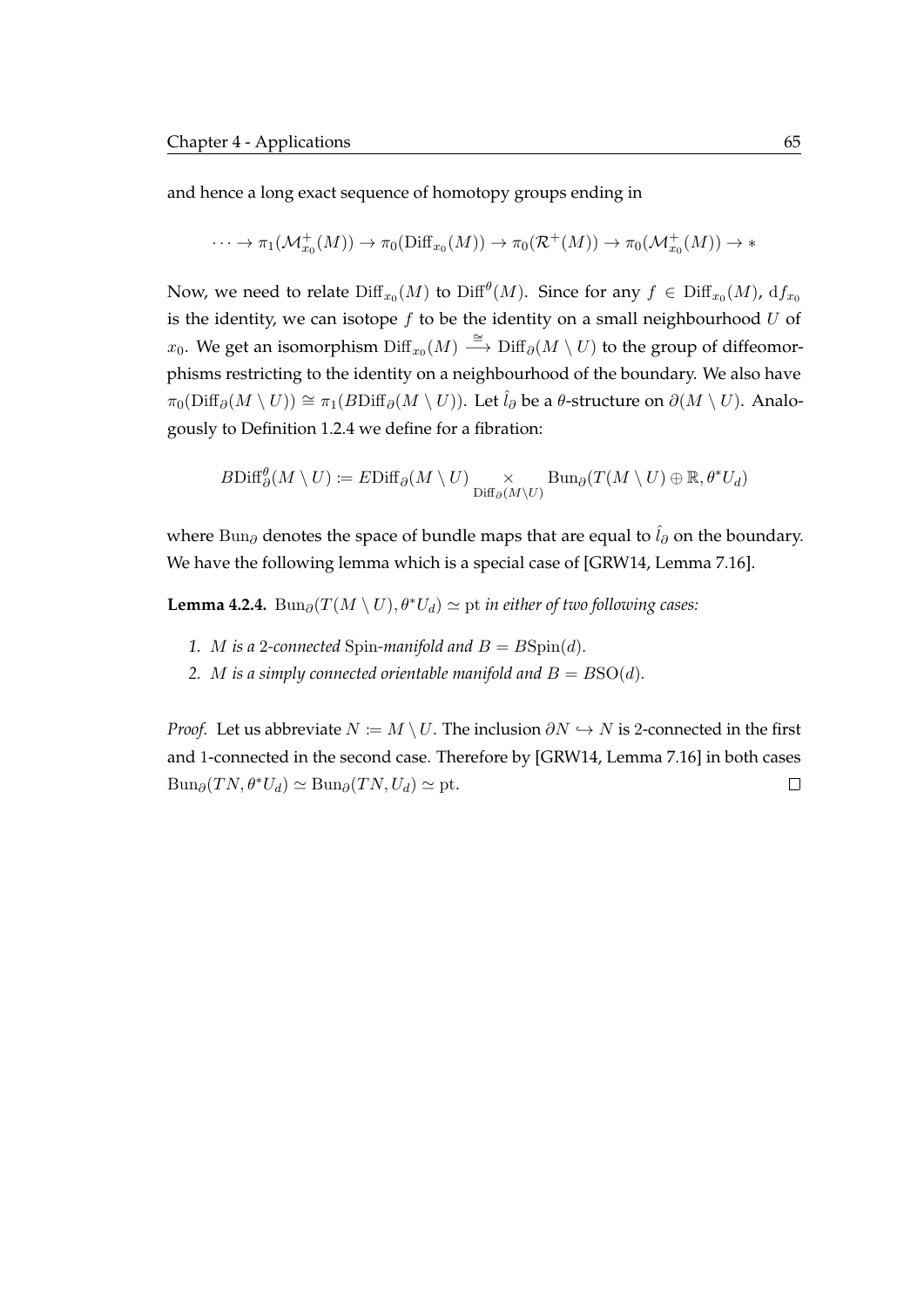and hence a long exact sequence of homotopy groups ending in

$$\cdots \to \pi_1(\mathcal{M}^+_{x_0}(M)) \to \pi_0(\mathrm{Diff}_{x_0}(M)) \to \pi_0(\mathcal{R}^+(M)) \to \pi_0(\mathcal{M}^+_{x_0}(M)) \to *$$

Now, we need to relate $\mathrm{Diff}_{x_0}(M)$ to $\mathrm{Diff}^\theta(M)$. Since for any $f \in \mathrm{Diff}_{x_0}(M)$, $\mathrm{d}f_{x_0}$ is the identity, we can isotope $f$ to be the identity on a small neighbourhood $U$ of $x_0$. We get an isomorphism $\mathrm{Diff}_{x_0}(M) \xrightarrow{\cong} \mathrm{Diff}_\partial(M \setminus U)$ to the group of diffeomorphisms restricting to the identity on a neighbourhood of the boundary. We also have $\pi_0(\mathrm{Diff}_\partial(M \setminus U)) \cong \pi_1(B\mathrm{Diff}_\partial(M \setminus U))$. Let $\hat{l}_\partial$ be a $\theta$-structure on $\partial(M \setminus U)$. Analogously to Definition 1.2.4 we define for a fibration:

$$B\mathrm{Diff}^\theta_\partial(M \setminus U) := E\mathrm{Diff}_\partial(M \setminus U) \underset{\mathrm{Diff}_\partial(M \setminus U)}{\times} \mathrm{Bun}_\partial(T(M \setminus U) \oplus \mathbb{R}, \theta^* U_d)$$

where $\mathrm{Bun}_\partial$ denotes the space of bundle maps that are equal to $\hat{l}_\partial$ on the boundary. We have the following lemma which is a special case of [GRW14, Lemma 7.16].

**Lemma 4.2.4.** *$\mathrm{Bun}_\partial(T(M \setminus U), \theta^* U_d) \simeq \mathrm{pt}$ in either of two following cases:*

1. *$M$ is a 2-connected $\mathrm{Spin}$-manifold and $B = B\mathrm{Spin}(d)$.*
2. *$M$ is a simply connected orientable manifold and $B = B\mathrm{SO}(d)$.*

*Proof.* Let us abbreviate $N := M \setminus U$. The inclusion $\partial N \hookrightarrow N$ is 2-connected in the first and 1-connected in the second case. Therefore by [GRW14, Lemma 7.16] in both cases $\mathrm{Bun}_\partial(TN, \theta^* U_d) \simeq \mathrm{Bun}_\partial(TN, U_d) \simeq \mathrm{pt}$. $\square$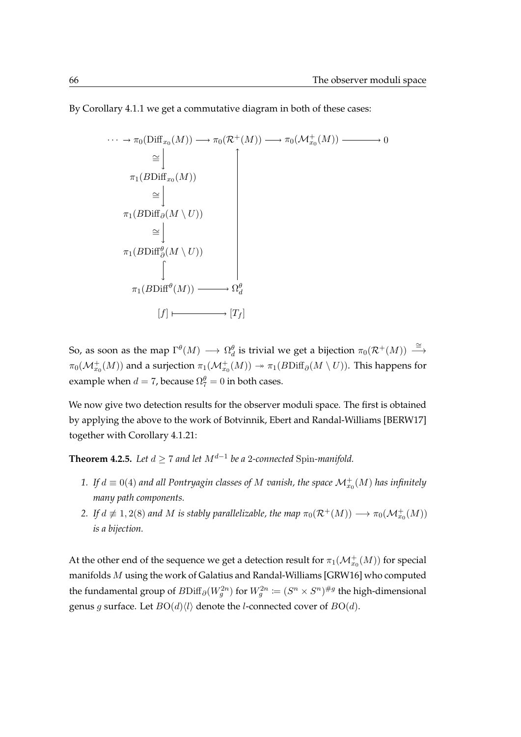By Corollary 4.1.1 we get a commutative diagram in both of these cases:

$$
\begin{array}{ccccccc}
\cdots \to \pi_0(\mathrm{Diff}_{x_0}(M)) & \longrightarrow & \pi_0(\mathcal{R}^+(M)) & \longrightarrow & \pi_0(\mathcal{M}^+_{x_0}(M)) & \longrightarrow & 0 \\
\downarrow \cong & & \uparrow & & & & \\
\pi_1(B\mathrm{Diff}_{x_0}(M)) & & & & & & \\
\downarrow \cong & & & & & & \\
\pi_1(B\mathrm{Diff}_{\partial}(M \setminus U)) & & & & & & \\
\downarrow \cong & & & & & & \\
\pi_1(B\mathrm{Diff}^{\theta}_{\partial}(M \setminus U)) & & & & & & \\
\downarrow & & & & & & \\
\pi_1(B\mathrm{Diff}^{\theta}(M)) & \longrightarrow & \Omega^{\theta}_d & & & & \\
[f] & \longmapsto & [T_f] & & & &
\end{array}
$$

So, as soon as the map $\Gamma^{\theta}(M) \longrightarrow \Omega^{\theta}_d$ is trivial we get a bijection $\pi_0(\mathcal{R}^+(M)) \xrightarrow{\cong} \pi_0(\mathcal{M}^+_{x_0}(M))$ and a surjection $\pi_1(\mathcal{M}^+_{x_0}(M)) \twoheadrightarrow \pi_1(B\mathrm{Diff}_{\partial}(M \setminus U))$. This happens for example when $d = 7$, because $\Omega^{\theta}_7 = 0$ in both cases.

We now give two detection results for the observer moduli space. The first is obtained by applying the above to the work of Botvinnik, Ebert and Randal-Williams [BERW17] together with Corollary 4.1.21:

**Theorem 4.2.5.** *Let $d \geq 7$ and let $M^{d-1}$ be a 2-connected* Spin*-manifold.*

1. *If $d \equiv 0(4)$ and all Pontryagin classes of $M$ vanish, the space $\mathcal{M}^+_{x_0}(M)$ has infinitely many path components.*
2. *If $d \not\equiv 1, 2(8)$ and $M$ is stably parallelizable, the map $\pi_0(\mathcal{R}^+(M)) \longrightarrow \pi_0(\mathcal{M}^+_{x_0}(M))$ is a bijection.*

At the other end of the sequence we get a detection result for $\pi_1(\mathcal{M}^+_{x_0}(M))$ for special manifolds $M$ using the work of Galatius and Randal-Williams [GRW16] who computed the fundamental group of $B\mathrm{Diff}_{\partial}(W^{2n}_g)$ for $W^{2n}_g := (S^n \times S^n)^{\#g}$ the high-dimensional genus $g$ surface. Let $BO(d)\langle l \rangle$ denote the $l$-connected cover of $BO(d)$.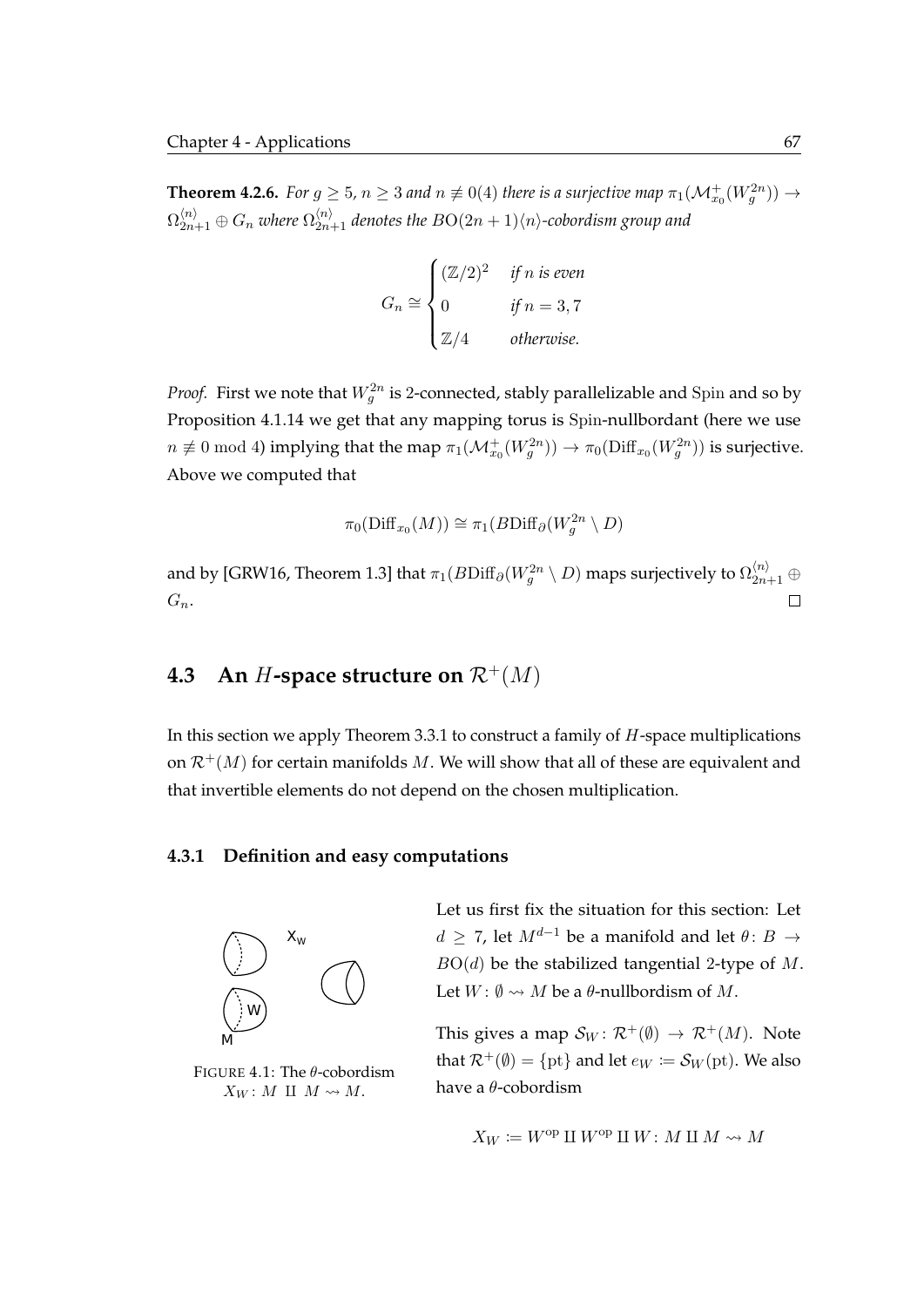**Theorem 4.2.6.** *For $g \geq 5$, $n \geq 3$ and $n \not\equiv 0(4)$ there is a surjective map $\pi_1(\mathcal{M}^+_{x_0}(W_g^{2n})) \to \Omega^{\langle n \rangle}_{2n+1} \oplus G_n$ where $\Omega^{\langle n \rangle}_{2n+1}$ denotes the $B\mathrm{O}(2n+1)\langle n \rangle$-cobordism group and*

$$G_n \cong \begin{cases} (\mathbb{Z}/2)^2 & \text{if } n \text{ is even} \\ 0 & \text{if } n = 3, 7 \\ \mathbb{Z}/4 & \text{otherwise.} \end{cases}$$

*Proof.* First we note that $W_g^{2n}$ is 2-connected, stably parallelizable and $\mathrm{Spin}$ and so by Proposition 4.1.14 we get that any mapping torus is $\mathrm{Spin}$-nullbordant (here we use $n \not\equiv 0 \bmod 4$) implying that the map $\pi_1(\mathcal{M}^+_{x_0}(W_g^{2n})) \to \pi_0(\mathrm{Diff}_{x_0}(W_g^{2n}))$ is surjective. Above we computed that

$$\pi_0(\mathrm{Diff}_{x_0}(M)) \cong \pi_1(B\mathrm{Diff}_\partial(W_g^{2n} \setminus D)$$

and by [GRW16, Theorem 1.3] that $\pi_1(B\mathrm{Diff}_\partial(W_g^{2n} \setminus D)$ maps surjectively to $\Omega^{\langle n \rangle}_{2n+1} \oplus G_n$. □

## 4.3 An $H$-space structure on $\mathcal{R}^+(M)$

In this section we apply Theorem 3.3.1 to construct a family of $H$-space multiplications on $\mathcal{R}^+(M)$ for certain manifolds $M$. We will show that all of these are equivalent and that invertible elements do not depend on the chosen multiplication.

### 4.3.1 Definition and easy computations

FIGURE 4.1: The $\theta$-cobordism $X_W : M \amalg M \rightsquigarrow M$.

Let us first fix the situation for this section: Let $d \geq 7$, let $M^{d-1}$ be a manifold and let $\theta : B \to B\mathrm{O}(d)$ be the stabilized tangential 2-type of $M$. Let $W : \emptyset \rightsquigarrow M$ be a $\theta$-nullbordism of $M$.

This gives a map $\mathcal{S}_W : \mathcal{R}^+(\emptyset) \to \mathcal{R}^+(M)$. Note that $\mathcal{R}^+(\emptyset) = \{\mathrm{pt}\}$ and let $e_W := \mathcal{S}_W(\mathrm{pt})$. We also have a $\theta$-cobordism

$$X_W := W^{\mathrm{op}} \amalg W^{\mathrm{op}} \amalg W : M \amalg M \rightsquigarrow M$$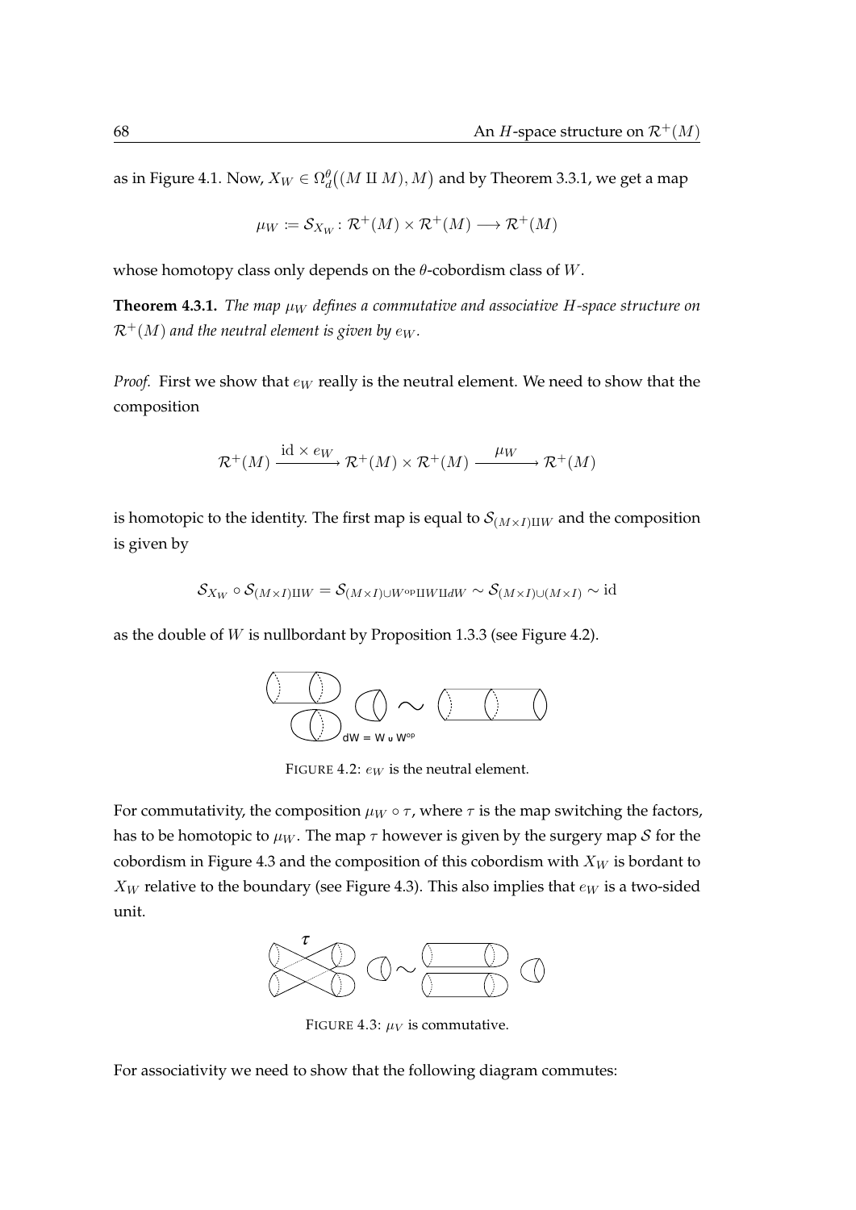as in Figure 4.1. Now, $X_W \in \Omega_d^\theta\big((M \amalg M), M\big)$ and by Theorem 3.3.1, we get a map

$$\mu_W \coloneqq \mathcal{S}_{X_W} \colon \mathcal{R}^+(M) \times \mathcal{R}^+(M) \longrightarrow \mathcal{R}^+(M)$$

whose homotopy class only depends on the $\theta$-cobordism class of $W$.

**Theorem 4.3.1.** *The map $\mu_W$ defines a commutative and associative $H$-space structure on $\mathcal{R}^+(M)$ and the neutral element is given by $e_W$.*

*Proof.* First we show that $e_W$ really is the neutral element. We need to show that the composition

$$\mathcal{R}^+(M) \xrightarrow{\text{id} \times e_W} \mathcal{R}^+(M) \times \mathcal{R}^+(M) \xrightarrow{\mu_W} \mathcal{R}^+(M)$$

is homotopic to the identity. The first map is equal to $\mathcal{S}_{(M \times I) \amalg W}$ and the composition is given by

$$\mathcal{S}_{X_W} \circ \mathcal{S}_{(M \times I) \amalg W} = \mathcal{S}_{(M \times I) \cup W^{\text{op}} \amalg W \amalg dW} \sim \mathcal{S}_{(M \times I) \cup (M \times I)} \sim \text{id}$$

as the double of $W$ is nullbordant by Proposition 1.3.3 (see Figure 4.2).

dW = W ∪ W$^{\text{op}}$

FIGURE 4.2: $e_W$ is the neutral element.

For commutativity, the composition $\mu_W \circ \tau$, where $\tau$ is the map switching the factors, has to be homotopic to $\mu_W$. The map $\tau$ however is given by the surgery map $\mathcal{S}$ for the cobordism in Figure 4.3 and the composition of this cobordism with $X_W$ is bordant to $X_W$ relative to the boundary (see Figure 4.3). This also implies that $e_W$ is a two-sided unit.

FIGURE 4.3: $\mu_V$ is commutative.

For associativity we need to show that the following diagram commutes: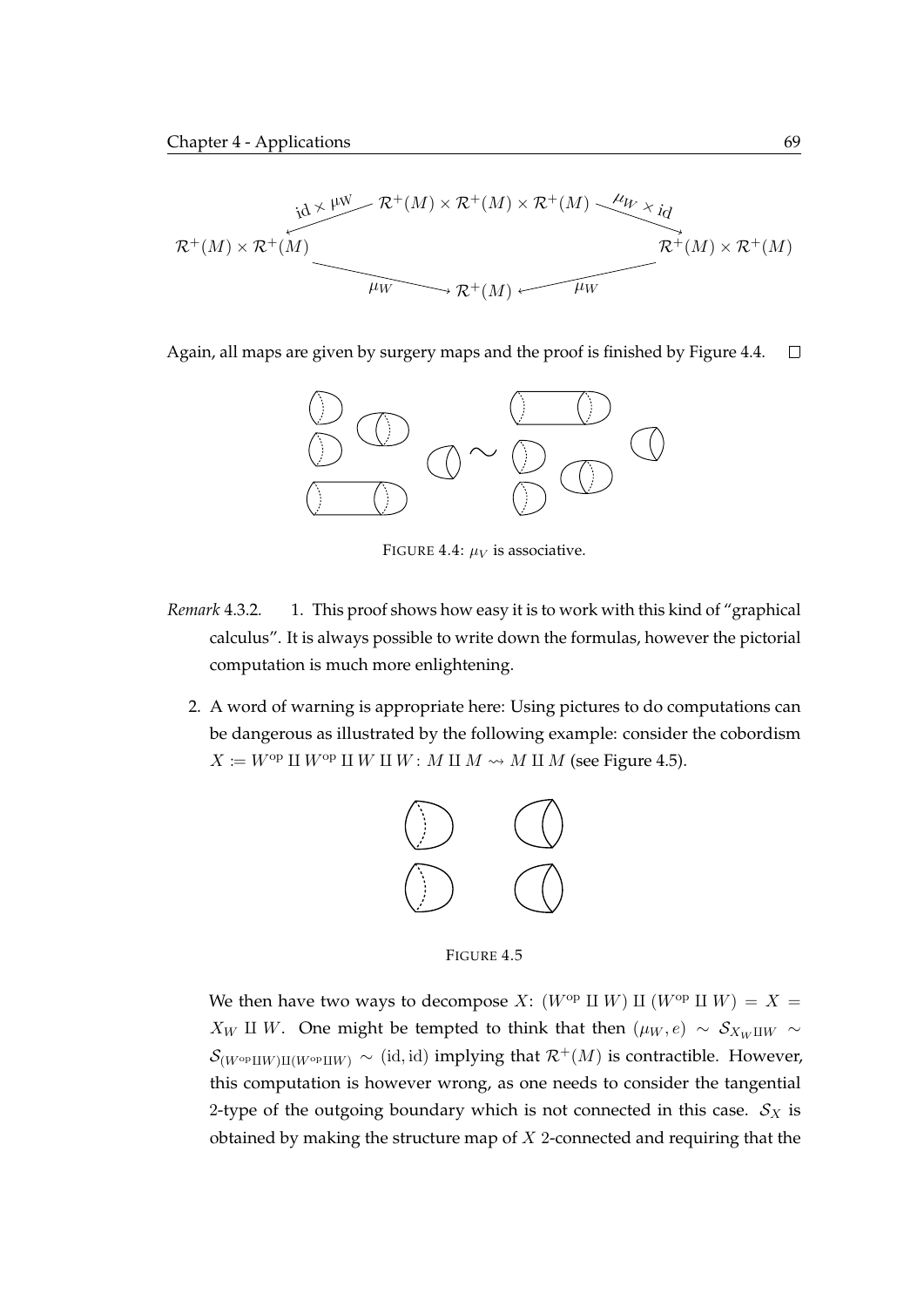$$
\begin{array}{ccccc}
 & & \mathcal{R}^+(M) \times \mathcal{R}^+(M) \times \mathcal{R}^+(M) & & \\
 & \swarrow^{\mathrm{id} \times \mu_W} & & \searrow^{\mu_W \times \mathrm{id}} & \\
\mathcal{R}^+(M) \times \mathcal{R}^+(M) & & & & \mathcal{R}^+(M) \times \mathcal{R}^+(M) \\
 & \searrow_{\mu_W} & & \swarrow_{\mu_W} & \\
 & & \mathcal{R}^+(M) & &
\end{array}
$$

Again, all maps are given by surgery maps and the proof is finished by Figure 4.4. $\square$

FIGURE 4.4: $\mu_V$ is associative.

*Remark* 4.3.2.

1. This proof shows how easy it is to work with this kind of "graphical calculus". It is always possible to write down the formulas, however the pictorial computation is much more enlightening.
2. A word of warning is appropriate here: Using pictures to do computations can be dangerous as illustrated by the following example: consider the cobordism $X := W^{\mathrm{op}} \amalg W^{\mathrm{op}} \amalg W \amalg W \colon M \amalg M \rightsquigarrow M \amalg M$ (see Figure 4.5).

   FIGURE 4.5

   We then have two ways to decompose $X$: $(W^{\mathrm{op}} \amalg W) \amalg (W^{\mathrm{op}} \amalg W) = X = X_W \amalg W$. One might be tempted to think that then $(\mu_W, e) \sim \mathcal{S}_{X_W \amalg W} \sim \mathcal{S}_{(W^{\mathrm{op}} \amalg W) \amalg (W^{\mathrm{op}} \amalg W)} \sim (\mathrm{id}, \mathrm{id})$ implying that $\mathcal{R}^+(M)$ is contractible. However, this computation is however wrong, as one needs to consider the tangential 2-type of the outgoing boundary which is not connected in this case. $\mathcal{S}_X$ is obtained by making the structure map of $X$ 2-connected and requiring that the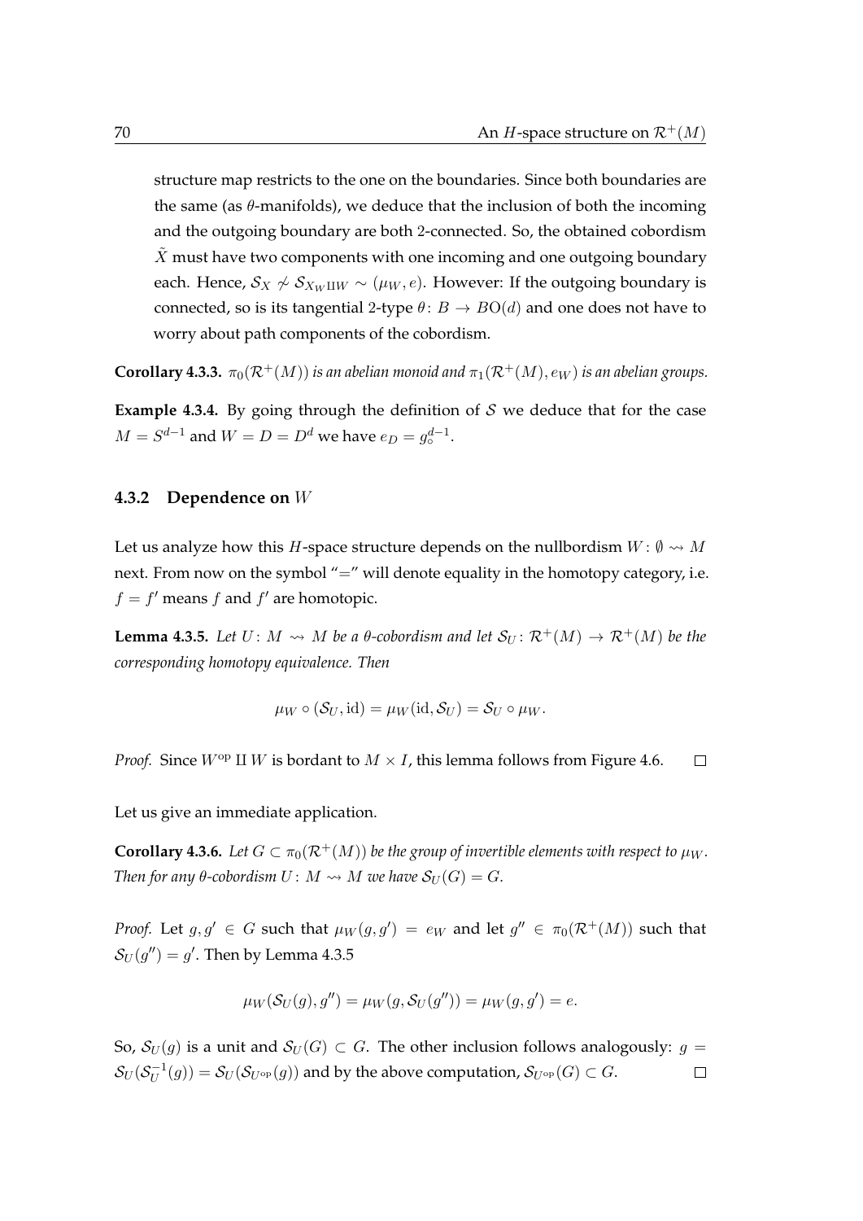structure map restricts to the one on the boundaries. Since both boundaries are the same (as $\theta$-manifolds), we deduce that the inclusion of both the incoming and the outgoing boundary are both 2-connected. So, the obtained cobordism $\tilde{X}$ must have two components with one incoming and one outgoing boundary each. Hence, $\mathcal{S}_X \not\sim \mathcal{S}_{X_W \amalg W} \sim (\mu_W, e)$. However: If the outgoing boundary is connected, so is its tangential 2-type $\theta \colon B \to BO(d)$ and one does not have to worry about path components of the cobordism.

**Corollary 4.3.3.** *$\pi_0(\mathcal{R}^+(M))$ is an abelian monoid and $\pi_1(\mathcal{R}^+(M), e_W)$ is an abelian groups.*

**Example 4.3.4.** By going through the definition of $\mathcal{S}$ we deduce that for the case $M = S^{d-1}$ and $W = D = D^d$ we have $e_D = g_\circ^{d-1}$.

### 4.3.2 Dependence on $W$

Let us analyze how this $H$-space structure depends on the nullbordism $W \colon \emptyset \rightsquigarrow M$ next. From now on the symbol "$=$" will denote equality in the homotopy category, i.e. $f = f'$ means $f$ and $f'$ are homotopic.

**Lemma 4.3.5.** *Let $U \colon M \rightsquigarrow M$ be a $\theta$-cobordism and let $\mathcal{S}_U \colon \mathcal{R}^+(M) \to \mathcal{R}^+(M)$ be the corresponding homotopy equivalence. Then*

$$\mu_W \circ (\mathcal{S}_U, \mathrm{id}) = \mu_W(\mathrm{id}, \mathcal{S}_U) = \mathcal{S}_U \circ \mu_W.$$

*Proof.* Since $W^{\mathrm{op}} \amalg W$ is bordant to $M \times I$, this lemma follows from Figure 4.6. $\square$

Let us give an immediate application.

**Corollary 4.3.6.** *Let $G \subset \pi_0(\mathcal{R}^+(M))$ be the group of invertible elements with respect to $\mu_W$. Then for any $\theta$-cobordism $U \colon M \rightsquigarrow M$ we have $\mathcal{S}_U(G) = G$.*

*Proof.* Let $g, g' \in G$ such that $\mu_W(g, g') = e_W$ and let $g'' \in \pi_0(\mathcal{R}^+(M))$ such that $\mathcal{S}_U(g'') = g'$. Then by Lemma 4.3.5

$$\mu_W(\mathcal{S}_U(g), g'') = \mu_W(g, \mathcal{S}_U(g'')) = \mu_W(g, g') = e.$$

So, $\mathcal{S}_U(g)$ is a unit and $\mathcal{S}_U(G) \subset G$. The other inclusion follows analogously: $g = \mathcal{S}_U(\mathcal{S}_U^{-1}(g)) = \mathcal{S}_U(\mathcal{S}_{U^{\mathrm{op}}}(g))$ and by the above computation, $\mathcal{S}_{U^{\mathrm{op}}}(G) \subset G$. $\square$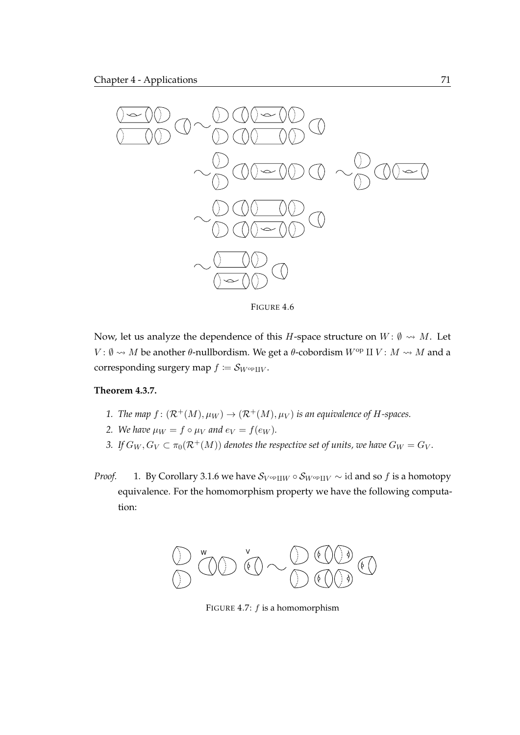FIGURE 4.6

Now, let us analyze the dependence of this $H$-space structure on $W\colon \emptyset \rightsquigarrow M$. Let $V\colon \emptyset \rightsquigarrow M$ be another $\theta$-nullbordism. We get a $\theta$-cobordism $W^{\mathrm{op}} \amalg V\colon M \rightsquigarrow M$ and a corresponding surgery map $f \coloneqq \mathcal{S}_{W^{\mathrm{op}} \amalg V}$.

**Theorem 4.3.7.**

1. *The map $f\colon (\mathcal{R}^+(M), \mu_W) \to (\mathcal{R}^+(M), \mu_V)$ is an equivalence of $H$-spaces.*
2. *We have $\mu_W = f \circ \mu_V$ and $e_V = f(e_W)$.*
3. *If $G_W, G_V \subset \pi_0(\mathcal{R}^+(M))$ denotes the respective set of units, we have $G_W = G_V$.*

*Proof.* 1. By Corollary 3.1.6 we have $\mathcal{S}_{V^{\mathrm{op}} \amalg W} \circ \mathcal{S}_{W^{\mathrm{op}} \amalg V} \sim \mathrm{id}$ and so $f$ is a homotopy equivalence. For the homomorphism property we have the following computation:

FIGURE 4.7: $f$ is a homomorphism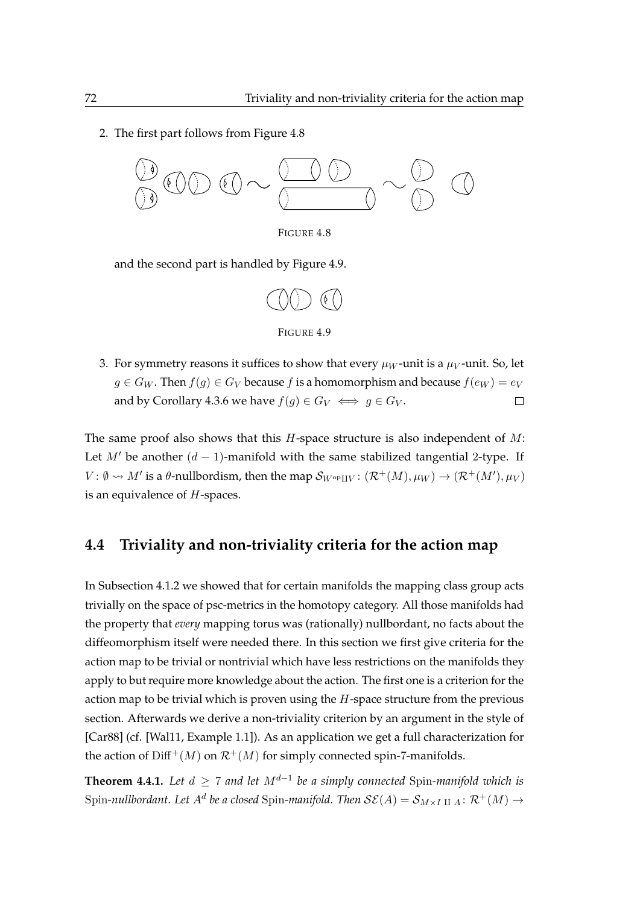2. The first part follows from Figure 4.8

FIGURE 4.8

and the second part is handled by Figure 4.9.

FIGURE 4.9

3. For symmetry reasons it suffices to show that every $\mu_W$-unit is a $\mu_V$-unit. So, let $g \in G_W$. Then $f(g) \in G_V$ because $f$ is a homomorphism and because $f(e_W) = e_V$ and by Corollary 4.3.6 we have $f(g) \in G_V \iff g \in G_V$. □

The same proof also shows that this $H$-space structure is also independent of $M$: Let $M'$ be another $(d-1)$-manifold with the same stabilized tangential 2-type. If $V \colon \emptyset \rightsquigarrow M'$ is a $\theta$-nullbordism, then the map $\mathcal{S}_{W^{\mathrm{op}} \amalg V} \colon (\mathcal{R}^+(M), \mu_W) \to (\mathcal{R}^+(M'), \mu_V)$ is an equivalence of $H$-spaces.

## 4.4 Triviality and non-triviality criteria for the action map

In Subsection 4.1.2 we showed that for certain manifolds the mapping class group acts trivially on the space of psc-metrics in the homotopy category. All those manifolds had the property that *every* mapping torus was (rationally) nullbordant, no facts about the diffeomorphism itself were needed there. In this section we first give criteria for the action map to be trivial or nontrivial which have less restrictions on the manifolds they apply to but require more knowledge about the action. The first one is a criterion for the action map to be trivial which is proven using the $H$-space structure from the previous section. Afterwards we derive a non-triviality criterion by an argument in the style of [Car88] (cf. [Wal11, Example 1.1]). As an application we get a full characterization for the action of $\mathrm{Diff}^+(M)$ on $\mathcal{R}^+(M)$ for simply connected spin-7-manifolds.

**Theorem 4.4.1.** *Let $d \geq 7$ and let $M^{d-1}$ be a simply connected* Spin*-manifold which is* Spin*-nullbordant. Let $A^d$ be a closed* Spin*-manifold. Then $\mathcal{SE}(A) = \mathcal{S}_{M \times I \amalg A} \colon \mathcal{R}^+(M) \to$*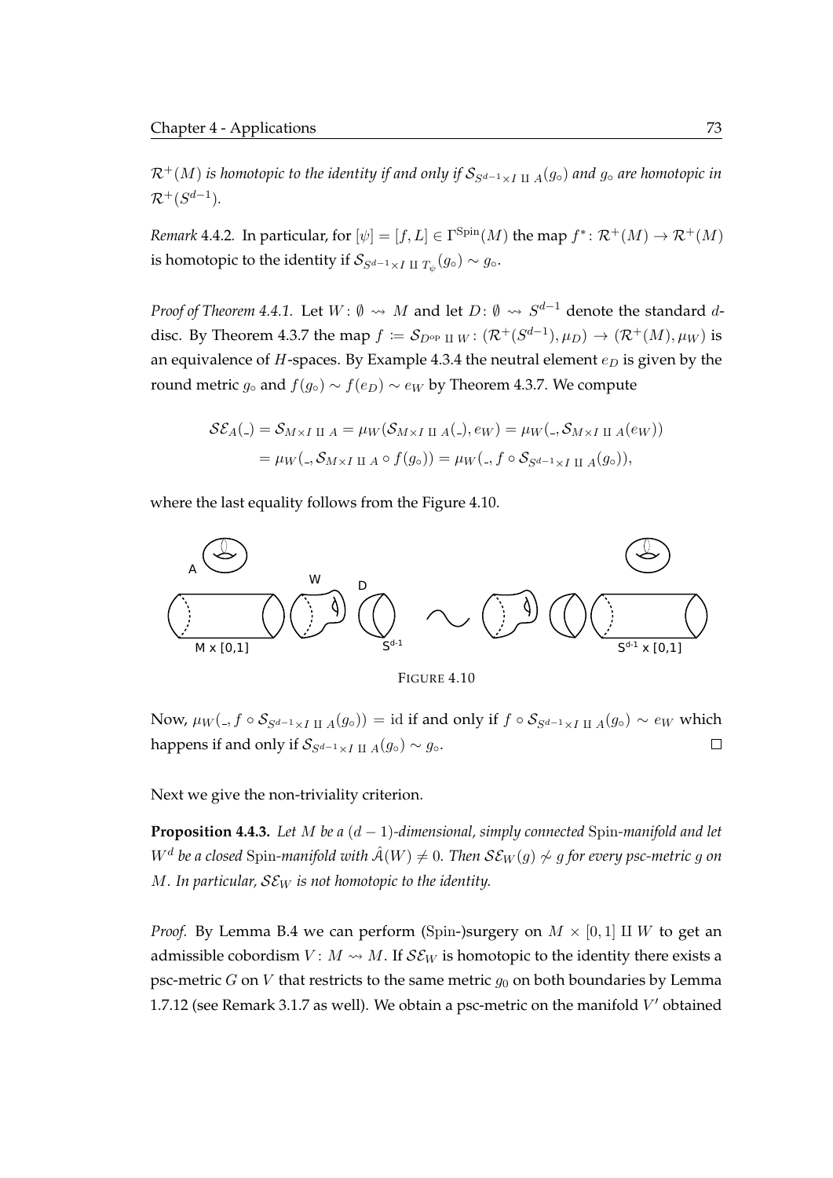$\mathcal{R}^+(M)$ *is homotopic to the identity if and only if* $\mathcal{S}_{S^{d-1}\times I \amalg A}(g_\circ)$ *and* $g_\circ$ *are homotopic in* $\mathcal{R}^+(S^{d-1})$.

*Remark* 4.4.2. In particular, for $[\psi] = [f, L] \in \Gamma^{\mathrm{Spin}}(M)$ the map $f^*\colon \mathcal{R}^+(M) \to \mathcal{R}^+(M)$ is homotopic to the identity if $\mathcal{S}_{S^{d-1}\times I \amalg T_\psi}(g_\circ) \sim g_\circ$.

*Proof of Theorem 4.4.1.* Let $W\colon \emptyset \rightsquigarrow M$ and let $D\colon \emptyset \rightsquigarrow S^{d-1}$ denote the standard $d$-disc. By Theorem 4.3.7 the map $f := \mathcal{S}_{D^{\mathrm{op}} \amalg W}\colon (\mathcal{R}^+(S^{d-1}), \mu_D) \to (\mathcal{R}^+(M), \mu_W)$ is an equivalence of $H$-spaces. By Example 4.3.4 the neutral element $e_D$ is given by the round metric $g_\circ$ and $f(g_\circ) \sim f(e_D) \sim e_W$ by Theorem 4.3.7. We compute

$$
\begin{aligned}
\mathcal{SE}_A(\_) = \mathcal{S}_{M\times I \amalg A} &= \mu_W(\mathcal{S}_{M\times I \amalg A}(\_), e_W) = \mu_W(\_, \mathcal{S}_{M\times I \amalg A}(e_W)) \\
&= \mu_W(\_, \mathcal{S}_{M\times I \amalg A} \circ f(g_\circ)) = \mu_W(\_, f \circ \mathcal{S}_{S^{d-1}\times I \amalg A}(g_\circ)),
\end{aligned}
$$

where the last equality follows from the Figure 4.10.

FIGURE 4.10

Now, $\mu_W(\_, f \circ \mathcal{S}_{S^{d-1}\times I \amalg A}(g_\circ)) = \mathrm{id}$ if and only if $f \circ \mathcal{S}_{S^{d-1}\times I \amalg A}(g_\circ) \sim e_W$ which happens if and only if $\mathcal{S}_{S^{d-1}\times I \amalg A}(g_\circ) \sim g_\circ$. $\square$

Next we give the non-triviality criterion.

**Proposition 4.4.3.** *Let* $M$ *be a* $(d-1)$*-dimensional, simply connected* Spin*-manifold and let* $W^d$ *be a closed* Spin*-manifold with* $\hat{A}(W) \neq 0$*. Then* $\mathcal{SE}_W(g) \not\sim g$ *for every psc-metric* $g$ *on* $M$*. In particular,* $\mathcal{SE}_W$ *is not homotopic to the identity.*

*Proof.* By Lemma B.4 we can perform (Spin-)surgery on $M \times [0,1] \amalg W$ to get an admissible cobordism $V\colon M \rightsquigarrow M$. If $\mathcal{SE}_W$ is homotopic to the identity there exists a psc-metric $G$ on $V$ that restricts to the same metric $g_0$ on both boundaries by Lemma 1.7.12 (see Remark 3.1.7 as well). We obtain a psc-metric on the manifold $V'$ obtained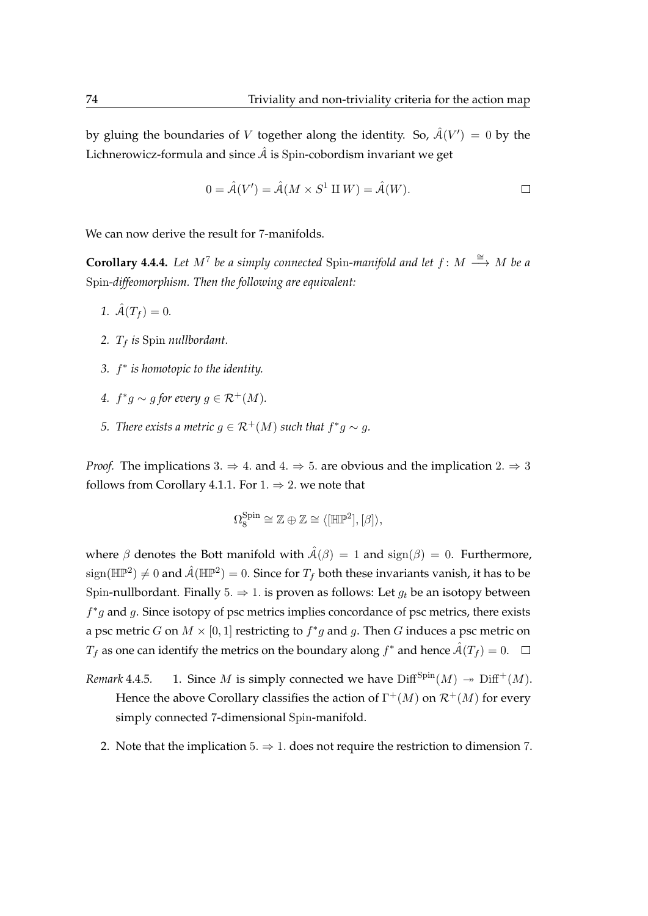by gluing the boundaries of $V$ together along the identity. So, $\hat{\mathcal{A}}(V') = 0$ by the Lichnerowicz-formula and since $\hat{\mathcal{A}}$ is $\mathrm{Spin}$-cobordism invariant we get

$$0 = \hat{\mathcal{A}}(V') = \hat{\mathcal{A}}(M \times S^1 \amalg W) = \hat{\mathcal{A}}(W). \qquad \square$$

We can now derive the result for 7-manifolds.

**Corollary 4.4.4.** *Let $M^7$ be a simply connected* $\mathrm{Spin}$*-manifold and let $f\colon M \xrightarrow{\cong} M$ be a* $\mathrm{Spin}$*-diffeomorphism. Then the following are equivalent:*

1. *$\hat{\mathcal{A}}(T_f) = 0$.*
2. *$T_f$ is* $\mathrm{Spin}$ *nullbordant.*
3. *$f^*$ is homotopic to the identity.*
4. *$f^*g \sim g$ for every $g \in \mathcal{R}^+(M)$.*
5. *There exists a metric $g \in \mathcal{R}^+(M)$ such that $f^*g \sim g$.*

*Proof.* The implications $3. \Rightarrow 4.$ and $4. \Rightarrow 5.$ are obvious and the implication $2. \Rightarrow 3$ follows from Corollary 4.1.1. For $1. \Rightarrow 2.$ we note that

$$\Omega_8^{\mathrm{Spin}} \cong \mathbb{Z} \oplus \mathbb{Z} \cong \langle [\mathbb{HP}^2], [\beta] \rangle,$$

where $\beta$ denotes the Bott manifold with $\hat{\mathcal{A}}(\beta) = 1$ and $\mathrm{sign}(\beta) = 0$. Furthermore, $\mathrm{sign}(\mathbb{HP}^2) \neq 0$ and $\hat{\mathcal{A}}(\mathbb{HP}^2) = 0$. Since for $T_f$ both these invariants vanish, it has to be $\mathrm{Spin}$-nullbordant. Finally $5. \Rightarrow 1.$ is proven as follows: Let $g_t$ be an isotopy between $f^*g$ and $g$. Since isotopy of psc metrics implies concordance of psc metrics, there exists a psc metric $G$ on $M \times [0,1]$ restricting to $f^*g$ and $g$. Then $G$ induces a psc metric on $T_f$ as one can identify the metrics on the boundary along $f^*$ and hence $\hat{\mathcal{A}}(T_f) = 0$. $\square$

*Remark* 4.4.5.

1. Since $M$ is simply connected we have $\mathrm{Diff}^{\mathrm{Spin}}(M) \twoheadrightarrow \mathrm{Diff}^+(M)$. Hence the above Corollary classifies the action of $\Gamma^+(M)$ on $\mathcal{R}^+(M)$ for every simply connected 7-dimensional $\mathrm{Spin}$-manifold.
2. Note that the implication $5. \Rightarrow 1.$ does not require the restriction to dimension 7.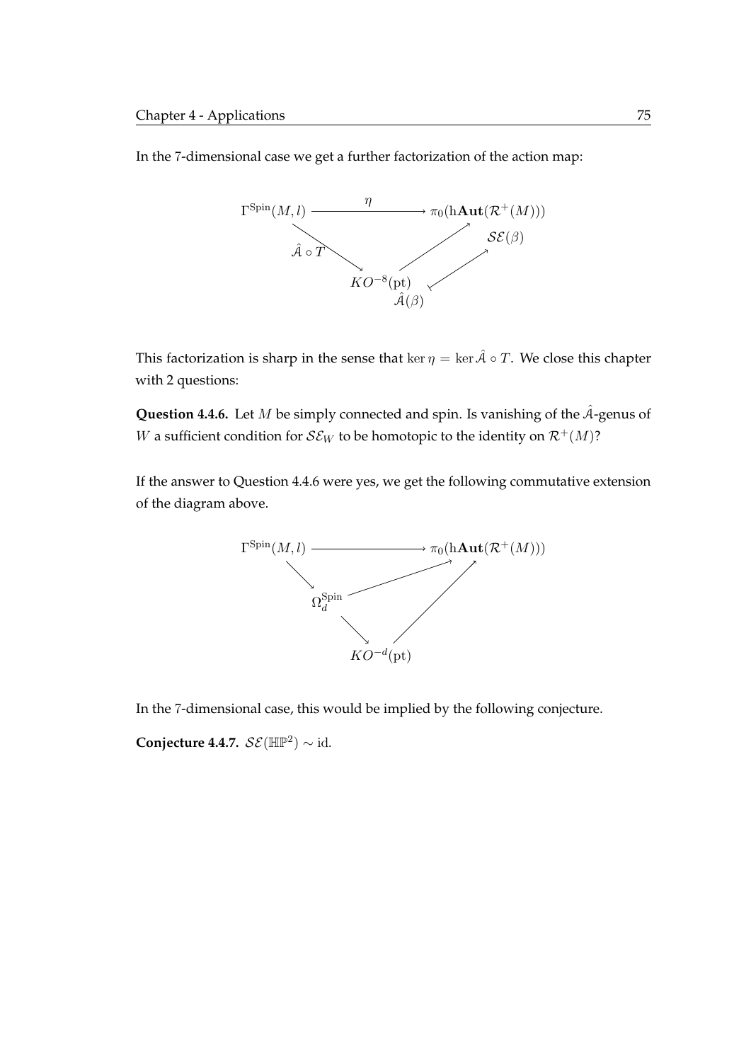In the 7-dimensional case we get a further factorization of the action map:

$$
\begin{array}{ccc}
\Gamma^{\mathrm{Spin}}(M,l) & \xrightarrow{\quad\eta\quad} & \pi_0(\mathrm{h}\mathbf{Aut}(\mathcal{R}^+(M))) \\
 & \searrow^{\hat{\mathcal{A}}\circ T} \qquad \nearrow & \mathcal{SE}(\beta) \\
 & KO^{-8}(\mathrm{pt}) & \\
 & \hat{\mathcal{A}}(\beta) \longmapsto \mathcal{SE}(\beta) &
\end{array}
$$

This factorization is sharp in the sense that $\ker \eta = \ker \hat{\mathcal{A}} \circ T$. We close this chapter with 2 questions:

**Question 4.4.6.** Let $M$ be simply connected and spin. Is vanishing of the $\hat{\mathcal{A}}$-genus of $W$ a sufficient condition for $\mathcal{SE}_W$ to be homotopic to the identity on $\mathcal{R}^+(M)$?

If the answer to Question 4.4.6 were yes, we get the following commutative extension of the diagram above.

$$
\begin{array}{ccc}
\Gamma^{\mathrm{Spin}}(M,l) & \longrightarrow & \pi_0(\mathrm{h}\mathbf{Aut}(\mathcal{R}^+(M))) \\
\searrow & & \nearrow \\
 & \Omega_d^{\mathrm{Spin}} \quad \nearrow & \\
 & \searrow & \\
 & KO^{-d}(\mathrm{pt}) &
\end{array}
$$

In the 7-dimensional case, this would be implied by the following conjecture.

**Conjecture 4.4.7.** $\mathcal{SE}(\mathbb{HP}^2) \sim \mathrm{id}$.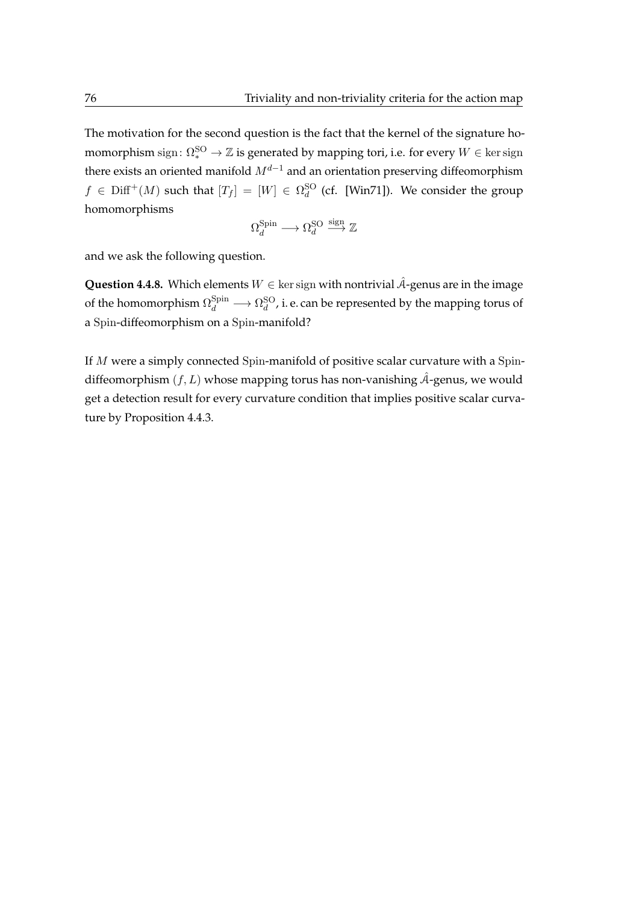The motivation for the second question is the fact that the kernel of the signature homomorphism $\mathrm{sign}\colon \Omega_*^{\mathrm{SO}} \to \mathbb{Z}$ is generated by mapping tori, i.e. for every $W \in \ker \mathrm{sign}$ there exists an oriented manifold $M^{d-1}$ and an orientation preserving diffeomorphism $f \in \mathrm{Diff}^+(M)$ such that $[T_f] = [W] \in \Omega_d^{\mathrm{SO}}$ (cf. [Win71]). We consider the group homomorphisms

$$\Omega_d^{\mathrm{Spin}} \longrightarrow \Omega_d^{\mathrm{SO}} \xrightarrow{\mathrm{sign}} \mathbb{Z}$$

and we ask the following question.

**Question 4.4.8.** Which elements $W \in \ker \mathrm{sign}$ with nontrivial $\hat{\mathcal{A}}$-genus are in the image of the homomorphism $\Omega_d^{\mathrm{Spin}} \longrightarrow \Omega_d^{\mathrm{SO}}$, i. e. can be represented by the mapping torus of a $\mathrm{Spin}$-diffeomorphism on a $\mathrm{Spin}$-manifold?

If $M$ were a simply connected $\mathrm{Spin}$-manifold of positive scalar curvature with a $\mathrm{Spin}$-diffeomorphism $(f, L)$ whose mapping torus has non-vanishing $\hat{\mathcal{A}}$-genus, we would get a detection result for every curvature condition that implies positive scalar curvature by Proposition 4.4.3.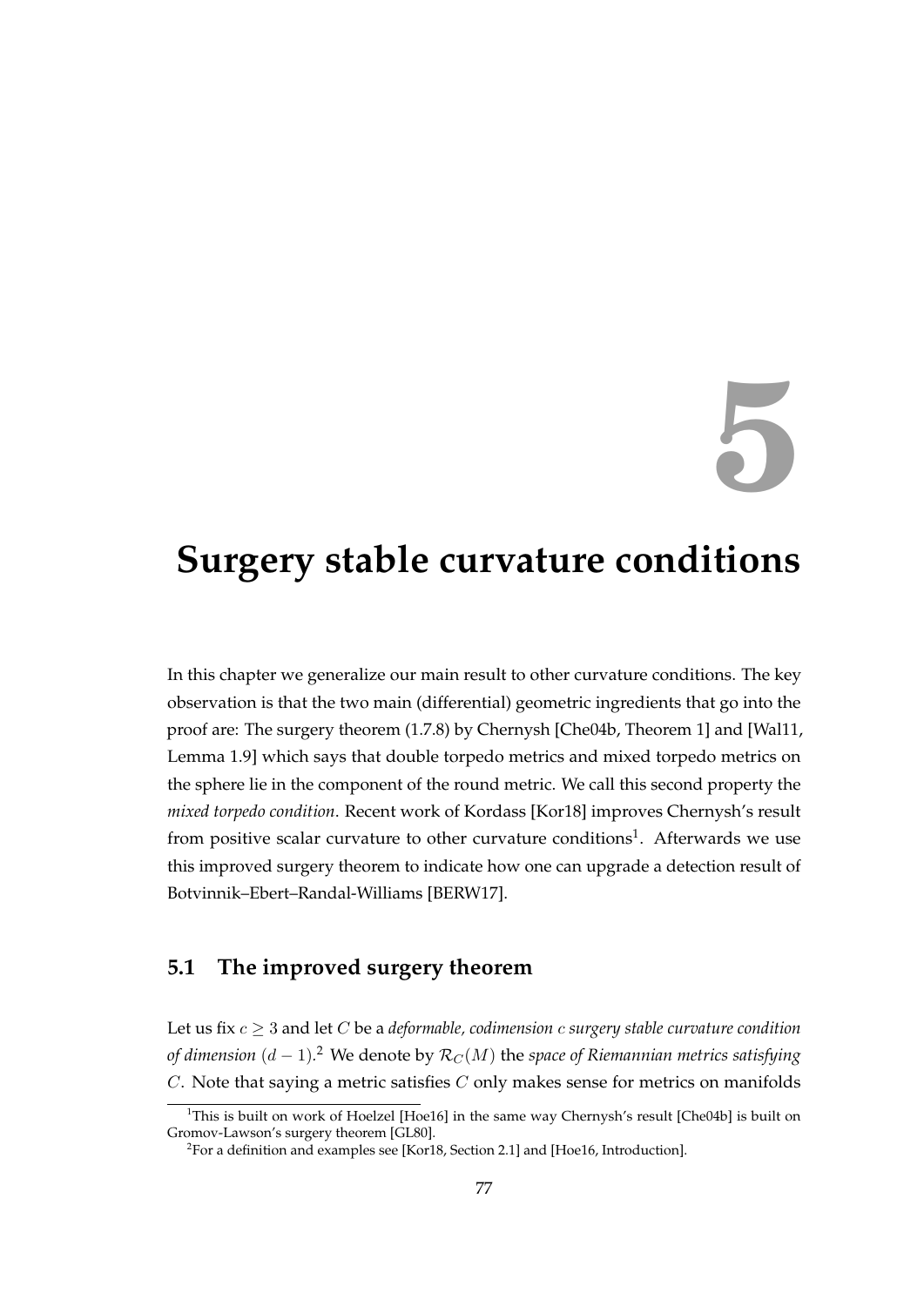# 5

# Surgery stable curvature conditions

In this chapter we generalize our main result to other curvature conditions. The key observation is that the two main (differential) geometric ingredients that go into the proof are: The surgery theorem (1.7.8) by Chernysh [Che04b, Theorem 1] and [Wal11, Lemma 1.9] which says that double torpedo metrics and mixed torpedo metrics on the sphere lie in the component of the round metric. We call this second property the *mixed torpedo condition*. Recent work of Kordass [Kor18] improves Chernysh's result from positive scalar curvature to other curvature conditions[1]. Afterwards we use this improved surgery theorem to indicate how one can upgrade a detection result of Botvinnik–Ebert–Randal-Williams [BERW17].

## 5.1 The improved surgery theorem

Let us fix $c \geq 3$ and let $C$ be a *deformable, codimension $c$ surgery stable curvature condition of dimension $(d-1)$*.[2] We denote by $\mathcal{R}_C(M)$ the *space of Riemannian metrics satisfying $C$*. Note that saying a metric satisfies $C$ only makes sense for metrics on manifolds

[1] This is built on work of Hoelzel [Hoe16] in the same way Chernysh's result [Che04b] is built on Gromov-Lawson's surgery theorem [GL80].

[2] For a definition and examples see [Kor18, Section 2.1] and [Hoe16, Introduction].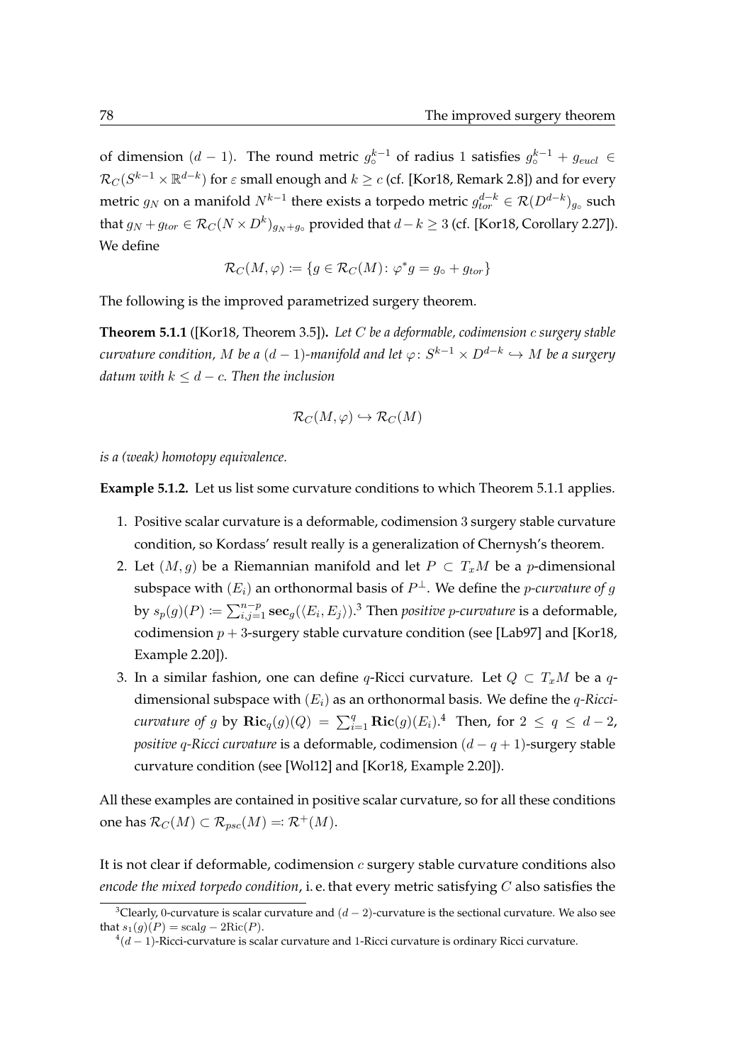of dimension $(d-1)$. The round metric $g_\circ^{k-1}$ of radius 1 satisfies $g_\circ^{k-1} + g_{eucl} \in \mathcal{R}_C(S^{k-1} \times \mathbb{R}^{d-k})$ for $\varepsilon$ small enough and $k \geq c$ (cf. [Kor18, Remark 2.8]) and for every metric $g_N$ on a manifold $N^{k-1}$ there exists a torpedo metric $g_{tor}^{d-k} \in \mathcal{R}(D^{d-k})_{g_\circ}$ such that $g_N + g_{tor} \in \mathcal{R}_C(N \times D^k)_{g_N + g_\circ}$ provided that $d - k \geq 3$ (cf. [Kor18, Corollary 2.27]). We define

$$\mathcal{R}_C(M, \varphi) := \{g \in \mathcal{R}_C(M) \colon \varphi^* g = g_\circ + g_{tor}\}$$

The following is the improved parametrized surgery theorem.

**Theorem 5.1.1** ([Kor18, Theorem 3.5])**.** *Let $C$ be a deformable, codimension $c$ surgery stable curvature condition, $M$ be a $(d-1)$-manifold and let $\varphi\colon S^{k-1} \times D^{d-k} \hookrightarrow M$ be a surgery datum with $k \leq d - c$. Then the inclusion*

$$\mathcal{R}_C(M, \varphi) \hookrightarrow \mathcal{R}_C(M)$$

*is a (weak) homotopy equivalence.*

**Example 5.1.2.** Let us list some curvature conditions to which Theorem 5.1.1 applies.

1. Positive scalar curvature is a deformable, codimension 3 surgery stable curvature condition, so Kordass' result really is a generalization of Chernysh's theorem.
2. Let $(M, g)$ be a Riemannian manifold and let $P \subset T_xM$ be a $p$-dimensional subspace with $(E_i)$ an orthonormal basis of $P^\perp$. We define the *$p$-curvature of $g$* by $s_p(g)(P) := \sum_{i,j=1}^{n-p} \mathbf{sec}_g(\langle E_i, E_j \rangle)$.[3] Then *positive $p$-curvature* is a deformable, codimension $p+3$-surgery stable curvature condition (see [Lab97] and [Kor18, Example 2.20]).
3. In a similar fashion, one can define $q$-Ricci curvature. Let $Q \subset T_xM$ be a $q$-dimensional subspace with $(E_i)$ as an orthonormal basis. We define the *$q$-Ricci-curvature of $g$* by $\mathbf{Ric}_q(g)(Q) = \sum_{i=1}^{q} \mathbf{Ric}(g)(E_i)$.[4] Then, for $2 \leq q \leq d-2$, *positive $q$-Ricci curvature* is a deformable, codimension $(d-q+1)$-surgery stable curvature condition (see [Wol12] and [Kor18, Example 2.20]).

All these examples are contained in positive scalar curvature, so for all these conditions one has $\mathcal{R}_C(M) \subset \mathcal{R}_{psc}(M) =: \mathcal{R}^+(M)$.

It is not clear if deformable, codimension $c$ surgery stable curvature conditions also *encode the mixed torpedo condition*, i. e. that every metric satisfying $C$ also satisfies the

[3] Clearly, 0-curvature is scalar curvature and $(d-2)$-curvature is the sectional curvature. We also see that $s_1(g)(P) = \text{scal}g - 2\text{Ric}(P)$.

[4] $(d-1)$-Ricci-curvature is scalar curvature and 1-Ricci curvature is ordinary Ricci curvature.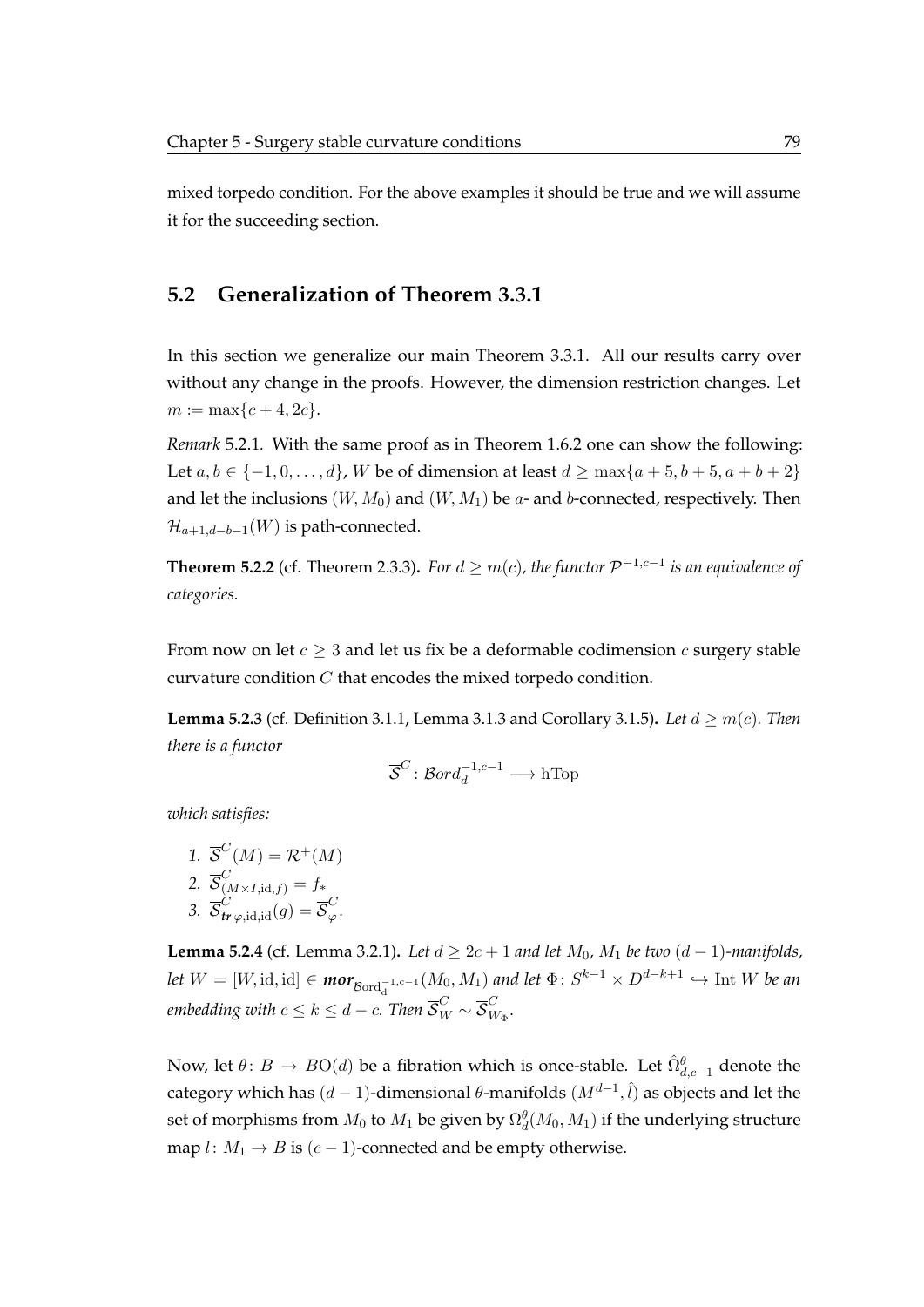mixed torpedo condition. For the above examples it should be true and we will assume it for the succeeding section.

## 5.2 Generalization of Theorem 3.3.1

In this section we generalize our main Theorem 3.3.1. All our results carry over without any change in the proofs. However, the dimension restriction changes. Let $m := \max\{c+4, 2c\}$.

*Remark* 5.2.1. With the same proof as in Theorem 1.6.2 one can show the following: Let $a, b \in \{-1, 0, \ldots, d\}$, $W$ be of dimension at least $d \geq \max\{a+5, b+5, a+b+2\}$ and let the inclusions $(W, M_0)$ and $(W, M_1)$ be $a$- and $b$-connected, respectively. Then $\mathcal{H}_{a+1,d-b-1}(W)$ is path-connected.

**Theorem 5.2.2** (cf. Theorem 2.3.3)**.** *For $d \geq m(c)$, the functor $\mathcal{P}^{-1,c-1}$ is an equivalence of categories.*

From now on let $c \geq 3$ and let us fix be a deformable codimension $c$ surgery stable curvature condition $C$ that encodes the mixed torpedo condition.

**Lemma 5.2.3** (cf. Definition 3.1.1, Lemma 3.1.3 and Corollary 3.1.5)**.** *Let $d \geq m(c)$. Then there is a functor*

$$\overline{\mathcal{S}}^C : \mathcal{B}ord_d^{-1,c-1} \longrightarrow \mathrm{hTop}$$

*which satisfies:*

1. $\overline{\mathcal{S}}^C(M) = \mathcal{R}^+(M)$
2. $\overline{\mathcal{S}}^C_{(M\times I, \mathrm{id}, f)} = f_*$
3. $\overline{\mathcal{S}}^C_{\boldsymbol{tr}\,\varphi, \mathrm{id}, \mathrm{id}}(g) = \overline{\mathcal{S}}^C_\varphi$.

**Lemma 5.2.4** (cf. Lemma 3.2.1)**.** *Let $d \geq 2c+1$ and let $M_0$, $M_1$ be two $(d-1)$-manifolds, let $W = [W, \mathrm{id}, \mathrm{id}] \in \boldsymbol{mor}_{\mathcal{B}\mathrm{ord}_d^{-1,c-1}}(M_0, M_1)$ and let $\Phi\colon S^{k-1} \times D^{d-k+1} \hookrightarrow \mathrm{Int}\, W$ be an embedding with $c \leq k \leq d-c$. Then $\overline{\mathcal{S}}^C_W \sim \overline{\mathcal{S}}^C_{W_\Phi}$.*

Now, let $\theta\colon B \to B\mathrm{O}(d)$ be a fibration which is once-stable. Let $\hat{\Omega}^\theta_{d,c-1}$ denote the category which has $(d-1)$-dimensional $\theta$-manifolds $(M^{d-1}, \hat{l})$ as objects and let the set of morphisms from $M_0$ to $M_1$ be given by $\Omega^\theta_d(M_0, M_1)$ if the underlying structure map $l\colon M_1 \to B$ is $(c-1)$-connected and be empty otherwise.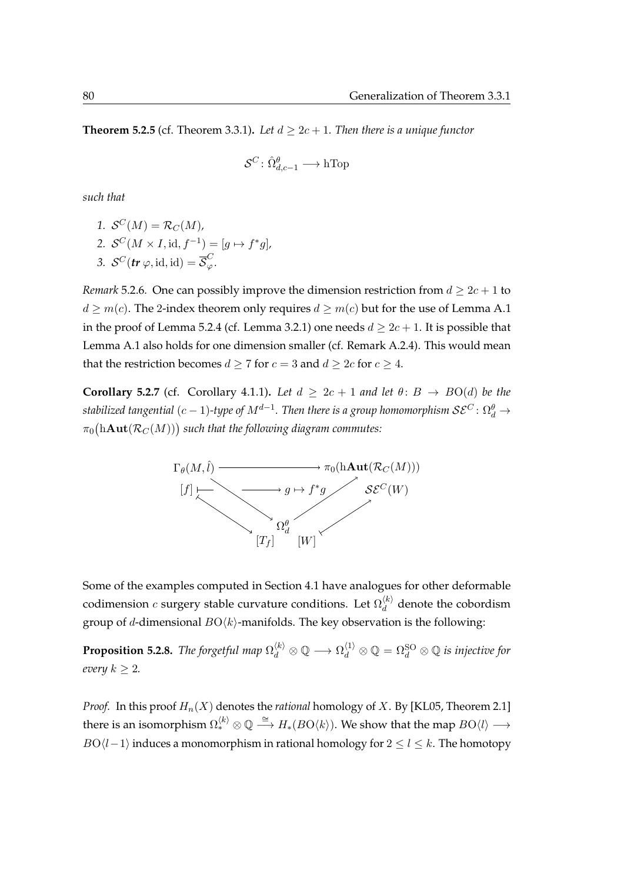**Theorem 5.2.5** (cf. Theorem 3.3.1)**.** *Let $d \geq 2c + 1$. Then there is a unique functor*

$$\mathcal{S}^C \colon \hat{\Omega}^{\theta}_{d,c-1} \longrightarrow \mathrm{hTop}$$

*such that*

1. $\mathcal{S}^C(M) = \mathcal{R}_C(M)$,
2. $\mathcal{S}^C(M \times I, \mathrm{id}, f^{-1}) = [g \mapsto f^* g]$,
3. $\mathcal{S}^C(\boldsymbol{tr}\,\varphi, \mathrm{id}, \mathrm{id}) = \overline{\mathcal{S}}^C_{\varphi}$.

*Remark* 5.2.6. One can possibly improve the dimension restriction from $d \geq 2c+1$ to $d \geq m(c)$. The 2-index theorem only requires $d \geq m(c)$ but for the use of Lemma A.1 in the proof of Lemma 5.2.4 (cf. Lemma 3.2.1) one needs $d \geq 2c + 1$. It is possible that Lemma A.1 also holds for one dimension smaller (cf. Remark A.2.4). This would mean that the restriction becomes $d \geq 7$ for $c = 3$ and $d \geq 2c$ for $c \geq 4$.

**Corollary 5.2.7** (cf. Corollary 4.1.1)**.** *Let $d \geq 2c + 1$ and let $\theta \colon B \to B\mathrm{O}(d)$ be the stabilized tangential $(c-1)$-type of $M^{d-1}$. Then there is a group homomorphism $\mathcal{SE}^C \colon \Omega^{\theta}_d \to \pi_0\big(\mathrm{h}\mathbf{Aut}(\mathcal{R}_C(M))\big)$ such that the following diagram commutes:*

$$\begin{array}{ccc}
\Gamma_\theta(M, \hat{l}) & \longrightarrow & \pi_0(\mathrm{h}\mathbf{Aut}(\mathcal{R}_C(M))) \\
[f] & \longmapsto & g \mapsto f^* g \\
& \searrow \quad \Omega^{\theta}_d \quad \nearrow & \\
[f] \mapsto [T_f] & & [W] \mapsto \mathcal{SE}^C(W)
\end{array}$$

Some of the examples computed in Section 4.1 have analogues for other deformable codimension $c$ surgery stable curvature conditions. Let $\Omega^{\langle k \rangle}_d$ denote the cobordism group of $d$-dimensional $B\mathrm{O}\langle k \rangle$-manifolds. The key observation is the following:

**Proposition 5.2.8.** *The forgetful map $\Omega^{\langle k \rangle}_d \otimes \mathbb{Q} \longrightarrow \Omega^{\langle 1 \rangle}_d \otimes \mathbb{Q} = \Omega^{\mathrm{SO}}_d \otimes \mathbb{Q}$ is injective for every $k \geq 2$.*

*Proof.* In this proof $H_n(X)$ denotes the *rational* homology of $X$. By [KL05, Theorem 2.1] there is an isomorphism $\Omega^{\langle k \rangle}_* \otimes \mathbb{Q} \xrightarrow{\cong} H_*(B\mathrm{O}\langle k \rangle)$. We show that the map $B\mathrm{O}\langle l \rangle \longrightarrow B\mathrm{O}\langle l-1 \rangle$ induces a monomorphism in rational homology for $2 \leq l \leq k$. The homotopy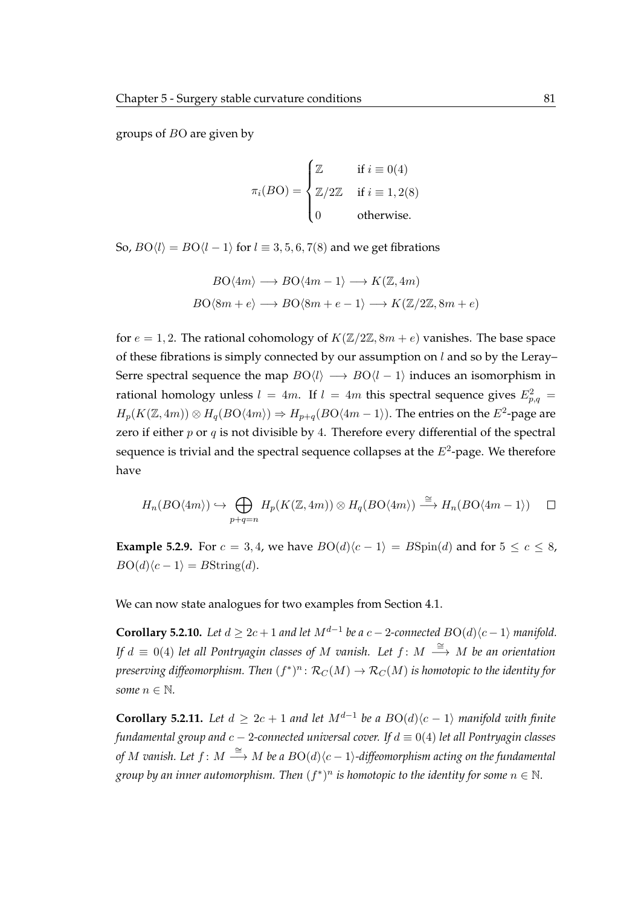groups of $B\mathrm{O}$ are given by

$$\pi_i(B\mathrm{O}) = \begin{cases} \mathbb{Z} & \text{if } i \equiv 0(4) \\ \mathbb{Z}/2\mathbb{Z} & \text{if } i \equiv 1,2(8) \\ 0 & \text{otherwise.} \end{cases}$$

So, $B\mathrm{O}\langle l\rangle = B\mathrm{O}\langle l-1\rangle$ for $l \equiv 3,5,6,7(8)$ and we get fibrations

$$B\mathrm{O}\langle 4m\rangle \longrightarrow B\mathrm{O}\langle 4m-1\rangle \longrightarrow K(\mathbb{Z}, 4m)$$
$$B\mathrm{O}\langle 8m+e\rangle \longrightarrow B\mathrm{O}\langle 8m+e-1\rangle \longrightarrow K(\mathbb{Z}/2\mathbb{Z}, 8m+e)$$

for $e = 1,2$. The rational cohomology of $K(\mathbb{Z}/2\mathbb{Z}, 8m+e)$ vanishes. The base space of these fibrations is simply connected by our assumption on $l$ and so by the Leray–Serre spectral sequence the map $B\mathrm{O}\langle l\rangle \longrightarrow B\mathrm{O}\langle l-1\rangle$ induces an isomorphism in rational homology unless $l = 4m$. If $l = 4m$ this spectral sequence gives $E^2_{p,q} = H_p(K(\mathbb{Z},4m)) \otimes H_q(B\mathrm{O}\langle 4m\rangle) \Rightarrow H_{p+q}(B\mathrm{O}\langle 4m-1\rangle)$. The entries on the $E^2$-page are zero if either $p$ or $q$ is not divisible by 4. Therefore every differential of the spectral sequence is trivial and the spectral sequence collapses at the $E^2$-page. We therefore have

$$H_n(B\mathrm{O}\langle 4m\rangle) \hookrightarrow \bigoplus_{p+q=n} H_p(K(\mathbb{Z},4m)) \otimes H_q(B\mathrm{O}\langle 4m\rangle) \xrightarrow{\cong} H_n(B\mathrm{O}\langle 4m-1\rangle) \qquad \square$$

**Example 5.2.9.** For $c = 3,4$, we have $B\mathrm{O}(d)\langle c-1\rangle = B\mathrm{Spin}(d)$ and for $5 \leq c \leq 8$, $B\mathrm{O}(d)\langle c-1\rangle = B\mathrm{String}(d)$.

We can now state analogues for two examples from Section 4.1.

**Corollary 5.2.10.** *Let $d \geq 2c+1$ and let $M^{d-1}$ be a $c-2$-connected $B\mathrm{O}(d)\langle c-1\rangle$ manifold. If $d \equiv 0(4)$ let all Pontryagin classes of $M$ vanish. Let $f\colon M \xrightarrow{\cong} M$ be an orientation preserving diffeomorphism. Then $(f^*)^n\colon \mathcal{R}_C(M) \to \mathcal{R}_C(M)$ is homotopic to the identity for some $n \in \mathbb{N}$.*

**Corollary 5.2.11.** *Let $d \geq 2c+1$ and let $M^{d-1}$ be a $B\mathrm{O}(d)\langle c-1\rangle$ manifold with finite fundamental group and $c-2$-connected universal cover. If $d \equiv 0(4)$ let all Pontryagin classes of $M$ vanish. Let $f\colon M \xrightarrow{\cong} M$ be a $B\mathrm{O}(d)\langle c-1\rangle$-diffeomorphism acting on the fundamental group by an inner automorphism. Then $(f^*)^n$ is homotopic to the identity for some $n \in \mathbb{N}$.*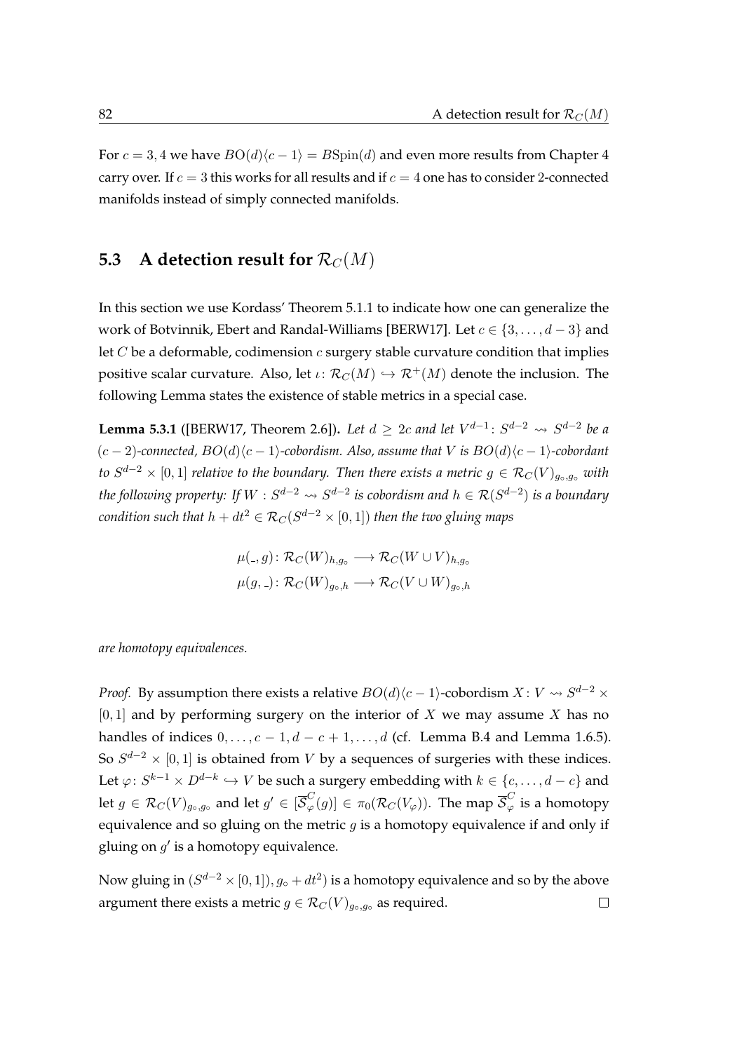For $c = 3, 4$ we have $BO(d)\langle c-1\rangle = B\mathrm{Spin}(d)$ and even more results from Chapter 4 carry over. If $c = 3$ this works for all results and if $c = 4$ one has to consider 2-connected manifolds instead of simply connected manifolds.

## 5.3 A detection result for $\mathcal{R}_C(M)$

In this section we use Kordass' Theorem 5.1.1 to indicate how one can generalize the work of Botvinnik, Ebert and Randal-Williams [BERW17]. Let $c \in \{3, \ldots, d-3\}$ and let $C$ be a deformable, codimension $c$ surgery stable curvature condition that implies positive scalar curvature. Also, let $\iota\colon \mathcal{R}_C(M) \hookrightarrow \mathcal{R}^+(M)$ denote the inclusion. The following Lemma states the existence of stable metrics in a special case.

**Lemma 5.3.1** ([BERW17, Theorem 2.6])**.** *Let $d \geq 2c$ and let $V^{d-1}\colon S^{d-2} \rightsquigarrow S^{d-2}$ be a $(c-2)$-connected, $BO(d)\langle c-1\rangle$-cobordism. Also, assume that $V$ is $BO(d)\langle c-1\rangle$-cobordant to $S^{d-2}\times[0,1]$ relative to the boundary. Then there exists a metric $g \in \mathcal{R}_C(V)_{g_\circ, g_\circ}$ with the following property: If $W : S^{d-2} \rightsquigarrow S^{d-2}$ is cobordism and $h \in \mathcal{R}(S^{d-2})$ is a boundary condition such that $h + dt^2 \in \mathcal{R}_C(S^{d-2}\times[0,1])$ then the two gluing maps*

$$\mu(\_, g)\colon \mathcal{R}_C(W)_{h,g_\circ} \longrightarrow \mathcal{R}_C(W \cup V)_{h,g_\circ}$$
$$\mu(g, \_)\colon \mathcal{R}_C(W)_{g_\circ,h} \longrightarrow \mathcal{R}_C(V \cup W)_{g_\circ,h}$$

*are homotopy equivalences.*

*Proof.* By assumption there exists a relative $BO(d)\langle c-1\rangle$-cobordism $X\colon V \rightsquigarrow S^{d-2}\times[0,1]$ and by performing surgery on the interior of $X$ we may assume $X$ has no handles of indices $0, \ldots, c-1, d-c+1, \ldots, d$ (cf. Lemma B.4 and Lemma 1.6.5). So $S^{d-2}\times[0,1]$ is obtained from $V$ by a sequences of surgeries with these indices. Let $\varphi\colon S^{k-1}\times D^{d-k} \hookrightarrow V$ be such a surgery embedding with $k \in \{c, \ldots, d-c\}$ and let $g \in \mathcal{R}_C(V)_{g_\circ,g_\circ}$ and let $g' \in [\overline{\mathcal{S}}^C_\varphi(g)] \in \pi_0(\mathcal{R}_C(V_\varphi))$. The map $\overline{\mathcal{S}}^C_\varphi$ is a homotopy equivalence and so gluing on the metric $g$ is a homotopy equivalence if and only if gluing on $g'$ is a homotopy equivalence.

Now gluing in $(S^{d-2}\times[0,1]), g_\circ + dt^2)$ is a homotopy equivalence and so by the above argument there exists a metric $g \in \mathcal{R}_C(V)_{g_\circ,g_\circ}$ as required. ∎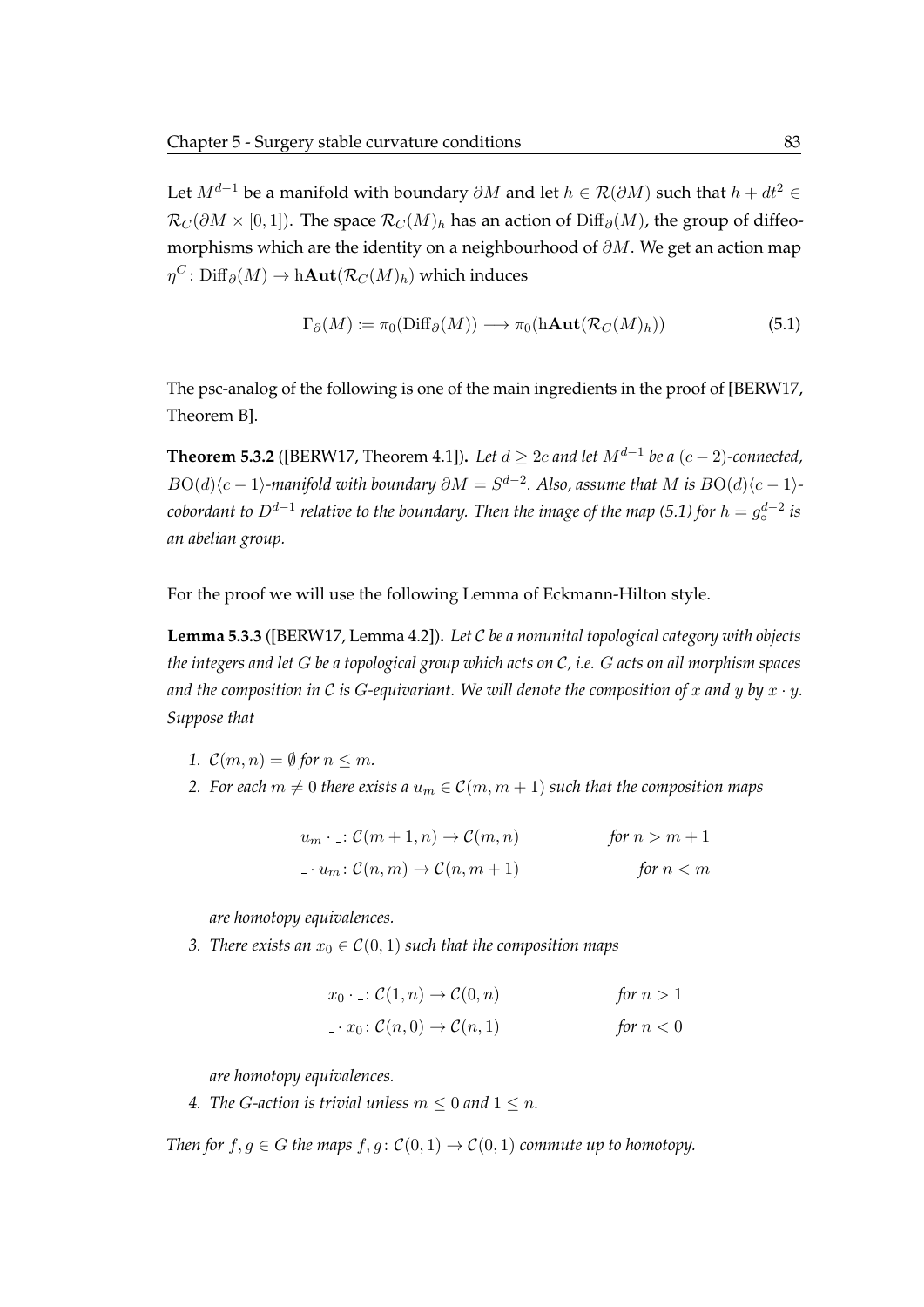Let $M^{d-1}$ be a manifold with boundary $\partial M$ and let $h \in \mathcal{R}(\partial M)$ such that $h + dt^2 \in \mathcal{R}_C(\partial M \times [0,1])$. The space $\mathcal{R}_C(M)_h$ has an action of $\mathrm{Diff}_\partial(M)$, the group of diffeomorphisms which are the identity on a neighbourhood of $\partial M$. We get an action map $\eta^C \colon \mathrm{Diff}_\partial(M) \to \mathrm{h}\mathbf{Aut}(\mathcal{R}_C(M)_h)$ which induces

$$\Gamma_\partial(M) := \pi_0(\mathrm{Diff}_\partial(M)) \longrightarrow \pi_0(\mathrm{h}\mathbf{Aut}(\mathcal{R}_C(M)_h)) \tag{5.1}$$

The psc-analog of the following is one of the main ingredients in the proof of [BERW17, Theorem B].

**Theorem 5.3.2** ([BERW17, Theorem 4.1])**.** *Let $d \geq 2c$ and let $M^{d-1}$ be a $(c-2)$-connected, $B\mathrm{O}(d)\langle c-1\rangle$-manifold with boundary $\partial M = S^{d-2}$. Also, assume that $M$ is $B\mathrm{O}(d)\langle c-1\rangle$-cobordant to $D^{d-1}$ relative to the boundary. Then the image of the map (5.1) for $h = g_\circ^{d-2}$ is an abelian group.*

For the proof we will use the following Lemma of Eckmann-Hilton style.

**Lemma 5.3.3** ([BERW17, Lemma 4.2])**.** *Let $\mathcal{C}$ be a nonunital topological category with objects the integers and let $G$ be a topological group which acts on $\mathcal{C}$, i.e. $G$ acts on all morphism spaces and the composition in $\mathcal{C}$ is $G$-equivariant. We will denote the composition of $x$ and $y$ by $x \cdot y$. Suppose that*

1. *$\mathcal{C}(m,n) = \emptyset$ for $n \leq m$.*
2. *For each $m \neq 0$ there exists a $u_m \in \mathcal{C}(m, m+1)$ such that the composition maps*

$$u_m \cdot \_ \colon \mathcal{C}(m+1, n) \to \mathcal{C}(m,n) \qquad \text{for } n > m+1$$
$$\_ \cdot u_m \colon \mathcal{C}(n,m) \to \mathcal{C}(n, m+1) \qquad \text{for } n < m$$

   *are homotopy equivalences.*

3. *There exists an $x_0 \in \mathcal{C}(0,1)$ such that the composition maps*

$$x_0 \cdot \_ \colon \mathcal{C}(1,n) \to \mathcal{C}(0,n) \qquad \text{for } n > 1$$
$$\_ \cdot x_0 \colon \mathcal{C}(n,0) \to \mathcal{C}(n,1) \qquad \text{for } n < 0$$

   *are homotopy equivalences.*

4. *The $G$-action is trivial unless $m \leq 0$ and $1 \leq n$.*

*Then for $f, g \in G$ the maps $f, g \colon \mathcal{C}(0,1) \to \mathcal{C}(0,1)$ commute up to homotopy.*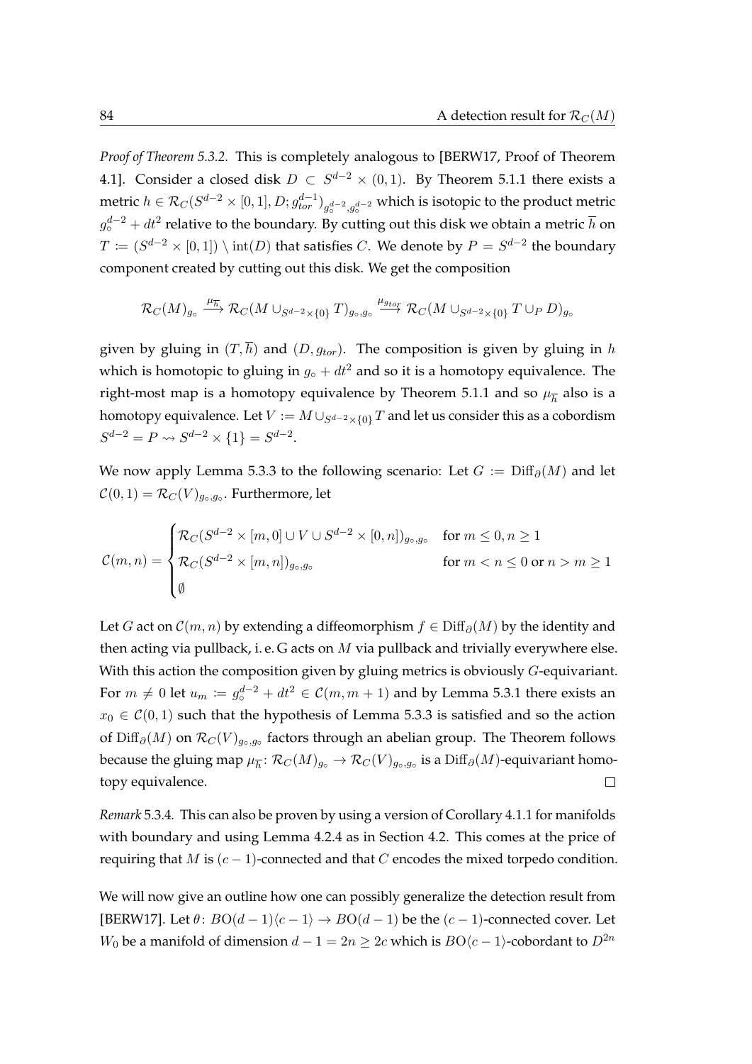*Proof of Theorem 5.3.2.* This is completely analogous to [BERW17, Proof of Theorem 4.1]. Consider a closed disk $D \subset S^{d-2} \times (0,1)$. By Theorem 5.1.1 there exists a metric $h \in \mathcal{R}_C(S^{d-2} \times [0,1], D; g_{tor}^{d-1})_{g_\circ^{d-2}, g_\circ^{d-2}}$ which is isotopic to the product metric $g_\circ^{d-2} + dt^2$ relative to the boundary. By cutting out this disk we obtain a metric $\overline{h}$ on $T := (S^{d-2} \times [0,1]) \setminus \operatorname{int}(D)$ that satisfies $C$. We denote by $P = S^{d-2}$ the boundary component created by cutting out this disk. We get the composition

$$\mathcal{R}_C(M)_{g_\circ} \xrightarrow{\mu_{\overline{h}}} \mathcal{R}_C(M \cup_{S^{d-2}\times\{0\}} T)_{g_\circ, g_\circ} \xrightarrow{\mu_{g_{tor}}} \mathcal{R}_C(M \cup_{S^{d-2}\times\{0\}} T \cup_P D)_{g_\circ}$$

given by gluing in $(T, \overline{h})$ and $(D, g_{tor})$. The composition is given by gluing in $h$ which is homotopic to gluing in $g_\circ + dt^2$ and so it is a homotopy equivalence. The right-most map is a homotopy equivalence by Theorem 5.1.1 and so $\mu_{\overline{h}}$ also is a homotopy equivalence. Let $V := M \cup_{S^{d-2}\times\{0\}} T$ and let us consider this as a cobordism $S^{d-2} = P \rightsquigarrow S^{d-2} \times \{1\} = S^{d-2}$.

We now apply Lemma 5.3.3 to the following scenario: Let $G := \operatorname{Diff}_\partial(M)$ and let $\mathcal{C}(0,1) = \mathcal{R}_C(V)_{g_\circ, g_\circ}$. Furthermore, let

$$\mathcal{C}(m,n) = \begin{cases} \mathcal{R}_C(S^{d-2} \times [m,0] \cup V \cup S^{d-2} \times [0,n])_{g_\circ, g_\circ} & \text{for } m \leq 0, n \geq 1 \\ \mathcal{R}_C(S^{d-2} \times [m,n])_{g_\circ, g_\circ} & \text{for } m < n \leq 0 \text{ or } n > m \geq 1 \\ \emptyset \end{cases}$$

Let $G$ act on $\mathcal{C}(m,n)$ by extending a diffeomorphism $f \in \operatorname{Diff}_\partial(M)$ by the identity and then acting via pullback, i. e. G acts on $M$ via pullback and trivially everywhere else. With this action the composition given by gluing metrics is obviously $G$-equivariant. For $m \neq 0$ let $u_m := g_\circ^{d-2} + dt^2 \in \mathcal{C}(m, m+1)$ and by Lemma 5.3.1 there exists an $x_0 \in \mathcal{C}(0,1)$ such that the hypothesis of Lemma 5.3.3 is satisfied and so the action of $\operatorname{Diff}_\partial(M)$ on $\mathcal{R}_C(V)_{g_\circ, g_\circ}$ factors through an abelian group. The Theorem follows because the gluing map $\mu_{\overline{h}} \colon \mathcal{R}_C(M)_{g_\circ} \to \mathcal{R}_C(V)_{g_\circ, g_\circ}$ is a $\operatorname{Diff}_\partial(M)$-equivariant homotopy equivalence. $\square$

*Remark* 5.3.4. This can also be proven by using a version of Corollary 4.1.1 for manifolds with boundary and using Lemma 4.2.4 as in Section 4.2. This comes at the price of requiring that $M$ is $(c-1)$-connected and that $C$ encodes the mixed torpedo condition.

We will now give an outline how one can possibly generalize the detection result from [BERW17]. Let $\theta \colon B\mathrm{O}(d-1)\langle c-1\rangle \to B\mathrm{O}(d-1)$ be the $(c-1)$-connected cover. Let $W_0$ be a manifold of dimension $d - 1 = 2n \geq 2c$ which is $B\mathrm{O}\langle c-1\rangle$-cobordant to $D^{2n}$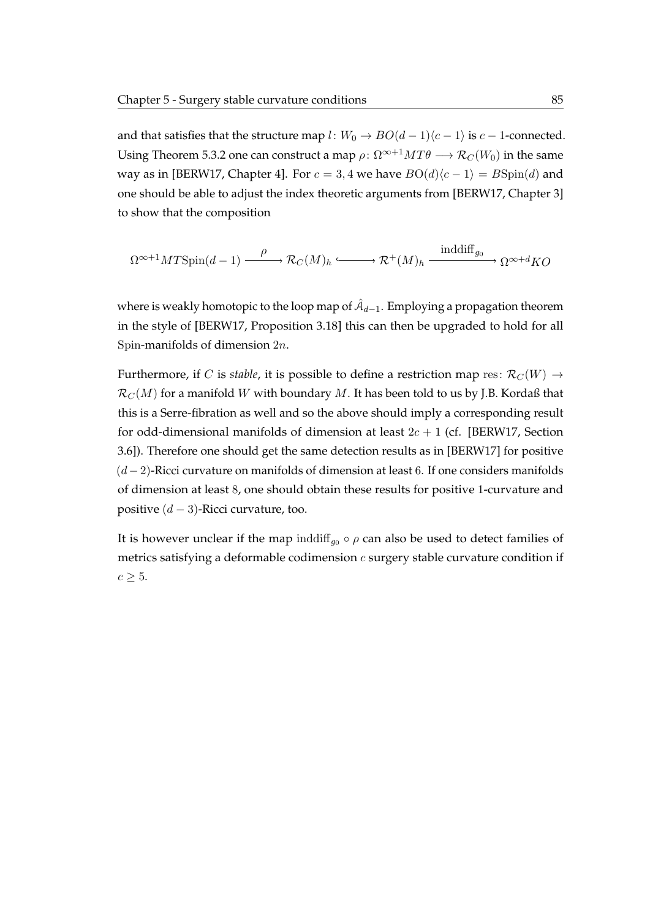and that satisfies that the structure map $l\colon W_0 \to BO(d-1)\langle c-1\rangle$ is $c-1$-connected. Using Theorem 5.3.2 one can construct a map $\rho\colon \Omega^{\infty+1}MT\theta \longrightarrow \mathcal{R}_C(W_0)$ in the same way as in [BERW17, Chapter 4]. For $c = 3, 4$ we have $BO(d)\langle c-1\rangle = B\mathrm{Spin}(d)$ and one should be able to adjust the index theoretic arguments from [BERW17, Chapter 3] to show that the composition

$$\Omega^{\infty+1}MT\mathrm{Spin}(d-1) \xrightarrow{\ \rho\ } \mathcal{R}_C(M)_h \hookrightarrow \mathcal{R}^+(M)_h \xrightarrow{\ \mathrm{inddiff}_{g_0}\ } \Omega^{\infty+d}KO$$

where is weakly homotopic to the loop map of $\hat{\mathcal{A}}_{d-1}$. Employing a propagation theorem in the style of [BERW17, Proposition 3.18] this can then be upgraded to hold for all $\mathrm{Spin}$-manifolds of dimension $2n$.

Furthermore, if $C$ is *stable*, it is possible to define a restriction map $\mathrm{res}\colon \mathcal{R}_C(W) \to \mathcal{R}_C(M)$ for a manifold $W$ with boundary $M$. It has been told to us by J.B. Kordaß that this is a Serre-fibration as well and so the above should imply a corresponding result for odd-dimensional manifolds of dimension at least $2c+1$ (cf. [BERW17, Section 3.6]). Therefore one should get the same detection results as in [BERW17] for positive $(d-2)$-Ricci curvature on manifolds of dimension at least $6$. If one considers manifolds of dimension at least $8$, one should obtain these results for positive $1$-curvature and positive $(d-3)$-Ricci curvature, too.

It is however unclear if the map $\mathrm{inddiff}_{g_0} \circ \rho$ can also be used to detect families of metrics satisfying a deformable codimension $c$ surgery stable curvature condition if $c \geq 5$.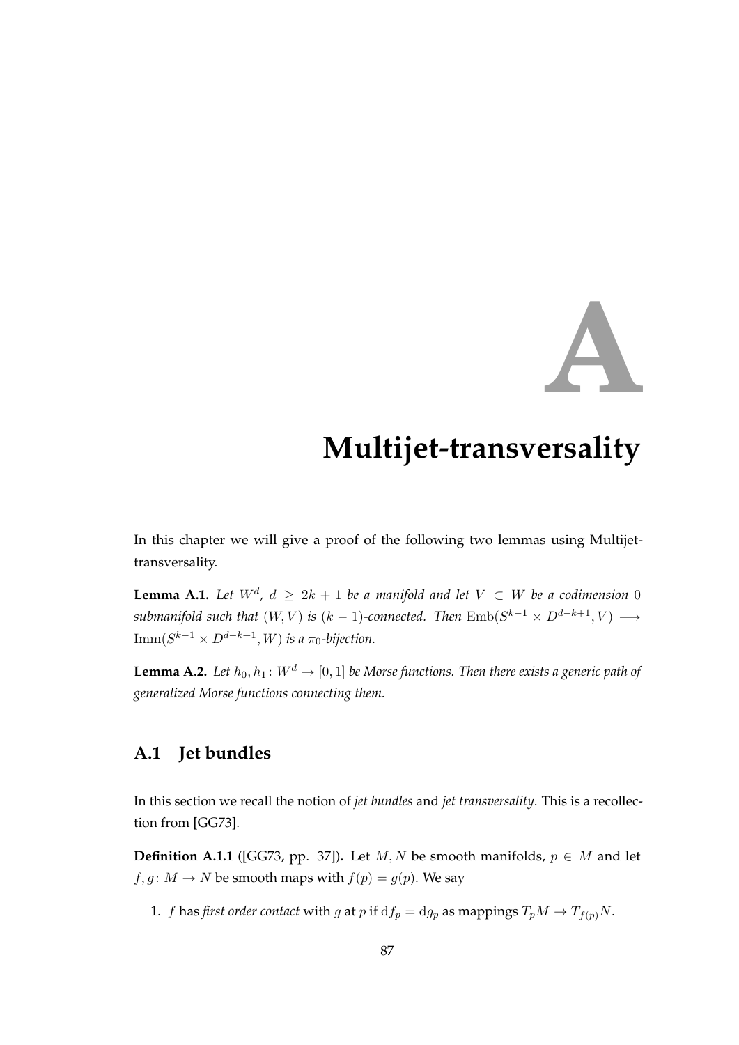# A

# Multijet-transversality

In this chapter we will give a proof of the following two lemmas using Multijet-transversality.

**Lemma A.1.** *Let $W^d$, $d \geq 2k+1$ be a manifold and let $V \subset W$ be a codimension $0$ submanifold such that $(W, V)$ is $(k-1)$-connected. Then $\mathrm{Emb}(S^{k-1} \times D^{d-k+1}, V) \longrightarrow \mathrm{Imm}(S^{k-1} \times D^{d-k+1}, W)$ is a $\pi_0$-bijection.*

**Lemma A.2.** *Let $h_0, h_1 \colon W^d \to [0,1]$ be Morse functions. Then there exists a generic path of generalized Morse functions connecting them.*

## A.1 Jet bundles

In this section we recall the notion of *jet bundles* and *jet transversality*. This is a recollection from [GG73].

**Definition A.1.1** ([GG73, pp. 37])**.** Let $M, N$ be smooth manifolds, $p \in M$ and let $f, g \colon M \to N$ be smooth maps with $f(p) = g(p)$. We say

1. $f$ has *first order contact* with $g$ at $p$ if $\mathrm{d}f_p = \mathrm{d}g_p$ as mappings $T_pM \to T_{f(p)}N$.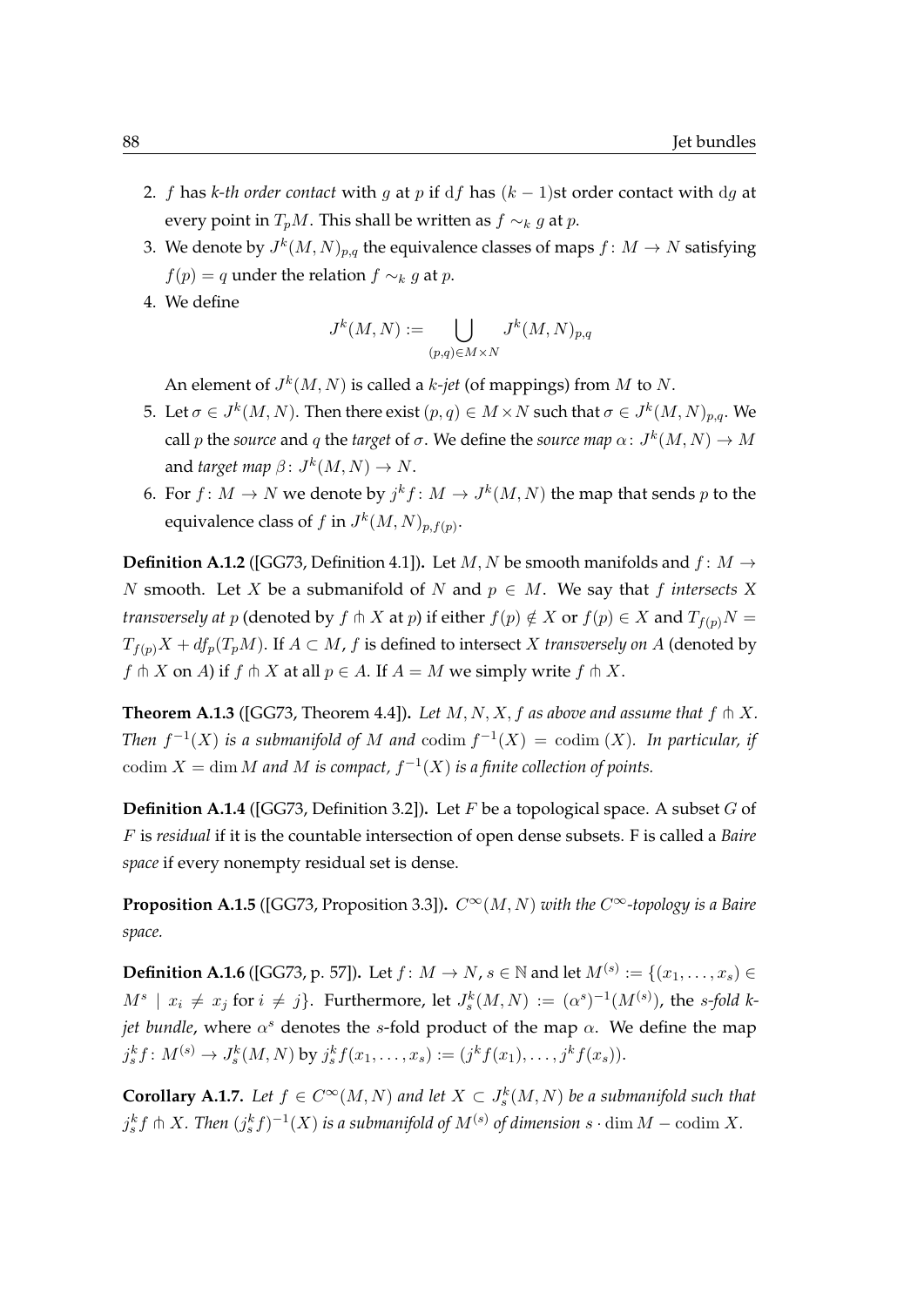2. $f$ has *k-th order contact* with $g$ at $p$ if $\mathrm{d}f$ has $(k-1)$st order contact with $\mathrm{d}g$ at every point in $T_pM$. This shall be written as $f \sim_k g$ at $p$.
3. We denote by $J^k(M,N)_{p,q}$ the equivalence classes of maps $f\colon M \to N$ satisfying $f(p) = q$ under the relation $f \sim_k g$ at $p$.
4. We define

$$J^k(M,N) := \bigcup_{(p,q)\in M\times N} J^k(M,N)_{p,q}$$

An element of $J^k(M,N)$ is called a *k-jet* (of mappings) from $M$ to $N$.

5. Let $\sigma \in J^k(M,N)$. Then there exist $(p,q) \in M \times N$ such that $\sigma \in J^k(M,N)_{p,q}$. We call $p$ the *source* and $q$ the *target* of $\sigma$. We define the *source map* $\alpha\colon J^k(M,N) \to M$ and *target map* $\beta\colon J^k(M,N) \to N$.
6. For $f\colon M \to N$ we denote by $j^k f\colon M \to J^k(M,N)$ the map that sends $p$ to the equivalence class of $f$ in $J^k(M,N)_{p,f(p)}$.

**Definition A.1.2** ([GG73, Definition 4.1]). Let $M, N$ be smooth manifolds and $f\colon M \to N$ smooth. Let $X$ be a submanifold of $N$ and $p \in M$. We say that $f$ *intersects $X$ transversely at $p$* (denoted by $f \pitchfork X$ at $p$) if either $f(p) \notin X$ or $f(p) \in X$ and $T_{f(p)}N = T_{f(p)}X + df_p(T_pM)$. If $A \subset M$, $f$ is defined to intersect $X$ *transversely on $A$* (denoted by $f \pitchfork X$ on $A$) if $f \pitchfork X$ at all $p \in A$. If $A = M$ we simply write $f \pitchfork X$.

**Theorem A.1.3** ([GG73, Theorem 4.4]). *Let $M, N, X, f$ as above and assume that $f \pitchfork X$. Then $f^{-1}(X)$ is a submanifold of $M$ and $\operatorname{codim} f^{-1}(X) = \operatorname{codim}(X)$. In particular, if $\operatorname{codim} X = \dim M$ and $M$ is compact, $f^{-1}(X)$ is a finite collection of points.*

**Definition A.1.4** ([GG73, Definition 3.2]). Let $F$ be a topological space. A subset $G$ of $F$ is *residual* if it is the countable intersection of open dense subsets. F is called a *Baire space* if every nonempty residual set is dense.

**Proposition A.1.5** ([GG73, Proposition 3.3]). *$C^\infty(M,N)$ with the $C^\infty$-topology is a Baire space.*

**Definition A.1.6** ([GG73, p. 57]). Let $f\colon M \to N$, $s \in \mathbb{N}$ and let $M^{(s)} := \{(x_1, \ldots, x_s) \in M^s \mid x_i \neq x_j \text{ for } i \neq j\}$. Furthermore, let $J^k_s(M,N) := (\alpha^s)^{-1}(M^{(s)})$, the *s-fold k-jet bundle*, where $\alpha^s$ denotes the $s$-fold product of the map $\alpha$. We define the map $j^k_s f\colon M^{(s)} \to J^k_s(M,N)$ by $j^k_s f(x_1,\ldots,x_s) := (j^k f(x_1), \ldots, j^k f(x_s))$.

**Corollary A.1.7.** *Let $f \in C^\infty(M,N)$ and let $X \subset J^k_s(M,N)$ be a submanifold such that $j^k_s f \pitchfork X$. Then $(j^k_s f)^{-1}(X)$ is a submanifold of $M^{(s)}$ of dimension $s \cdot \dim M - \operatorname{codim} X$.*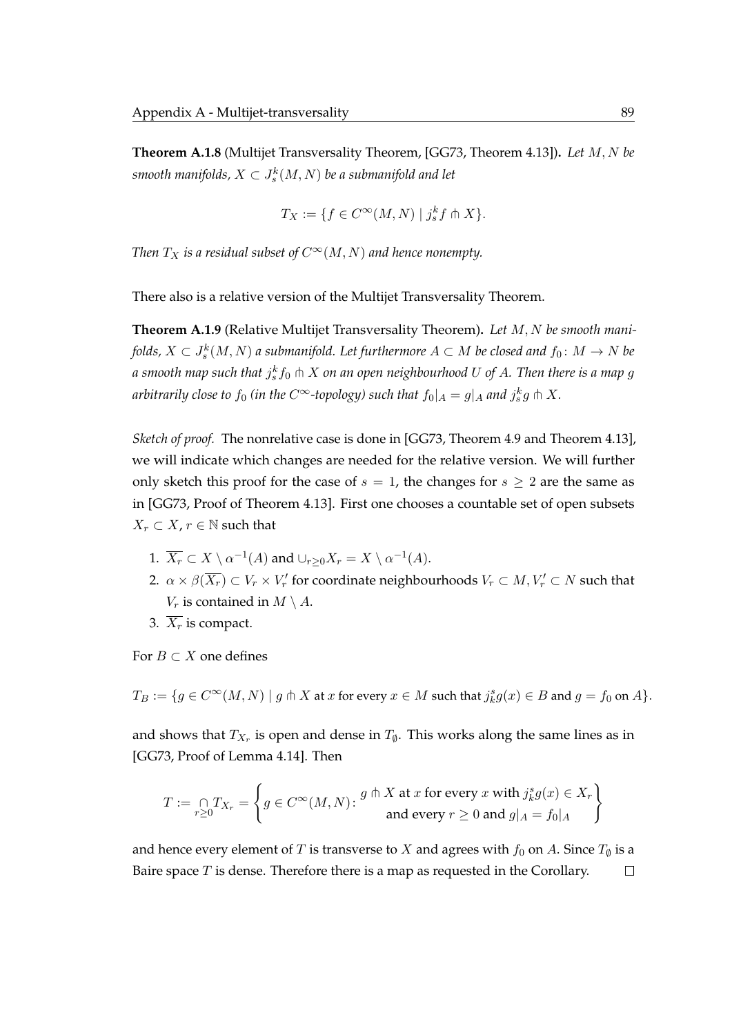**Theorem A.1.8** (Multijet Transversality Theorem, [GG73, Theorem 4.13])**.** *Let $M, N$ be smooth manifolds, $X \subset J^k_s(M, N)$ be a submanifold and let*

$$T_X := \{f \in C^\infty(M, N) \mid j^k_s f \pitchfork X\}.$$

*Then $T_X$ is a residual subset of $C^\infty(M, N)$ and hence nonempty.*

There also is a relative version of the Multijet Transversality Theorem.

**Theorem A.1.9** (Relative Multijet Transversality Theorem)**.** *Let $M, N$ be smooth manifolds, $X \subset J^k_s(M, N)$ a submanifold. Let furthermore $A \subset M$ be closed and $f_0 \colon M \to N$ be a smooth map such that $j^k_s f_0 \pitchfork X$ on an open neighbourhood $U$ of $A$. Then there is a map $g$ arbitrarily close to $f_0$ (in the $C^\infty$-topology) such that $f_0|_A = g|_A$ and $j^k_s g \pitchfork X$.*

*Sketch of proof.* The nonrelative case is done in [GG73, Theorem 4.9 and Theorem 4.13], we will indicate which changes are needed for the relative version. We will further only sketch this proof for the case of $s = 1$, the changes for $s \geq 2$ are the same as in [GG73, Proof of Theorem 4.13]. First one chooses a countable set of open subsets $X_r \subset X$, $r \in \mathbb{N}$ such that

1. $\overline{X_r} \subset X \setminus \alpha^{-1}(A)$ and $\cup_{r \geq 0} X_r = X \setminus \alpha^{-1}(A)$.
2. $\alpha \times \beta(\overline{X_r}) \subset V_r \times V'_r$ for coordinate neighbourhoods $V_r \subset M, V'_r \subset N$ such that $V_r$ is contained in $M \setminus A$.
3. $\overline{X_r}$ is compact.

For $B \subset X$ one defines

$$T_B := \{g \in C^\infty(M, N) \mid g \pitchfork X \text{ at } x \text{ for every } x \in M \text{ such that } j^s_k g(x) \in B \text{ and } g = f_0 \text{ on } A\}.$$

and shows that $T_{X_r}$ is open and dense in $T_\emptyset$. This works along the same lines as in [GG73, Proof of Lemma 4.14]. Then

$$T := \bigcap_{r \geq 0} T_{X_r} = \left\{ g \in C^\infty(M, N) \colon \begin{array}{c} g \pitchfork X \text{ at } x \text{ for every } x \text{ with } j^s_k g(x) \in X_r \\ \text{and every } r \geq 0 \text{ and } g|_A = f_0|_A \end{array} \right\}$$

and hence every element of $T$ is transverse to $X$ and agrees with $f_0$ on $A$. Since $T_\emptyset$ is a Baire space $T$ is dense. Therefore there is a map as requested in the Corollary. $\square$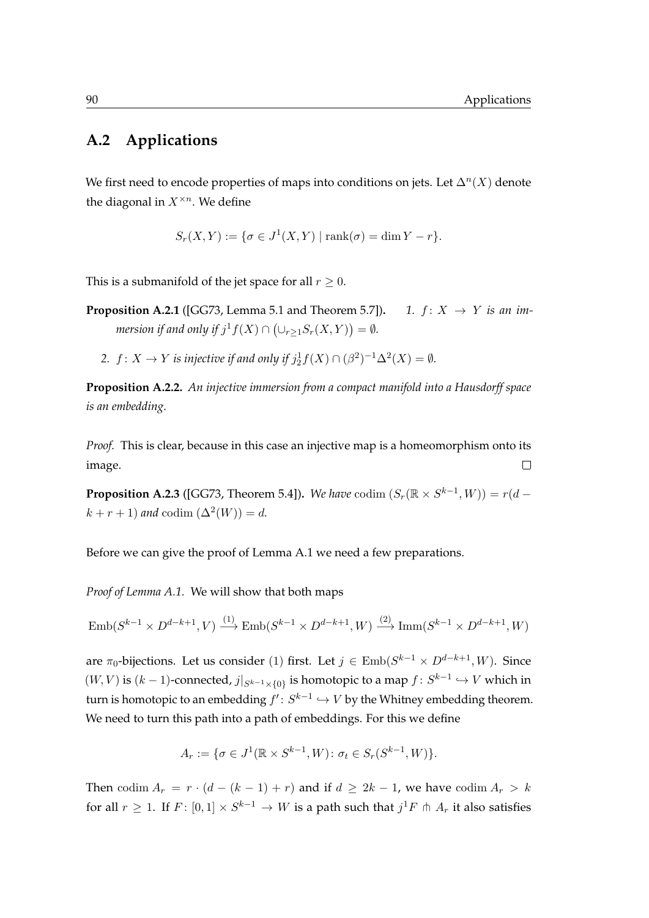## A.2 Applications

We first need to encode properties of maps into conditions on jets. Let $\Delta^n(X)$ denote the diagonal in $X^{\times n}$. We define

$$S_r(X,Y) := \{\sigma \in J^1(X,Y) \mid \operatorname{rank}(\sigma) = \dim Y - r\}.$$

This is a submanifold of the jet space for all $r \geq 0$.

**Proposition A.2.1** ([GG73, Lemma 5.1 and Theorem 5.7]). *1. $f\colon X \to Y$ is an immersion if and only if $j^1 f(X) \cap \left(\cup_{r\geq 1} S_r(X,Y)\right) = \emptyset$.*

*2. $f\colon X \to Y$ is injective if and only if $j^1_2 f(X) \cap (\beta^2)^{-1}\Delta^2(X) = \emptyset$.*

**Proposition A.2.2.** *An injective immersion from a compact manifold into a Hausdorff space is an embedding.*

*Proof.* This is clear, because in this case an injective map is a homeomorphism onto its image. $\square$

**Proposition A.2.3** ([GG73, Theorem 5.4]). *We have $\operatorname{codim}\left(S_r(\mathbb{R} \times S^{k-1}, W)\right) = r(d - k + r + 1)$ and $\operatorname{codim}\left(\Delta^2(W)\right) = d$.*

Before we can give the proof of Lemma A.1 we need a few preparations.

*Proof of Lemma A.1.* We will show that both maps

$$\operatorname{Emb}(S^{k-1} \times D^{d-k+1}, V) \xrightarrow{(1)} \operatorname{Emb}(S^{k-1} \times D^{d-k+1}, W) \xrightarrow{(2)} \operatorname{Imm}(S^{k-1} \times D^{d-k+1}, W)$$

are $\pi_0$-bijections. Let us consider $(1)$ first. Let $j \in \operatorname{Emb}(S^{k-1} \times D^{d-k+1}, W)$. Since $(W,V)$ is $(k-1)$-connected, $j|_{S^{k-1}\times\{0\}}$ is homotopic to a map $f\colon S^{k-1} \hookrightarrow V$ which in turn is homotopic to an embedding $f'\colon S^{k-1} \hookrightarrow V$ by the Whitney embedding theorem. We need to turn this path into a path of embeddings. For this we define

$$A_r := \{\sigma \in J^1(\mathbb{R} \times S^{k-1}, W)\colon \sigma_t \in S_r(S^{k-1}, W)\}.$$

Then $\operatorname{codim} A_r = r \cdot (d - (k-1) + r)$ and if $d \geq 2k - 1$, we have $\operatorname{codim} A_r > k$ for all $r \geq 1$. If $F\colon [0,1] \times S^{k-1} \to W$ is a path such that $j^1 F \pitchfork A_r$ it also satisfies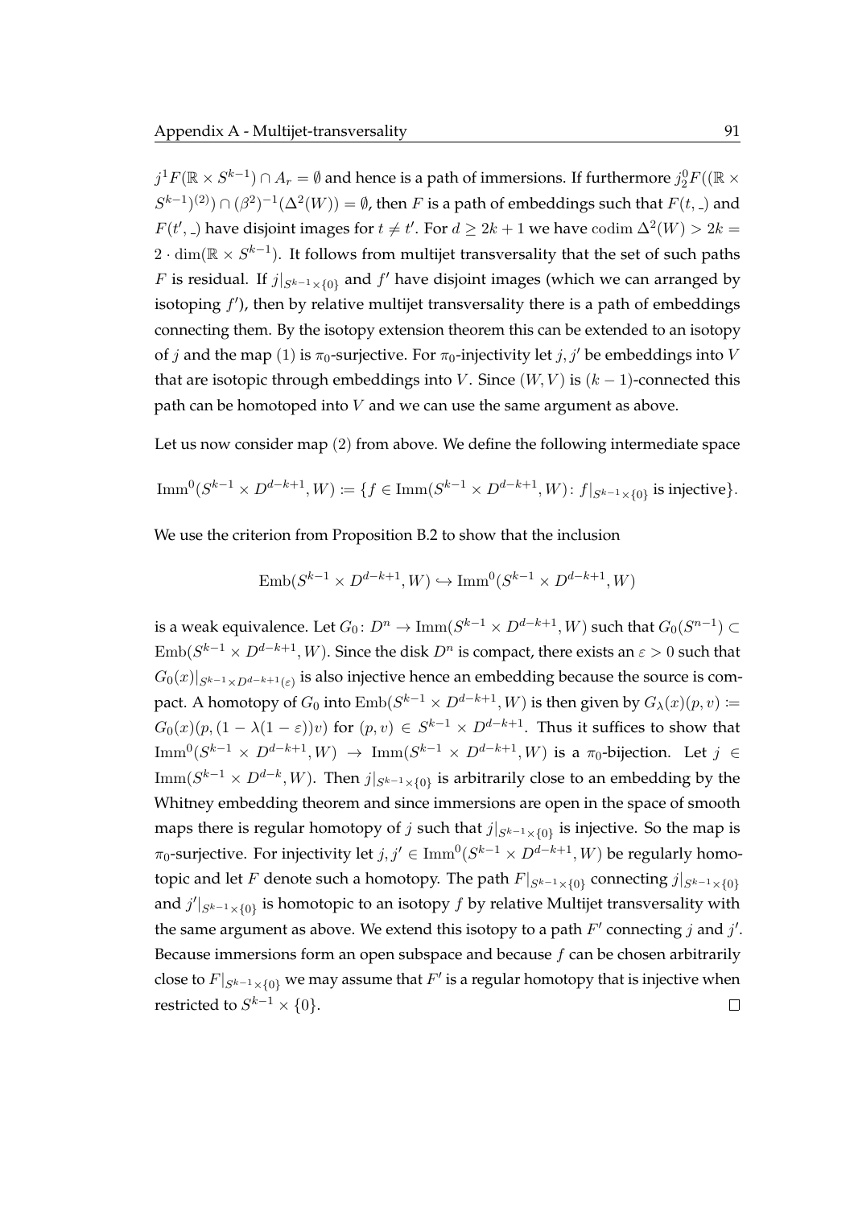$j^1F(\mathbb{R} \times S^{k-1}) \cap A_r = \emptyset$ and hence is a path of immersions. If furthermore $j^0_2F((\mathbb{R} \times S^{k-1})^{(2)}) \cap (\beta^2)^{-1}(\Delta^2(W)) = \emptyset$, then $F$ is a path of embeddings such that $F(t, \_)$ and $F(t', \_)$ have disjoint images for $t \neq t'$. For $d \geq 2k+1$ we have $\operatorname{codim} \Delta^2(W) > 2k = 2 \cdot \dim(\mathbb{R} \times S^{k-1})$. It follows from multijet transversality that the set of such paths $F$ is residual. If $j|_{S^{k-1}\times\{0\}}$ and $f'$ have disjoint images (which we can arranged by isotoping $f'$), then by relative multijet transversality there is a path of embeddings connecting them. By the isotopy extension theorem this can be extended to an isotopy of $j$ and the map $(1)$ is $\pi_0$-surjective. For $\pi_0$-injectivity let $j, j'$ be embeddings into $V$ that are isotopic through embeddings into $V$. Since $(W, V)$ is $(k-1)$-connected this path can be homotoped into $V$ and we can use the same argument as above.

Let us now consider map $(2)$ from above. We define the following intermediate space

$$\operatorname{Imm}^0(S^{k-1} \times D^{d-k+1}, W) \coloneqq \{f \in \operatorname{Imm}(S^{k-1} \times D^{d-k+1}, W) \colon f|_{S^{k-1}\times\{0\}} \text{ is injective}\}.$$

We use the criterion from Proposition B.2 to show that the inclusion

$$\operatorname{Emb}(S^{k-1} \times D^{d-k+1}, W) \hookrightarrow \operatorname{Imm}^0(S^{k-1} \times D^{d-k+1}, W)$$

is a weak equivalence. Let $G_0 \colon D^n \to \operatorname{Imm}(S^{k-1} \times D^{d-k+1}, W)$ such that $G_0(S^{n-1}) \subset \operatorname{Emb}(S^{k-1} \times D^{d-k+1}, W)$. Since the disk $D^n$ is compact, there exists an $\varepsilon > 0$ such that $G_0(x)|_{S^{k-1}\times D^{d-k+1}(\varepsilon)}$ is also injective hence an embedding because the source is compact. A homotopy of $G_0$ into $\operatorname{Emb}(S^{k-1} \times D^{d-k+1}, W)$ is then given by $G_\lambda(x)(p, v) \coloneqq G_0(x)(p, (1 - \lambda(1-\varepsilon))v)$ for $(p, v) \in S^{k-1} \times D^{d-k+1}$. Thus it suffices to show that $\operatorname{Imm}^0(S^{k-1} \times D^{d-k+1}, W) \to \operatorname{Imm}(S^{k-1} \times D^{d-k+1}, W)$ is a $\pi_0$-bijection. Let $j \in \operatorname{Imm}(S^{k-1} \times D^{d-k}, W)$. Then $j|_{S^{k-1}\times\{0\}}$ is arbitrarily close to an embedding by the Whitney embedding theorem and since immersions are open in the space of smooth maps there is regular homotopy of $j$ such that $j|_{S^{k-1}\times\{0\}}$ is injective. So the map is $\pi_0$-surjective. For injectivity let $j, j' \in \operatorname{Imm}^0(S^{k-1} \times D^{d-k+1}, W)$ be regularly homotopic and let $F$ denote such a homotopy. The path $F|_{S^{k-1}\times\{0\}}$ connecting $j|_{S^{k-1}\times\{0\}}$ and $j'|_{S^{k-1}\times\{0\}}$ is homotopic to an isotopy $f$ by relative Multijet transversality with the same argument as above. We extend this isotopy to a path $F'$ connecting $j$ and $j'$. Because immersions form an open subspace and because $f$ can be chosen arbitrarily close to $F|_{S^{k-1}\times\{0\}}$ we may assume that $F'$ is a regular homotopy that is injective when restricted to $S^{k-1} \times \{0\}$. $\square$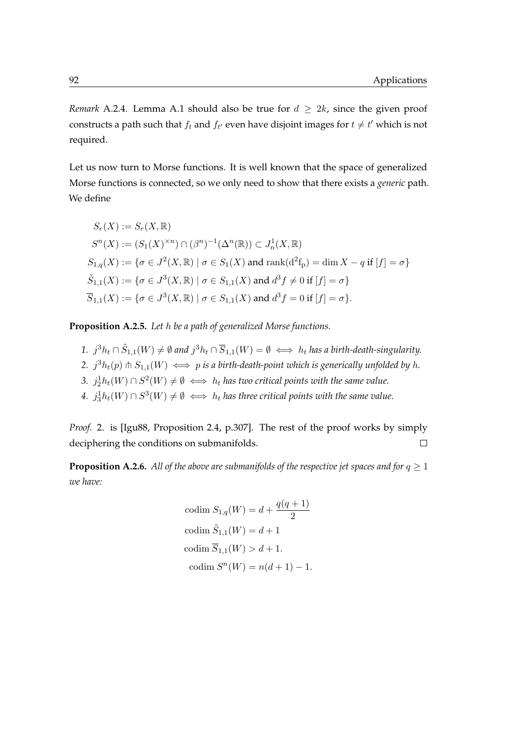*Remark* A.2.4. Lemma A.1 should also be true for $d \geq 2k$, since the given proof constructs a path such that $f_t$ and $f_{t'}$ even have disjoint images for $t \neq t'$ which is not required.

Let us now turn to Morse functions. It is well known that the space of generalized Morse functions is connected, so we only need to show that there exists a *generic* path. We define

$$
\begin{aligned}
S_r(X) &:= S_r(X, \mathbb{R}) \\
S^n(X) &:= (S_1(X)^{\times n}) \cap (\beta^n)^{-1}(\Delta^n(\mathbb{R})) \subset J^1_n(X, \mathbb{R}) \\
S_{1,q}(X) &:= \{\sigma \in J^2(X, \mathbb{R}) \mid \sigma \in S_1(X) \text{ and } \operatorname{rank}(\mathrm{d}^2\mathrm{f}_\mathrm{p}) = \dim X - q \text{ if } [f] = \sigma\} \\
\tilde{S}_{1,1}(X) &:= \{\sigma \in J^3(X, \mathbb{R}) \mid \sigma \in S_{1,1}(X) \text{ and } d^3 f \neq 0 \text{ if } [f] = \sigma\} \\
\overline{S}_{1,1}(X) &:= \{\sigma \in J^3(X, \mathbb{R}) \mid \sigma \in S_{1,1}(X) \text{ and } d^3 f = 0 \text{ if } [f] = \sigma\}.
\end{aligned}
$$

**Proposition A.2.5.** *Let $h$ be a path of generalized Morse functions.*

1. $j^3 h_t \cap \tilde{S}_{1,1}(W) \neq \emptyset$ *and* $j^3 h_t \cap \overline{S}_{1,1}(W) = \emptyset \iff h_t$ *has a birth-death-singularity.*
2. $j^3 h_t(p) \pitchfork S_{1,1}(W) \iff p$ *is a birth-death-point which is generically unfolded by $h$.*
3. $j^1_2 h_t(W) \cap S^2(W) \neq \emptyset \iff h_t$ *has two critical points with the same value.*
4. $j^1_3 h_t(W) \cap S^3(W) \neq \emptyset \iff h_t$ *has three critical points with the same value.*

*Proof.* 2. is [Igu88, Proposition 2.4, p.307]. The rest of the proof works by simply deciphering the conditions on submanifolds. □

**Proposition A.2.6.** *All of the above are submanifolds of the respective jet spaces and for $q \geq 1$ we have:*

$$
\begin{aligned}
\operatorname{codim} S_{1,q}(W) &= d + \frac{q(q+1)}{2} \\
\operatorname{codim} \tilde{S}_{1,1}(W) &= d + 1 \\
\operatorname{codim} \overline{S}_{1,1}(W) &> d + 1. \\
\operatorname{codim} S^n(W) &= n(d+1) - 1.
\end{aligned}
$$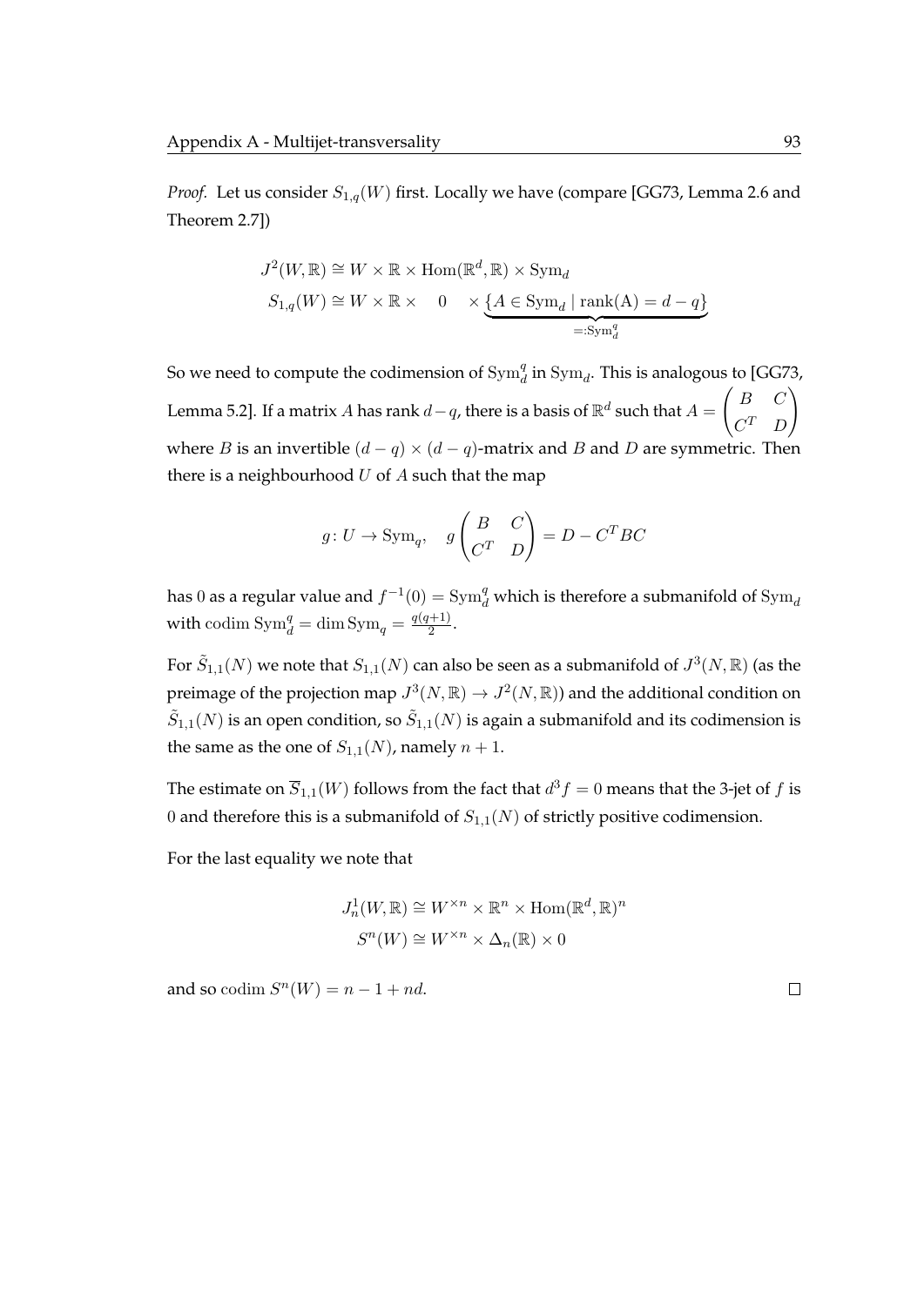*Proof.* Let us consider $S_{1,q}(W)$ first. Locally we have (compare [GG73, Lemma 2.6 and Theorem 2.7])

$$
\begin{aligned}
J^2(W,\mathbb{R}) &\cong W \times \mathbb{R} \times \mathrm{Hom}(\mathbb{R}^d, \mathbb{R}) \times \mathrm{Sym}_d \\
S_{1,q}(W) &\cong W \times \mathbb{R} \times \quad 0 \quad \times \underbrace{\{A \in \mathrm{Sym}_d \mid \mathrm{rank(A)} = d-q\}}_{=:\mathrm{Sym}_d^q}
\end{aligned}
$$

So we need to compute the codimension of $\mathrm{Sym}_d^q$ in $\mathrm{Sym}_d$. This is analogous to [GG73, Lemma 5.2]. If a matrix $A$ has rank $d-q$, there is a basis of $\mathbb{R}^d$ such that $A = \begin{pmatrix} B & C \\ C^T & D \end{pmatrix}$ where $B$ is an invertible $(d-q)\times(d-q)$-matrix and $B$ and $D$ are symmetric. Then there is a neighbourhood $U$ of $A$ such that the map

$$
g \colon U \to \mathrm{Sym}_q, \quad g\begin{pmatrix} B & C \\ C^T & D \end{pmatrix} = D - C^T B C
$$

has $0$ as a regular value and $f^{-1}(0) = \mathrm{Sym}_d^q$ which is therefore a submanifold of $\mathrm{Sym}_d$ with $\mathrm{codim}\,\mathrm{Sym}_d^q = \dim \mathrm{Sym}_q = \frac{q(q+1)}{2}$.

For $\tilde{S}_{1,1}(N)$ we note that $S_{1,1}(N)$ can also be seen as a submanifold of $J^3(N,\mathbb{R})$ (as the preimage of the projection map $J^3(N,\mathbb{R}) \to J^2(N,\mathbb{R})$) and the additional condition on $\tilde{S}_{1,1}(N)$ is an open condition, so $\tilde{S}_{1,1}(N)$ is again a submanifold and its codimension is the same as the one of $S_{1,1}(N)$, namely $n+1$.

The estimate on $\overline{S}_{1,1}(W)$ follows from the fact that $d^3 f = 0$ means that the 3-jet of $f$ is $0$ and therefore this is a submanifold of $S_{1,1}(N)$ of strictly positive codimension.

For the last equality we note that

$$
\begin{aligned}
J^1_n(W,\mathbb{R}) &\cong W^{\times n} \times \mathbb{R}^n \times \mathrm{Hom}(\mathbb{R}^d,\mathbb{R})^n \\
S^n(W) &\cong W^{\times n} \times \Delta_n(\mathbb{R}) \times 0
\end{aligned}
$$

and so $\mathrm{codim}\, S^n(W) = n - 1 + nd$. $\square$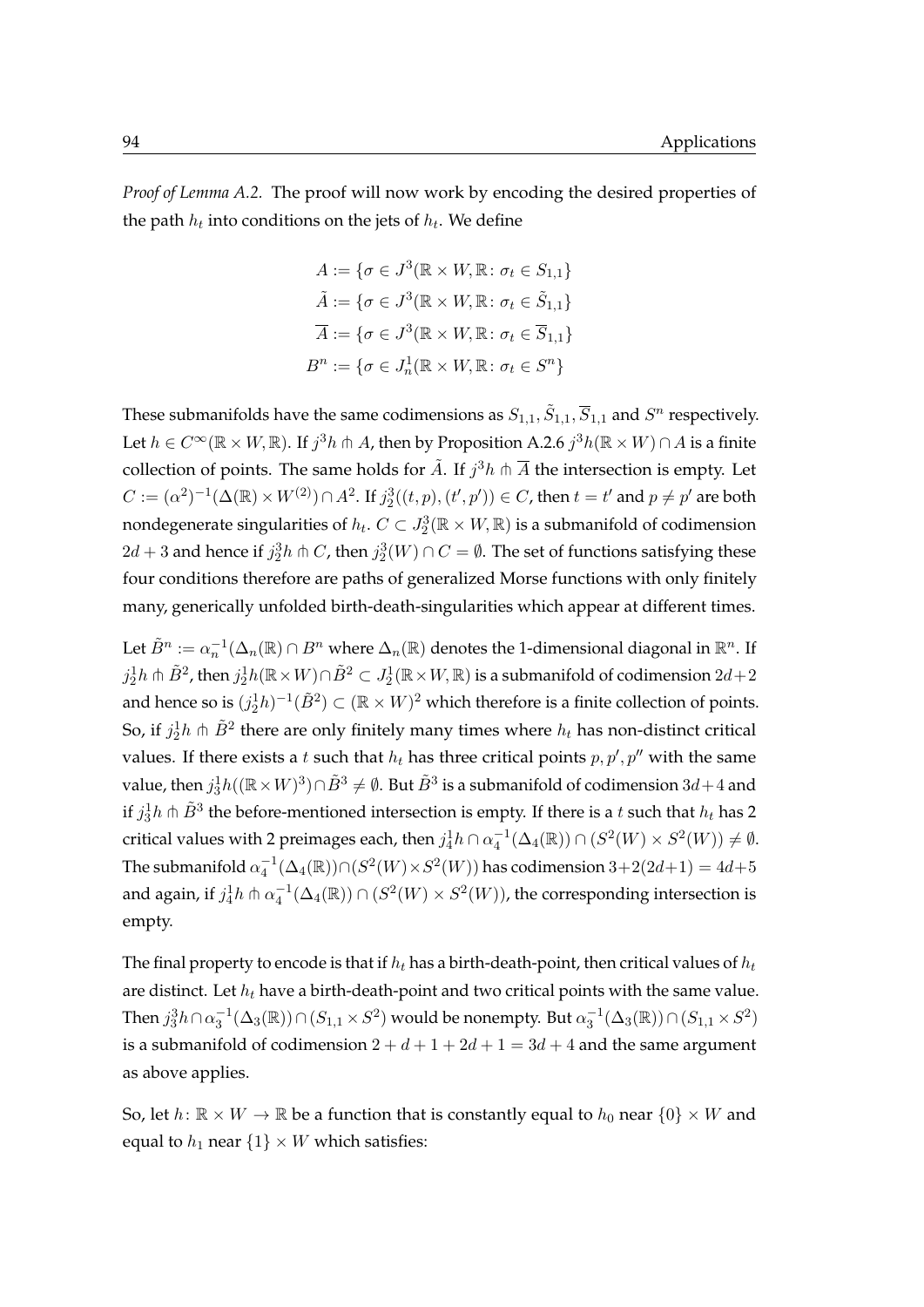*Proof of Lemma A.2.* The proof will now work by encoding the desired properties of the path $h_t$ into conditions on the jets of $h_t$. We define

$$A := \{\sigma \in J^3(\mathbb{R} \times W, \mathbb{R} \colon \sigma_t \in S_{1,1}\}$$
$$\tilde{A} := \{\sigma \in J^3(\mathbb{R} \times W, \mathbb{R} \colon \sigma_t \in \tilde{S}_{1,1}\}$$
$$\overline{A} := \{\sigma \in J^3(\mathbb{R} \times W, \mathbb{R} \colon \sigma_t \in \overline{S}_{1,1}\}$$
$$B^n := \{\sigma \in J^1_n(\mathbb{R} \times W, \mathbb{R} \colon \sigma_t \in S^n\}$$

These submanifolds have the same codimensions as $S_{1,1}, \tilde{S}_{1,1}, \overline{S}_{1,1}$ and $S^n$ respectively. Let $h \in C^\infty(\mathbb{R} \times W, \mathbb{R})$. If $j^3 h \pitchfork A$, then by Proposition A.2.6 $j^3 h(\mathbb{R} \times W) \cap A$ is a finite collection of points. The same holds for $\tilde{A}$. If $j^3 h \pitchfork \overline{A}$ the intersection is empty. Let $C := (\alpha^2)^{-1}(\Delta(\mathbb{R}) \times W^{(2)}) \cap A^2$. If $j^3_2((t,p),(t',p')) \in C$, then $t = t'$ and $p \neq p'$ are both nondegenerate singularities of $h_t$. $C \subset J^3_2(\mathbb{R} \times W, \mathbb{R})$ is a submanifold of codimension $2d + 3$ and hence if $j^3_2 h \pitchfork C$, then $j^3_2(W) \cap C = \emptyset$. The set of functions satisfying these four conditions therefore are paths of generalized Morse functions with only finitely many, generically unfolded birth-death-singularities which appear at different times.

Let $\tilde{B}^n := \alpha_n^{-1}(\Delta_n(\mathbb{R}) \cap B^n$ where $\Delta_n(\mathbb{R})$ denotes the 1-dimensional diagonal in $\mathbb{R}^n$. If $j^1_2 h \pitchfork \tilde{B}^2$, then $j^1_2 h(\mathbb{R} \times W) \cap \tilde{B}^2 \subset J^1_2(\mathbb{R} \times W, \mathbb{R})$ is a submanifold of codimension $2d + 2$ and hence so is $(j^1_2 h)^{-1}(\tilde{B}^2) \subset (\mathbb{R} \times W)^2$ which therefore is a finite collection of points. So, if $j^1_2 h \pitchfork \tilde{B}^2$ there are only finitely many times where $h_t$ has non-distinct critical values. If there exists a $t$ such that $h_t$ has three critical points $p, p', p''$ with the same value, then $j^1_3 h((\mathbb{R} \times W)^3) \cap \tilde{B}^3 \neq \emptyset$. But $\tilde{B}^3$ is a submanifold of codimension $3d + 4$ and if $j^1_3 h \pitchfork \tilde{B}^3$ the before-mentioned intersection is empty. If there is a $t$ such that $h_t$ has 2 critical values with 2 preimages each, then $j^1_4 h \cap \alpha_4^{-1}(\Delta_4(\mathbb{R})) \cap (S^2(W) \times S^2(W)) \neq \emptyset$. The submanifold $\alpha_4^{-1}(\Delta_4(\mathbb{R})) \cap (S^2(W) \times S^2(W))$ has codimension $3 + 2(2d+1) = 4d + 5$ and again, if $j^1_4 h \pitchfork \alpha_4^{-1}(\Delta_4(\mathbb{R})) \cap (S^2(W) \times S^2(W))$, the corresponding intersection is empty.

The final property to encode is that if $h_t$ has a birth-death-point, then critical values of $h_t$ are distinct. Let $h_t$ have a birth-death-point and two critical points with the same value. Then $j^3_3 h \cap \alpha_3^{-1}(\Delta_3(\mathbb{R})) \cap (S_{1,1} \times S^2)$ would be nonempty. But $\alpha_3^{-1}(\Delta_3(\mathbb{R})) \cap (S_{1,1} \times S^2)$ is a submanifold of codimension $2 + d + 1 + 2d + 1 = 3d + 4$ and the same argument as above applies.

So, let $h \colon \mathbb{R} \times W \to \mathbb{R}$ be a function that is constantly equal to $h_0$ near $\{0\} \times W$ and equal to $h_1$ near $\{1\} \times W$ which satisfies: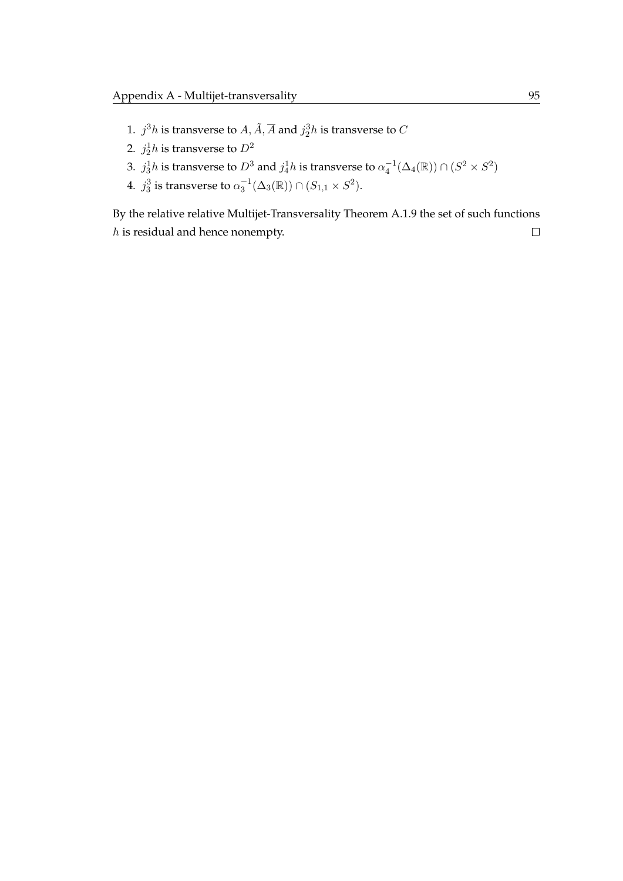1. $j^3h$ is transverse to $A, \tilde{A}, \overline{A}$ and $j_2^3h$ is transverse to $C$
2. $j_2^1h$ is transverse to $D^2$
3. $j_3^1h$ is transverse to $D^3$ and $j_4^1h$ is transverse to $\alpha_4^{-1}(\Delta_4(\mathbb{R})) \cap (S^2 \times S^2)$
4. $j_3^3$ is transverse to $\alpha_3^{-1}(\Delta_3(\mathbb{R})) \cap (S_{1,1} \times S^2)$.

By the relative relative Multijet-Transversality Theorem A.1.9 the set of such functions $h$ is residual and hence nonempty. $\square$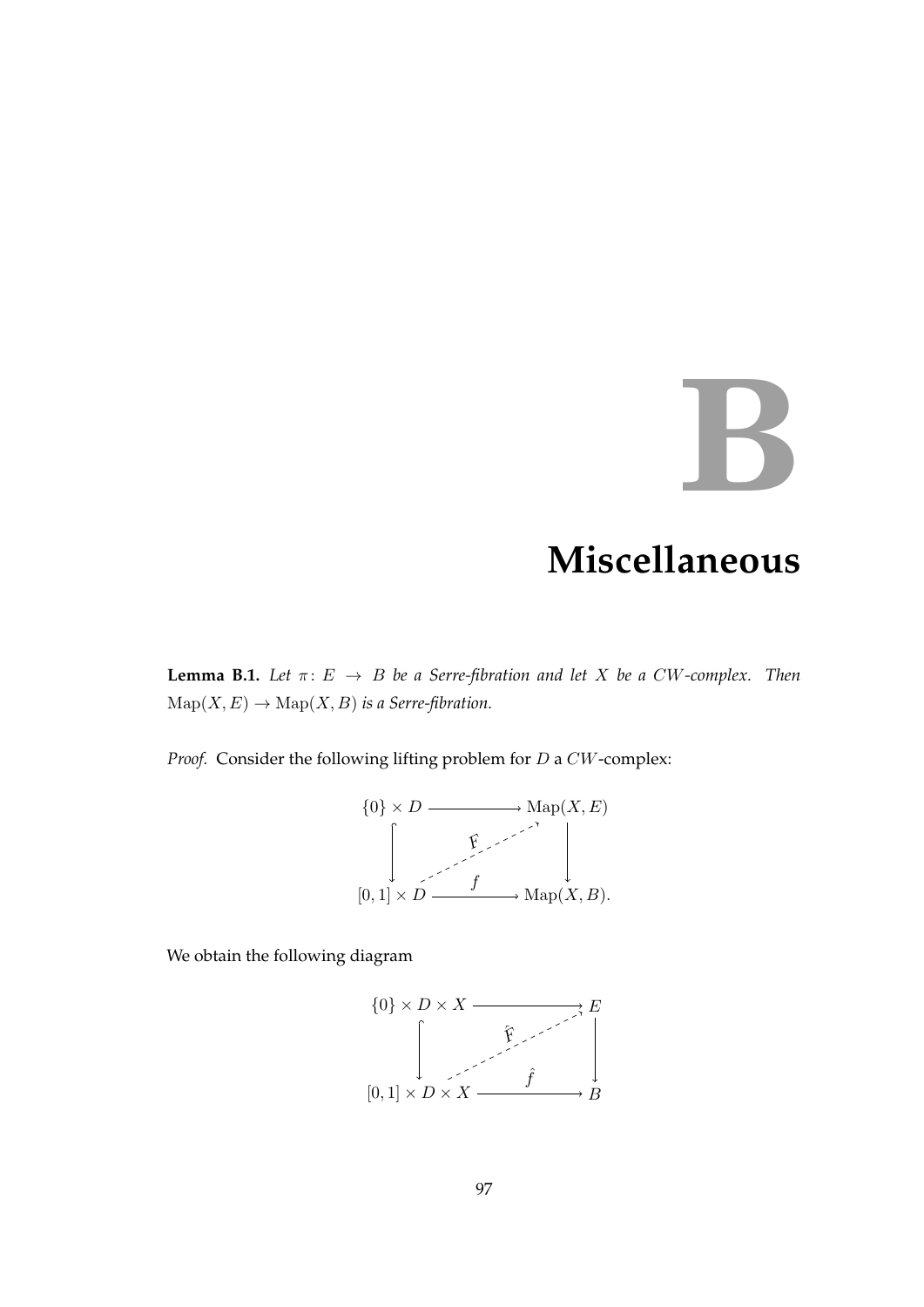# B Miscellaneous

**Lemma B.1.** *Let $\pi \colon E \to B$ be a Serre-fibration and let $X$ be a $CW$-complex. Then $\mathrm{Map}(X, E) \to \mathrm{Map}(X, B)$ is a Serre-fibration.*

*Proof.* Consider the following lifting problem for $D$ a $CW$-complex:

$$\begin{array}{ccc} \{0\} \times D & \longrightarrow & \mathrm{Map}(X, E) \\ \big\downarrow & \overset{F}{\nearrow} & \big\downarrow \\ [0,1] \times D & \xrightarrow{\quad f \quad} & \mathrm{Map}(X, B). \end{array}$$

We obtain the following diagram

$$\begin{array}{ccc} \{0\} \times D \times X & \longrightarrow & E \\ \big\downarrow & \overset{\hat{F}}{\nearrow} & \big\downarrow \\ [0,1] \times D \times X & \xrightarrow{\quad \hat{f} \quad} & B \end{array}$$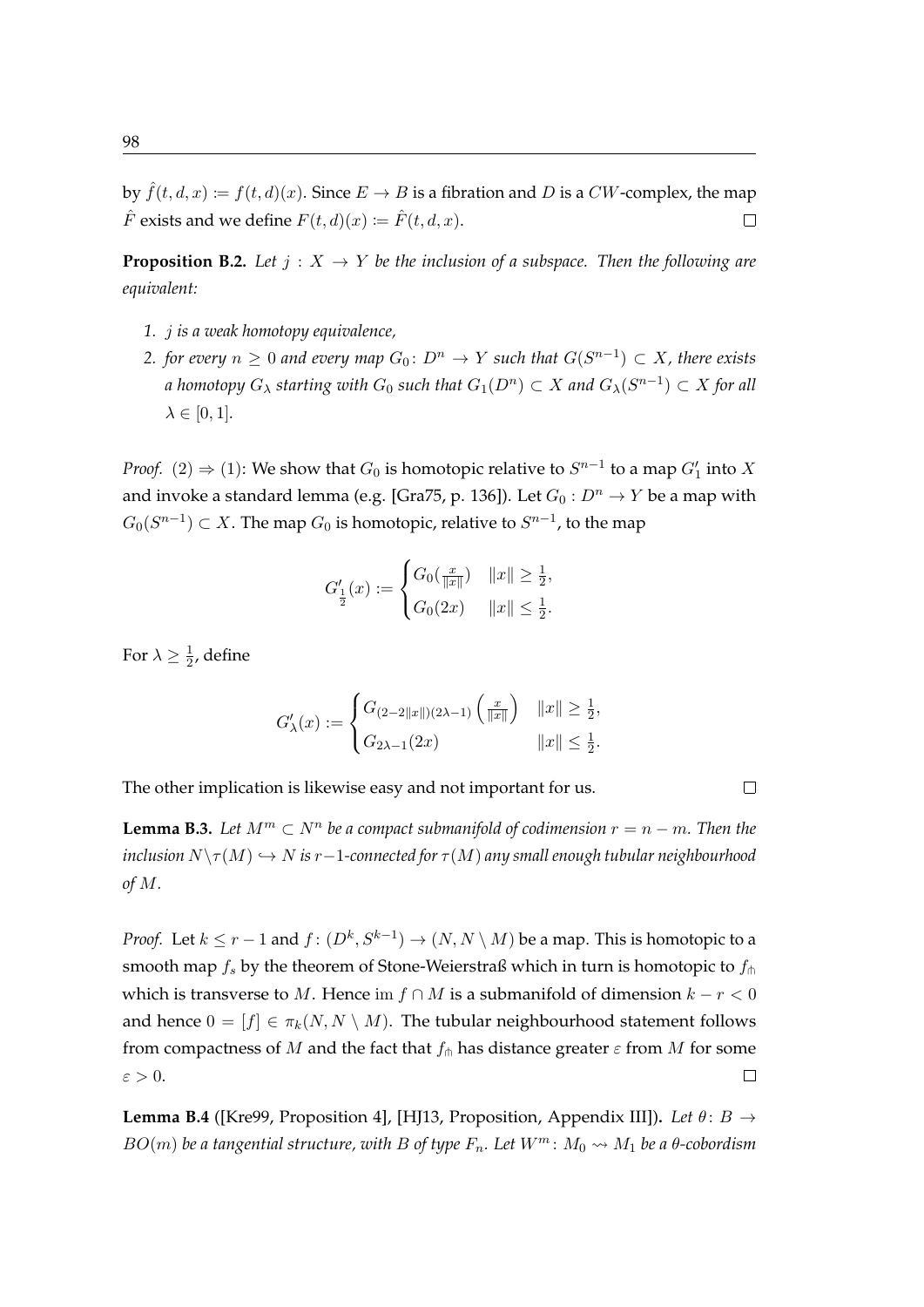by $\hat{f}(t, d, x) := f(t, d)(x)$. Since $E \to B$ is a fibration and $D$ is a $CW$-complex, the map $\hat{F}$ exists and we define $F(t, d)(x) := \hat{F}(t, d, x)$. $\square$

**Proposition B.2.** *Let $j : X \to Y$ be the inclusion of a subspace. Then the following are equivalent:*

1. *$j$ is a weak homotopy equivalence,*
2. *for every $n \geq 0$ and every map $G_0 : D^n \to Y$ such that $G(S^{n-1}) \subset X$, there exists a homotopy $G_\lambda$ starting with $G_0$ such that $G_1(D^n) \subset X$ and $G_\lambda(S^{n-1}) \subset X$ for all $\lambda \in [0, 1]$.*

*Proof.* $(2) \Rightarrow (1)$: We show that $G_0$ is homotopic relative to $S^{n-1}$ to a map $G'_1$ into $X$ and invoke a standard lemma (e.g. [Gra75, p. 136]). Let $G_0 : D^n \to Y$ be a map with $G_0(S^{n-1}) \subset X$. The map $G_0$ is homotopic, relative to $S^{n-1}$, to the map

$$G'_{\frac{1}{2}}(x) := \begin{cases} G_0(\frac{x}{\|x\|}) & \|x\| \geq \frac{1}{2}, \\ G_0(2x) & \|x\| \leq \frac{1}{2}. \end{cases}$$

For $\lambda \geq \frac{1}{2}$, define

$$G'_\lambda(x) := \begin{cases} G_{(2-2\|x\|)(2\lambda-1)}\left(\frac{x}{\|x\|}\right) & \|x\| \geq \frac{1}{2}, \\ G_{2\lambda-1}(2x) & \|x\| \leq \frac{1}{2}. \end{cases}$$

The other implication is likewise easy and not important for us. $\square$

**Lemma B.3.** *Let $M^m \subset N^n$ be a compact submanifold of codimension $r = n - m$. Then the inclusion $N \setminus \tau(M) \hookrightarrow N$ is $r-1$-connected for $\tau(M)$ any small enough tubular neighbourhood of $M$.*

*Proof.* Let $k \leq r - 1$ and $f : (D^k, S^{k-1}) \to (N, N \setminus M)$ be a map. This is homotopic to a smooth map $f_s$ by the theorem of Stone-Weierstraß which in turn is homotopic to $f_\pitchfork$ which is transverse to $M$. Hence $\operatorname{im} f \cap M$ is a submanifold of dimension $k - r < 0$ and hence $0 = [f] \in \pi_k(N, N \setminus M)$. The tubular neighbourhood statement follows from compactness of $M$ and the fact that $f_\pitchfork$ has distance greater $\varepsilon$ from $M$ for some $\varepsilon > 0$. $\square$

**Lemma B.4** ([Kre99, Proposition 4], [HJ13, Proposition, Appendix III])**.** *Let $\theta : B \to BO(m)$ be a tangential structure, with $B$ of type $F_n$. Let $W^m : M_0 \rightsquigarrow M_1$ be a $\theta$-cobordism*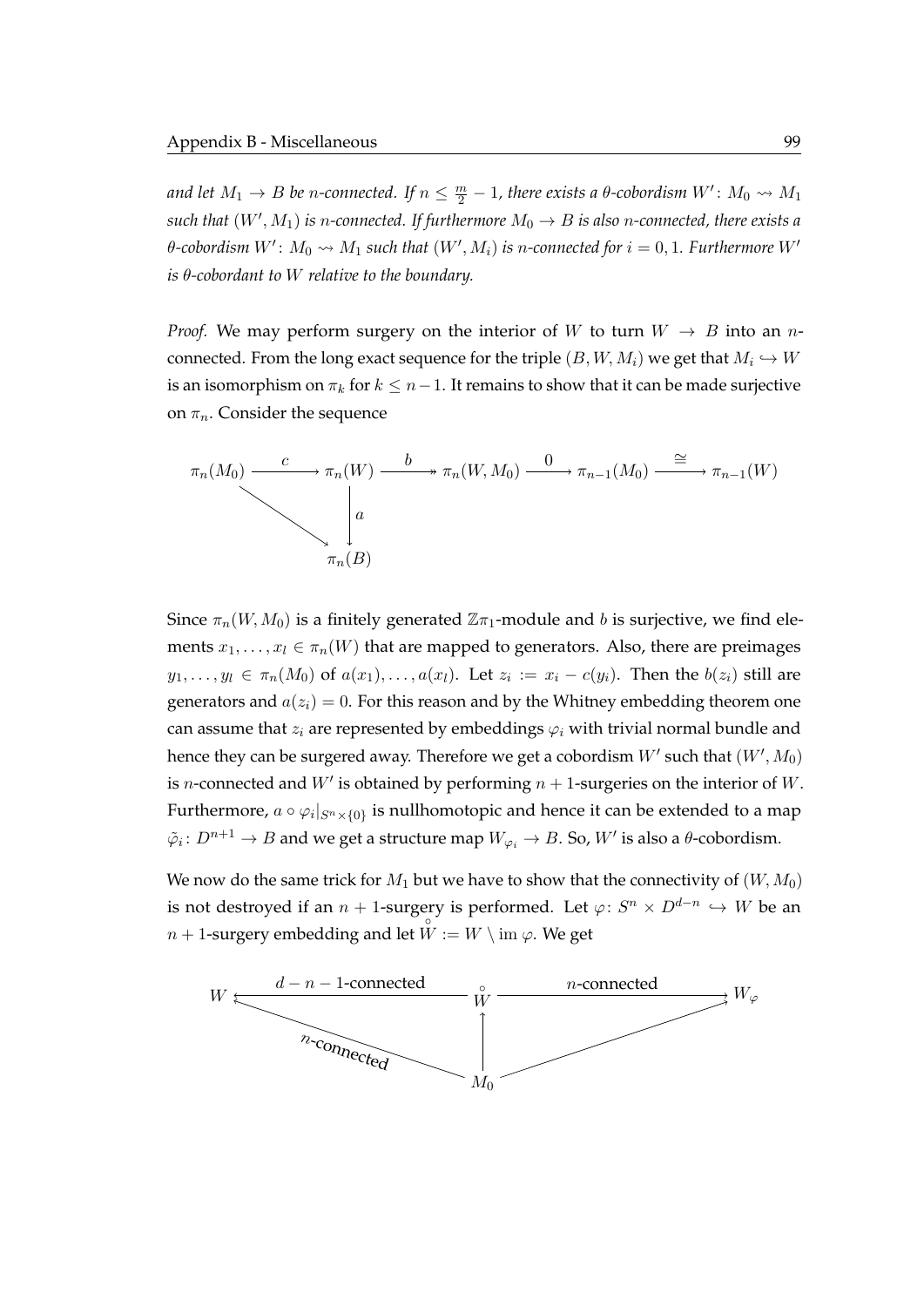*and let $M_1 \to B$ be $n$-connected. If $n \leq \frac{m}{2} - 1$, there exists a $\theta$-cobordism $W'\colon M_0 \rightsquigarrow M_1$ such that $(W', M_1)$ is $n$-connected. If furthermore $M_0 \to B$ is also $n$-connected, there exists a $\theta$-cobordism $W'\colon M_0 \rightsquigarrow M_1$ such that $(W', M_i)$ is $n$-connected for $i = 0, 1$. Furthermore $W'$ is $\theta$-cobordant to $W$ relative to the boundary.*

*Proof.* We may perform surgery on the interior of $W$ to turn $W \to B$ into an $n$-connected. From the long exact sequence for the triple $(B, W, M_i)$ we get that $M_i \hookrightarrow W$ is an isomorphism on $\pi_k$ for $k \leq n-1$. It remains to show that it can be made surjective on $\pi_n$. Consider the sequence

$$\begin{array}{ccccccccc}
\pi_n(M_0) & \xrightarrow{c} & \pi_n(W) & \xrightarrow{b} & \pi_n(W, M_0) & \xrightarrow{0} & \pi_{n-1}(M_0) & \xrightarrow{\cong} & \pi_{n-1}(W) \\
& \searrow & \downarrow a & & & & & & \\
& & \pi_n(B) & & & & & &
\end{array}$$

Since $\pi_n(W, M_0)$ is a finitely generated $\mathbb{Z}\pi_1$-module and $b$ is surjective, we find elements $x_1, \ldots, x_l \in \pi_n(W)$ that are mapped to generators. Also, there are preimages $y_1, \ldots, y_l \in \pi_n(M_0)$ of $a(x_1), \ldots, a(x_l)$. Let $z_i := x_i - c(y_i)$. Then the $b(z_i)$ still are generators and $a(z_i) = 0$. For this reason and by the Whitney embedding theorem one can assume that $z_i$ are represented by embeddings $\varphi_i$ with trivial normal bundle and hence they can be surgered away. Therefore we get a cobordism $W'$ such that $(W', M_0)$ is $n$-connected and $W'$ is obtained by performing $n+1$-surgeries on the interior of $W$. Furthermore, $a \circ \varphi_i|_{S^n \times \{0\}}$ is nullhomotopic and hence it can be extended to a map $\tilde{\varphi}_i\colon D^{n+1} \to B$ and we get a structure map $W_{\varphi_i} \to B$. So, $W'$ is also a $\theta$-cobordism.

We now do the same trick for $M_1$ but we have to show that the connectivity of $(W, M_0)$ is not destroyed if an $n+1$-surgery is performed. Let $\varphi\colon S^n \times D^{d-n} \hookrightarrow W$ be an $n+1$-surgery embedding and let $\mathring{W} := W \setminus \operatorname{im} \varphi$. We get

$$\begin{array}{ccccc}
W & \xleftarrow{\;d-n-1\text{-connected}\;} & \mathring{W} & \xrightarrow{\;n\text{-connected}\;} & W_\varphi \\
& \nwarrow_{n\text{-connected}} & \uparrow & \nearrow & \\
& & M_0 & &
\end{array}$$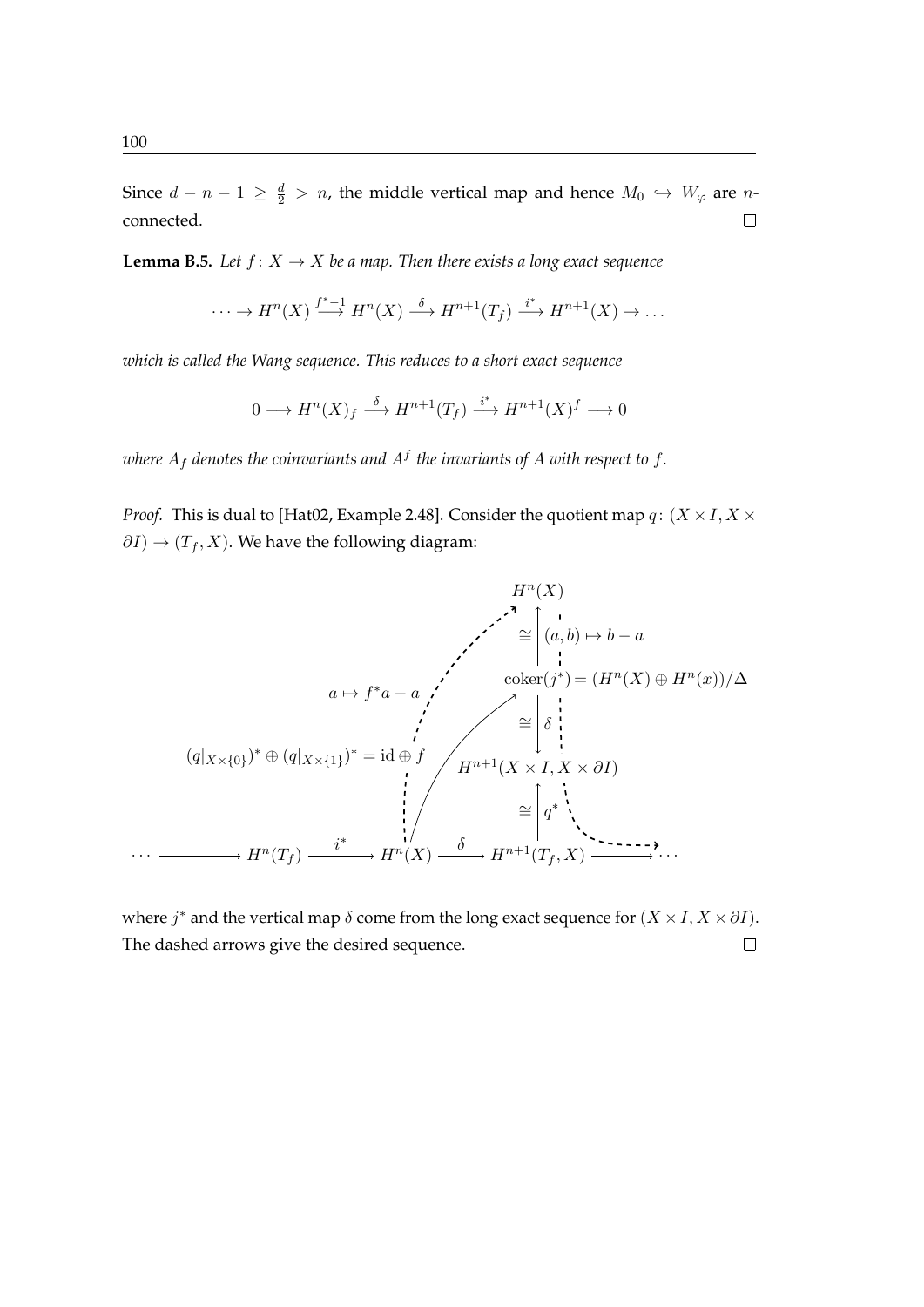Since $d - n - 1 \geq \frac{d}{2} > n$, the middle vertical map and hence $M_0 \hookrightarrow W_\varphi$ are $n$-connected. $\square$

**Lemma B.5.** *Let $f\colon X \to X$ be a map. Then there exists a long exact sequence*

$$\cdots \to H^n(X) \xrightarrow{f^*-1} H^n(X) \xrightarrow{\delta} H^{n+1}(T_f) \xrightarrow{i^*} H^{n+1}(X) \to \ldots$$

*which is called the Wang sequence. This reduces to a short exact sequence*

$$0 \longrightarrow H^n(X)_f \xrightarrow{\delta} H^{n+1}(T_f) \xrightarrow{i^*} H^{n+1}(X)^f \longrightarrow 0$$

*where $A_f$ denotes the coinvariants and $A^f$ the invariants of $A$ with respect to $f$.*

*Proof.* This is dual to [Hat02, Example 2.48]. Consider the quotient map $q\colon (X \times I, X \times \partial I) \to (T_f, X)$. We have the following diagram:

$$\begin{array}{ccccccc}
 & & & & H^n(X) & & \\
 & & & & \uparrow \cong \; (a,b) \mapsto b-a & & \\
 & & a \mapsto f^*a - a & & \operatorname{coker}(j^*) = (H^n(X) \oplus H^n(x))/\Delta & & \\
 & & & & \downarrow \cong \; \delta & & \\
 & & (q|_{X\times\{0\}})^* \oplus (q|_{X\times\{1\}})^* = \mathrm{id} \oplus f & & H^{n+1}(X \times I, X \times \partial I) & & \\
 & & & & \uparrow \cong \; q^* & & \\
\cdots \longrightarrow & H^n(T_f) & \xrightarrow{i^*} & H^n(X) & \xrightarrow{\delta} & H^{n+1}(T_f, X) & \longrightarrow \cdots
\end{array}$$

where $j^*$ and the vertical map $\delta$ come from the long exact sequence for $(X \times I, X \times \partial I)$. The dashed arrows give the desired sequence. $\square$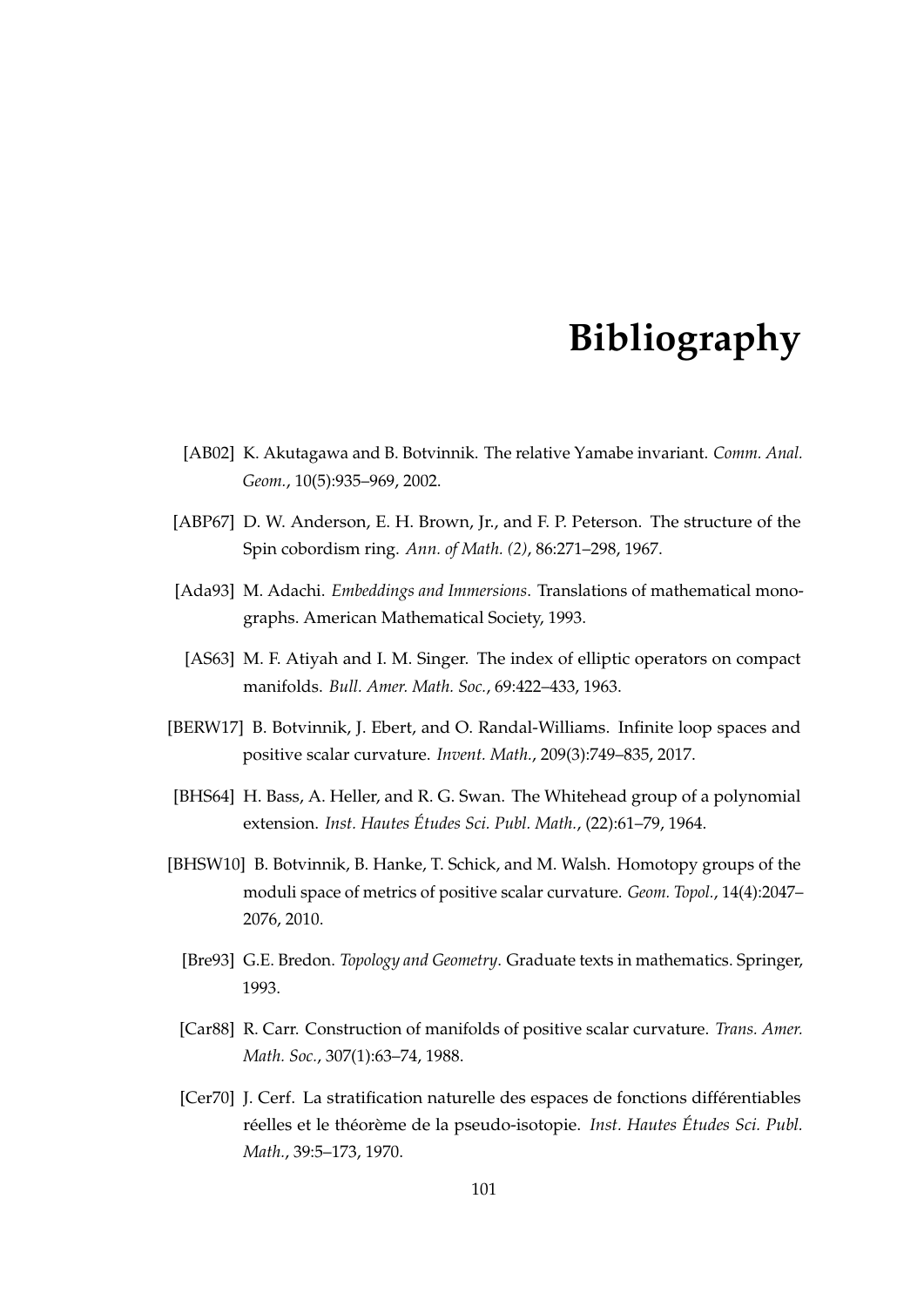# Bibliography

[AB02] K. Akutagawa and B. Botvinnik. The relative Yamabe invariant. *Comm. Anal. Geom.*, 10(5):935–969, 2002.

[ABP67] D. W. Anderson, E. H. Brown, Jr., and F. P. Peterson. The structure of the Spin cobordism ring. *Ann. of Math. (2)*, 86:271–298, 1967.

[Ada93] M. Adachi. *Embeddings and Immersions*. Translations of mathematical monographs. American Mathematical Society, 1993.

[AS63] M. F. Atiyah and I. M. Singer. The index of elliptic operators on compact manifolds. *Bull. Amer. Math. Soc.*, 69:422–433, 1963.

[BERW17] B. Botvinnik, J. Ebert, and O. Randal-Williams. Infinite loop spaces and positive scalar curvature. *Invent. Math.*, 209(3):749–835, 2017.

[BHS64] H. Bass, A. Heller, and R. G. Swan. The Whitehead group of a polynomial extension. *Inst. Hautes Études Sci. Publ. Math.*, (22):61–79, 1964.

[BHSW10] B. Botvinnik, B. Hanke, T. Schick, and M. Walsh. Homotopy groups of the moduli space of metrics of positive scalar curvature. *Geom. Topol.*, 14(4):2047–2076, 2010.

[Bre93] G.E. Bredon. *Topology and Geometry*. Graduate texts in mathematics. Springer, 1993.

[Car88] R. Carr. Construction of manifolds of positive scalar curvature. *Trans. Amer. Math. Soc.*, 307(1):63–74, 1988.

[Cer70] J. Cerf. La stratification naturelle des espaces de fonctions différentiables réelles et le théorème de la pseudo-isotopie. *Inst. Hautes Études Sci. Publ. Math.*, 39:5–173, 1970.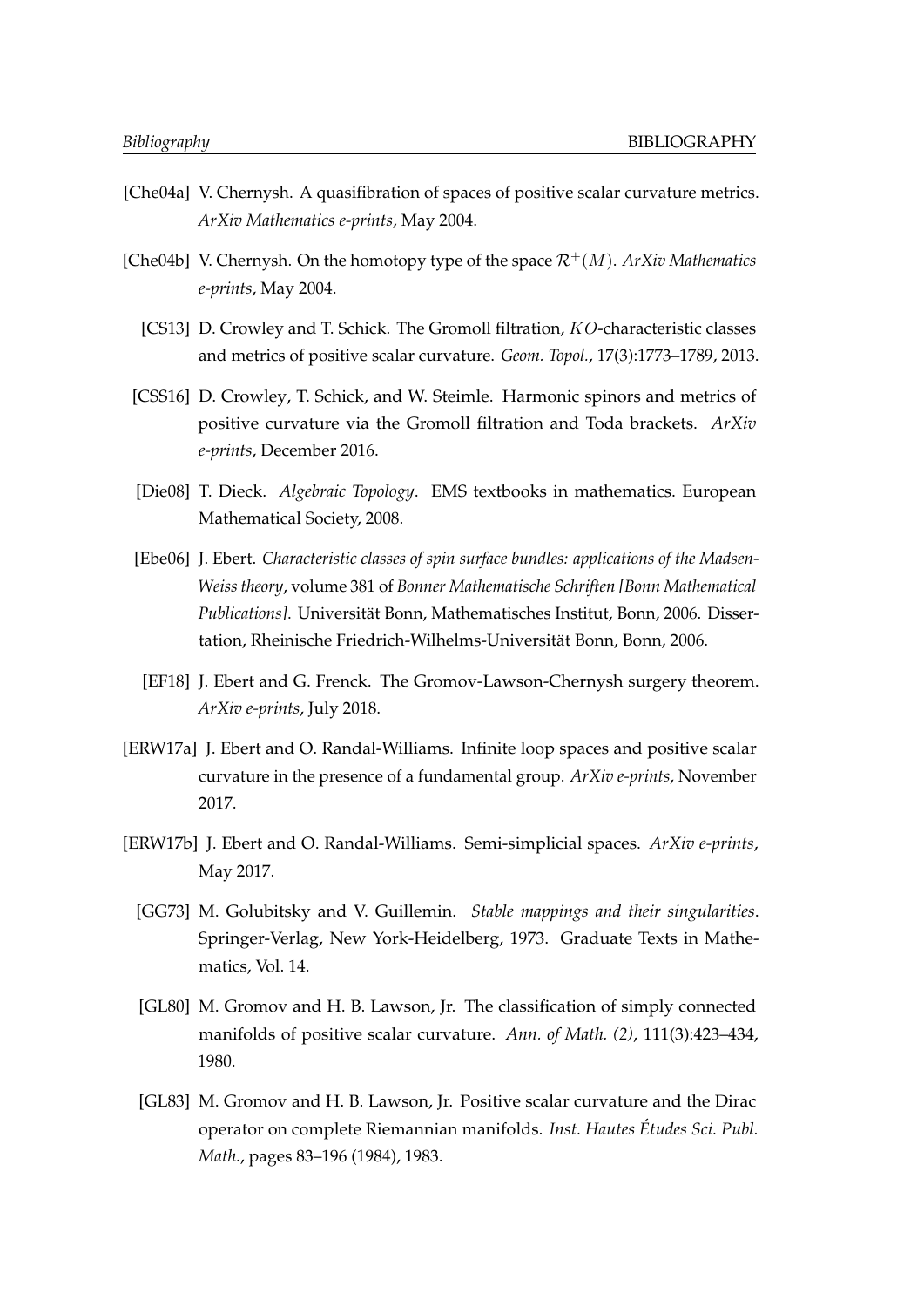[Che04a] V. Chernysh. A quasifibration of spaces of positive scalar curvature metrics. *ArXiv Mathematics e-prints*, May 2004.

[Che04b] V. Chernysh. On the homotopy type of the space $\mathcal{R}^+(M)$. *ArXiv Mathematics e-prints*, May 2004.

[CS13] D. Crowley and T. Schick. The Gromoll filtration, $KO$-characteristic classes and metrics of positive scalar curvature. *Geom. Topol.*, 17(3):1773–1789, 2013.

[CSS16] D. Crowley, T. Schick, and W. Steimle. Harmonic spinors and metrics of positive curvature via the Gromoll filtration and Toda brackets. *ArXiv e-prints*, December 2016.

[Die08] T. Dieck. *Algebraic Topology*. EMS textbooks in mathematics. European Mathematical Society, 2008.

[Ebe06] J. Ebert. *Characteristic classes of spin surface bundles: applications of the Madsen-Weiss theory*, volume 381 of *Bonner Mathematische Schriften [Bonn Mathematical Publications]*. Universität Bonn, Mathematisches Institut, Bonn, 2006. Dissertation, Rheinische Friedrich-Wilhelms-Universität Bonn, Bonn, 2006.

[EF18] J. Ebert and G. Frenck. The Gromov-Lawson-Chernysh surgery theorem. *ArXiv e-prints*, July 2018.

[ERW17a] J. Ebert and O. Randal-Williams. Infinite loop spaces and positive scalar curvature in the presence of a fundamental group. *ArXiv e-prints*, November 2017.

[ERW17b] J. Ebert and O. Randal-Williams. Semi-simplicial spaces. *ArXiv e-prints*, May 2017.

[GG73] M. Golubitsky and V. Guillemin. *Stable mappings and their singularities*. Springer-Verlag, New York-Heidelberg, 1973. Graduate Texts in Mathematics, Vol. 14.

[GL80] M. Gromov and H. B. Lawson, Jr. The classification of simply connected manifolds of positive scalar curvature. *Ann. of Math. (2)*, 111(3):423–434, 1980.

[GL83] M. Gromov and H. B. Lawson, Jr. Positive scalar curvature and the Dirac operator on complete Riemannian manifolds. *Inst. Hautes Études Sci. Publ. Math.*, pages 83–196 (1984), 1983.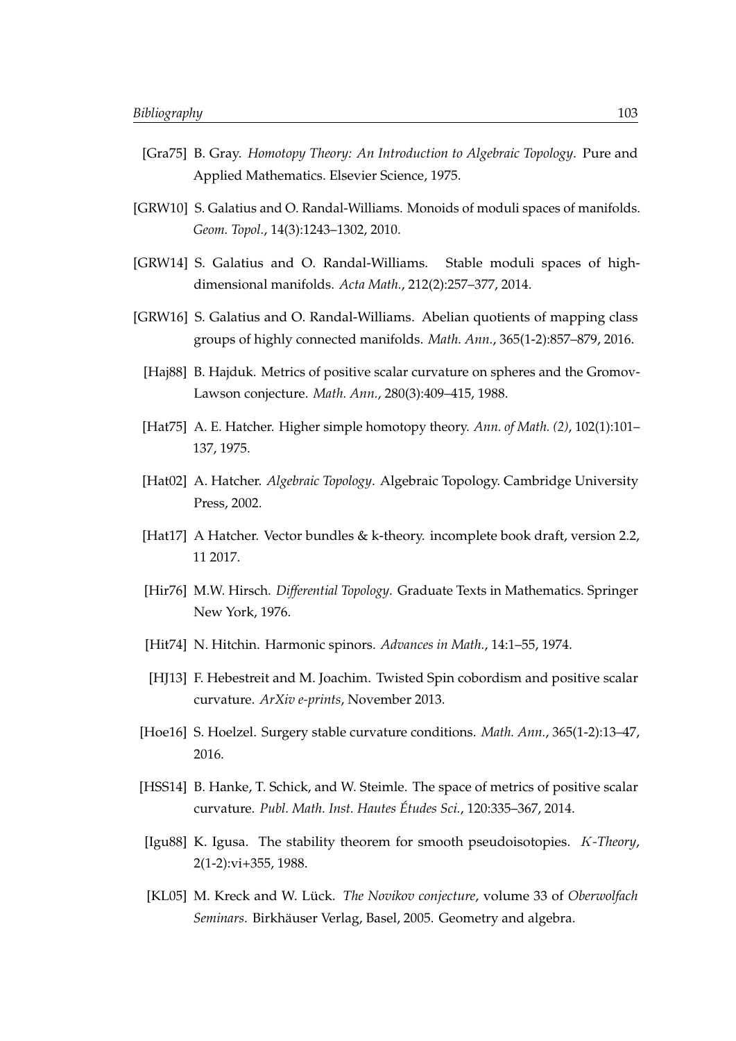[Gra75] B. Gray. *Homotopy Theory: An Introduction to Algebraic Topology*. Pure and Applied Mathematics. Elsevier Science, 1975.

[GRW10] S. Galatius and O. Randal-Williams. Monoids of moduli spaces of manifolds. *Geom. Topol.*, 14(3):1243–1302, 2010.

[GRW14] S. Galatius and O. Randal-Williams. Stable moduli spaces of high-dimensional manifolds. *Acta Math.*, 212(2):257–377, 2014.

[GRW16] S. Galatius and O. Randal-Williams. Abelian quotients of mapping class groups of highly connected manifolds. *Math. Ann.*, 365(1-2):857–879, 2016.

[Haj88] B. Hajduk. Metrics of positive scalar curvature on spheres and the Gromov-Lawson conjecture. *Math. Ann.*, 280(3):409–415, 1988.

[Hat75] A. E. Hatcher. Higher simple homotopy theory. *Ann. of Math. (2)*, 102(1):101–137, 1975.

[Hat02] A. Hatcher. *Algebraic Topology*. Algebraic Topology. Cambridge University Press, 2002.

[Hat17] A Hatcher. Vector bundles & k-theory. incomplete book draft, version 2.2, 11 2017.

[Hir76] M.W. Hirsch. *Differential Topology*. Graduate Texts in Mathematics. Springer New York, 1976.

[Hit74] N. Hitchin. Harmonic spinors. *Advances in Math.*, 14:1–55, 1974.

[HJ13] F. Hebestreit and M. Joachim. Twisted Spin cobordism and positive scalar curvature. *ArXiv e-prints*, November 2013.

[Hoe16] S. Hoelzel. Surgery stable curvature conditions. *Math. Ann.*, 365(1-2):13–47, 2016.

[HSS14] B. Hanke, T. Schick, and W. Steimle. The space of metrics of positive scalar curvature. *Publ. Math. Inst. Hautes Études Sci.*, 120:335–367, 2014.

[Igu88] K. Igusa. The stability theorem for smooth pseudoisotopies. *$K$-Theory*, 2(1-2):vi+355, 1988.

[KL05] M. Kreck and W. Lück. *The Novikov conjecture*, volume 33 of *Oberwolfach Seminars*. Birkhäuser Verlag, Basel, 2005. Geometry and algebra.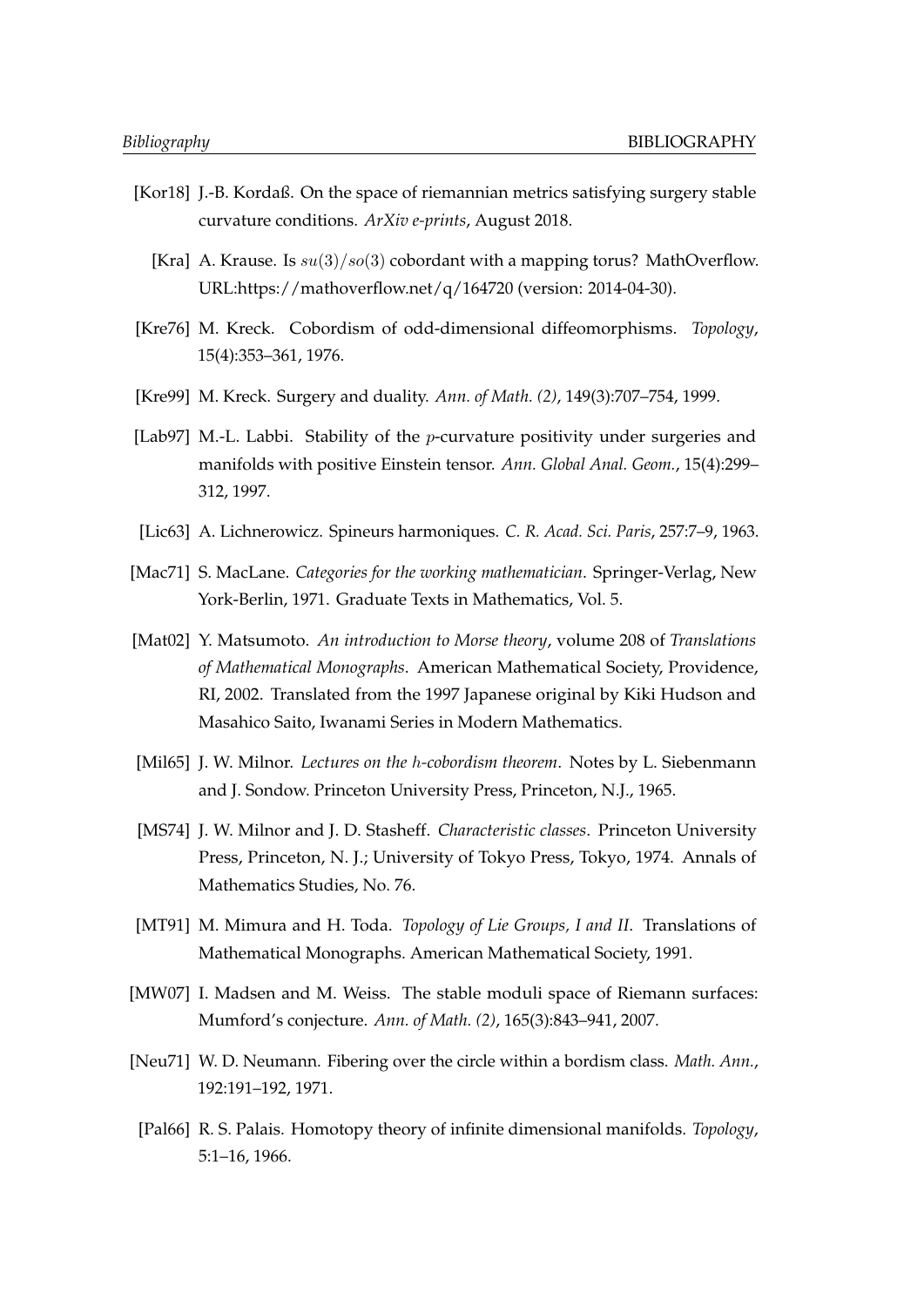[Kor18] J.-B. Kordaß. On the space of riemannian metrics satisfying surgery stable curvature conditions. *ArXiv e-prints*, August 2018.

[Kra] A. Krause. Is $su(3)/so(3)$ cobordant with a mapping torus? MathOverflow. URL:https://mathoverflow.net/q/164720 (version: 2014-04-30).

[Kre76] M. Kreck. Cobordism of odd-dimensional diffeomorphisms. *Topology*, 15(4):353–361, 1976.

[Kre99] M. Kreck. Surgery and duality. *Ann. of Math. (2)*, 149(3):707–754, 1999.

[Lab97] M.-L. Labbi. Stability of the $p$-curvature positivity under surgeries and manifolds with positive Einstein tensor. *Ann. Global Anal. Geom.*, 15(4):299–312, 1997.

[Lic63] A. Lichnerowicz. Spineurs harmoniques. *C. R. Acad. Sci. Paris*, 257:7–9, 1963.

[Mac71] S. MacLane. *Categories for the working mathematician*. Springer-Verlag, New York-Berlin, 1971. Graduate Texts in Mathematics, Vol. 5.

[Mat02] Y. Matsumoto. *An introduction to Morse theory*, volume 208 of *Translations of Mathematical Monographs*. American Mathematical Society, Providence, RI, 2002. Translated from the 1997 Japanese original by Kiki Hudson and Masahico Saito, Iwanami Series in Modern Mathematics.

[Mil65] J. W. Milnor. *Lectures on the $h$-cobordism theorem*. Notes by L. Siebenmann and J. Sondow. Princeton University Press, Princeton, N.J., 1965.

[MS74] J. W. Milnor and J. D. Stasheff. *Characteristic classes*. Princeton University Press, Princeton, N. J.; University of Tokyo Press, Tokyo, 1974. Annals of Mathematics Studies, No. 76.

[MT91] M. Mimura and H. Toda. *Topology of Lie Groups, I and II*. Translations of Mathematical Monographs. American Mathematical Society, 1991.

[MW07] I. Madsen and M. Weiss. The stable moduli space of Riemann surfaces: Mumford's conjecture. *Ann. of Math. (2)*, 165(3):843–941, 2007.

[Neu71] W. D. Neumann. Fibering over the circle within a bordism class. *Math. Ann.*, 192:191–192, 1971.

[Pal66] R. S. Palais. Homotopy theory of infinite dimensional manifolds. *Topology*, 5:1–16, 1966.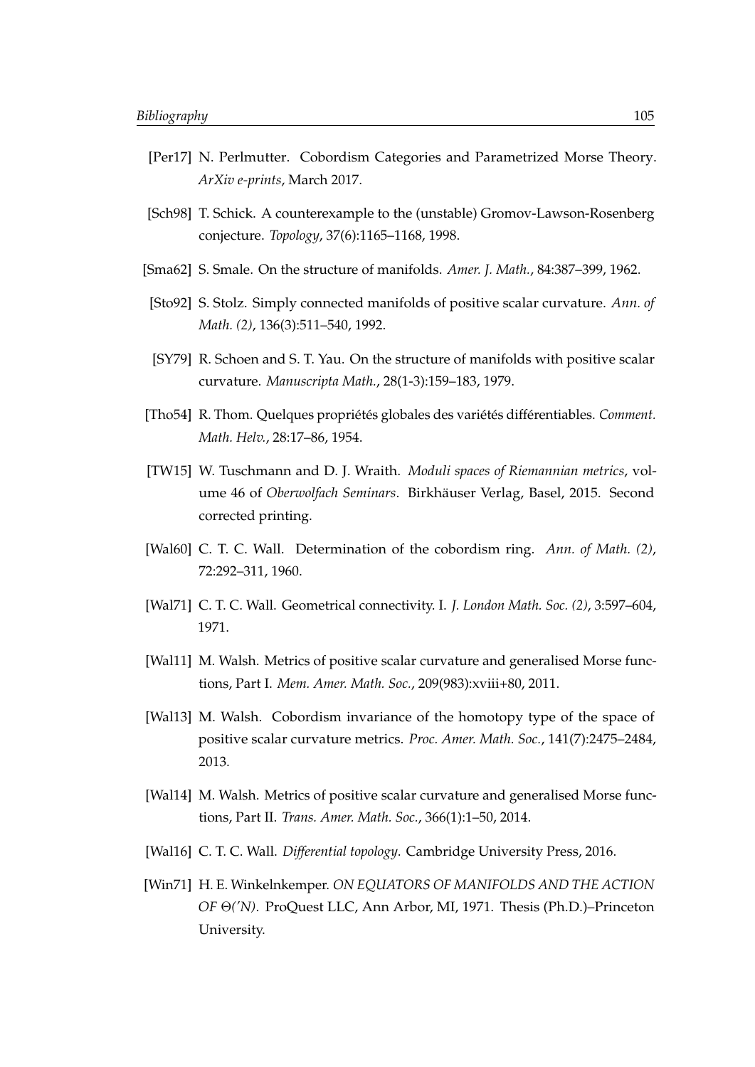[Per17] N. Perlmutter. Cobordism Categories and Parametrized Morse Theory. *ArXiv e-prints*, March 2017.

[Sch98] T. Schick. A counterexample to the (unstable) Gromov-Lawson-Rosenberg conjecture. *Topology*, 37(6):1165–1168, 1998.

[Sma62] S. Smale. On the structure of manifolds. *Amer. J. Math.*, 84:387–399, 1962.

[Sto92] S. Stolz. Simply connected manifolds of positive scalar curvature. *Ann. of Math. (2)*, 136(3):511–540, 1992.

[SY79] R. Schoen and S. T. Yau. On the structure of manifolds with positive scalar curvature. *Manuscripta Math.*, 28(1-3):159–183, 1979.

[Tho54] R. Thom. Quelques propriétés globales des variétés différentiables. *Comment. Math. Helv.*, 28:17–86, 1954.

[TW15] W. Tuschmann and D. J. Wraith. *Moduli spaces of Riemannian metrics*, volume 46 of *Oberwolfach Seminars*. Birkhäuser Verlag, Basel, 2015. Second corrected printing.

[Wal60] C. T. C. Wall. Determination of the cobordism ring. *Ann. of Math. (2)*, 72:292–311, 1960.

[Wal71] C. T. C. Wall. Geometrical connectivity. I. *J. London Math. Soc. (2)*, 3:597–604, 1971.

[Wal11] M. Walsh. Metrics of positive scalar curvature and generalised Morse functions, Part I. *Mem. Amer. Math. Soc.*, 209(983):xviii+80, 2011.

[Wal13] M. Walsh. Cobordism invariance of the homotopy type of the space of positive scalar curvature metrics. *Proc. Amer. Math. Soc.*, 141(7):2475–2484, 2013.

[Wal14] M. Walsh. Metrics of positive scalar curvature and generalised Morse functions, Part II. *Trans. Amer. Math. Soc.*, 366(1):1–50, 2014.

[Wal16] C. T. C. Wall. *Differential topology*. Cambridge University Press, 2016.

[Win71] H. E. Winkelnkemper. *ON EQUATORS OF MANIFOLDS AND THE ACTION OF Θ('N)*. ProQuest LLC, Ann Arbor, MI, 1971. Thesis (Ph.D.)–Princeton University.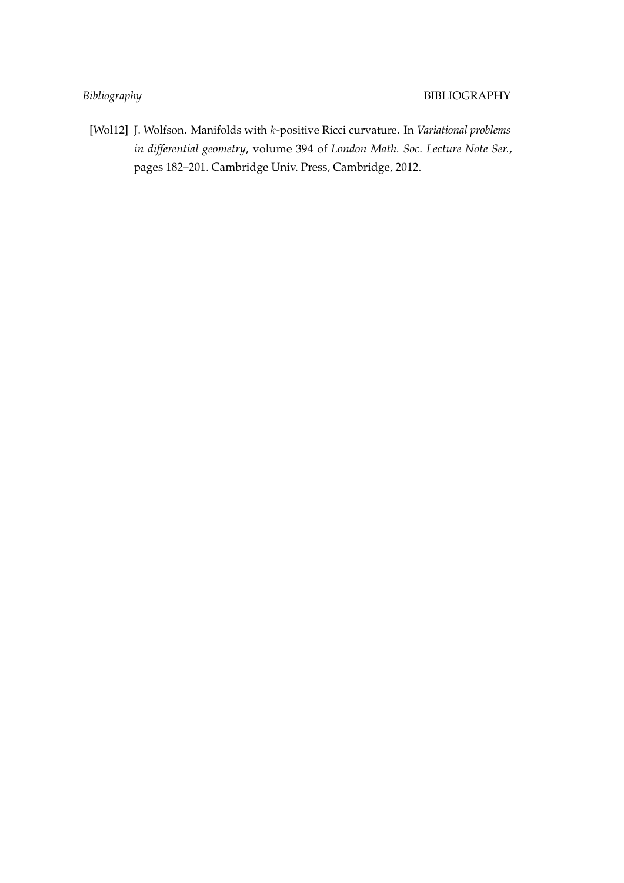[Wol12] J. Wolfson. Manifolds with $k$-positive Ricci curvature. In *Variational problems in differential geometry*, volume 394 of *London Math. Soc. Lecture Note Ser.*, pages 182–201. Cambridge Univ. Press, Cambridge, 2012.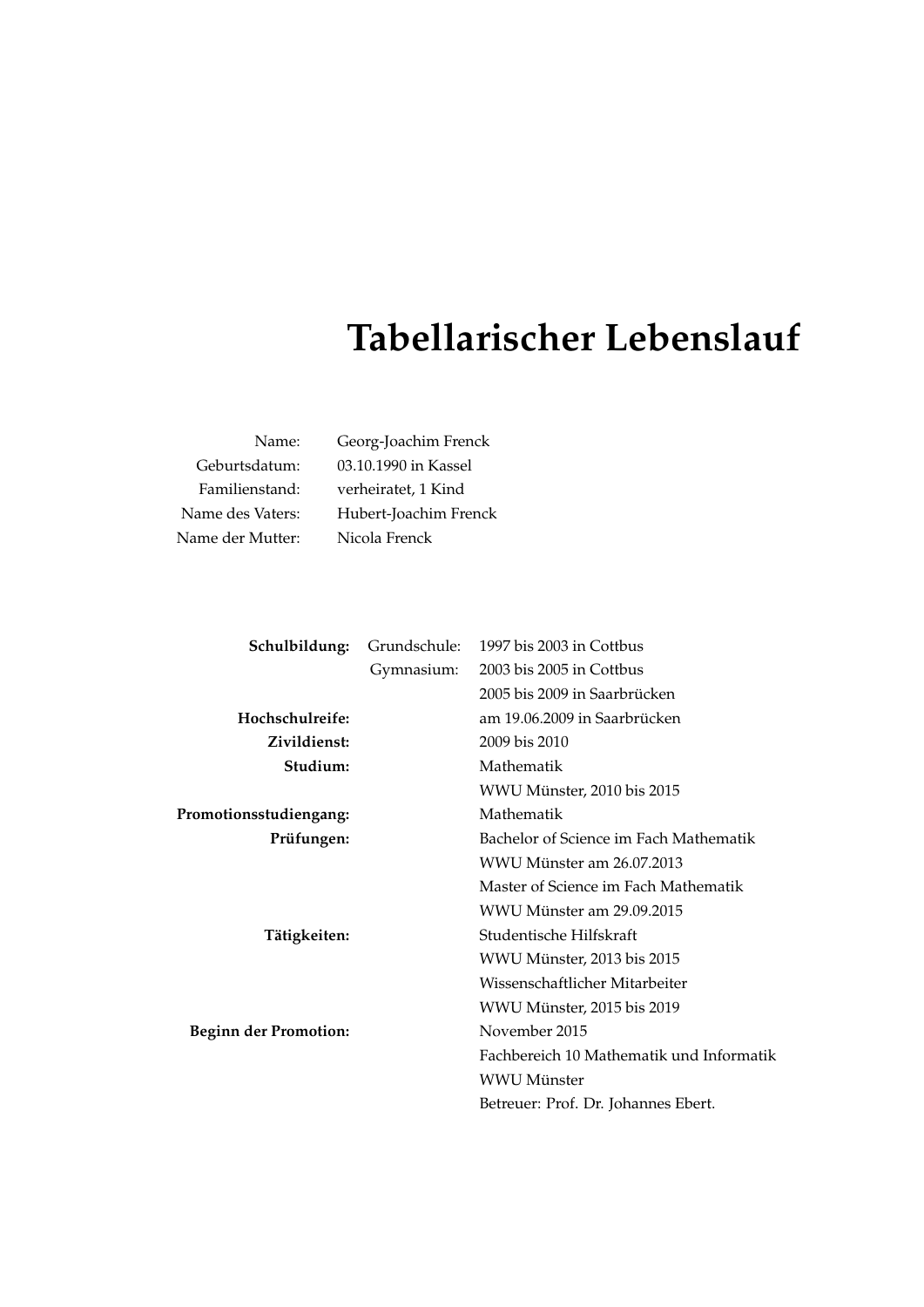# Tabellarischer Lebenslauf

| | |
|---|---|
| Name: | Georg-Joachim Frenck |
| Geburtsdatum: | 03.10.1990 in Kassel |
| Familienstand: | verheiratet, 1 Kind |
| Name des Vaters: | Hubert-Joachim Frenck |
| Name der Mutter: | Nicola Frenck |

| | | |
|---|---|---|
| **Schulbildung:** | Grundschule: | 1997 bis 2003 in Cottbus |
| | Gymnasium: | 2003 bis 2005 in Cottbus |
| | | 2005 bis 2009 in Saarbrücken |
| **Hochschulreife:** | | am 19.06.2009 in Saarbrücken |
| **Zivildienst:** | | 2009 bis 2010 |
| **Studium:** | | Mathematik |
| | | WWU Münster, 2010 bis 2015 |
| **Promotionsstudiengang:** | | Mathematik |
| **Prüfungen:** | | Bachelor of Science im Fach Mathematik |
| | | WWU Münster am 26.07.2013 |
| | | Master of Science im Fach Mathematik |
| | | WWU Münster am 29.09.2015 |
| **Tätigkeiten:** | | Studentische Hilfskraft |
| | | WWU Münster, 2013 bis 2015 |
| | | Wissenschaftlicher Mitarbeiter |
| | | WWU Münster, 2015 bis 2019 |
| **Beginn der Promotion:** | | November 2015 |
| | | Fachbereich 10 Mathematik und Informatik |
| | | WWU Münster |
| | | Betreuer: Prof. Dr. Johannes Ebert. |